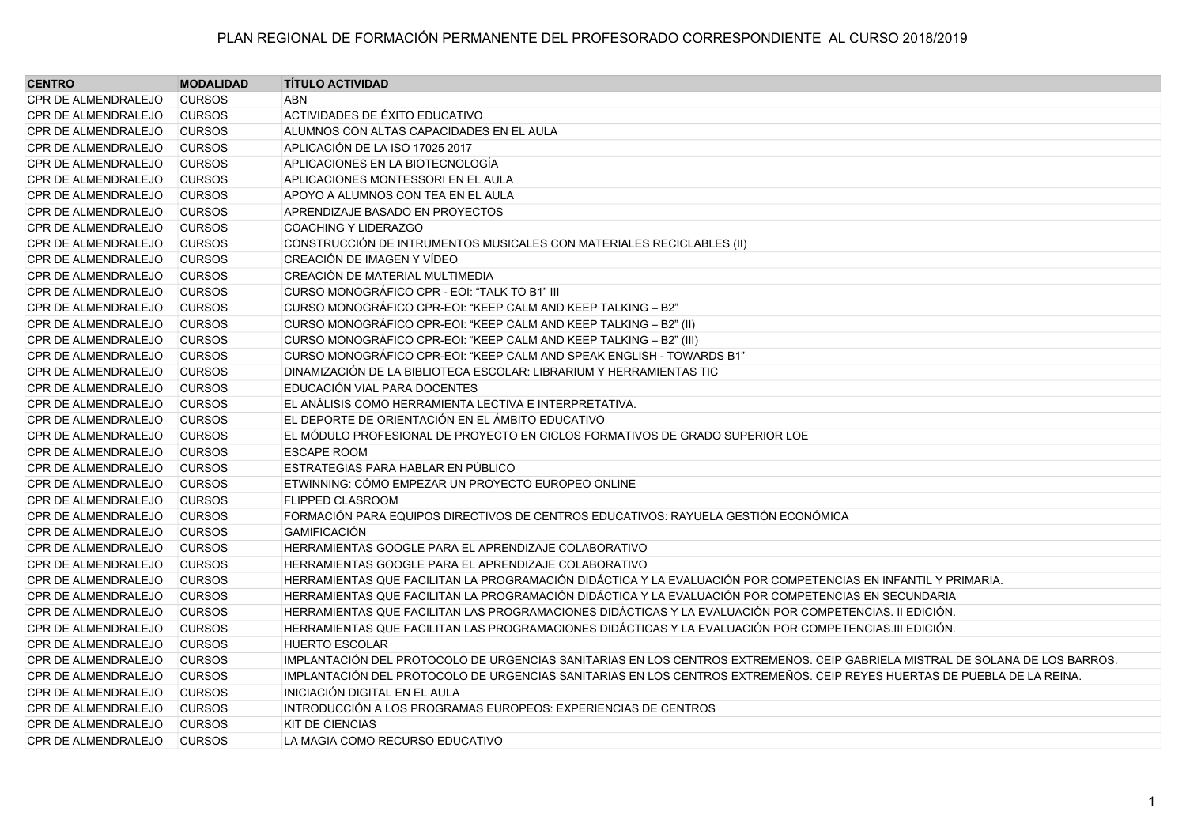# PLAN REGIONAL DE FORMACIÓN PERMANENTE DEL PROFESORADO CORRESPONDIENTE AL CURSO 2018/2019

| CENTRO | MODALIDAD | TÍTULO ACTIVIDAD |
|---|---|---|
| CPR DE ALMENDRALEJO | CURSOS | ABN |
| CPR DE ALMENDRALEJO | CURSOS | ACTIVIDADES DE ÉXITO EDUCATIVO |
| CPR DE ALMENDRALEJO | CURSOS | ALUMNOS CON ALTAS CAPACIDADES EN EL AULA |
| CPR DE ALMENDRALEJO | CURSOS | APLICACIÓN DE LA ISO 17025 2017 |
| CPR DE ALMENDRALEJO | CURSOS | APLICACIONES EN LA BIOTECNOLOGÍA |
| CPR DE ALMENDRALEJO | CURSOS | APLICACIONES MONTESSORI EN EL AULA |
| CPR DE ALMENDRALEJO | CURSOS | APOYO A ALUMNOS CON TEA EN EL AULA |
| CPR DE ALMENDRALEJO | CURSOS | APRENDIZAJE BASADO EN PROYECTOS |
| CPR DE ALMENDRALEJO | CURSOS | COACHING Y LIDERAZGO |
| CPR DE ALMENDRALEJO | CURSOS | CONSTRUCCIÓN DE INTRUMENTOS MUSICALES CON MATERIALES RECICLABLES (II) |
| CPR DE ALMENDRALEJO | CURSOS | CREACIÓN DE IMAGEN Y VÍDEO |
| CPR DE ALMENDRALEJO | CURSOS | CREACIÓN DE MATERIAL MULTIMEDIA |
| CPR DE ALMENDRALEJO | CURSOS | CURSO MONOGRÁFICO CPR - EOI: "TALK TO B1" III |
| CPR DE ALMENDRALEJO | CURSOS | CURSO MONOGRÁFICO CPR-EOI: "KEEP CALM AND KEEP TALKING – B2" |
| CPR DE ALMENDRALEJO | CURSOS | CURSO MONOGRÁFICO CPR-EOI: "KEEP CALM AND KEEP TALKING – B2" (II) |
| CPR DE ALMENDRALEJO | CURSOS | CURSO MONOGRÁFICO CPR-EOI: "KEEP CALM AND KEEP TALKING – B2" (III) |
| CPR DE ALMENDRALEJO | CURSOS | CURSO MONOGRÁFICO CPR-EOI: "KEEP CALM AND SPEAK ENGLISH - TOWARDS B1" |
| CPR DE ALMENDRALEJO | CURSOS | DINAMIZACIÓN DE LA BIBLIOTECA ESCOLAR: LIBRARIUM Y HERRAMIENTAS TIC |
| CPR DE ALMENDRALEJO | CURSOS | EDUCACIÓN VIAL PARA DOCENTES |
| CPR DE ALMENDRALEJO | CURSOS | EL ANÁLISIS COMO HERRAMIENTA LECTIVA E INTERPRETATIVA. |
| CPR DE ALMENDRALEJO | CURSOS | EL DEPORTE DE ORIENTACIÓN EN EL ÁMBITO EDUCATIVO |
| CPR DE ALMENDRALEJO | CURSOS | EL MÓDULO PROFESIONAL DE PROYECTO EN CICLOS FORMATIVOS DE GRADO SUPERIOR LOE |
| CPR DE ALMENDRALEJO | CURSOS | ESCAPE ROOM |
| CPR DE ALMENDRALEJO | CURSOS | ESTRATEGIAS PARA HABLAR EN PÚBLICO |
| CPR DE ALMENDRALEJO | CURSOS | ETWINNING: CÓMO EMPEZAR UN PROYECTO EUROPEO ONLINE |
| CPR DE ALMENDRALEJO | CURSOS | FLIPPED CLASROOM |
| CPR DE ALMENDRALEJO | CURSOS | FORMACIÓN PARA EQUIPOS DIRECTIVOS DE CENTROS EDUCATIVOS: RAYUELA GESTIÓN ECONÓMICA |
| CPR DE ALMENDRALEJO | CURSOS | GAMIFICACIÓN |
| CPR DE ALMENDRALEJO | CURSOS | HERRAMIENTAS GOOGLE PARA EL APRENDIZAJE COLABORATIVO |
| CPR DE ALMENDRALEJO | CURSOS | HERRAMIENTAS GOOGLE PARA EL APRENDIZAJE COLABORATIVO |
| CPR DE ALMENDRALEJO | CURSOS | HERRAMIENTAS QUE FACILITAN LA PROGRAMACIÓN DIDÁCTICA Y LA EVALUACIÓN POR COMPETENCIAS EN INFANTIL Y PRIMARIA. |
| CPR DE ALMENDRALEJO | CURSOS | HERRAMIENTAS QUE FACILITAN LA PROGRAMACIÓN DIDÁCTICA Y LA EVALUACIÓN POR COMPETENCIAS EN SECUNDARIA |
| CPR DE ALMENDRALEJO | CURSOS | HERRAMIENTAS QUE FACILITAN LAS PROGRAMACIONES DIDÁCTICAS Y LA EVALUACIÓN POR COMPETENCIAS. II EDICIÓN. |
| CPR DE ALMENDRALEJO | CURSOS | HERRAMIENTAS QUE FACILITAN LAS PROGRAMACIONES DIDÁCTICAS Y LA EVALUACIÓN POR COMPETENCIAS.III EDICIÓN. |
| CPR DE ALMENDRALEJO | CURSOS | HUERTO ESCOLAR |
| CPR DE ALMENDRALEJO | CURSOS | IMPLANTACIÓN DEL PROTOCOLO DE URGENCIAS SANITARIAS EN LOS CENTROS EXTREMEÑOS. CEIP GABRIELA MISTRAL DE SOLANA DE LOS BARROS. |
| CPR DE ALMENDRALEJO | CURSOS | IMPLANTACIÓN DEL PROTOCOLO DE URGENCIAS SANITARIAS EN LOS CENTROS EXTREMEÑOS. CEIP REYES HUERTAS DE PUEBLA DE LA REINA. |
| CPR DE ALMENDRALEJO | CURSOS | INICIACIÓN DIGITAL EN EL AULA |
| CPR DE ALMENDRALEJO | CURSOS | INTRODUCCIÓN A LOS PROGRAMAS EUROPEOS: EXPERIENCIAS DE CENTROS |
| CPR DE ALMENDRALEJO | CURSOS | KIT DE CIENCIAS |
| CPR DE ALMENDRALEJO | CURSOS | LA MAGIA COMO RECURSO EDUCATIVO |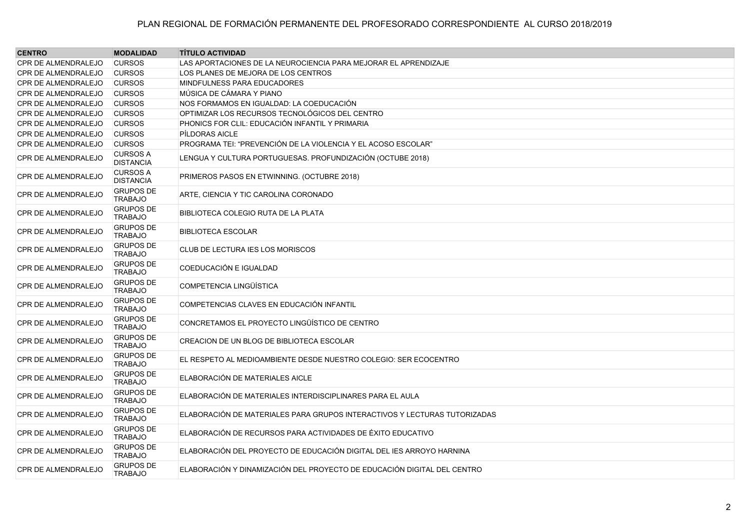PLAN REGIONAL DE FORMACIÓN PERMANENTE DEL PROFESORADO CORRESPONDIENTE AL CURSO 2018/2019

| CENTRO | MODALIDAD | TÍTULO ACTIVIDAD |
|---|---|---|
| CPR DE ALMENDRALEJO | CURSOS | LAS APORTACIONES DE LA NEUROCIENCIA PARA MEJORAR EL APRENDIZAJE |
| CPR DE ALMENDRALEJO | CURSOS | LOS PLANES DE MEJORA DE LOS CENTROS |
| CPR DE ALMENDRALEJO | CURSOS | MINDFULNESS PARA EDUCADORES |
| CPR DE ALMENDRALEJO | CURSOS | MÚSICA DE CÁMARA Y PIANO |
| CPR DE ALMENDRALEJO | CURSOS | NOS FORMAMOS EN IGUALDAD: LA COEDUCACIÓN |
| CPR DE ALMENDRALEJO | CURSOS | OPTIMIZAR LOS RECURSOS TECNOLÓGICOS DEL CENTRO |
| CPR DE ALMENDRALEJO | CURSOS | PHONICS FOR CLIL: EDUCACIÓN INFANTIL Y PRIMARIA |
| CPR DE ALMENDRALEJO | CURSOS | PÍLDORAS AICLE |
| CPR DE ALMENDRALEJO | CURSOS | PROGRAMA TEI: "PREVENCIÓN DE LA VIOLENCIA Y EL ACOSO ESCOLAR" |
| CPR DE ALMENDRALEJO | CURSOS A DISTANCIA | LENGUA Y CULTURA PORTUGUESAS. PROFUNDIZACIÓN (OCTUBE 2018) |
| CPR DE ALMENDRALEJO | CURSOS A DISTANCIA | PRIMEROS PASOS EN ETWINNING. (OCTUBRE 2018) |
| CPR DE ALMENDRALEJO | GRUPOS DE TRABAJO | ARTE, CIENCIA Y TIC CAROLINA CORONADO |
| CPR DE ALMENDRALEJO | GRUPOS DE TRABAJO | BIBLIOTECA COLEGIO RUTA DE LA PLATA |
| CPR DE ALMENDRALEJO | GRUPOS DE TRABAJO | BIBLIOTECA ESCOLAR |
| CPR DE ALMENDRALEJO | GRUPOS DE TRABAJO | CLUB DE LECTURA IES LOS MORISCOS |
| CPR DE ALMENDRALEJO | GRUPOS DE TRABAJO | COEDUCACIÓN E IGUALDAD |
| CPR DE ALMENDRALEJO | GRUPOS DE TRABAJO | COMPETENCIA LINGÜÍSTICA |
| CPR DE ALMENDRALEJO | GRUPOS DE TRABAJO | COMPETENCIAS CLAVES EN EDUCACIÓN INFANTIL |
| CPR DE ALMENDRALEJO | GRUPOS DE TRABAJO | CONCRETAMOS EL PROYECTO LINGÜÍSTICO DE CENTRO |
| CPR DE ALMENDRALEJO | GRUPOS DE TRABAJO | CREACION DE UN BLOG DE BIBLIOTECA ESCOLAR |
| CPR DE ALMENDRALEJO | GRUPOS DE TRABAJO | EL RESPETO AL MEDIOAMBIENTE DESDE NUESTRO COLEGIO: SER ECOCENTRO |
| CPR DE ALMENDRALEJO | GRUPOS DE TRABAJO | ELABORACIÓN DE MATERIALES AICLE |
| CPR DE ALMENDRALEJO | GRUPOS DE TRABAJO | ELABORACIÓN DE MATERIALES INTERDISCIPLINARES PARA EL AULA |
| CPR DE ALMENDRALEJO | GRUPOS DE TRABAJO | ELABORACIÓN DE MATERIALES PARA GRUPOS INTERACTIVOS Y LECTURAS TUTORIZADAS |
| CPR DE ALMENDRALEJO | GRUPOS DE TRABAJO | ELABORACIÓN DE RECURSOS PARA ACTIVIDADES DE ÉXITO EDUCATIVO |
| CPR DE ALMENDRALEJO | GRUPOS DE TRABAJO | ELABORACIÓN DEL PROYECTO DE EDUCACIÓN DIGITAL DEL IES ARROYO HARNINA |
| CPR DE ALMENDRALEJO | GRUPOS DE TRABAJO | ELABORACIÓN Y DINAMIZACIÓN DEL PROYECTO DE EDUCACIÓN DIGITAL DEL CENTRO |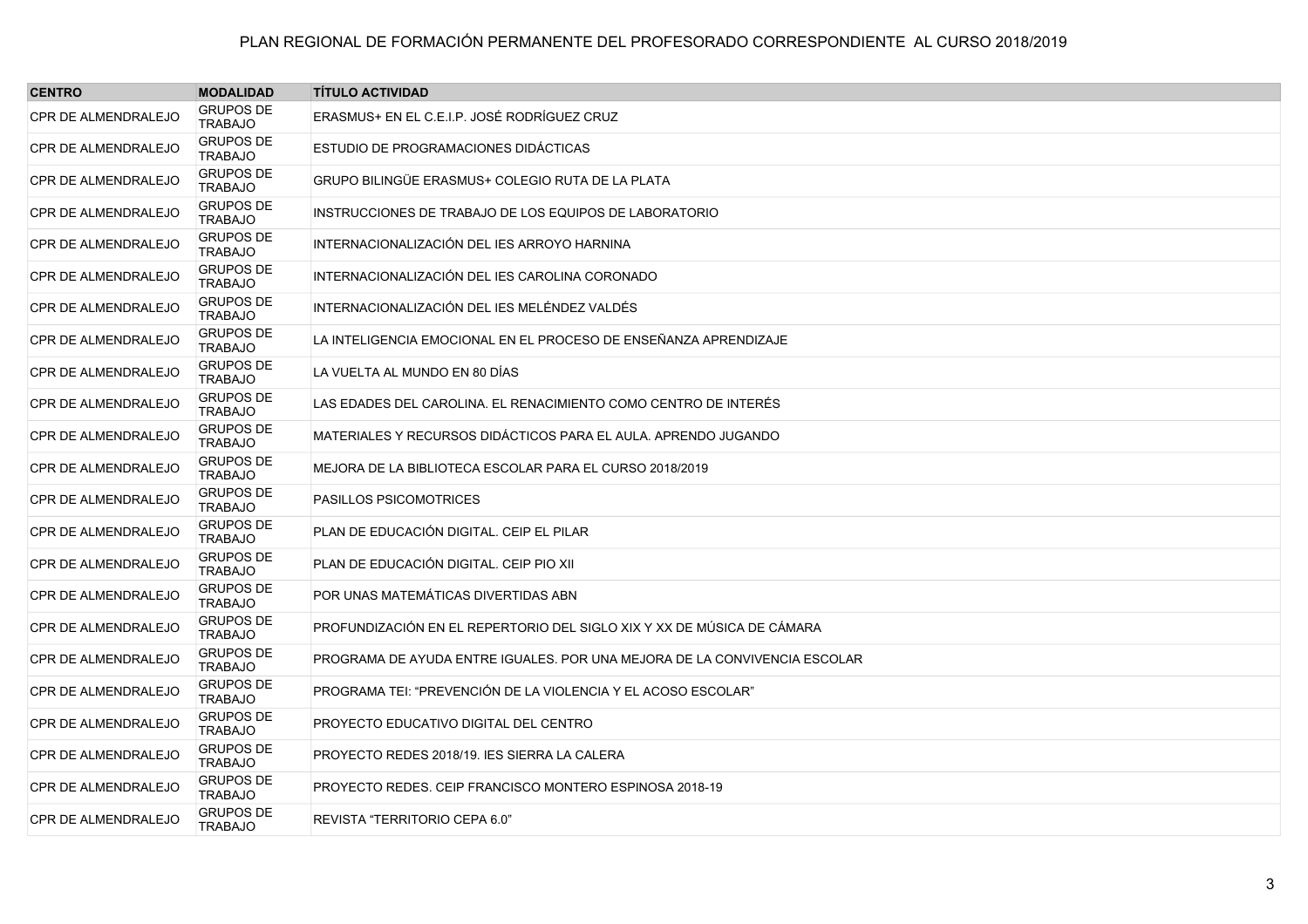PLAN REGIONAL DE FORMACIÓN PERMANENTE DEL PROFESORADO CORRESPONDIENTE AL CURSO 2018/2019

| CENTRO | MODALIDAD | TÍTULO ACTIVIDAD |
|---|---|---|
| CPR DE ALMENDRALEJO | GRUPOS DE TRABAJO | ERASMUS+ EN EL C.E.I.P. JOSÉ RODRÍGUEZ CRUZ |
| CPR DE ALMENDRALEJO | GRUPOS DE TRABAJO | ESTUDIO DE PROGRAMACIONES DIDÁCTICAS |
| CPR DE ALMENDRALEJO | GRUPOS DE TRABAJO | GRUPO BILINGÜE ERASMUS+ COLEGIO RUTA DE LA PLATA |
| CPR DE ALMENDRALEJO | GRUPOS DE TRABAJO | INSTRUCCIONES DE TRABAJO DE LOS EQUIPOS DE LABORATORIO |
| CPR DE ALMENDRALEJO | GRUPOS DE TRABAJO | INTERNACIONALIZACIÓN DEL IES ARROYO HARNINA |
| CPR DE ALMENDRALEJO | GRUPOS DE TRABAJO | INTERNACIONALIZACIÓN DEL IES CAROLINA CORONADO |
| CPR DE ALMENDRALEJO | GRUPOS DE TRABAJO | INTERNACIONALIZACIÓN DEL IES MELÉNDEZ VALDÉS |
| CPR DE ALMENDRALEJO | GRUPOS DE TRABAJO | LA INTELIGENCIA EMOCIONAL EN EL PROCESO DE ENSEÑANZA APRENDIZAJE |
| CPR DE ALMENDRALEJO | GRUPOS DE TRABAJO | LA VUELTA AL MUNDO EN 80 DÍAS |
| CPR DE ALMENDRALEJO | GRUPOS DE TRABAJO | LAS EDADES DEL CAROLINA. EL RENACIMIENTO COMO CENTRO DE INTERÉS |
| CPR DE ALMENDRALEJO | GRUPOS DE TRABAJO | MATERIALES Y RECURSOS DIDÁCTICOS PARA EL AULA. APRENDO JUGANDO |
| CPR DE ALMENDRALEJO | GRUPOS DE TRABAJO | MEJORA DE LA BIBLIOTECA ESCOLAR PARA EL CURSO 2018/2019 |
| CPR DE ALMENDRALEJO | GRUPOS DE TRABAJO | PASILLOS PSICOMOTRICES |
| CPR DE ALMENDRALEJO | GRUPOS DE TRABAJO | PLAN DE EDUCACIÓN DIGITAL. CEIP EL PILAR |
| CPR DE ALMENDRALEJO | GRUPOS DE TRABAJO | PLAN DE EDUCACIÓN DIGITAL. CEIP PIO XII |
| CPR DE ALMENDRALEJO | GRUPOS DE TRABAJO | POR UNAS MATEMÁTICAS DIVERTIDAS ABN |
| CPR DE ALMENDRALEJO | GRUPOS DE TRABAJO | PROFUNDIZACIÓN EN EL REPERTORIO DEL SIGLO XIX Y XX DE MÚSICA DE CÁMARA |
| CPR DE ALMENDRALEJO | GRUPOS DE TRABAJO | PROGRAMA DE AYUDA ENTRE IGUALES. POR UNA MEJORA DE LA CONVIVENCIA ESCOLAR |
| CPR DE ALMENDRALEJO | GRUPOS DE TRABAJO | PROGRAMA TEI: “PREVENCIÓN DE LA VIOLENCIA Y EL ACOSO ESCOLAR” |
| CPR DE ALMENDRALEJO | GRUPOS DE TRABAJO | PROYECTO EDUCATIVO DIGITAL DEL CENTRO |
| CPR DE ALMENDRALEJO | GRUPOS DE TRABAJO | PROYECTO REDES 2018/19. IES SIERRA LA CALERA |
| CPR DE ALMENDRALEJO | GRUPOS DE TRABAJO | PROYECTO REDES. CEIP FRANCISCO MONTERO ESPINOSA 2018-19 |
| CPR DE ALMENDRALEJO | GRUPOS DE TRABAJO | REVISTA “TERRITORIO CEPA 6.0” |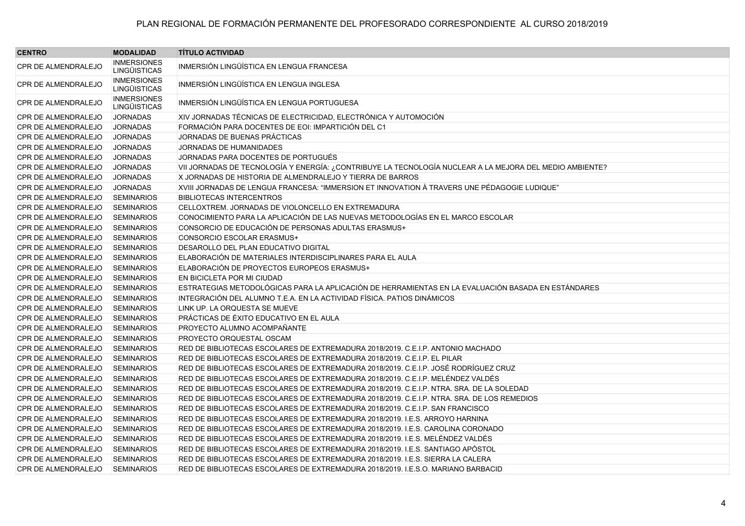| CENTRO | MODALIDAD | TÍTULO ACTIVIDAD |
|---|---|---|
| CPR DE ALMENDRALEJO | INMERSIONES LINGÜÍSTICAS | INMERSIÓN LINGÜÍSTICA EN LENGUA FRANCESA |
| CPR DE ALMENDRALEJO | INMERSIONES LINGÜÍSTICAS | INMERSIÓN LINGÜÍSTICA EN LENGUA INGLESA |
| CPR DE ALMENDRALEJO | INMERSIONES LINGÜÍSTICAS | INMERSIÓN LINGÜÍSTICA EN LENGUA PORTUGUESA |
| CPR DE ALMENDRALEJO | JORNADAS | XIV JORNADAS TÉCNICAS DE ELECTRICIDAD, ELECTRÓNICA Y AUTOMOCIÓN |
| CPR DE ALMENDRALEJO | JORNADAS | FORMACIÓN PARA DOCENTES DE EOI: IMPARTICIÓN DEL C1 |
| CPR DE ALMENDRALEJO | JORNADAS | JORNADAS DE BUENAS PRÁCTICAS |
| CPR DE ALMENDRALEJO | JORNADAS | JORNADAS DE HUMANIDADES |
| CPR DE ALMENDRALEJO | JORNADAS | JORNADAS PARA DOCENTES DE PORTUGUÉS |
| CPR DE ALMENDRALEJO | JORNADAS | VII JORNADAS DE TECNOLOGÍA Y ENERGÍA: ¿CONTRIBUYE LA TECNOLOGÍA NUCLEAR A LA MEJORA DEL MEDIO AMBIENTE? |
| CPR DE ALMENDRALEJO | JORNADAS | X JORNADAS DE HISTORIA DE ALMENDRALEJO Y TIERRA DE BARROS |
| CPR DE ALMENDRALEJO | JORNADAS | XVIII JORNADAS DE LENGUA FRANCESA: “IMMERSION ET INNOVATION À TRAVERS UNE PÉDAGOGIE LUDIQUE” |
| CPR DE ALMENDRALEJO | SEMINARIOS | BIBLIOTECAS INTERCENTROS |
| CPR DE ALMENDRALEJO | SEMINARIOS | CELLOXTREM. JORNADAS DE VIOLONCELLO EN EXTREMADURA |
| CPR DE ALMENDRALEJO | SEMINARIOS | CONOCIMIENTO PARA LA APLICACIÓN DE LAS NUEVAS METODOLOGÍAS EN EL MARCO ESCOLAR |
| CPR DE ALMENDRALEJO | SEMINARIOS | CONSORCIO DE EDUCACIÓN DE PERSONAS ADULTAS ERASMUS+ |
| CPR DE ALMENDRALEJO | SEMINARIOS | CONSORCIO ESCOLAR ERASMUS+ |
| CPR DE ALMENDRALEJO | SEMINARIOS | DESAROLLO DEL PLAN EDUCATIVO DIGITAL |
| CPR DE ALMENDRALEJO | SEMINARIOS | ELABORACIÓN DE MATERIALES INTERDISCIPLINARES PARA EL AULA |
| CPR DE ALMENDRALEJO | SEMINARIOS | ELABORACIÓN DE PROYECTOS EUROPEOS ERASMUS+ |
| CPR DE ALMENDRALEJO | SEMINARIOS | EN BICICLETA POR MI CIUDAD |
| CPR DE ALMENDRALEJO | SEMINARIOS | ESTRATEGIAS METODOLÓGICAS PARA LA APLICACIÓN DE HERRAMIENTAS EN LA EVALUACIÓN BASADA EN ESTÁNDARES |
| CPR DE ALMENDRALEJO | SEMINARIOS | INTEGRACIÓN DEL ALUMNO T.E.A. EN LA ACTIVIDAD FÍSICA. PATIOS DINÁMICOS |
| CPR DE ALMENDRALEJO | SEMINARIOS | LINK UP. LA ORQUESTA SE MUEVE |
| CPR DE ALMENDRALEJO | SEMINARIOS | PRÁCTICAS DE ÉXITO EDUCATIVO EN EL AULA |
| CPR DE ALMENDRALEJO | SEMINARIOS | PROYECTO ALUMNO ACOMPAÑANTE |
| CPR DE ALMENDRALEJO | SEMINARIOS | PROYECTO ORQUESTAL OSCAM |
| CPR DE ALMENDRALEJO | SEMINARIOS | RED DE BIBLIOTECAS ESCOLARES DE EXTREMADURA 2018/2019. C.E.I.P. ANTONIO MACHADO |
| CPR DE ALMENDRALEJO | SEMINARIOS | RED DE BIBLIOTECAS ESCOLARES DE EXTREMADURA 2018/2019. C.E.I.P. EL PILAR |
| CPR DE ALMENDRALEJO | SEMINARIOS | RED DE BIBLIOTECAS ESCOLARES DE EXTREMADURA 2018/2019. C.E.I.P. JOSÉ RODRÍGUEZ CRUZ |
| CPR DE ALMENDRALEJO | SEMINARIOS | RED DE BIBLIOTECAS ESCOLARES DE EXTREMADURA 2018/2019. C.E.I.P. MELÉNDEZ VALDÉS |
| CPR DE ALMENDRALEJO | SEMINARIOS | RED DE BIBLIOTECAS ESCOLARES DE EXTREMADURA 2018/2019. C.E.I.P. NTRA. SRA. DE LA SOLEDAD |
| CPR DE ALMENDRALEJO | SEMINARIOS | RED DE BIBLIOTECAS ESCOLARES DE EXTREMADURA 2018/2019. C.E.I.P. NTRA. SRA. DE LOS REMEDIOS |
| CPR DE ALMENDRALEJO | SEMINARIOS | RED DE BIBLIOTECAS ESCOLARES DE EXTREMADURA 2018/2019. C.E.I.P. SAN FRANCISCO |
| CPR DE ALMENDRALEJO | SEMINARIOS | RED DE BIBLIOTECAS ESCOLARES DE EXTREMADURA 2018/2019. I.E.S. ARROYO HARNINA |
| CPR DE ALMENDRALEJO | SEMINARIOS | RED DE BIBLIOTECAS ESCOLARES DE EXTREMADURA 2018/2019. I.E.S. CAROLINA CORONADO |
| CPR DE ALMENDRALEJO | SEMINARIOS | RED DE BIBLIOTECAS ESCOLARES DE EXTREMADURA 2018/2019. I.E.S. MELÉNDEZ VALDÉS |
| CPR DE ALMENDRALEJO | SEMINARIOS | RED DE BIBLIOTECAS ESCOLARES DE EXTREMADURA 2018/2019. I.E.S. SANTIAGO APÓSTOL |
| CPR DE ALMENDRALEJO | SEMINARIOS | RED DE BIBLIOTECAS ESCOLARES DE EXTREMADURA 2018/2019. I.E.S. SIERRA LA CALERA |
| CPR DE ALMENDRALEJO | SEMINARIOS | RED DE BIBLIOTECAS ESCOLARES DE EXTREMADURA 2018/2019. I.E.S.O. MARIANO BARBACID |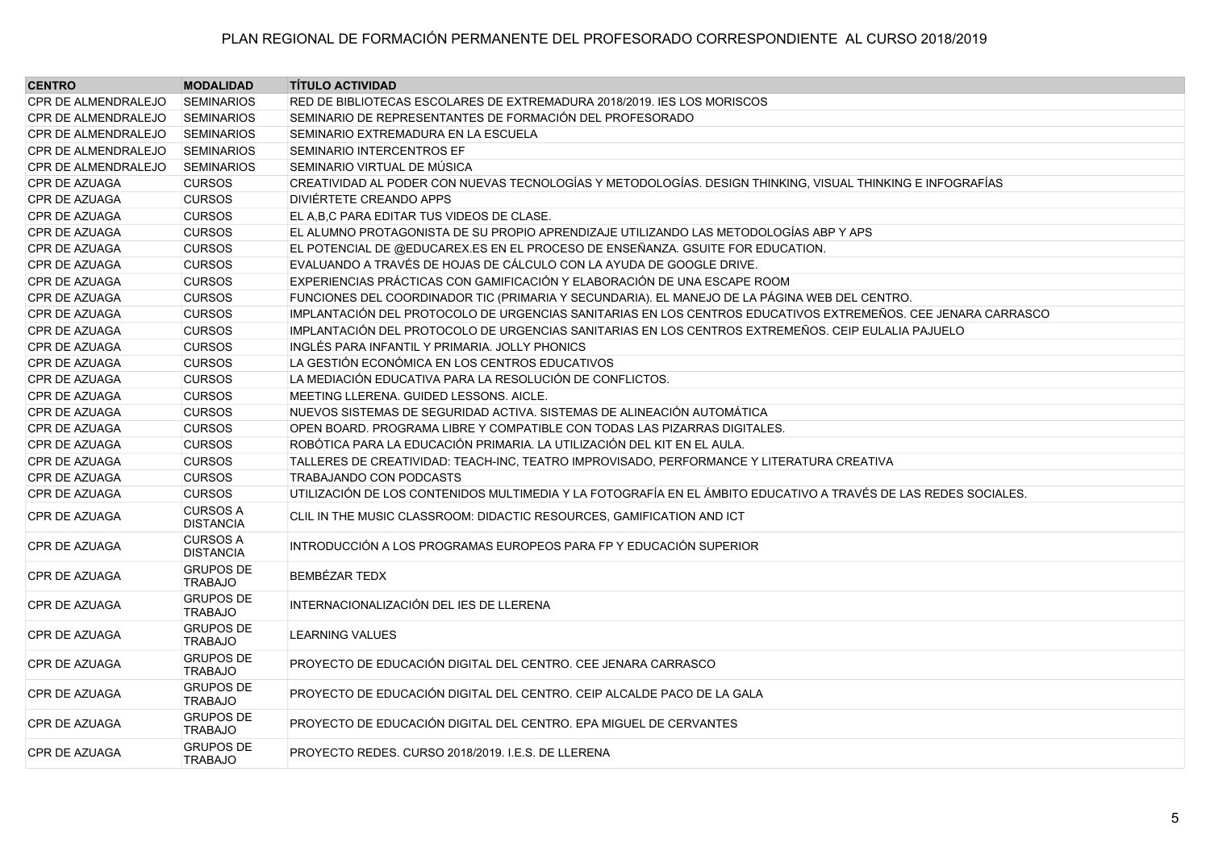PLAN REGIONAL DE FORMACIÓN PERMANENTE DEL PROFESORADO CORRESPONDIENTE AL CURSO 2018/2019

| CENTRO | MODALIDAD | TÍTULO ACTIVIDAD |
|---|---|---|
| CPR DE ALMENDRALEJO | SEMINARIOS | RED DE BIBLIOTECAS ESCOLARES DE EXTREMADURA 2018/2019. IES LOS MORISCOS |
| CPR DE ALMENDRALEJO | SEMINARIOS | SEMINARIO DE REPRESENTANTES DE FORMACIÓN DEL PROFESORADO |
| CPR DE ALMENDRALEJO | SEMINARIOS | SEMINARIO EXTREMADURA EN LA ESCUELA |
| CPR DE ALMENDRALEJO | SEMINARIOS | SEMINARIO INTERCENTROS EF |
| CPR DE ALMENDRALEJO | SEMINARIOS | SEMINARIO VIRTUAL DE MÚSICA |
| CPR DE AZUAGA | CURSOS | CREATIVIDAD AL PODER CON NUEVAS TECNOLOGÍAS Y METODOLOGÍAS. DESIGN THINKING, VISUAL THINKING E INFOGRAFÍAS |
| CPR DE AZUAGA | CURSOS | DIVIÉRTETE CREANDO APPS |
| CPR DE AZUAGA | CURSOS | EL A,B,C PARA EDITAR TUS VIDEOS DE CLASE. |
| CPR DE AZUAGA | CURSOS | EL ALUMNO PROTAGONISTA DE SU PROPIO APRENDIZAJE UTILIZANDO LAS METODOLOGÍAS ABP Y APS |
| CPR DE AZUAGA | CURSOS | EL POTENCIAL DE @EDUCAREX.ES EN EL PROCESO DE ENSEÑANZA. GSUITE FOR EDUCATION. |
| CPR DE AZUAGA | CURSOS | EVALUANDO A TRAVÉS DE HOJAS DE CÁLCULO CON LA AYUDA DE GOOGLE DRIVE. |
| CPR DE AZUAGA | CURSOS | EXPERIENCIAS PRÁCTICAS CON GAMIFICACIÓN Y ELABORACIÓN DE UNA ESCAPE ROOM |
| CPR DE AZUAGA | CURSOS | FUNCIONES DEL COORDINADOR TIC (PRIMARIA Y SECUNDARIA). EL MANEJO DE LA PÁGINA WEB DEL CENTRO. |
| CPR DE AZUAGA | CURSOS | IMPLANTACIÓN DEL PROTOCOLO DE URGENCIAS SANITARIAS EN LOS CENTROS EDUCATIVOS EXTREMEÑOS. CEE JENARA CARRASCO |
| CPR DE AZUAGA | CURSOS | IMPLANTACIÓN DEL PROTOCOLO DE URGENCIAS SANITARIAS EN LOS CENTROS EXTREMEÑOS. CEIP EULALIA PAJUELO |
| CPR DE AZUAGA | CURSOS | INGLÉS PARA INFANTIL Y PRIMARIA. JOLLY PHONICS |
| CPR DE AZUAGA | CURSOS | LA GESTIÓN ECONÓMICA EN LOS CENTROS EDUCATIVOS |
| CPR DE AZUAGA | CURSOS | LA MEDIACIÓN EDUCATIVA PARA LA RESOLUCIÓN DE CONFLICTOS. |
| CPR DE AZUAGA | CURSOS | MEETING LLERENA. GUIDED LESSONS. AICLE. |
| CPR DE AZUAGA | CURSOS | NUEVOS SISTEMAS DE SEGURIDAD ACTIVA. SISTEMAS DE ALINEACIÓN AUTOMÁTICA |
| CPR DE AZUAGA | CURSOS | OPEN BOARD. PROGRAMA LIBRE Y COMPATIBLE CON TODAS LAS PIZARRAS DIGITALES. |
| CPR DE AZUAGA | CURSOS | ROBÓTICA PARA LA EDUCACIÓN PRIMARIA. LA UTILIZACIÓN DEL KIT EN EL AULA. |
| CPR DE AZUAGA | CURSOS | TALLERES DE CREATIVIDAD: TEACH-INC, TEATRO IMPROVISADO, PERFORMANCE Y LITERATURA CREATIVA |
| CPR DE AZUAGA | CURSOS | TRABAJANDO CON PODCASTS |
| CPR DE AZUAGA | CURSOS | UTILIZACIÓN DE LOS CONTENIDOS MULTIMEDIA Y LA FOTOGRAFÍA EN EL ÁMBITO EDUCATIVO A TRAVÉS DE LAS REDES SOCIALES. |
| CPR DE AZUAGA | CURSOS A DISTANCIA | CLIL IN THE MUSIC CLASSROOM: DIDACTIC RESOURCES, GAMIFICATION AND ICT |
| CPR DE AZUAGA | CURSOS A DISTANCIA | INTRODUCCIÓN A LOS PROGRAMAS EUROPEOS PARA FP Y EDUCACIÓN SUPERIOR |
| CPR DE AZUAGA | GRUPOS DE TRABAJO | BEMBÉZAR TEDX |
| CPR DE AZUAGA | GRUPOS DE TRABAJO | INTERNACIONALIZACIÓN DEL IES DE LLERENA |
| CPR DE AZUAGA | GRUPOS DE TRABAJO | LEARNING VALUES |
| CPR DE AZUAGA | GRUPOS DE TRABAJO | PROYECTO DE EDUCACIÓN DIGITAL DEL CENTRO. CEE JENARA CARRASCO |
| CPR DE AZUAGA | GRUPOS DE TRABAJO | PROYECTO DE EDUCACIÓN DIGITAL DEL CENTRO. CEIP ALCALDE PACO DE LA GALA |
| CPR DE AZUAGA | GRUPOS DE TRABAJO | PROYECTO DE EDUCACIÓN DIGITAL DEL CENTRO. EPA MIGUEL DE CERVANTES |
| CPR DE AZUAGA | GRUPOS DE TRABAJO | PROYECTO REDES. CURSO 2018/2019. I.E.S. DE LLERENA |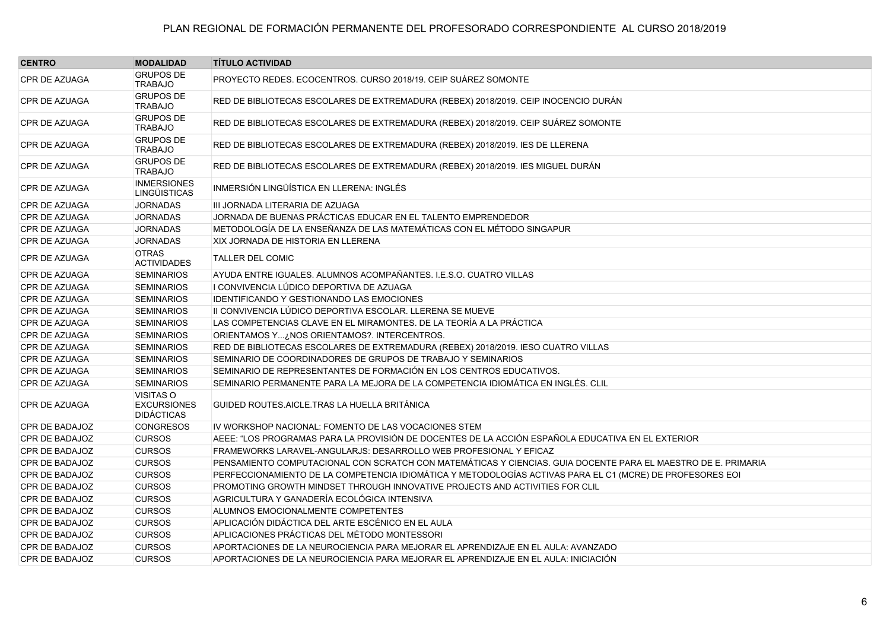| CENTRO | MODALIDAD | TÍTULO ACTIVIDAD |
|---|---|---|
| CPR DE AZUAGA | GRUPOS DE TRABAJO | PROYECTO REDES. ECOCENTROS. CURSO 2018/19. CEIP SUÁREZ SOMONTE |
| CPR DE AZUAGA | GRUPOS DE TRABAJO | RED DE BIBLIOTECAS ESCOLARES DE EXTREMADURA (REBEX) 2018/2019. CEIP INOCENCIO DURÁN |
| CPR DE AZUAGA | GRUPOS DE TRABAJO | RED DE BIBLIOTECAS ESCOLARES DE EXTREMADURA (REBEX) 2018/2019. CEIP SUÁREZ SOMONTE |
| CPR DE AZUAGA | GRUPOS DE TRABAJO | RED DE BIBLIOTECAS ESCOLARES DE EXTREMADURA (REBEX) 2018/2019. IES DE LLERENA |
| CPR DE AZUAGA | GRUPOS DE TRABAJO | RED DE BIBLIOTECAS ESCOLARES DE EXTREMADURA (REBEX) 2018/2019. IES MIGUEL DURÁN |
| CPR DE AZUAGA | INMERSIONES LINGÜISTICAS | INMERSIÓN LINGÜÍSTICA EN LLERENA: INGLÉS |
| CPR DE AZUAGA | JORNADAS | III JORNADA LITERARIA DE AZUAGA |
| CPR DE AZUAGA | JORNADAS | JORNADA DE BUENAS PRÁCTICAS EDUCAR EN EL TALENTO EMPRENDEDOR |
| CPR DE AZUAGA | JORNADAS | METODOLOGÍA DE LA ENSEÑANZA DE LAS MATEMÁTICAS CON EL MÉTODO SINGAPUR |
| CPR DE AZUAGA | JORNADAS | XIX JORNADA DE HISTORIA EN LLERENA |
| CPR DE AZUAGA | OTRAS ACTIVIDADES | TALLER DEL COMIC |
| CPR DE AZUAGA | SEMINARIOS | AYUDA ENTRE IGUALES. ALUMNOS ACOMPAÑANTES. I.E.S.O. CUATRO VILLAS |
| CPR DE AZUAGA | SEMINARIOS | I CONVIVENCIA LÚDICO DEPORTIVA DE AZUAGA |
| CPR DE AZUAGA | SEMINARIOS | IDENTIFICANDO Y GESTIONANDO LAS EMOCIONES |
| CPR DE AZUAGA | SEMINARIOS | II CONVIVENCIA LÚDICO DEPORTIVA ESCOLAR. LLERENA SE MUEVE |
| CPR DE AZUAGA | SEMINARIOS | LAS COMPETENCIAS CLAVE EN EL MIRAMONTES. DE LA TEORÍA A LA PRÁCTICA |
| CPR DE AZUAGA | SEMINARIOS | ORIENTAMOS Y...¿NOS ORIENTAMOS?. INTERCENTROS. |
| CPR DE AZUAGA | SEMINARIOS | RED DE BIBLIOTECAS ESCOLARES DE EXTREMADURA (REBEX) 2018/2019. IESO CUATRO VILLAS |
| CPR DE AZUAGA | SEMINARIOS | SEMINARIO DE COORDINADORES DE GRUPOS DE TRABAJO Y SEMINARIOS |
| CPR DE AZUAGA | SEMINARIOS | SEMINARIO DE REPRESENTANTES DE FORMACIÓN EN LOS CENTROS EDUCATIVOS. |
| CPR DE AZUAGA | SEMINARIOS | SEMINARIO PERMANENTE PARA LA MEJORA DE LA COMPETENCIA IDIOMÁTICA EN INGLÉS. CLIL |
| CPR DE AZUAGA | VISITAS O EXCURSIONES DIDÁCTICAS | GUIDED ROUTES.AICLE.TRAS LA HUELLA BRITÁNICA |
| CPR DE BADAJOZ | CONGRESOS | IV WORKSHOP NACIONAL: FOMENTO DE LAS VOCACIONES STEM |
| CPR DE BADAJOZ | CURSOS | AEEE: "LOS PROGRAMAS PARA LA PROVISIÓN DE DOCENTES DE LA ACCIÓN ESPAÑOLA EDUCATIVA EN EL EXTERIOR |
| CPR DE BADAJOZ | CURSOS | FRAMEWORKS LARAVEL-ANGULARJS: DESARROLLO WEB PROFESIONAL Y EFICAZ |
| CPR DE BADAJOZ | CURSOS | PENSAMIENTO COMPUTACIONAL CON SCRATCH CON MATEMÁTICAS Y CIENCIAS. GUIA DOCENTE PARA EL MAESTRO DE E. PRIMARIA |
| CPR DE BADAJOZ | CURSOS | PERFECCIONAMIENTO DE LA COMPETENCIA IDIOMÁTICA Y METODOLOGÍAS ACTIVAS PARA EL C1 (MCRE) DE PROFESORES EOI |
| CPR DE BADAJOZ | CURSOS | PROMOTING GROWTH MINDSET THROUGH INNOVATIVE PROJECTS AND ACTIVITIES FOR CLIL |
| CPR DE BADAJOZ | CURSOS | AGRICULTURA Y GANADERÍA ECOLÓGICA INTENSIVA |
| CPR DE BADAJOZ | CURSOS | ALUMNOS EMOCIONALMENTE COMPETENTES |
| CPR DE BADAJOZ | CURSOS | APLICACIÓN DIDÁCTICA DEL ARTE ESCÉNICO EN EL AULA |
| CPR DE BADAJOZ | CURSOS | APLICACIONES PRÁCTICAS DEL MÉTODO MONTESSORI |
| CPR DE BADAJOZ | CURSOS | APORTACIONES DE LA NEUROCIENCIA PARA MEJORAR EL APRENDIZAJE EN EL AULA: AVANZADO |
| CPR DE BADAJOZ | CURSOS | APORTACIONES DE LA NEUROCIENCIA PARA MEJORAR EL APRENDIZAJE EN EL AULA: INICIACIÓN |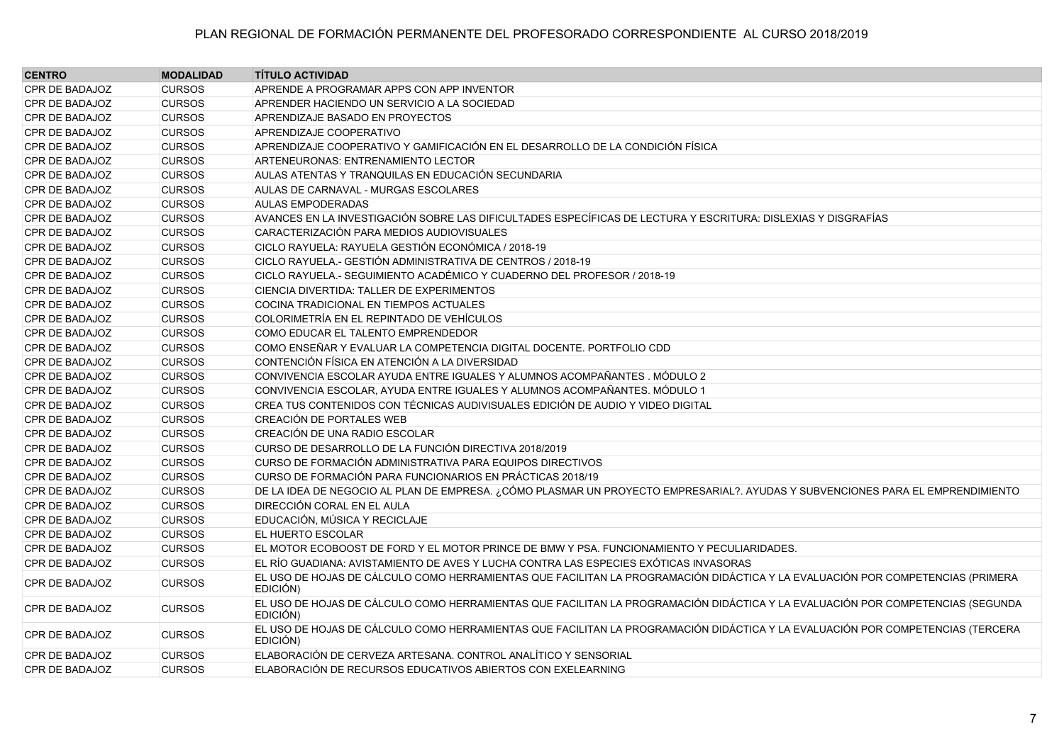| CENTRO | MODALIDAD | TÍTULO ACTIVIDAD |
|---|---|---|
| CPR DE BADAJOZ | CURSOS | APRENDE A PROGRAMAR APPS CON APP INVENTOR |
| CPR DE BADAJOZ | CURSOS | APRENDER HACIENDO UN SERVICIO A LA SOCIEDAD |
| CPR DE BADAJOZ | CURSOS | APRENDIZAJE BASADO EN PROYECTOS |
| CPR DE BADAJOZ | CURSOS | APRENDIZAJE COOPERATIVO |
| CPR DE BADAJOZ | CURSOS | APRENDIZAJE COOPERATIVO Y GAMIFICACIÓN EN EL DESARROLLO DE LA CONDICIÓN FÍSICA |
| CPR DE BADAJOZ | CURSOS | ARTENEURONAS: ENTRENAMIENTO LECTOR |
| CPR DE BADAJOZ | CURSOS | AULAS ATENTAS Y TRANQUILAS EN EDUCACIÓN SECUNDARIA |
| CPR DE BADAJOZ | CURSOS | AULAS DE CARNAVAL - MURGAS ESCOLARES |
| CPR DE BADAJOZ | CURSOS | AULAS EMPODERADAS |
| CPR DE BADAJOZ | CURSOS | AVANCES EN LA INVESTIGACIÓN SOBRE LAS DIFICULTADES ESPECÍFICAS DE LECTURA Y ESCRITURA: DISLEXIAS Y DISGRAFÍAS |
| CPR DE BADAJOZ | CURSOS | CARACTERIZACIÓN PARA MEDIOS AUDIOVISUALES |
| CPR DE BADAJOZ | CURSOS | CICLO RAYUELA: RAYUELA GESTIÓN ECONÓMICA / 2018-19 |
| CPR DE BADAJOZ | CURSOS | CICLO RAYUELA.- GESTIÓN ADMINISTRATIVA DE CENTROS / 2018-19 |
| CPR DE BADAJOZ | CURSOS | CICLO RAYUELA.- SEGUIMIENTO ACADÉMICO Y CUADERNO DEL PROFESOR / 2018-19 |
| CPR DE BADAJOZ | CURSOS | CIENCIA DIVERTIDA: TALLER DE EXPERIMENTOS |
| CPR DE BADAJOZ | CURSOS | COCINA TRADICIONAL EN TIEMPOS ACTUALES |
| CPR DE BADAJOZ | CURSOS | COLORIMETRÍA EN EL REPINTADO DE VEHÍCULOS |
| CPR DE BADAJOZ | CURSOS | COMO EDUCAR EL TALENTO EMPRENDEDOR |
| CPR DE BADAJOZ | CURSOS | COMO ENSEÑAR Y EVALUAR LA COMPETENCIA DIGITAL DOCENTE. PORTFOLIO CDD |
| CPR DE BADAJOZ | CURSOS | CONTENCIÓN FÍSICA EN ATENCIÓN A LA DIVERSIDAD |
| CPR DE BADAJOZ | CURSOS | CONVIVENCIA ESCOLAR AYUDA ENTRE IGUALES Y ALUMNOS ACOMPAÑANTES . MÓDULO 2 |
| CPR DE BADAJOZ | CURSOS | CONVIVENCIA ESCOLAR, AYUDA ENTRE IGUALES Y ALUMNOS ACOMPAÑANTES. MÓDULO 1 |
| CPR DE BADAJOZ | CURSOS | CREA TUS CONTENIDOS CON TÉCNICAS AUDIVISUALES EDICIÓN DE AUDIO Y VIDEO DIGITAL |
| CPR DE BADAJOZ | CURSOS | CREACIÓN DE PORTALES WEB |
| CPR DE BADAJOZ | CURSOS | CREACIÓN DE UNA RADIO ESCOLAR |
| CPR DE BADAJOZ | CURSOS | CURSO DE DESARROLLO DE LA FUNCIÓN DIRECTIVA 2018/2019 |
| CPR DE BADAJOZ | CURSOS | CURSO DE FORMACIÓN ADMINISTRATIVA PARA EQUIPOS DIRECTIVOS |
| CPR DE BADAJOZ | CURSOS | CURSO DE FORMACIÓN PARA FUNCIONARIOS EN PRÁCTICAS 2018/19 |
| CPR DE BADAJOZ | CURSOS | DE LA IDEA DE NEGOCIO AL PLAN DE EMPRESA. ¿CÓMO PLASMAR UN PROYECTO EMPRESARIAL?. AYUDAS Y SUBVENCIONES PARA EL EMPRENDIMIENTO |
| CPR DE BADAJOZ | CURSOS | DIRECCIÓN CORAL EN EL AULA |
| CPR DE BADAJOZ | CURSOS | EDUCACIÓN, MÚSICA Y RECICLAJE |
| CPR DE BADAJOZ | CURSOS | EL HUERTO ESCOLAR |
| CPR DE BADAJOZ | CURSOS | EL MOTOR ECOBOOST DE FORD Y EL MOTOR PRINCE DE BMW Y PSA. FUNCIONAMIENTO Y PECULIARIDADES. |
| CPR DE BADAJOZ | CURSOS | EL RÍO GUADIANA: AVISTAMIENTO DE AVES Y LUCHA CONTRA LAS ESPECIES EXÓTICAS INVASORAS |
| CPR DE BADAJOZ | CURSOS | EL USO DE HOJAS DE CÁLCULO COMO HERRAMIENTAS QUE FACILITAN LA PROGRAMACIÓN DIDÁCTICA Y LA EVALUACIÓN POR COMPETENCIAS (PRIMERA EDICIÓN) |
| CPR DE BADAJOZ | CURSOS | EL USO DE HOJAS DE CÁLCULO COMO HERRAMIENTAS QUE FACILITAN LA PROGRAMACIÓN DIDÁCTICA Y LA EVALUACIÓN POR COMPETENCIAS (SEGUNDA EDICIÓN) |
| CPR DE BADAJOZ | CURSOS | EL USO DE HOJAS DE CÁLCULO COMO HERRAMIENTAS QUE FACILITAN LA PROGRAMACIÓN DIDÁCTICA Y LA EVALUACIÓN POR COMPETENCIAS (TERCERA EDICIÓN) |
| CPR DE BADAJOZ | CURSOS | ELABORACIÓN DE CERVEZA ARTESANA. CONTROL ANALÍTICO Y SENSORIAL |
| CPR DE BADAJOZ | CURSOS | ELABORACIÓN DE RECURSOS EDUCATIVOS ABIERTOS CON EXELEARNING |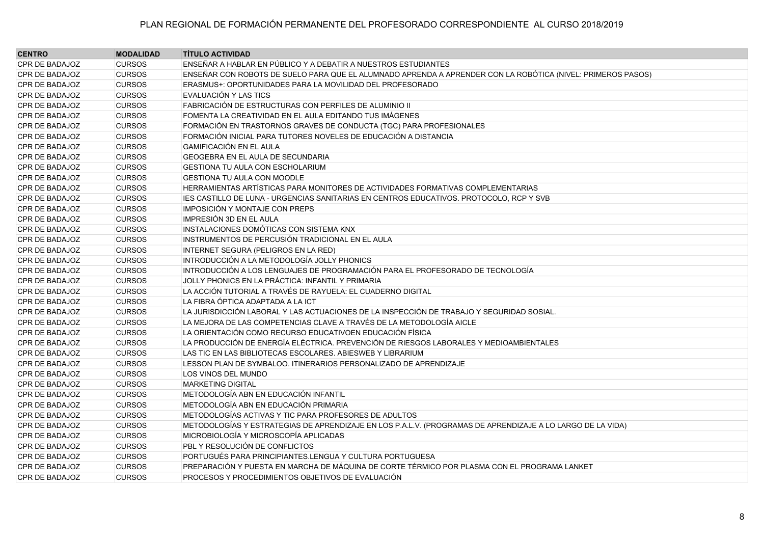| CENTRO | MODALIDAD | TÍTULO ACTIVIDAD |
|---|---|---|
| CPR DE BADAJOZ | CURSOS | ENSEÑAR A HABLAR EN PÚBLICO Y A DEBATIR A NUESTROS ESTUDIANTES |
| CPR DE BADAJOZ | CURSOS | ENSEÑAR CON ROBOTS DE SUELO PARA QUE EL ALUMNADO APRENDA A APRENDER CON LA ROBÓTICA (NIVEL: PRIMEROS PASOS) |
| CPR DE BADAJOZ | CURSOS | ERASMUS+: OPORTUNIDADES PARA LA MOVILIDAD DEL PROFESORADO |
| CPR DE BADAJOZ | CURSOS | EVALUACIÓN Y LAS TICS |
| CPR DE BADAJOZ | CURSOS | FABRICACIÓN DE ESTRUCTURAS CON PERFILES DE ALUMINIO II |
| CPR DE BADAJOZ | CURSOS | FOMENTA LA CREATIVIDAD EN EL AULA EDITANDO TUS IMÁGENES |
| CPR DE BADAJOZ | CURSOS | FORMACIÓN EN TRASTORNOS GRAVES DE CONDUCTA (TGC) PARA PROFESIONALES |
| CPR DE BADAJOZ | CURSOS | FORMACIÓN INICIAL PARA TUTORES NOVELES DE EDUCACIÓN A DISTANCIA |
| CPR DE BADAJOZ | CURSOS | GAMIFICACIÓN EN EL AULA |
| CPR DE BADAJOZ | CURSOS | GEOGEBRA EN EL AULA DE SECUNDARIA |
| CPR DE BADAJOZ | CURSOS | GESTIONA TU AULA CON ESCHOLARIUM |
| CPR DE BADAJOZ | CURSOS | GESTIONA TU AULA CON MOODLE |
| CPR DE BADAJOZ | CURSOS | HERRAMIENTAS ARTÍSTICAS PARA MONITORES DE ACTIVIDADES FORMATIVAS COMPLEMENTARIAS |
| CPR DE BADAJOZ | CURSOS | IES CASTILLO DE LUNA - URGENCIAS SANITARIAS EN CENTROS EDUCATIVOS. PROTOCOLO, RCP Y SVB |
| CPR DE BADAJOZ | CURSOS | IMPOSICIÓN Y MONTAJE CON PREPS |
| CPR DE BADAJOZ | CURSOS | IMPRESIÓN 3D EN EL AULA |
| CPR DE BADAJOZ | CURSOS | INSTALACIONES DOMÓTICAS CON SISTEMA KNX |
| CPR DE BADAJOZ | CURSOS | INSTRUMENTOS DE PERCUSIÓN TRADICIONAL EN EL AULA |
| CPR DE BADAJOZ | CURSOS | INTERNET SEGURA (PELIGROS EN LA RED) |
| CPR DE BADAJOZ | CURSOS | INTRODUCCIÓN A LA METODOLOGÍA JOLLY PHONICS |
| CPR DE BADAJOZ | CURSOS | INTRODUCCIÓN A LOS LENGUAJES DE PROGRAMACIÓN PARA EL PROFESORADO DE TECNOLOGÍA |
| CPR DE BADAJOZ | CURSOS | JOLLY PHONICS EN LA PRÁCTICA: INFANTIL Y PRIMARIA |
| CPR DE BADAJOZ | CURSOS | LA ACCIÓN TUTORIAL A TRAVÉS DE RAYUELA: EL CUADERNO DIGITAL |
| CPR DE BADAJOZ | CURSOS | LA FIBRA ÓPTICA ADAPTADA A LA ICT |
| CPR DE BADAJOZ | CURSOS | LA JURISDICCIÓN LABORAL Y LAS ACTUACIONES DE LA INSPECCIÓN DE TRABAJO Y SEGURIDAD SOSIAL. |
| CPR DE BADAJOZ | CURSOS | LA MEJORA DE LAS COMPETENCIAS CLAVE A TRAVÉS DE LA METODOLOGÍA AICLE |
| CPR DE BADAJOZ | CURSOS | LA ORIENTACIÓN COMO RECURSO EDUCATIVOEN EDUCACIÓN FÍSICA |
| CPR DE BADAJOZ | CURSOS | LA PRODUCCIÓN DE ENERGÍA ELÉCTRICA. PREVENCIÓN DE RIESGOS LABORALES Y MEDIOAMBIENTALES |
| CPR DE BADAJOZ | CURSOS | LAS TIC EN LAS BIBLIOTECAS ESCOLARES. ABIESWEB Y LIBRARIUM |
| CPR DE BADAJOZ | CURSOS | LESSON PLAN DE SYMBALOO. ITINERARIOS PERSONALIZADO DE APRENDIZAJE |
| CPR DE BADAJOZ | CURSOS | LOS VINOS DEL MUNDO |
| CPR DE BADAJOZ | CURSOS | MARKETING DIGITAL |
| CPR DE BADAJOZ | CURSOS | METODOLOGÍA ABN EN EDUCACIÓN INFANTIL |
| CPR DE BADAJOZ | CURSOS | METODOLOGÍA ABN EN EDUCACIÓN PRIMARIA |
| CPR DE BADAJOZ | CURSOS | METODOLOGÍAS ACTIVAS Y TIC PARA PROFESORES DE ADULTOS |
| CPR DE BADAJOZ | CURSOS | METODOLOGÍAS Y ESTRATEGIAS DE APRENDIZAJE EN LOS P.A.L.V. (PROGRAMAS DE APRENDIZAJE A LO LARGO DE LA VIDA) |
| CPR DE BADAJOZ | CURSOS | MICROBIOLOGÍA Y MICROSCOPÍA APLICADAS |
| CPR DE BADAJOZ | CURSOS | PBL Y RESOLUCIÓN DE CONFLICTOS |
| CPR DE BADAJOZ | CURSOS | PORTUGUÉS PARA PRINCIPIANTES.LENGUA Y CULTURA PORTUGUESA |
| CPR DE BADAJOZ | CURSOS | PREPARACIÓN Y PUESTA EN MARCHA DE MÁQUINA DE CORTE TÉRMICO POR PLASMA CON EL PROGRAMA LANKET |
| CPR DE BADAJOZ | CURSOS | PROCESOS Y PROCEDIMIENTOS OBJETIVOS DE EVALUACIÓN |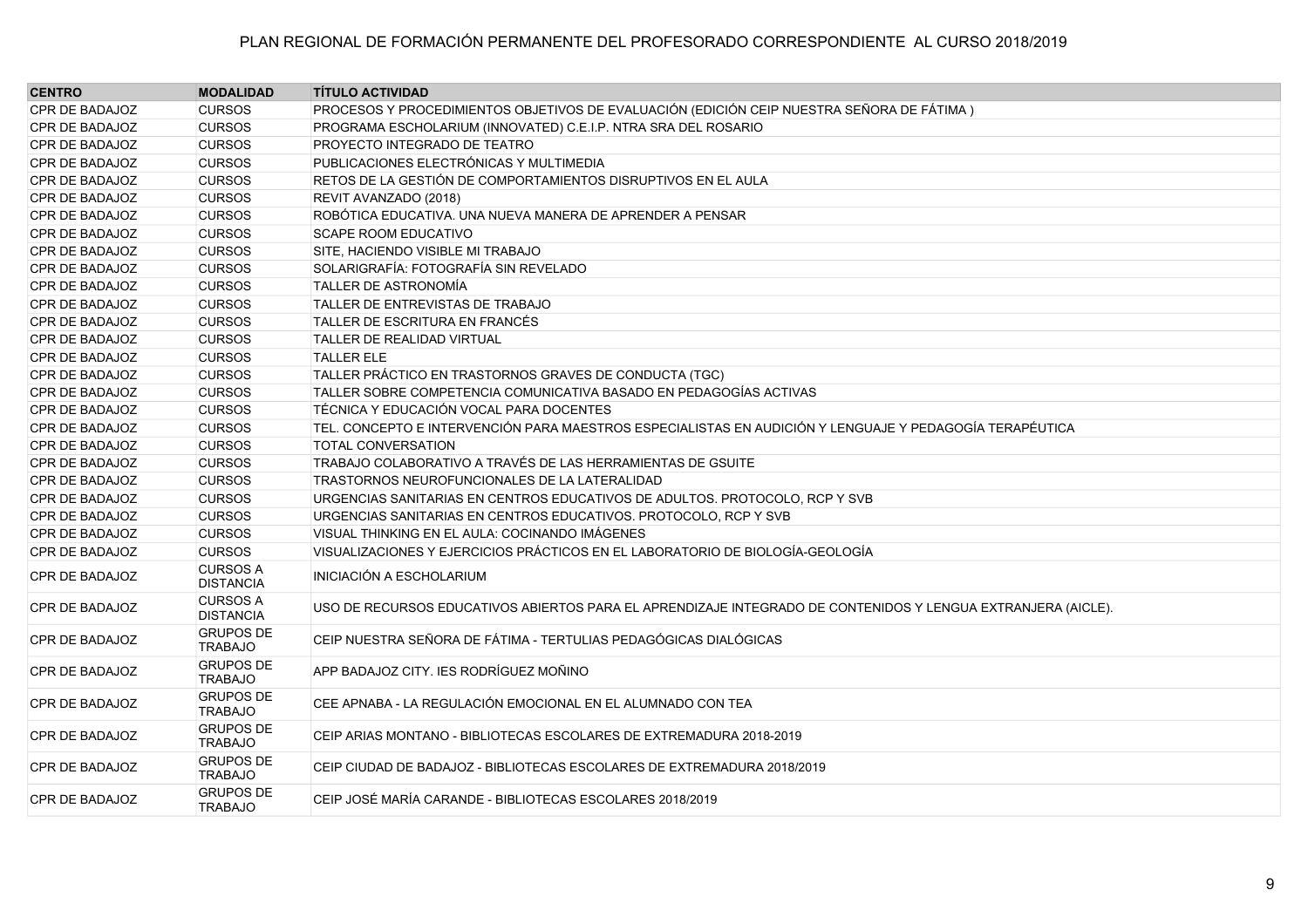PLAN REGIONAL DE FORMACIÓN PERMANENTE DEL PROFESORADO CORRESPONDIENTE AL CURSO 2018/2019

| CENTRO | MODALIDAD | TÍTULO ACTIVIDAD |
|---|---|---|
| CPR DE BADAJOZ | CURSOS | PROCESOS Y PROCEDIMIENTOS OBJETIVOS DE EVALUACIÓN (EDICIÓN CEIP NUESTRA SEÑORA DE FÁTIMA ) |
| CPR DE BADAJOZ | CURSOS | PROGRAMA ESCHOLARIUM (INNOVATED) C.E.I.P. NTRA SRA DEL ROSARIO |
| CPR DE BADAJOZ | CURSOS | PROYECTO INTEGRADO DE TEATRO |
| CPR DE BADAJOZ | CURSOS | PUBLICACIONES ELECTRÓNICAS Y MULTIMEDIA |
| CPR DE BADAJOZ | CURSOS | RETOS DE LA GESTIÓN DE COMPORTAMIENTOS DISRUPTIVOS EN EL AULA |
| CPR DE BADAJOZ | CURSOS | REVIT AVANZADO (2018) |
| CPR DE BADAJOZ | CURSOS | ROBÓTICA EDUCATIVA. UNA NUEVA MANERA DE APRENDER A PENSAR |
| CPR DE BADAJOZ | CURSOS | SCAPE ROOM EDUCATIVO |
| CPR DE BADAJOZ | CURSOS | SITE, HACIENDO VISIBLE MI TRABAJO |
| CPR DE BADAJOZ | CURSOS | SOLARIGRAFÍA: FOTOGRAFÍA SIN REVELADO |
| CPR DE BADAJOZ | CURSOS | TALLER DE ASTRONOMÍA |
| CPR DE BADAJOZ | CURSOS | TALLER DE ENTREVISTAS DE TRABAJO |
| CPR DE BADAJOZ | CURSOS | TALLER DE ESCRITURA EN FRANCÉS |
| CPR DE BADAJOZ | CURSOS | TALLER DE REALIDAD VIRTUAL |
| CPR DE BADAJOZ | CURSOS | TALLER ELE |
| CPR DE BADAJOZ | CURSOS | TALLER PRÁCTICO EN TRASTORNOS GRAVES DE CONDUCTA (TGC) |
| CPR DE BADAJOZ | CURSOS | TALLER SOBRE COMPETENCIA COMUNICATIVA BASADO EN PEDAGOGÍAS ACTIVAS |
| CPR DE BADAJOZ | CURSOS | TÉCNICA Y EDUCACIÓN VOCAL PARA DOCENTES |
| CPR DE BADAJOZ | CURSOS | TEL. CONCEPTO E INTERVENCIÓN PARA MAESTROS ESPECIALISTAS EN AUDICIÓN Y LENGUAJE Y PEDAGOGÍA TERAPÉUTICA |
| CPR DE BADAJOZ | CURSOS | TOTAL CONVERSATION |
| CPR DE BADAJOZ | CURSOS | TRABAJO COLABORATIVO A TRAVÉS DE LAS HERRAMIENTAS DE GSUITE |
| CPR DE BADAJOZ | CURSOS | TRASTORNOS NEUROFUNCIONALES DE LA LATERALIDAD |
| CPR DE BADAJOZ | CURSOS | URGENCIAS SANITARIAS EN CENTROS EDUCATIVOS DE ADULTOS. PROTOCOLO, RCP Y SVB |
| CPR DE BADAJOZ | CURSOS | URGENCIAS SANITARIAS EN CENTROS EDUCATIVOS. PROTOCOLO, RCP Y SVB |
| CPR DE BADAJOZ | CURSOS | VISUAL THINKING EN EL AULA: COCINANDO IMÁGENES |
| CPR DE BADAJOZ | CURSOS | VISUALIZACIONES Y EJERCICIOS PRÁCTICOS EN EL LABORATORIO DE BIOLOGÍA-GEOLOGÍA |
| CPR DE BADAJOZ | CURSOS A DISTANCIA | INICIACIÓN A ESCHOLARIUM |
| CPR DE BADAJOZ | CURSOS A DISTANCIA | USO DE RECURSOS EDUCATIVOS ABIERTOS PARA EL APRENDIZAJE INTEGRADO DE CONTENIDOS Y LENGUA EXTRANJERA (AICLE). |
| CPR DE BADAJOZ | GRUPOS DE TRABAJO | CEIP NUESTRA SEÑORA DE FÁTIMA - TERTULIAS PEDAGÓGICAS DIALÓGICAS |
| CPR DE BADAJOZ | GRUPOS DE TRABAJO | APP BADAJOZ CITY. IES RODRÍGUEZ MOÑINO |
| CPR DE BADAJOZ | GRUPOS DE TRABAJO | CEE APNABA - LA REGULACIÓN EMOCIONAL EN EL ALUMNADO CON TEA |
| CPR DE BADAJOZ | GRUPOS DE TRABAJO | CEIP ARIAS MONTANO - BIBLIOTECAS ESCOLARES DE EXTREMADURA 2018-2019 |
| CPR DE BADAJOZ | GRUPOS DE TRABAJO | CEIP CIUDAD DE BADAJOZ - BIBLIOTECAS ESCOLARES DE EXTREMADURA 2018/2019 |
| CPR DE BADAJOZ | GRUPOS DE TRABAJO | CEIP JOSÉ MARÍA CARANDE - BIBLIOTECAS ESCOLARES 2018/2019 |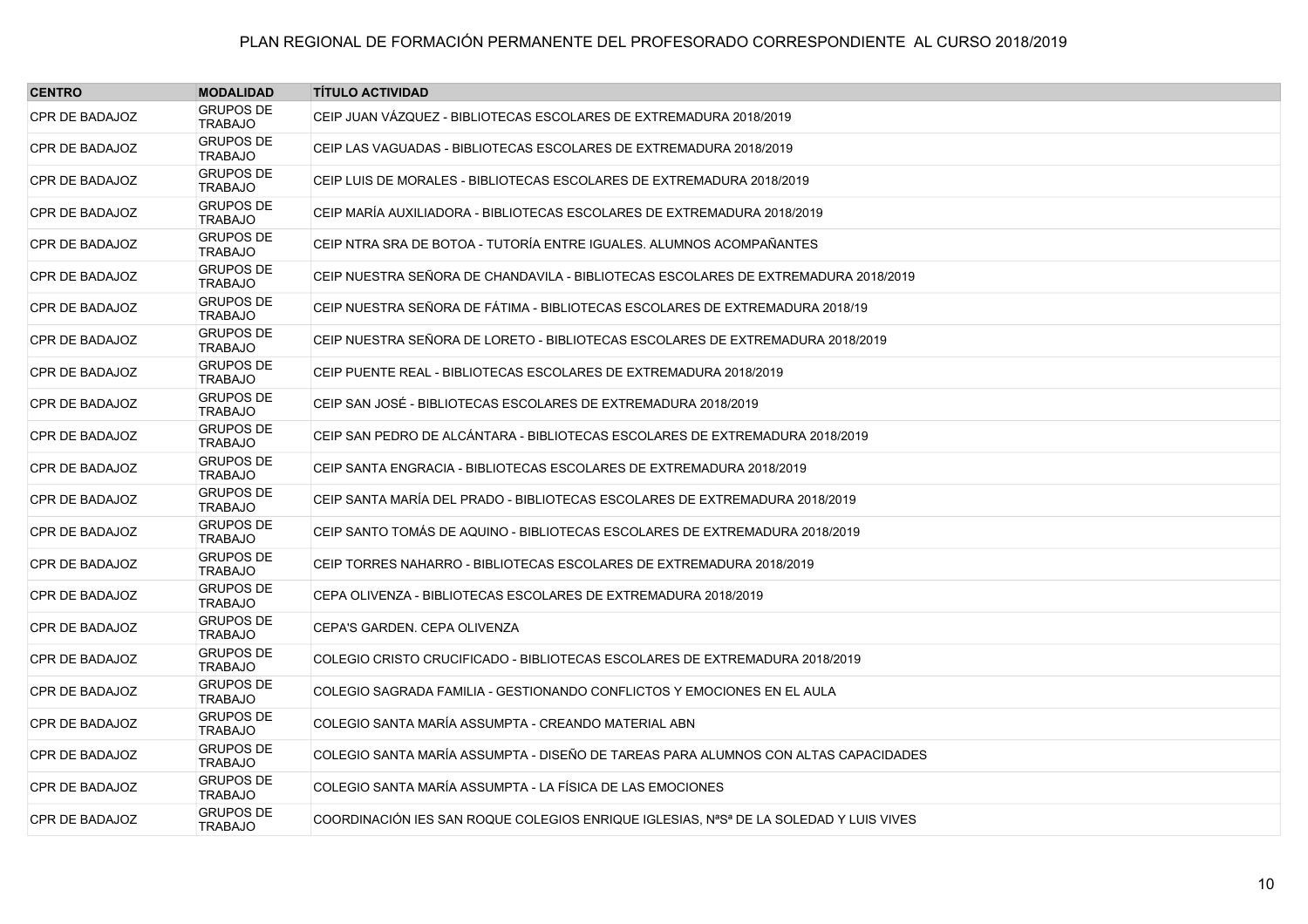| CENTRO | MODALIDAD | TÍTULO ACTIVIDAD |
| --- | --- | --- |
| CPR DE BADAJOZ | GRUPOS DE TRABAJO | CEIP JUAN VÁZQUEZ - BIBLIOTECAS ESCOLARES DE EXTREMADURA 2018/2019 |
| CPR DE BADAJOZ | GRUPOS DE TRABAJO | CEIP LAS VAGUADAS - BIBLIOTECAS ESCOLARES DE EXTREMADURA 2018/2019 |
| CPR DE BADAJOZ | GRUPOS DE TRABAJO | CEIP LUIS DE MORALES - BIBLIOTECAS ESCOLARES DE EXTREMADURA 2018/2019 |
| CPR DE BADAJOZ | GRUPOS DE TRABAJO | CEIP MARÍA AUXILIADORA - BIBLIOTECAS ESCOLARES DE EXTREMADURA 2018/2019 |
| CPR DE BADAJOZ | GRUPOS DE TRABAJO | CEIP NTRA SRA DE BOTOA - TUTORÍA ENTRE IGUALES. ALUMNOS ACOMPAÑANTES |
| CPR DE BADAJOZ | GRUPOS DE TRABAJO | CEIP NUESTRA SEÑORA DE CHANDAVILA - BIBLIOTECAS ESCOLARES DE EXTREMADURA 2018/2019 |
| CPR DE BADAJOZ | GRUPOS DE TRABAJO | CEIP NUESTRA SEÑORA DE FÁTIMA - BIBLIOTECAS ESCOLARES DE EXTREMADURA 2018/19 |
| CPR DE BADAJOZ | GRUPOS DE TRABAJO | CEIP NUESTRA SEÑORA DE LORETO - BIBLIOTECAS ESCOLARES DE EXTREMADURA 2018/2019 |
| CPR DE BADAJOZ | GRUPOS DE TRABAJO | CEIP PUENTE REAL - BIBLIOTECAS ESCOLARES DE EXTREMADURA 2018/2019 |
| CPR DE BADAJOZ | GRUPOS DE TRABAJO | CEIP SAN JOSÉ - BIBLIOTECAS ESCOLARES DE EXTREMADURA 2018/2019 |
| CPR DE BADAJOZ | GRUPOS DE TRABAJO | CEIP SAN PEDRO DE ALCÁNTARA - BIBLIOTECAS ESCOLARES DE EXTREMADURA 2018/2019 |
| CPR DE BADAJOZ | GRUPOS DE TRABAJO | CEIP SANTA ENGRACIA - BIBLIOTECAS ESCOLARES DE EXTREMADURA 2018/2019 |
| CPR DE BADAJOZ | GRUPOS DE TRABAJO | CEIP SANTA MARÍA DEL PRADO - BIBLIOTECAS ESCOLARES DE EXTREMADURA 2018/2019 |
| CPR DE BADAJOZ | GRUPOS DE TRABAJO | CEIP SANTO TOMÁS DE AQUINO - BIBLIOTECAS ESCOLARES DE EXTREMADURA 2018/2019 |
| CPR DE BADAJOZ | GRUPOS DE TRABAJO | CEIP TORRES NAHARRO - BIBLIOTECAS ESCOLARES DE EXTREMADURA 2018/2019 |
| CPR DE BADAJOZ | GRUPOS DE TRABAJO | CEPA OLIVENZA - BIBLIOTECAS ESCOLARES DE EXTREMADURA 2018/2019 |
| CPR DE BADAJOZ | GRUPOS DE TRABAJO | CEPA'S GARDEN. CEPA OLIVENZA |
| CPR DE BADAJOZ | GRUPOS DE TRABAJO | COLEGIO CRISTO CRUCIFICADO - BIBLIOTECAS ESCOLARES DE EXTREMADURA 2018/2019 |
| CPR DE BADAJOZ | GRUPOS DE TRABAJO | COLEGIO SAGRADA FAMILIA - GESTIONANDO CONFLICTOS Y EMOCIONES EN EL AULA |
| CPR DE BADAJOZ | GRUPOS DE TRABAJO | COLEGIO SANTA MARÍA ASSUMPTA - CREANDO MATERIAL ABN |
| CPR DE BADAJOZ | GRUPOS DE TRABAJO | COLEGIO SANTA MARÍA ASSUMPTA - DISEÑO DE TAREAS PARA ALUMNOS CON ALTAS CAPACIDADES |
| CPR DE BADAJOZ | GRUPOS DE TRABAJO | COLEGIO SANTA MARÍA ASSUMPTA - LA FÍSICA DE LAS EMOCIONES |
| CPR DE BADAJOZ | GRUPOS DE TRABAJO | COORDINACIÓN IES SAN ROQUE COLEGIOS ENRIQUE IGLESIAS, NªSª DE LA SOLEDAD Y LUIS VIVES |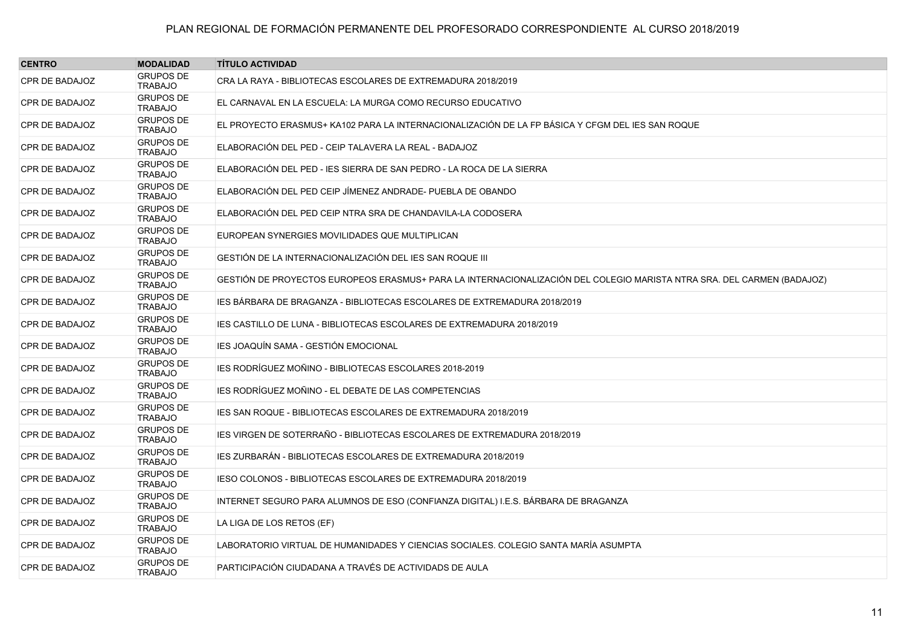| CENTRO | MODALIDAD | TÍTULO ACTIVIDAD |
| --- | --- | --- |
| CPR DE BADAJOZ | GRUPOS DE TRABAJO | CRA LA RAYA - BIBLIOTECAS ESCOLARES DE EXTREMADURA 2018/2019 |
| CPR DE BADAJOZ | GRUPOS DE TRABAJO | EL CARNAVAL EN LA ESCUELA: LA MURGA COMO RECURSO EDUCATIVO |
| CPR DE BADAJOZ | GRUPOS DE TRABAJO | EL PROYECTO ERASMUS+ KA102 PARA LA INTERNACIONALIZACIÓN DE LA FP BÁSICA Y CFGM DEL IES SAN ROQUE |
| CPR DE BADAJOZ | GRUPOS DE TRABAJO | ELABORACIÓN DEL PED - CEIP TALAVERA LA REAL - BADAJOZ |
| CPR DE BADAJOZ | GRUPOS DE TRABAJO | ELABORACIÓN DEL PED - IES SIERRA DE SAN PEDRO - LA ROCA DE LA SIERRA |
| CPR DE BADAJOZ | GRUPOS DE TRABAJO | ELABORACIÓN DEL PED CEIP JÍMENEZ ANDRADE- PUEBLA DE OBANDO |
| CPR DE BADAJOZ | GRUPOS DE TRABAJO | ELABORACIÓN DEL PED CEIP NTRA SRA DE CHANDAVILA-LA CODOSERA |
| CPR DE BADAJOZ | GRUPOS DE TRABAJO | EUROPEAN SYNERGIES MOVILIDADES QUE MULTIPLICAN |
| CPR DE BADAJOZ | GRUPOS DE TRABAJO | GESTIÓN DE LA INTERNACIONALIZACIÓN DEL IES SAN ROQUE III |
| CPR DE BADAJOZ | GRUPOS DE TRABAJO | GESTIÓN DE PROYECTOS EUROPEOS ERASMUS+ PARA LA INTERNACIONALIZACIÓN DEL COLEGIO MARISTA NTRA SRA. DEL CARMEN (BADAJOZ) |
| CPR DE BADAJOZ | GRUPOS DE TRABAJO | IES BÁRBARA DE BRAGANZA - BIBLIOTECAS ESCOLARES DE EXTREMADURA 2018/2019 |
| CPR DE BADAJOZ | GRUPOS DE TRABAJO | IES CASTILLO DE LUNA - BIBLIOTECAS ESCOLARES DE EXTREMADURA 2018/2019 |
| CPR DE BADAJOZ | GRUPOS DE TRABAJO | IES JOAQUÍN SAMA - GESTIÓN EMOCIONAL |
| CPR DE BADAJOZ | GRUPOS DE TRABAJO | IES RODRÍGUEZ MOÑINO - BIBLIOTECAS ESCOLARES 2018-2019 |
| CPR DE BADAJOZ | GRUPOS DE TRABAJO | IES RODRÍGUEZ MOÑINO - EL DEBATE DE LAS COMPETENCIAS |
| CPR DE BADAJOZ | GRUPOS DE TRABAJO | IES SAN ROQUE - BIBLIOTECAS ESCOLARES DE EXTREMADURA 2018/2019 |
| CPR DE BADAJOZ | GRUPOS DE TRABAJO | IES VIRGEN DE SOTERRAÑO - BIBLIOTECAS ESCOLARES DE EXTREMADURA 2018/2019 |
| CPR DE BADAJOZ | GRUPOS DE TRABAJO | IES ZURBARÁN - BIBLIOTECAS ESCOLARES DE EXTREMADURA 2018/2019 |
| CPR DE BADAJOZ | GRUPOS DE TRABAJO | IESO COLONOS - BIBLIOTECAS ESCOLARES DE EXTREMADURA 2018/2019 |
| CPR DE BADAJOZ | GRUPOS DE TRABAJO | INTERNET SEGURO PARA ALUMNOS DE ESO (CONFIANZA DIGITAL) I.E.S. BÁRBARA DE BRAGANZA |
| CPR DE BADAJOZ | GRUPOS DE TRABAJO | LA LIGA DE LOS RETOS (EF) |
| CPR DE BADAJOZ | GRUPOS DE TRABAJO | LABORATORIO VIRTUAL DE HUMANIDADES Y CIENCIAS SOCIALES. COLEGIO SANTA MARÍA ASUMPTA |
| CPR DE BADAJOZ | GRUPOS DE TRABAJO | PARTICIPACIÓN CIUDADANA A TRAVÉS DE ACTIVIDADES DE AULA |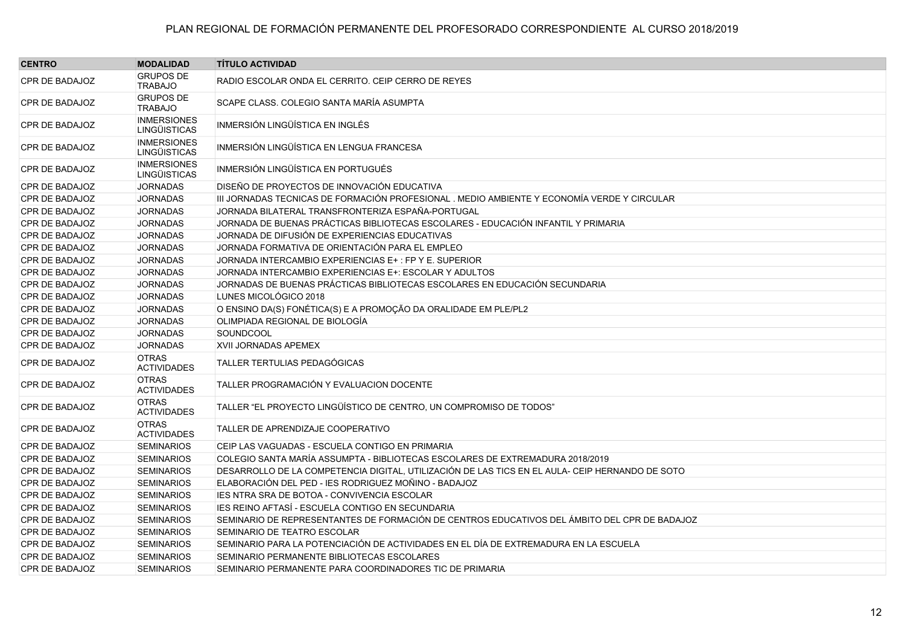# PLAN REGIONAL DE FORMACIÓN PERMANENTE DEL PROFESORADO CORRESPONDIENTE AL CURSO 2018/2019

| CENTRO | MODALIDAD | TÍTULO ACTIVIDAD |
|---|---|---|
| CPR DE BADAJOZ | GRUPOS DE TRABAJO | RADIO ESCOLAR ONDA EL CERRITO. CEIP CERRO DE REYES |
| CPR DE BADAJOZ | GRUPOS DE TRABAJO | SCAPE CLASS. COLEGIO SANTA MARÍA ASUMPTA |
| CPR DE BADAJOZ | INMERSIONES LINGÜISTICAS | INMERSIÓN LINGÜÍSTICA EN INGLÉS |
| CPR DE BADAJOZ | INMERSIONES LINGÜISTICAS | INMERSIÓN LINGÜÍSTICA EN LENGUA FRANCESA |
| CPR DE BADAJOZ | INMERSIONES LINGÜISTICAS | INMERSIÓN LINGÜÍSTICA EN PORTUGUÉS |
| CPR DE BADAJOZ | JORNADAS | DISEÑO DE PROYECTOS DE INNOVACIÓN EDUCATIVA |
| CPR DE BADAJOZ | JORNADAS | III JORNADAS TECNICAS DE FORMACIÓN PROFESIONAL . MEDIO AMBIENTE Y ECONOMÍA VERDE Y CIRCULAR |
| CPR DE BADAJOZ | JORNADAS | JORNADA BILATERAL TRANSFRONTERIZA ESPAÑA-PORTUGAL |
| CPR DE BADAJOZ | JORNADAS | JORNADA DE BUENAS PRÁCTICAS BIBLIOTECAS ESCOLARES - EDUCACIÓN INFANTIL Y PRIMARIA |
| CPR DE BADAJOZ | JORNADAS | JORNADA DE DIFUSIÓN DE EXPERIENCIAS EDUCATIVAS |
| CPR DE BADAJOZ | JORNADAS | JORNADA FORMATIVA DE ORIENTACIÓN PARA EL EMPLEO |
| CPR DE BADAJOZ | JORNADAS | JORNADA INTERCAMBIO EXPERIENCIAS E+ : FP Y E. SUPERIOR |
| CPR DE BADAJOZ | JORNADAS | JORNADA INTERCAMBIO EXPERIENCIAS E+: ESCOLAR Y ADULTOS |
| CPR DE BADAJOZ | JORNADAS | JORNADAS DE BUENAS PRÁCTICAS BIBLIOTECAS ESCOLARES EN EDUCACIÓN SECUNDARIA |
| CPR DE BADAJOZ | JORNADAS | LUNES MICOLÓGICO 2018 |
| CPR DE BADAJOZ | JORNADAS | O ENSINO DA(S) FONÉTICA(S) E A PROMOÇÃO DA ORALIDADE EM PLE/PL2 |
| CPR DE BADAJOZ | JORNADAS | OLIMPIADA REGIONAL DE BIOLOGÍA |
| CPR DE BADAJOZ | JORNADAS | SOUNDCOOL |
| CPR DE BADAJOZ | JORNADAS | XVII JORNADAS APEMEX |
| CPR DE BADAJOZ | OTRAS ACTIVIDADES | TALLER TERTULIAS PEDAGÓGICAS |
| CPR DE BADAJOZ | OTRAS ACTIVIDADES | TALLER PROGRAMACIÓN Y EVALUACION DOCENTE |
| CPR DE BADAJOZ | OTRAS ACTIVIDADES | TALLER “EL PROYECTO LINGÜÍSTICO DE CENTRO, UN COMPROMISO DE TODOS” |
| CPR DE BADAJOZ | OTRAS ACTIVIDADES | TALLER DE APRENDIZAJE COOPERATIVO |
| CPR DE BADAJOZ | SEMINARIOS | CEIP LAS VAGUADAS - ESCUELA CONTIGO EN PRIMARIA |
| CPR DE BADAJOZ | SEMINARIOS | COLEGIO SANTA MARÍA ASSUMPTA - BIBLIOTECAS ESCOLARES DE EXTREMADURA 2018/2019 |
| CPR DE BADAJOZ | SEMINARIOS | DESARROLLO DE LA COMPETENCIA DIGITAL, UTILIZACIÓN DE LAS TICS EN EL AULA- CEIP HERNANDO DE SOTO |
| CPR DE BADAJOZ | SEMINARIOS | ELABORACIÓN DEL PED - IES RODRIGUEZ MOÑINO - BADAJOZ |
| CPR DE BADAJOZ | SEMINARIOS | IES NTRA SRA DE BOTOA - CONVIVENCIA ESCOLAR |
| CPR DE BADAJOZ | SEMINARIOS | IES REINO AFTASÍ - ESCUELA CONTIGO EN SECUNDARIA |
| CPR DE BADAJOZ | SEMINARIOS | SEMINARIO DE REPRESENTANTES DE FORMACIÓN DE CENTROS EDUCATIVOS DEL ÁMBITO DEL CPR DE BADAJOZ |
| CPR DE BADAJOZ | SEMINARIOS | SEMINARIO DE TEATRO ESCOLAR |
| CPR DE BADAJOZ | SEMINARIOS | SEMINARIO PARA LA POTENCIACIÓN DE ACTIVIDADES EN EL DÍA DE EXTREMADURA EN LA ESCUELA |
| CPR DE BADAJOZ | SEMINARIOS | SEMINARIO PERMANENTE BIBLIOTECAS ESCOLARES |
| CPR DE BADAJOZ | SEMINARIOS | SEMINARIO PERMANENTE PARA COORDINADORES TIC DE PRIMARIA |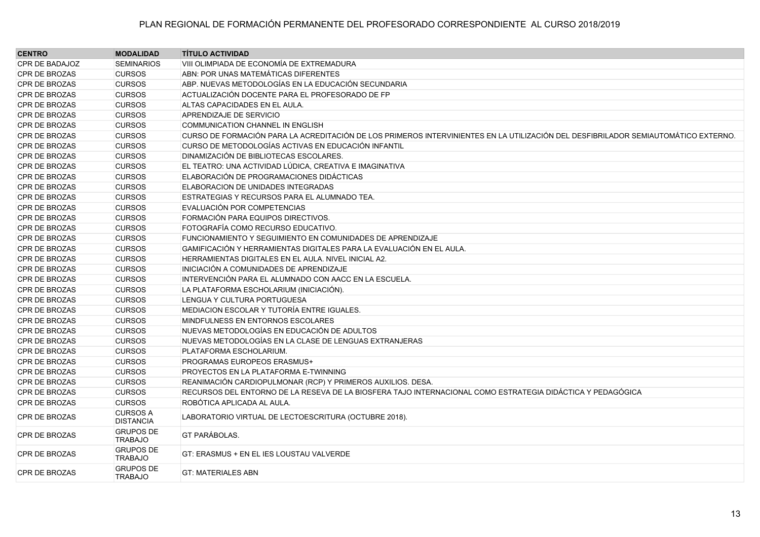PLAN REGIONAL DE FORMACIÓN PERMANENTE DEL PROFESORADO CORRESPONDIENTE AL CURSO 2018/2019

| CENTRO | MODALIDAD | TÍTULO ACTIVIDAD |
|---|---|---|
| CPR DE BADAJOZ | SEMINARIOS | VIII OLIMPIADA DE ECONOMÍA DE EXTREMADURA |
| CPR DE BROZAS | CURSOS | ABN: POR UNAS MATEMÁTICAS DIFERENTES |
| CPR DE BROZAS | CURSOS | ABP. NUEVAS METODOLOGÍAS EN LA EDUCACIÓN SECUNDARIA |
| CPR DE BROZAS | CURSOS | ACTUALIZACIÓN DOCENTE PARA EL PROFESORADO DE FP |
| CPR DE BROZAS | CURSOS | ALTAS CAPACIDADES EN EL AULA. |
| CPR DE BROZAS | CURSOS | APRENDIZAJE DE SERVICIO |
| CPR DE BROZAS | CURSOS | COMMUNICATION CHANNEL IN ENGLISH |
| CPR DE BROZAS | CURSOS | CURSO DE FORMACIÓN PARA LA ACREDITACIÓN DE LOS PRIMEROS INTERVINIENTES EN LA UTILIZACIÓN DEL DESFIBRILADOR SEMIAUTOMÁTICO EXTERNO. |
| CPR DE BROZAS | CURSOS | CURSO DE METODOLOGÍAS ACTIVAS EN EDUCACIÓN INFANTIL |
| CPR DE BROZAS | CURSOS | DINAMIZACIÓN DE BIBLIOTECAS ESCOLARES. |
| CPR DE BROZAS | CURSOS | EL TEATRO: UNA ACTIVIDAD LÚDICA, CREATIVA E IMAGINATIVA |
| CPR DE BROZAS | CURSOS | ELABORACIÓN DE PROGRAMACIONES DIDÁCTICAS |
| CPR DE BROZAS | CURSOS | ELABORACION DE UNIDADES INTEGRADAS |
| CPR DE BROZAS | CURSOS | ESTRATEGIAS Y RECURSOS PARA EL ALUMNADO TEA. |
| CPR DE BROZAS | CURSOS | EVALUACIÓN POR COMPETENCIAS |
| CPR DE BROZAS | CURSOS | FORMACIÓN PARA EQUIPOS DIRECTIVOS. |
| CPR DE BROZAS | CURSOS | FOTOGRAFÍA COMO RECURSO EDUCATIVO. |
| CPR DE BROZAS | CURSOS | FUNCIONAMIENTO Y SEGUIMIENTO EN COMUNIDADES DE APRENDIZAJE |
| CPR DE BROZAS | CURSOS | GAMIFICACIÓN Y HERRAMIENTAS DIGITALES PARA LA EVALUACIÓN EN EL AULA. |
| CPR DE BROZAS | CURSOS | HERRAMIENTAS DIGITALES EN EL AULA. NIVEL INICIAL A2. |
| CPR DE BROZAS | CURSOS | INICIACIÓN A COMUNIDADES DE APRENDIZAJE |
| CPR DE BROZAS | CURSOS | INTERVENCIÓN PARA EL ALUMNADO CON AACC EN LA ESCUELA. |
| CPR DE BROZAS | CURSOS | LA PLATAFORMA ESCHOLARIUM (INICIACIÓN). |
| CPR DE BROZAS | CURSOS | LENGUA Y CULTURA PORTUGUESA |
| CPR DE BROZAS | CURSOS | MEDIACION ESCOLAR Y TUTORÍA ENTRE IGUALES. |
| CPR DE BROZAS | CURSOS | MINDFULNESS EN ENTORNOS ESCOLARES |
| CPR DE BROZAS | CURSOS | NUEVAS METODOLOGÍAS EN EDUCACIÓN DE ADULTOS |
| CPR DE BROZAS | CURSOS | NUEVAS METODOLOGÍAS EN LA CLASE DE LENGUAS EXTRANJERAS |
| CPR DE BROZAS | CURSOS | PLATAFORMA ESCHOLARIUM. |
| CPR DE BROZAS | CURSOS | PROGRAMAS EUROPEOS ERASMUS+ |
| CPR DE BROZAS | CURSOS | PROYECTOS EN LA PLATAFORMA E-TWINNING |
| CPR DE BROZAS | CURSOS | REANIMACIÓN CARDIOPULMONAR (RCP) Y PRIMEROS AUXILIOS. DESA. |
| CPR DE BROZAS | CURSOS | RECURSOS DEL ENTORNO DE LA RESEVA DE LA BIOSFERA TAJO INTERNACIONAL COMO ESTRATEGIA DIDÁCTICA Y PEDAGÓGICA |
| CPR DE BROZAS | CURSOS | ROBÓTICA APLICADA AL AULA. |
| CPR DE BROZAS | CURSOS A DISTANCIA | LABORATORIO VIRTUAL DE LECTOESCRITURA (OCTUBRE 2018). |
| CPR DE BROZAS | GRUPOS DE TRABAJO | GT PARÁBOLAS. |
| CPR DE BROZAS | GRUPOS DE TRABAJO | GT: ERASMUS + EN EL IES LOUSTAU VALVERDE |
| CPR DE BROZAS | GRUPOS DE TRABAJO | GT: MATERIALES ABN |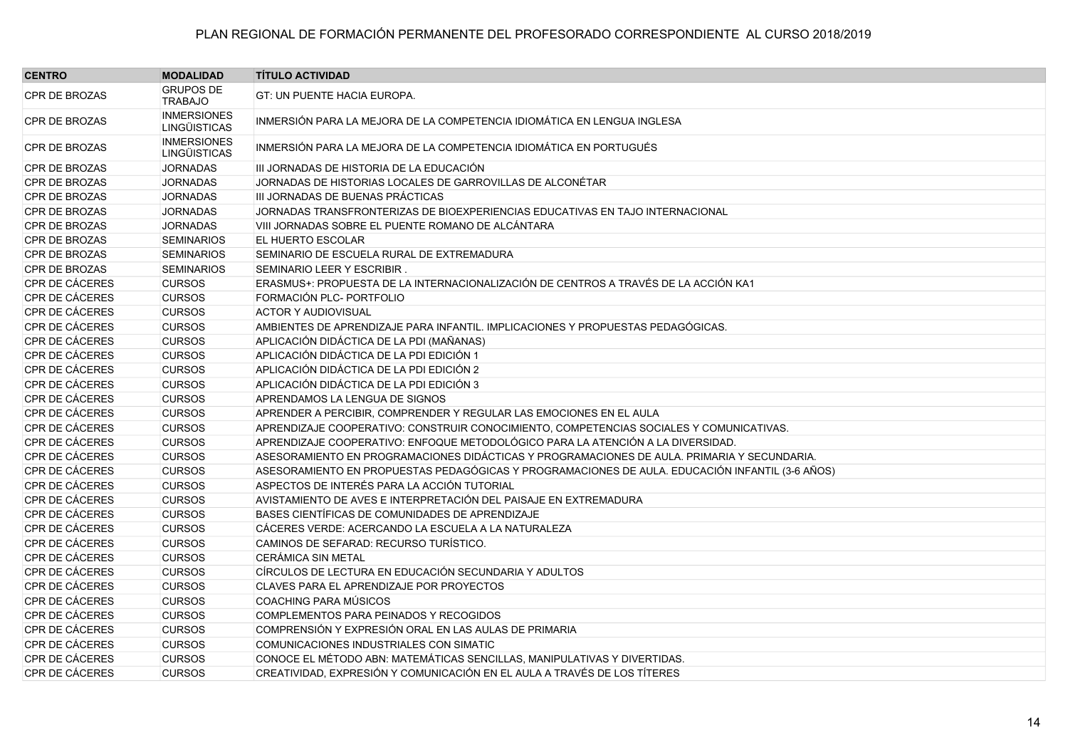PLAN REGIONAL DE FORMACIÓN PERMANENTE DEL PROFESORADO CORRESPONDIENTE AL CURSO 2018/2019

| CENTRO | MODALIDAD | TÍTULO ACTIVIDAD |
|---|---|---|
| CPR DE BROZAS | GRUPOS DE TRABAJO | GT: UN PUENTE HACIA EUROPA. |
| CPR DE BROZAS | INMERSIONES LINGÜISTICAS | INMERSIÓN PARA LA MEJORA DE LA COMPETENCIA IDIOMÁTICA EN LENGUA INGLESA |
| CPR DE BROZAS | INMERSIONES LINGÜISTICAS | INMERSIÓN PARA LA MEJORA DE LA COMPETENCIA IDIOMÁTICA EN PORTUGUÉS |
| CPR DE BROZAS | JORNADAS | III JORNADAS DE HISTORIA DE LA EDUCACIÓN |
| CPR DE BROZAS | JORNADAS | JORNADAS DE HISTORIAS LOCALES DE GARROVILLAS DE ALCONÉTAR |
| CPR DE BROZAS | JORNADAS | III JORNADAS DE BUENAS PRÁCTICAS |
| CPR DE BROZAS | JORNADAS | JORNADAS TRANSFRONTERIZAS DE BIOEXPERIENCIAS EDUCATIVAS EN TAJO INTERNACIONAL |
| CPR DE BROZAS | JORNADAS | VIII JORNADAS SOBRE EL PUENTE ROMANO DE ALCÁNTARA |
| CPR DE BROZAS | SEMINARIOS | EL HUERTO ESCOLAR |
| CPR DE BROZAS | SEMINARIOS | SEMINARIO DE ESCUELA RURAL DE EXTREMADURA |
| CPR DE BROZAS | SEMINARIOS | SEMINARIO LEER Y ESCRIBIR . |
| CPR DE CÁCERES | CURSOS | ERASMUS+: PROPUESTA DE LA INTERNACIONALIZACIÓN DE CENTROS A TRAVÉS DE LA ACCIÓN KA1 |
| CPR DE CÁCERES | CURSOS | FORMACIÓN PLC- PORTFOLIO |
| CPR DE CÁCERES | CURSOS | ACTOR Y AUDIOVISUAL |
| CPR DE CÁCERES | CURSOS | AMBIENTES DE APRENDIZAJE PARA INFANTIL. IMPLICACIONES Y PROPUESTAS PEDAGÓGICAS. |
| CPR DE CÁCERES | CURSOS | APLICACIÓN DIDÁCTICA DE LA PDI (MAÑANAS) |
| CPR DE CÁCERES | CURSOS | APLICACIÓN DIDÁCTICA DE LA PDI EDICIÓN 1 |
| CPR DE CÁCERES | CURSOS | APLICACIÓN DIDÁCTICA DE LA PDI EDICIÓN 2 |
| CPR DE CÁCERES | CURSOS | APLICACIÓN DIDÁCTICA DE LA PDI EDICIÓN 3 |
| CPR DE CÁCERES | CURSOS | APRENDAMOS LA LENGUA DE SIGNOS |
| CPR DE CÁCERES | CURSOS | APRENDER A PERCIBIR, COMPRENDER Y REGULAR LAS EMOCIONES EN EL AULA |
| CPR DE CÁCERES | CURSOS | APRENDIZAJE COOPERATIVO: CONSTRUIR CONOCIMIENTO, COMPETENCIAS SOCIALES Y COMUNICATIVAS. |
| CPR DE CÁCERES | CURSOS | APRENDIZAJE COOPERATIVO: ENFOQUE METODOLÓGICO PARA LA ATENCIÓN A LA DIVERSIDAD. |
| CPR DE CÁCERES | CURSOS | ASESORAMIENTO EN PROGRAMACIONES DIDÁCTICAS Y PROGRAMACIONES DE AULA. PRIMARIA Y SECUNDARIA. |
| CPR DE CÁCERES | CURSOS | ASESORAMIENTO EN PROPUESTAS PEDAGÓGICAS Y PROGRAMACIONES DE AULA. EDUCACIÓN INFANTIL (3-6 AÑOS) |
| CPR DE CÁCERES | CURSOS | ASPECTOS DE INTERÉS PARA LA ACCIÓN TUTORIAL |
| CPR DE CÁCERES | CURSOS | AVISTAMIENTO DE AVES E INTERPRETACIÓN DEL PAISAJE EN EXTREMADURA |
| CPR DE CÁCERES | CURSOS | BASES CIENTÍFICAS DE COMUNIDADES DE APRENDIZAJE |
| CPR DE CÁCERES | CURSOS | CÁCERES VERDE: ACERCANDO LA ESCUELA A LA NATURALEZA |
| CPR DE CÁCERES | CURSOS | CAMINOS DE SEFARAD: RECURSO TURÍSTICO. |
| CPR DE CÁCERES | CURSOS | CERÁMICA SIN METAL |
| CPR DE CÁCERES | CURSOS | CÍRCULOS DE LECTURA EN EDUCACIÓN SECUNDARIA Y ADULTOS |
| CPR DE CÁCERES | CURSOS | CLAVES PARA EL APRENDIZAJE POR PROYECTOS |
| CPR DE CÁCERES | CURSOS | COACHING PARA MÚSICOS |
| CPR DE CÁCERES | CURSOS | COMPLEMENTOS PARA PEINADOS Y RECOGIDOS |
| CPR DE CÁCERES | CURSOS | COMPRENSIÓN Y EXPRESIÓN ORAL EN LAS AULAS DE PRIMARIA |
| CPR DE CÁCERES | CURSOS | COMUNICACIONES INDUSTRIALES CON SIMATIC |
| CPR DE CÁCERES | CURSOS | CONOCE EL MÉTODO ABN: MATEMÁTICAS SENCILLAS, MANIPULATIVAS Y DIVERTIDAS. |
| CPR DE CÁCERES | CURSOS | CREATIVIDAD, EXPRESIÓN Y COMUNICACIÓN EN EL AULA A TRAVÉS DE LOS TÍTERES |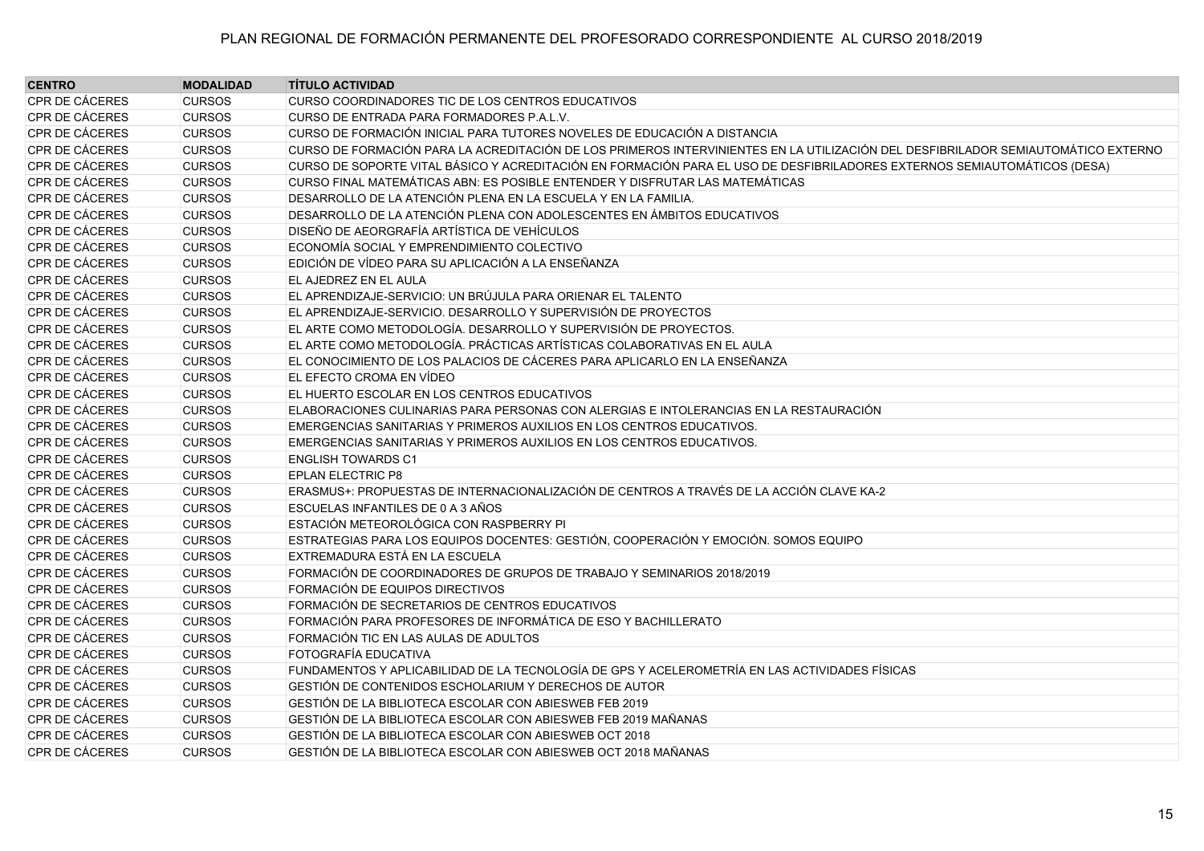PLAN REGIONAL DE FORMACIÓN PERMANENTE DEL PROFESORADO CORRESPONDIENTE AL CURSO 2018/2019

| CENTRO | MODALIDAD | TÍTULO ACTIVIDAD |
| --- | --- | --- |
| CPR DE CÁCERES | CURSOS | CURSO COORDINADORES TIC DE LOS CENTROS EDUCATIVOS |
| CPR DE CÁCERES | CURSOS | CURSO DE ENTRADA PARA FORMADORES P.A.L.V. |
| CPR DE CÁCERES | CURSOS | CURSO DE FORMACIÓN INICIAL PARA TUTORES NOVELES DE EDUCACIÓN A DISTANCIA |
| CPR DE CÁCERES | CURSOS | CURSO DE FORMACIÓN PARA LA ACREDITACIÓN DE LOS PRIMEROS INTERVINIENTES EN LA UTILIZACIÓN DEL DESFIBRILADOR SEMIAUTOMÁTICO EXTERNO |
| CPR DE CÁCERES | CURSOS | CURSO DE SOPORTE VITAL BÁSICO Y ACREDITACIÓN EN FORMACIÓN PARA EL USO DE DESFIBRILADORES EXTERNOS SEMIAUTOMÁTICOS (DESA) |
| CPR DE CÁCERES | CURSOS | CURSO FINAL MATEMÁTICAS ABN: ES POSIBLE ENTENDER Y DISFRUTAR LAS MATEMÁTICAS |
| CPR DE CÁCERES | CURSOS | DESARROLLO DE LA ATENCIÓN PLENA EN LA ESCUELA Y EN LA FAMILIA. |
| CPR DE CÁCERES | CURSOS | DESARROLLO DE LA ATENCIÓN PLENA CON ADOLESCENTES EN ÁMBITOS EDUCATIVOS |
| CPR DE CÁCERES | CURSOS | DISEÑO DE AEORGRAFÍA ARTÍSTICA DE VEHÍCULOS |
| CPR DE CÁCERES | CURSOS | ECONOMÍA SOCIAL Y EMPRENDIMIENTO COLECTIVO |
| CPR DE CÁCERES | CURSOS | EDICIÓN DE VÍDEO PARA SU APLICACIÓN A LA ENSEÑANZA |
| CPR DE CÁCERES | CURSOS | EL AJEDREZ EN EL AULA |
| CPR DE CÁCERES | CURSOS | EL APRENDIZAJE-SERVICIO: UN BRÚJULA PARA ORIENAR EL TALENTO |
| CPR DE CÁCERES | CURSOS | EL APRENDIZAJE-SERVICIO. DESARROLLO Y SUPERVISIÓN DE PROYECTOS |
| CPR DE CÁCERES | CURSOS | EL ARTE COMO METODOLOGÍA. DESARROLLO Y SUPERVISIÓN DE PROYECTOS. |
| CPR DE CÁCERES | CURSOS | EL ARTE COMO METODOLOGÍA. PRÁCTICAS ARTÍSTICAS COLABORATIVAS EN EL AULA |
| CPR DE CÁCERES | CURSOS | EL CONOCIMIENTO DE LOS PALACIOS DE CÁCERES PARA APLICARLO EN LA ENSEÑANZA |
| CPR DE CÁCERES | CURSOS | EL EFECTO CROMA EN VÍDEO |
| CPR DE CÁCERES | CURSOS | EL HUERTO ESCOLAR EN LOS CENTROS EDUCATIVOS |
| CPR DE CÁCERES | CURSOS | ELABORACIONES CULINARIAS PARA PERSONAS CON ALERGIAS E INTOLERANCIAS EN LA RESTAURACIÓN |
| CPR DE CÁCERES | CURSOS | EMERGENCIAS SANITARIAS Y PRIMEROS AUXILIOS EN LOS CENTROS EDUCATIVOS. |
| CPR DE CÁCERES | CURSOS | EMERGENCIAS SANITARIAS Y PRIMEROS AUXILIOS EN LOS CENTROS EDUCATIVOS. |
| CPR DE CÁCERES | CURSOS | ENGLISH TOWARDS C1 |
| CPR DE CÁCERES | CURSOS | EPLAN ELECTRIC P8 |
| CPR DE CÁCERES | CURSOS | ERASMUS+: PROPUESTAS DE INTERNACIONALIZACIÓN DE CENTROS A TRAVÉS DE LA ACCIÓN CLAVE KA-2 |
| CPR DE CÁCERES | CURSOS | ESCUELAS INFANTILES DE 0 A 3 AÑOS |
| CPR DE CÁCERES | CURSOS | ESTACIÓN METEOROLÓGICA CON RASPBERRY PI |
| CPR DE CÁCERES | CURSOS | ESTRATEGIAS PARA LOS EQUIPOS DOCENTES: GESTIÓN, COOPERACIÓN Y EMOCIÓN. SOMOS EQUIPO |
| CPR DE CÁCERES | CURSOS | EXTREMADURA ESTÁ EN LA ESCUELA |
| CPR DE CÁCERES | CURSOS | FORMACIÓN DE COORDINADORES DE GRUPOS DE TRABAJO Y SEMINARIOS 2018/2019 |
| CPR DE CÁCERES | CURSOS | FORMACIÓN DE EQUIPOS DIRECTIVOS |
| CPR DE CÁCERES | CURSOS | FORMACIÓN DE SECRETARIOS DE CENTROS EDUCATIVOS |
| CPR DE CÁCERES | CURSOS | FORMACIÓN PARA PROFESORES DE INFORMÁTICA DE ESO Y BACHILLERATO |
| CPR DE CÁCERES | CURSOS | FORMACIÓN TIC EN LAS AULAS DE ADULTOS |
| CPR DE CÁCERES | CURSOS | FOTOGRAFÍA EDUCATIVA |
| CPR DE CÁCERES | CURSOS | FUNDAMENTOS Y APLICABILIDAD DE LA TECNOLOGÍA DE GPS Y ACELEROMETRÍA EN LAS ACTIVIDADES FÍSICAS |
| CPR DE CÁCERES | CURSOS | GESTIÓN DE CONTENIDOS ESCHOLARIUM Y DERECHOS DE AUTOR |
| CPR DE CÁCERES | CURSOS | GESTIÓN DE LA BIBLIOTECA ESCOLAR CON ABIESWEB FEB 2019 |
| CPR DE CÁCERES | CURSOS | GESTIÓN DE LA BIBLIOTECA ESCOLAR CON ABIESWEB FEB 2019 MAÑANAS |
| CPR DE CÁCERES | CURSOS | GESTIÓN DE LA BIBLIOTECA ESCOLAR CON ABIESWEB OCT 2018 |
| CPR DE CÁCERES | CURSOS | GESTIÓN DE LA BIBLIOTECA ESCOLAR CON ABIESWEB OCT 2018 MAÑANAS |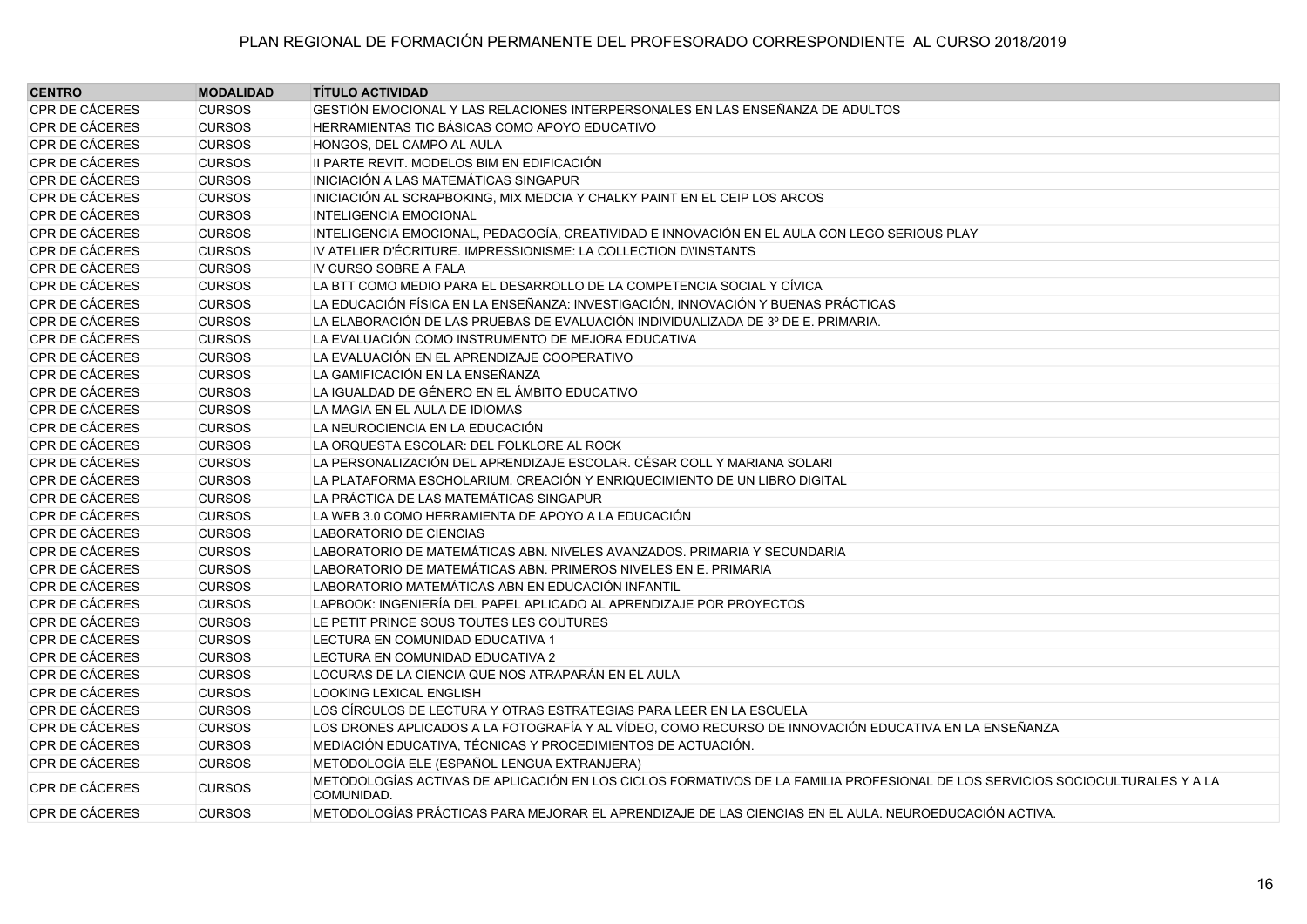PLAN REGIONAL DE FORMACIÓN PERMANENTE DEL PROFESORADO CORRESPONDIENTE AL CURSO 2018/2019

| CENTRO | MODALIDAD | TÍTULO ACTIVIDAD |
| --- | --- | --- |
| CPR DE CÁCERES | CURSOS | GESTIÓN EMOCIONAL Y LAS RELACIONES INTERPERSONALES EN LAS ENSEÑANZA DE ADULTOS |
| CPR DE CÁCERES | CURSOS | HERRAMIENTAS TIC BÁSICAS COMO APOYO EDUCATIVO |
| CPR DE CÁCERES | CURSOS | HONGOS, DEL CAMPO AL AULA |
| CPR DE CÁCERES | CURSOS | II PARTE REVIT. MODELOS BIM EN EDIFICACIÓN |
| CPR DE CÁCERES | CURSOS | INICIACIÓN A LAS MATEMÁTICAS SINGAPUR |
| CPR DE CÁCERES | CURSOS | INICIACIÓN AL SCRAPBOKING, MIX MEDCIA Y CHALKY PAINT EN EL CEIP LOS ARCOS |
| CPR DE CÁCERES | CURSOS | INTELIGENCIA EMOCIONAL |
| CPR DE CÁCERES | CURSOS | INTELIGENCIA EMOCIONAL, PEDAGOGÍA, CREATIVIDAD E INNOVACIÓN EN EL AULA CON LEGO SERIOUS PLAY |
| CPR DE CÁCERES | CURSOS | IV ATELIER D'ÉCRITURE. IMPRESSIONISME: LA COLLECTION D\'INSTANTS |
| CPR DE CÁCERES | CURSOS | IV CURSO SOBRE A FALA |
| CPR DE CÁCERES | CURSOS | LA BTT COMO MEDIO PARA EL DESARROLLO DE LA COMPETENCIA SOCIAL Y CÍVICA |
| CPR DE CÁCERES | CURSOS | LA EDUCACIÓN FÍSICA EN LA ENSEÑANZA: INVESTIGACIÓN, INNOVACIÓN Y BUENAS PRÁCTICAS |
| CPR DE CÁCERES | CURSOS | LA ELABORACIÓN DE LAS PRUEBAS DE EVALUACIÓN INDIVIDUALIZADA DE 3º DE E. PRIMARIA. |
| CPR DE CÁCERES | CURSOS | LA EVALUACIÓN COMO INSTRUMENTO DE MEJORA EDUCATIVA |
| CPR DE CÁCERES | CURSOS | LA EVALUACIÓN EN EL APRENDIZAJE COOPERATIVO |
| CPR DE CÁCERES | CURSOS | LA GAMIFICACIÓN EN LA ENSEÑANZA |
| CPR DE CÁCERES | CURSOS | LA IGUALDAD DE GÉNERO EN EL ÁMBITO EDUCATIVO |
| CPR DE CÁCERES | CURSOS | LA MAGIA EN EL AULA DE IDIOMAS |
| CPR DE CÁCERES | CURSOS | LA NEUROCIENCIA EN LA EDUCACIÓN |
| CPR DE CÁCERES | CURSOS | LA ORQUESTA ESCOLAR: DEL FOLKLORE AL ROCK |
| CPR DE CÁCERES | CURSOS | LA PERSONALIZACIÓN DEL APRENDIZAJE ESCOLAR. CÉSAR COLL Y MARIANA SOLARI |
| CPR DE CÁCERES | CURSOS | LA PLATAFORMA ESCHOLARIUM. CREACIÓN Y ENRIQUECIMIENTO DE UN LIBRO DIGITAL |
| CPR DE CÁCERES | CURSOS | LA PRÁCTICA DE LAS MATEMÁTICAS SINGAPUR |
| CPR DE CÁCERES | CURSOS | LA WEB 3.0 COMO HERRAMIENTA DE APOYO A LA EDUCACIÓN |
| CPR DE CÁCERES | CURSOS | LABORATORIO DE CIENCIAS |
| CPR DE CÁCERES | CURSOS | LABORATORIO DE MATEMÁTICAS ABN. NIVELES AVANZADOS. PRIMARIA Y SECUNDARIA |
| CPR DE CÁCERES | CURSOS | LABORATORIO DE MATEMÁTICAS ABN. PRIMEROS NIVELES EN E. PRIMARIA |
| CPR DE CÁCERES | CURSOS | LABORATORIO MATEMÁTICAS ABN EN EDUCACIÓN INFANTIL |
| CPR DE CÁCERES | CURSOS | LAPBOOK: INGENIERÍA DEL PAPEL APLICADO AL APRENDIZAJE POR PROYECTOS |
| CPR DE CÁCERES | CURSOS | LE PETIT PRINCE SOUS TOUTES LES COUTURES |
| CPR DE CÁCERES | CURSOS | LECTURA EN COMUNIDAD EDUCATIVA 1 |
| CPR DE CÁCERES | CURSOS | LECTURA EN COMUNIDAD EDUCATIVA 2 |
| CPR DE CÁCERES | CURSOS | LOCURAS DE LA CIENCIA QUE NOS ATRAPARÁN EN EL AULA |
| CPR DE CÁCERES | CURSOS | LOOKING LEXICAL ENGLISH |
| CPR DE CÁCERES | CURSOS | LOS CÍRCULOS DE LECTURA Y OTRAS ESTRATEGIAS PARA LEER EN LA ESCUELA |
| CPR DE CÁCERES | CURSOS | LOS DRONES APLICADOS A LA FOTOGRAFÍA Y AL VÍDEO, COMO RECURSO DE INNOVACIÓN EDUCATIVA EN LA ENSEÑANZA |
| CPR DE CÁCERES | CURSOS | MEDIACIÓN EDUCATIVA, TÉCNICAS Y PROCEDIMIENTOS DE ACTUACIÓN. |
| CPR DE CÁCERES | CURSOS | METODOLOGÍA ELE (ESPAÑOL LENGUA EXTRANJERA) |
| CPR DE CÁCERES | CURSOS | METODOLOGÍAS ACTIVAS DE APLICACIÓN EN LOS CICLOS FORMATIVOS DE LA FAMILIA PROFESIONAL DE LOS SERVICIOS SOCIOCULTURALES Y A LA COMUNIDAD. |
| CPR DE CÁCERES | CURSOS | METODOLOGÍAS PRÁCTICAS PARA MEJORAR EL APRENDIZAJE DE LAS CIENCIAS EN EL AULA. NEUROEDUCACIÓN ACTIVA. |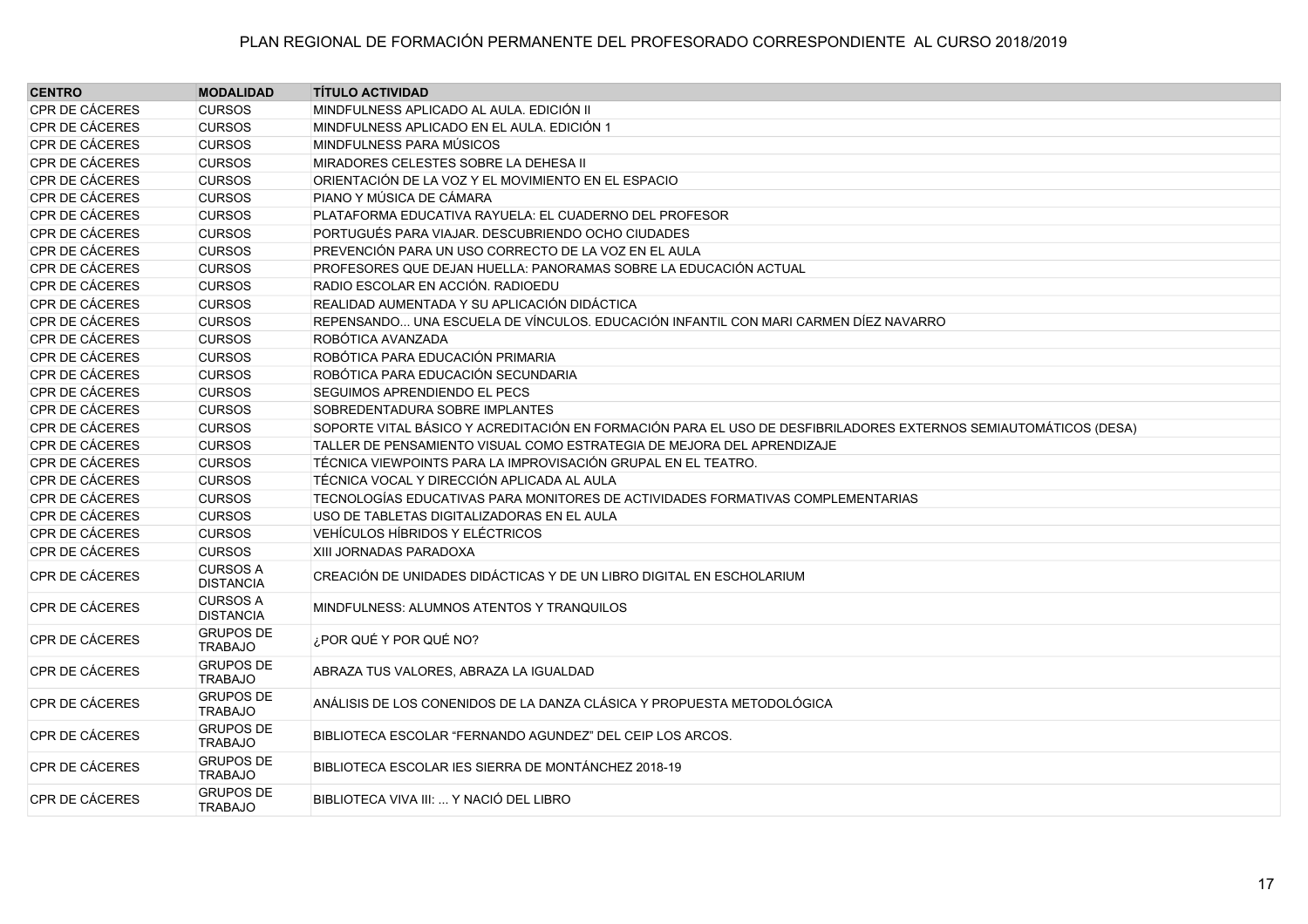# PLAN REGIONAL DE FORMACIÓN PERMANENTE DEL PROFESORADO CORRESPONDIENTE AL CURSO 2018/2019

| CENTRO | MODALIDAD | TÍTULO ACTIVIDAD |
|---|---|---|
| CPR DE CÁCERES | CURSOS | MINDFULNESS APLICADO AL AULA. EDICIÓN II |
| CPR DE CÁCERES | CURSOS | MINDFULNESS APLICADO EN EL AULA. EDICIÓN 1 |
| CPR DE CÁCERES | CURSOS | MINDFULNESS PARA MÚSICOS |
| CPR DE CÁCERES | CURSOS | MIRADORES CELESTES SOBRE LA DEHESA II |
| CPR DE CÁCERES | CURSOS | ORIENTACIÓN DE LA VOZ Y EL MOVIMIENTO EN EL ESPACIO |
| CPR DE CÁCERES | CURSOS | PIANO Y MÚSICA DE CÁMARA |
| CPR DE CÁCERES | CURSOS | PLATAFORMA EDUCATIVA RAYUELA: EL CUADERNO DEL PROFESOR |
| CPR DE CÁCERES | CURSOS | PORTUGUÉS PARA VIAJAR. DESCUBRIENDO OCHO CIUDADES |
| CPR DE CÁCERES | CURSOS | PREVENCIÓN PARA UN USO CORRECTO DE LA VOZ EN EL AULA |
| CPR DE CÁCERES | CURSOS | PROFESORES QUE DEJAN HUELLA: PANORAMAS SOBRE LA EDUCACIÓN ACTUAL |
| CPR DE CÁCERES | CURSOS | RADIO ESCOLAR EN ACCIÓN. RADIOEDU |
| CPR DE CÁCERES | CURSOS | REALIDAD AUMENTADA Y SU APLICACIÓN DIDÁCTICA |
| CPR DE CÁCERES | CURSOS | REPENSANDO... UNA ESCUELA DE VÍNCULOS. EDUCACIÓN INFANTIL CON MARI CARMEN DÍEZ NAVARRO |
| CPR DE CÁCERES | CURSOS | ROBÓTICA AVANZADA |
| CPR DE CÁCERES | CURSOS | ROBÓTICA PARA EDUCACIÓN PRIMARIA |
| CPR DE CÁCERES | CURSOS | ROBÓTICA PARA EDUCACIÓN SECUNDARIA |
| CPR DE CÁCERES | CURSOS | SEGUIMOS APRENDIENDO EL PECS |
| CPR DE CÁCERES | CURSOS | SOBREDENTADURA SOBRE IMPLANTES |
| CPR DE CÁCERES | CURSOS | SOPORTE VITAL BÁSICO Y ACREDITACIÓN EN FORMACIÓN PARA EL USO DE DESFIBRILADORES EXTERNOS SEMIAUTOMÁTICOS (DESA) |
| CPR DE CÁCERES | CURSOS | TALLER DE PENSAMIENTO VISUAL COMO ESTRATEGIA DE MEJORA DEL APRENDIZAJE |
| CPR DE CÁCERES | CURSOS | TÉCNICA VIEWPOINTS PARA LA IMPROVISACIÓN GRUPAL EN EL TEATRO. |
| CPR DE CÁCERES | CURSOS | TÉCNICA VOCAL Y DIRECCIÓN APLICADA AL AULA |
| CPR DE CÁCERES | CURSOS | TECNOLOGÍAS EDUCATIVAS PARA MONITORES DE ACTIVIDADES FORMATIVAS COMPLEMENTARIAS |
| CPR DE CÁCERES | CURSOS | USO DE TABLETAS DIGITALIZADORAS EN EL AULA |
| CPR DE CÁCERES | CURSOS | VEHÍCULOS HÍBRIDOS Y ELÉCTRICOS |
| CPR DE CÁCERES | CURSOS | XIII JORNADAS PARADOXA |
| CPR DE CÁCERES | CURSOS A DISTANCIA | CREACIÓN DE UNIDADES DIDÁCTICAS Y DE UN LIBRO DIGITAL EN ESCHOLARIUM |
| CPR DE CÁCERES | CURSOS A DISTANCIA | MINDFULNESS: ALUMNOS ATENTOS Y TRANQUILOS |
| CPR DE CÁCERES | GRUPOS DE TRABAJO | ¿POR QUÉ Y POR QUÉ NO? |
| CPR DE CÁCERES | GRUPOS DE TRABAJO | ABRAZA TUS VALORES, ABRAZA LA IGUALDAD |
| CPR DE CÁCERES | GRUPOS DE TRABAJO | ANÁLISIS DE LOS CONENIDOS DE LA DANZA CLÁSICA Y PROPUESTA METODOLÓGICA |
| CPR DE CÁCERES | GRUPOS DE TRABAJO | BIBLIOTECA ESCOLAR "FERNANDO AGUNDEZ" DEL CEIP LOS ARCOS. |
| CPR DE CÁCERES | GRUPOS DE TRABAJO | BIBLIOTECA ESCOLAR IES SIERRA DE MONTÁNCHEZ 2018-19 |
| CPR DE CÁCERES | GRUPOS DE TRABAJO | BIBLIOTECA VIVA III: ... Y NACIÓ DEL LIBRO |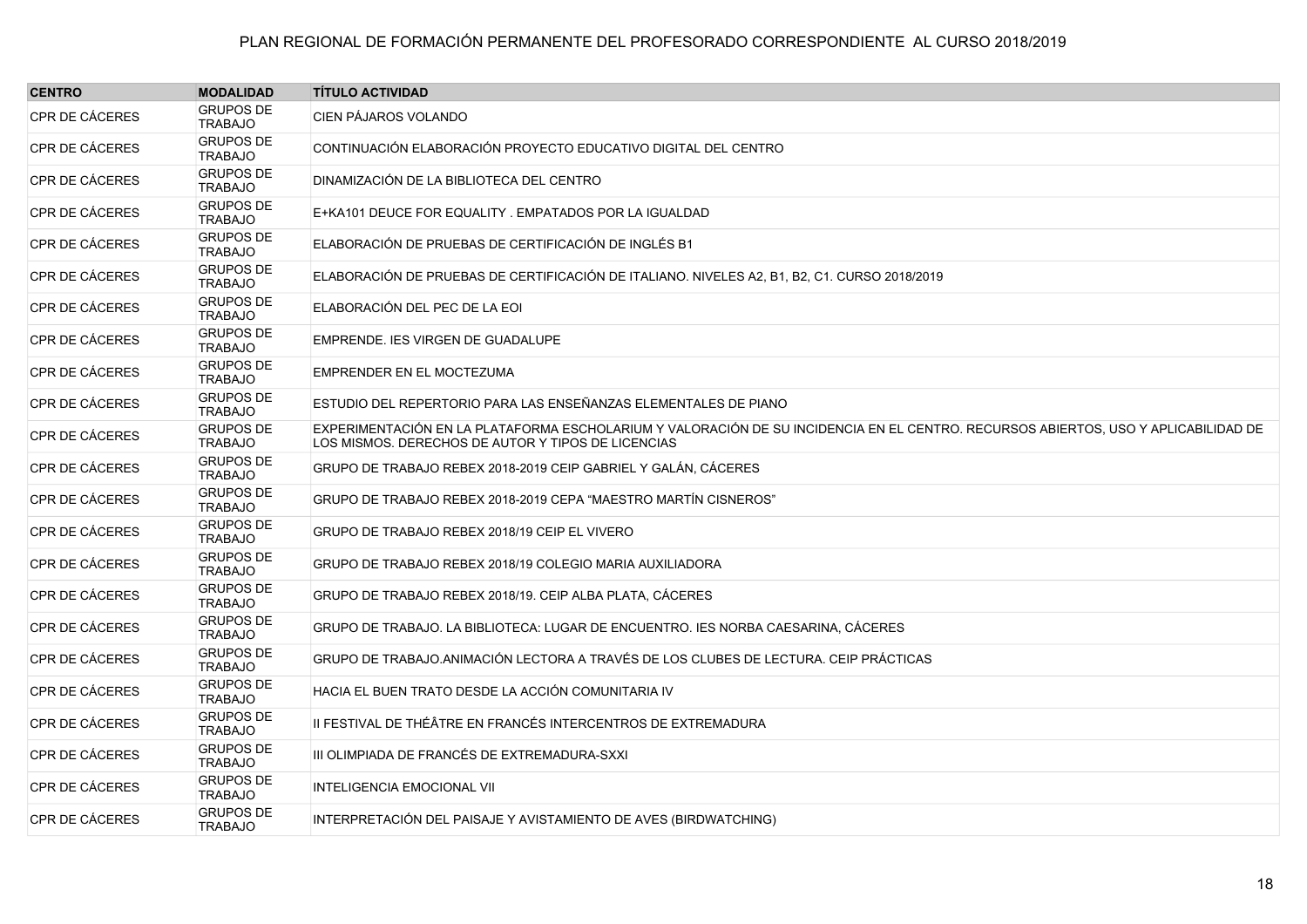PLAN REGIONAL DE FORMACIÓN PERMANENTE DEL PROFESORADO CORRESPONDIENTE AL CURSO 2018/2019

| CENTRO | MODALIDAD | TÍTULO ACTIVIDAD |
|---|---|---|
| CPR DE CÁCERES | GRUPOS DE TRABAJO | CIEN PÁJAROS VOLANDO |
| CPR DE CÁCERES | GRUPOS DE TRABAJO | CONTINUACIÓN ELABORACIÓN PROYECTO EDUCATIVO DIGITAL DEL CENTRO |
| CPR DE CÁCERES | GRUPOS DE TRABAJO | DINAMIZACIÓN DE LA BIBLIOTECA DEL CENTRO |
| CPR DE CÁCERES | GRUPOS DE TRABAJO | E+KA101 DEUCE FOR EQUALITY . EMPATADOS POR LA IGUALDAD |
| CPR DE CÁCERES | GRUPOS DE TRABAJO | ELABORACIÓN DE PRUEBAS DE CERTIFICACIÓN DE INGLÉS B1 |
| CPR DE CÁCERES | GRUPOS DE TRABAJO | ELABORACIÓN DE PRUEBAS DE CERTIFICACIÓN DE ITALIANO. NIVELES A2, B1, B2, C1. CURSO 2018/2019 |
| CPR DE CÁCERES | GRUPOS DE TRABAJO | ELABORACIÓN DEL PEC DE LA EOI |
| CPR DE CÁCERES | GRUPOS DE TRABAJO | EMPRENDE. IES VIRGEN DE GUADALUPE |
| CPR DE CÁCERES | GRUPOS DE TRABAJO | EMPRENDER EN EL MOCTEZUMA |
| CPR DE CÁCERES | GRUPOS DE TRABAJO | ESTUDIO DEL REPERTORIO PARA LAS ENSEÑANZAS ELEMENTALES DE PIANO |
| CPR DE CÁCERES | GRUPOS DE TRABAJO | EXPERIMENTACIÓN EN LA PLATAFORMA ESCHOLARIUM Y VALORACIÓN DE SU INCIDENCIA EN EL CENTRO. RECURSOS ABIERTOS, USO Y APLICABILIDAD DE LOS MISMOS. DERECHOS DE AUTOR Y TIPOS DE LICENCIAS |
| CPR DE CÁCERES | GRUPOS DE TRABAJO | GRUPO DE TRABAJO REBEX 2018-2019 CEIP GABRIEL Y GALÁN, CÁCERES |
| CPR DE CÁCERES | GRUPOS DE TRABAJO | GRUPO DE TRABAJO REBEX 2018-2019 CEPA "MAESTRO MARTÍN CISNEROS" |
| CPR DE CÁCERES | GRUPOS DE TRABAJO | GRUPO DE TRABAJO REBEX 2018/19 CEIP EL VIVERO |
| CPR DE CÁCERES | GRUPOS DE TRABAJO | GRUPO DE TRABAJO REBEX 2018/19 COLEGIO MARIA AUXILIADORA |
| CPR DE CÁCERES | GRUPOS DE TRABAJO | GRUPO DE TRABAJO REBEX 2018/19. CEIP ALBA PLATA, CÁCERES |
| CPR DE CÁCERES | GRUPOS DE TRABAJO | GRUPO DE TRABAJO. LA BIBLIOTECA: LUGAR DE ENCUENTRO. IES NORBA CAESARINA, CÁCERES |
| CPR DE CÁCERES | GRUPOS DE TRABAJO | GRUPO DE TRABAJO.ANIMACIÓN LECTORA A TRAVÉS DE LOS CLUBES DE LECTURA. CEIP PRÁCTICAS |
| CPR DE CÁCERES | GRUPOS DE TRABAJO | HACIA EL BUEN TRATO DESDE LA ACCIÓN COMUNITARIA IV |
| CPR DE CÁCERES | GRUPOS DE TRABAJO | II FESTIVAL DE THÉÂTRE EN FRANCÉS INTERCENTROS DE EXTREMADURA |
| CPR DE CÁCERES | GRUPOS DE TRABAJO | III OLIMPIADA DE FRANCÉS DE EXTREMADURA-SXXI |
| CPR DE CÁCERES | GRUPOS DE TRABAJO | INTELIGENCIA EMOCIONAL VII |
| CPR DE CÁCERES | GRUPOS DE TRABAJO | INTERPRETACIÓN DEL PAISAJE Y AVISTAMIENTO DE AVES (BIRDWATCHING) |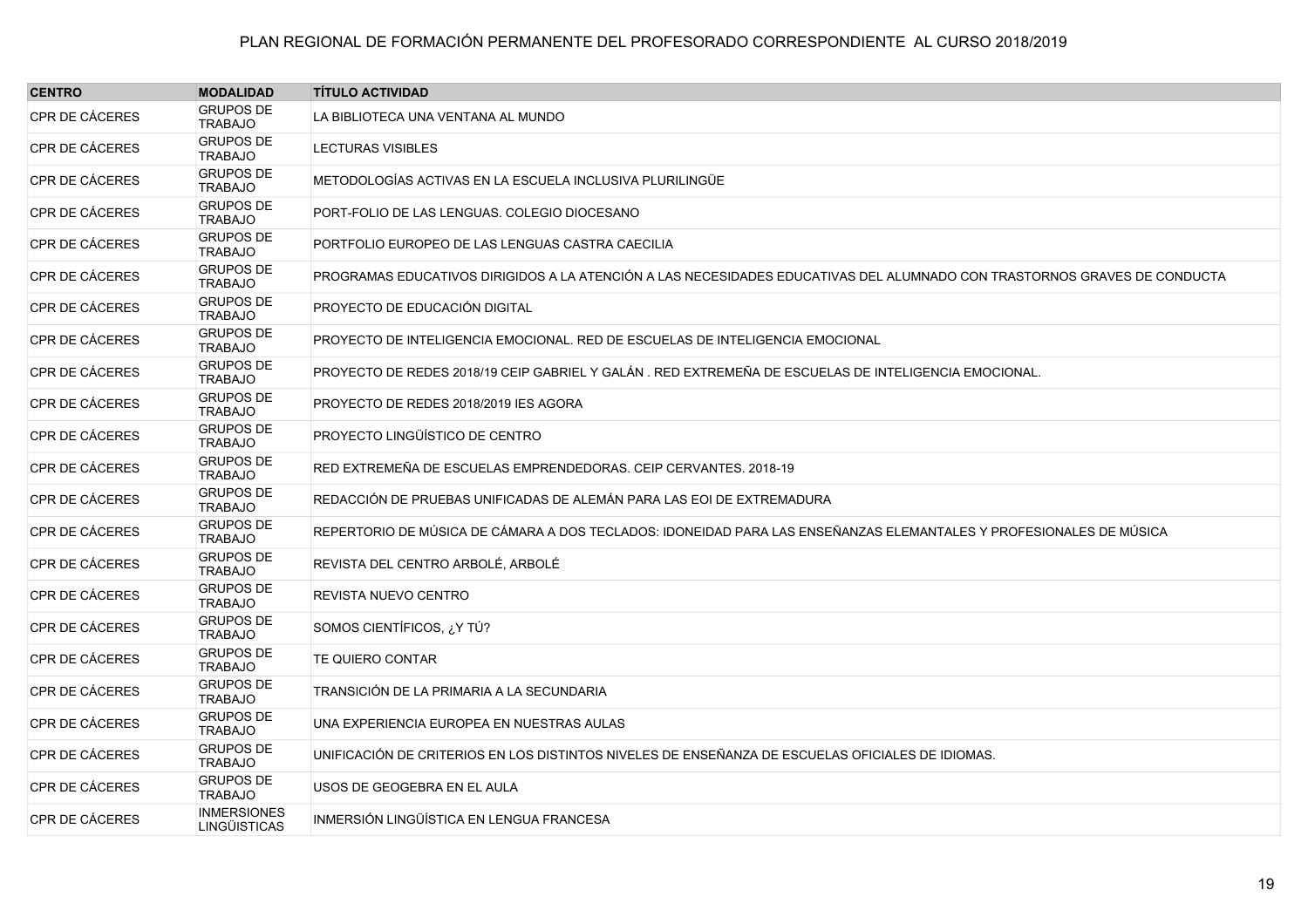| CENTRO | MODALIDAD | TÍTULO ACTIVIDAD |
|---|---|---|
| CPR DE CÁCERES | GRUPOS DE TRABAJO | LA BIBLIOTECA UNA VENTANA AL MUNDO |
| CPR DE CÁCERES | GRUPOS DE TRABAJO | LECTURAS VISIBLES |
| CPR DE CÁCERES | GRUPOS DE TRABAJO | METODOLOGÍAS ACTIVAS EN LA ESCUELA INCLUSIVA PLURILINGÜE |
| CPR DE CÁCERES | GRUPOS DE TRABAJO | PORT-FOLIO DE LAS LENGUAS. COLEGIO DIOCESANO |
| CPR DE CÁCERES | GRUPOS DE TRABAJO | PORTFOLIO EUROPEO DE LAS LENGUAS CASTRA CAECILIA |
| CPR DE CÁCERES | GRUPOS DE TRABAJO | PROGRAMAS EDUCATIVOS DIRIGIDOS A LA ATENCIÓN A LAS NECESIDADES EDUCATIVAS DEL ALUMNADO CON TRASTORNOS GRAVES DE CONDUCTA |
| CPR DE CÁCERES | GRUPOS DE TRABAJO | PROYECTO DE EDUCACIÓN DIGITAL |
| CPR DE CÁCERES | GRUPOS DE TRABAJO | PROYECTO DE INTELIGENCIA EMOCIONAL. RED DE ESCUELAS DE INTELIGENCIA EMOCIONAL |
| CPR DE CÁCERES | GRUPOS DE TRABAJO | PROYECTO DE REDES 2018/19 CEIP GABRIEL Y GALÁN . RED EXTREMEÑA DE ESCUELAS DE INTELIGENCIA EMOCIONAL. |
| CPR DE CÁCERES | GRUPOS DE TRABAJO | PROYECTO DE REDES 2018/2019 IES AGORA |
| CPR DE CÁCERES | GRUPOS DE TRABAJO | PROYECTO LINGÜÍSTICO DE CENTRO |
| CPR DE CÁCERES | GRUPOS DE TRABAJO | RED EXTREMEÑA DE ESCUELAS EMPRENDEDORAS. CEIP CERVANTES. 2018-19 |
| CPR DE CÁCERES | GRUPOS DE TRABAJO | REDACCIÓN DE PRUEBAS UNIFICADAS DE ALEMÁN PARA LAS EOI DE EXTREMADURA |
| CPR DE CÁCERES | GRUPOS DE TRABAJO | REPERTORIO DE MÚSICA DE CÁMARA A DOS TECLADOS: IDONEIDAD PARA LAS ENSEÑANZAS ELEMANTALES Y PROFESIONALES DE MÚSICA |
| CPR DE CÁCERES | GRUPOS DE TRABAJO | REVISTA DEL CENTRO ARBOLÉ, ARBOLÉ |
| CPR DE CÁCERES | GRUPOS DE TRABAJO | REVISTA NUEVO CENTRO |
| CPR DE CÁCERES | GRUPOS DE TRABAJO | SOMOS CIENTÍFICOS, ¿Y TÚ? |
| CPR DE CÁCERES | GRUPOS DE TRABAJO | TE QUIERO CONTAR |
| CPR DE CÁCERES | GRUPOS DE TRABAJO | TRANSICIÓN DE LA PRIMARIA A LA SECUNDARIA |
| CPR DE CÁCERES | GRUPOS DE TRABAJO | UNA EXPERIENCIA EUROPEA EN NUESTRAS AULAS |
| CPR DE CÁCERES | GRUPOS DE TRABAJO | UNIFICACIÓN DE CRITERIOS EN LOS DISTINTOS NIVELES DE ENSEÑANZA DE ESCUELAS OFICIALES DE IDIOMAS. |
| CPR DE CÁCERES | GRUPOS DE TRABAJO | USOS DE GEOGEBRA EN EL AULA |
| CPR DE CÁCERES | INMERSIONES LINGÜISTICAS | INMERSIÓN LINGÜÍSTICA EN LENGUA FRANCESA |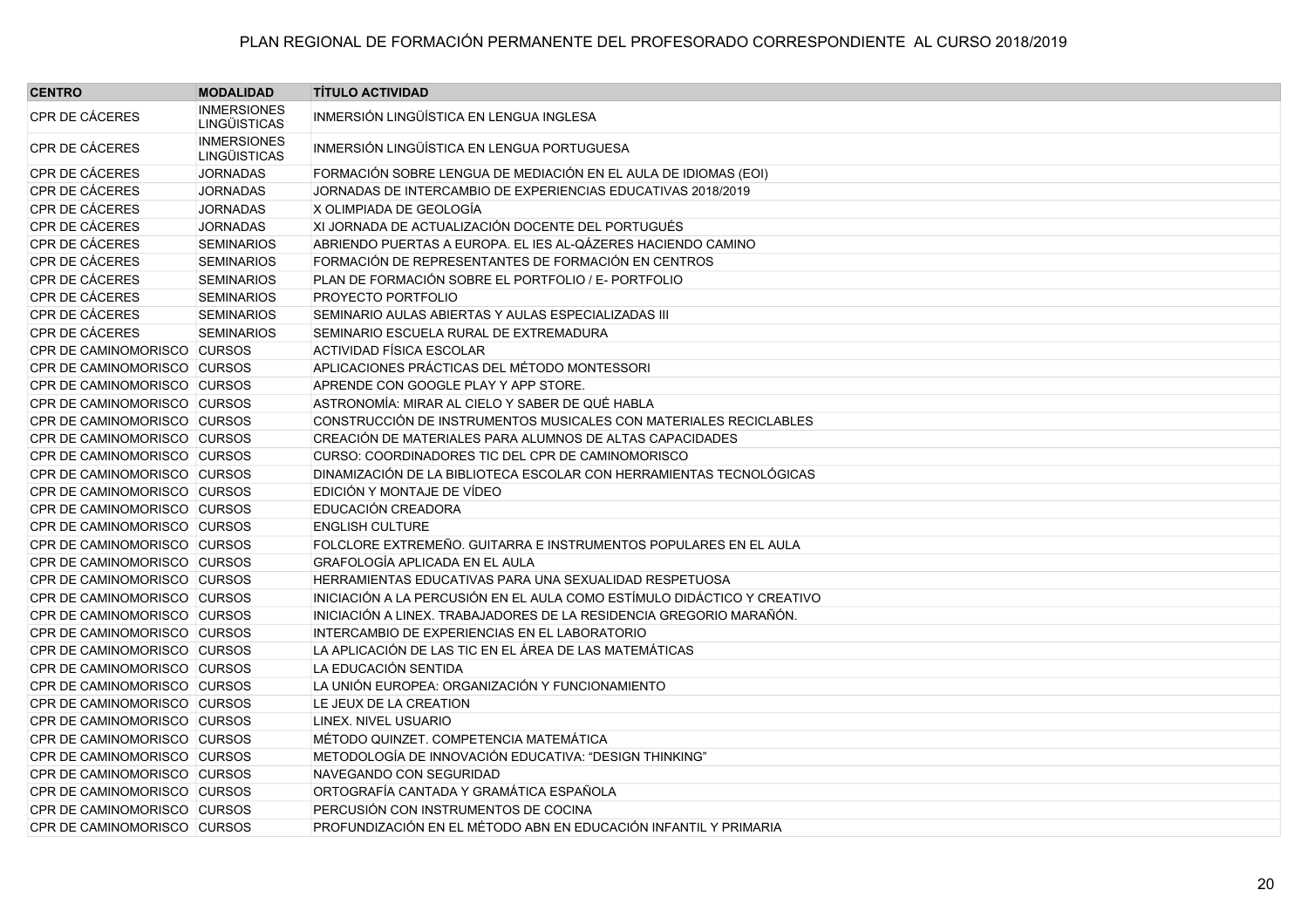PLAN REGIONAL DE FORMACIÓN PERMANENTE DEL PROFESORADO CORRESPONDIENTE AL CURSO 2018/2019

| CENTRO | MODALIDAD | TÍTULO ACTIVIDAD |
|---|---|---|
| CPR DE CÁCERES | INMERSIONES LINGÜÍSTICAS | INMERSIÓN LINGÜÍSTICA EN LENGUA INGLESA |
| CPR DE CÁCERES | INMERSIONES LINGÜÍSTICAS | INMERSIÓN LINGÜÍSTICA EN LENGUA PORTUGUESA |
| CPR DE CÁCERES | JORNADAS | FORMACIÓN SOBRE LENGUA DE MEDIACIÓN EN EL AULA DE IDIOMAS (EOI) |
| CPR DE CÁCERES | JORNADAS | JORNADAS DE INTERCAMBIO DE EXPERIENCIAS EDUCATIVAS 2018/2019 |
| CPR DE CÁCERES | JORNADAS | X OLIMPIADA DE GEOLOGÍA |
| CPR DE CÁCERES | JORNADAS | XI JORNADA DE ACTUALIZACIÓN DOCENTE DEL PORTUGUÉS |
| CPR DE CÁCERES | SEMINARIOS | ABRIENDO PUERTAS A EUROPA. EL IES AL-QÁZERES HACIENDO CAMINO |
| CPR DE CÁCERES | SEMINARIOS | FORMACIÓN DE REPRESENTANTES DE FORMACIÓN EN CENTROS |
| CPR DE CÁCERES | SEMINARIOS | PLAN DE FORMACIÓN SOBRE EL PORTFOLIO / E- PORTFOLIO |
| CPR DE CÁCERES | SEMINARIOS | PROYECTO PORTFOLIO |
| CPR DE CÁCERES | SEMINARIOS | SEMINARIO AULAS ABIERTAS Y AULAS ESPECIALIZADAS III |
| CPR DE CÁCERES | SEMINARIOS | SEMINARIO ESCUELA RURAL DE EXTREMADURA |
| CPR DE CAMINOMORISCO | CURSOS | ACTIVIDAD FÍSICA ESCOLAR |
| CPR DE CAMINOMORISCO | CURSOS | APLICACIONES PRÁCTICAS DEL MÉTODO MONTESSORI |
| CPR DE CAMINOMORISCO | CURSOS | APRENDE CON GOOGLE PLAY Y APP STORE. |
| CPR DE CAMINOMORISCO | CURSOS | ASTRONOMÍA: MIRAR AL CIELO Y SABER DE QUÉ HABLA |
| CPR DE CAMINOMORISCO | CURSOS | CONSTRUCCIÓN DE INSTRUMENTOS MUSICALES CON MATERIALES RECICLABLES |
| CPR DE CAMINOMORISCO | CURSOS | CREACIÓN DE MATERIALES PARA ALUMNOS DE ALTAS CAPACIDADES |
| CPR DE CAMINOMORISCO | CURSOS | CURSO: COORDINADORES TIC DEL CPR DE CAMINOMORISCO |
| CPR DE CAMINOMORISCO | CURSOS | DINAMIZACIÓN DE LA BIBLIOTECA ESCOLAR CON HERRAMIENTAS TECNOLÓGICAS |
| CPR DE CAMINOMORISCO | CURSOS | EDICIÓN Y MONTAJE DE VÍDEO |
| CPR DE CAMINOMORISCO | CURSOS | EDUCACIÓN CREADORA |
| CPR DE CAMINOMORISCO | CURSOS | ENGLISH CULTURE |
| CPR DE CAMINOMORISCO | CURSOS | FOLCLORE EXTREMEÑO. GUITARRA E INSTRUMENTOS POPULARES EN EL AULA |
| CPR DE CAMINOMORISCO | CURSOS | GRAFOLOGÍA APLICADA EN EL AULA |
| CPR DE CAMINOMORISCO | CURSOS | HERRAMIENTAS EDUCATIVAS PARA UNA SEXUALIDAD RESPETUOSA |
| CPR DE CAMINOMORISCO | CURSOS | INICIACIÓN A LA PERCUSIÓN EN EL AULA COMO ESTÍMULO DIDÁCTICO Y CREATIVO |
| CPR DE CAMINOMORISCO | CURSOS | INICIACIÓN A LINEX. TRABAJADORES DE LA RESIDENCIA GREGORIO MARAÑÓN. |
| CPR DE CAMINOMORISCO | CURSOS | INTERCAMBIO DE EXPERIENCIAS EN EL LABORATORIO |
| CPR DE CAMINOMORISCO | CURSOS | LA APLICACIÓN DE LAS TIC EN EL ÁREA DE LAS MATEMÁTICAS |
| CPR DE CAMINOMORISCO | CURSOS | LA EDUCACIÓN SENTIDA |
| CPR DE CAMINOMORISCO | CURSOS | LA UNIÓN EUROPEA: ORGANIZACIÓN Y FUNCIONAMIENTO |
| CPR DE CAMINOMORISCO | CURSOS | LE JEUX DE LA CREATION |
| CPR DE CAMINOMORISCO | CURSOS | LINEX. NIVEL USUARIO |
| CPR DE CAMINOMORISCO | CURSOS | MÉTODO QUINZET. COMPETENCIA MATEMÁTICA |
| CPR DE CAMINOMORISCO | CURSOS | METODOLOGÍA DE INNOVACIÓN EDUCATIVA: "DESIGN THINKING" |
| CPR DE CAMINOMORISCO | CURSOS | NAVEGANDO CON SEGURIDAD |
| CPR DE CAMINOMORISCO | CURSOS | ORTOGRAFÍA CANTADA Y GRAMÁTICA ESPAÑOLA |
| CPR DE CAMINOMORISCO | CURSOS | PERCUSIÓN CON INSTRUMENTOS DE COCINA |
| CPR DE CAMINOMORISCO | CURSOS | PROFUNDIZACIÓN EN EL MÉTODO ABN EN EDUCACIÓN INFANTIL Y PRIMARIA |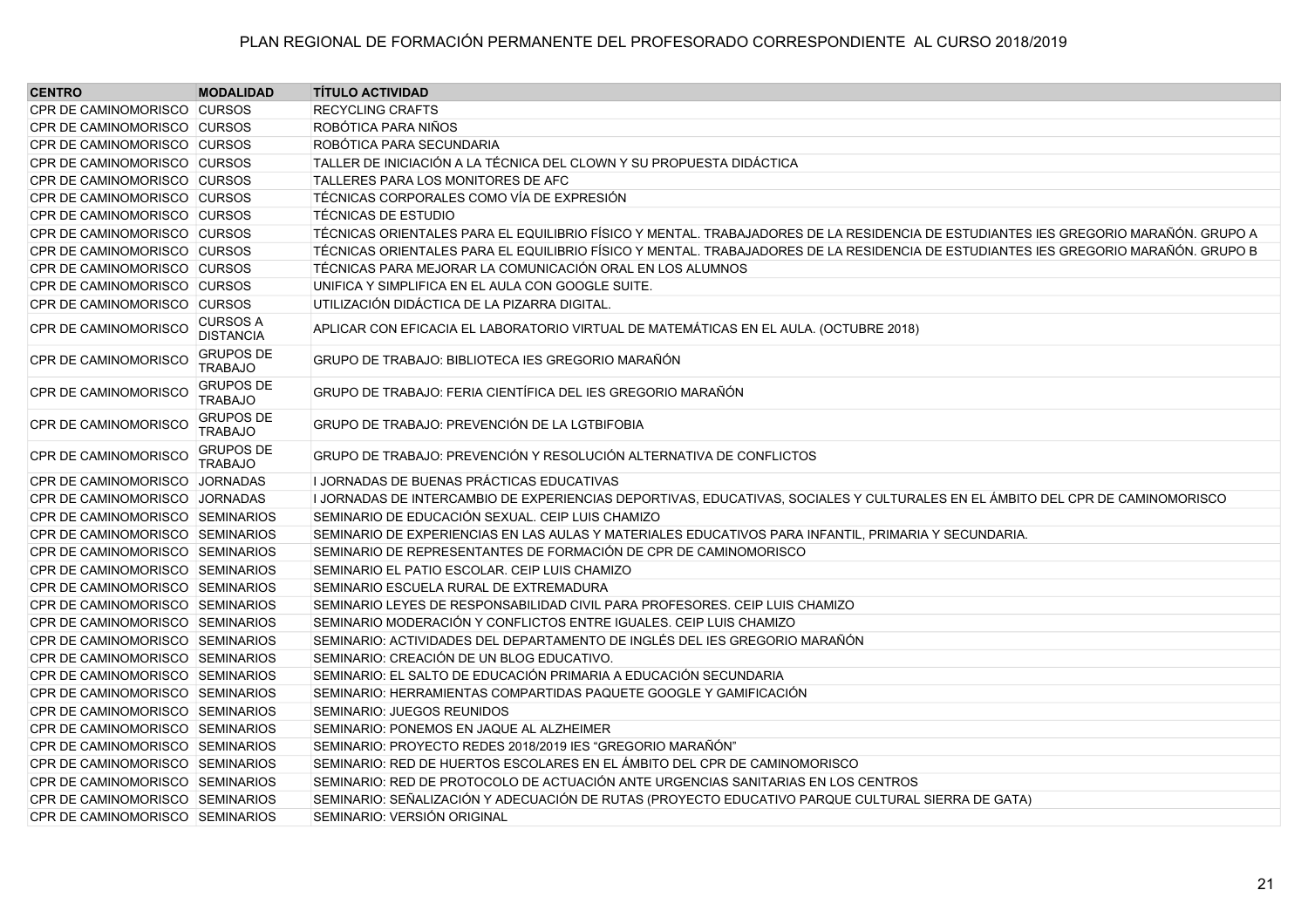# PLAN REGIONAL DE FORMACIÓN PERMANENTE DEL PROFESORADO CORRESPONDIENTE AL CURSO 2018/2019

| CENTRO | MODALIDAD | TÍTULO ACTIVIDAD |
| --- | --- | --- |
| CPR DE CAMINOMORISCO | CURSOS | RECYCLING CRAFTS |
| CPR DE CAMINOMORISCO | CURSOS | ROBÓTICA PARA NIÑOS |
| CPR DE CAMINOMORISCO | CURSOS | ROBÓTICA PARA SECUNDARIA |
| CPR DE CAMINOMORISCO | CURSOS | TALLER DE INICIACIÓN A LA TÉCNICA DEL CLOWN Y SU PROPUESTA DIDÁCTICA |
| CPR DE CAMINOMORISCO | CURSOS | TALLERES PARA LOS MONITORES DE AFC |
| CPR DE CAMINOMORISCO | CURSOS | TÉCNICAS CORPORALES COMO VÍA DE EXPRESIÓN |
| CPR DE CAMINOMORISCO | CURSOS | TÉCNICAS DE ESTUDIO |
| CPR DE CAMINOMORISCO | CURSOS | TÉCNICAS ORIENTALES PARA EL EQUILIBRIO FÍSICO Y MENTAL. TRABAJADORES DE LA RESIDENCIA DE ESTUDIANTES IES GREGORIO MARAÑÓN. GRUPO A |
| CPR DE CAMINOMORISCO | CURSOS | TÉCNICAS ORIENTALES PARA EL EQUILIBRIO FÍSICO Y MENTAL. TRABAJADORES DE LA RESIDENCIA DE ESTUDIANTES IES GREGORIO MARAÑÓN. GRUPO B |
| CPR DE CAMINOMORISCO | CURSOS | TÉCNICAS PARA MEJORAR LA COMUNICACIÓN ORAL EN LOS ALUMNOS |
| CPR DE CAMINOMORISCO | CURSOS | UNIFICA Y SIMPLIFICA EN EL AULA CON GOOGLE SUITE. |
| CPR DE CAMINOMORISCO | CURSOS | UTILIZACIÓN DIDÁCTICA DE LA PIZARRA DIGITAL. |
| CPR DE CAMINOMORISCO | CURSOS A DISTANCIA | APLICAR CON EFICACIA EL LABORATORIO VIRTUAL DE MATEMÁTICAS EN EL AULA. (OCTUBRE 2018) |
| CPR DE CAMINOMORISCO | GRUPOS DE TRABAJO | GRUPO DE TRABAJO: BIBLIOTECA IES GREGORIO MARAÑÓN |
| CPR DE CAMINOMORISCO | GRUPOS DE TRABAJO | GRUPO DE TRABAJO: FERIA CIENTÍFICA DEL IES GREGORIO MARAÑÓN |
| CPR DE CAMINOMORISCO | GRUPOS DE TRABAJO | GRUPO DE TRABAJO: PREVENCIÓN DE LA LGTBIFOBIA |
| CPR DE CAMINOMORISCO | GRUPOS DE TRABAJO | GRUPO DE TRABAJO: PREVENCIÓN Y RESOLUCIÓN ALTERNATIVA DE CONFLICTOS |
| CPR DE CAMINOMORISCO | JORNADAS | I JORNADAS DE BUENAS PRÁCTICAS EDUCATIVAS |
| CPR DE CAMINOMORISCO | JORNADAS | I JORNADAS DE INTERCAMBIO DE EXPERIENCIAS DEPORTIVAS, EDUCATIVAS, SOCIALES Y CULTURALES EN EL ÁMBITO DEL CPR DE CAMINOMORISCO |
| CPR DE CAMINOMORISCO | SEMINARIOS | SEMINARIO DE EDUCACIÓN SEXUAL. CEIP LUIS CHAMIZO |
| CPR DE CAMINOMORISCO | SEMINARIOS | SEMINARIO DE EXPERIENCIAS EN LAS AULAS Y MATERIALES EDUCATIVOS PARA INFANTIL, PRIMARIA Y SECUNDARIA. |
| CPR DE CAMINOMORISCO | SEMINARIOS | SEMINARIO DE REPRESENTANTES DE FORMACIÓN DE CPR DE CAMINOMORISCO |
| CPR DE CAMINOMORISCO | SEMINARIOS | SEMINARIO EL PATIO ESCOLAR. CEIP LUIS CHAMIZO |
| CPR DE CAMINOMORISCO | SEMINARIOS | SEMINARIO ESCUELA RURAL DE EXTREMADURA |
| CPR DE CAMINOMORISCO | SEMINARIOS | SEMINARIO LEYES DE RESPONSABILIDAD CIVIL PARA PROFESORES. CEIP LUIS CHAMIZO |
| CPR DE CAMINOMORISCO | SEMINARIOS | SEMINARIO MODERACIÓN Y CONFLICTOS ENTRE IGUALES. CEIP LUIS CHAMIZO |
| CPR DE CAMINOMORISCO | SEMINARIOS | SEMINARIO: ACTIVIDADES DEL DEPARTAMENTO DE INGLÉS DEL IES GREGORIO MARAÑÓN |
| CPR DE CAMINOMORISCO | SEMINARIOS | SEMINARIO: CREACIÓN DE UN BLOG EDUCATIVO. |
| CPR DE CAMINOMORISCO | SEMINARIOS | SEMINARIO: EL SALTO DE EDUCACIÓN PRIMARIA A EDUCACIÓN SECUNDARIA |
| CPR DE CAMINOMORISCO | SEMINARIOS | SEMINARIO: HERRAMIENTAS COMPARTIDAS PAQUETE GOOGLE Y GAMIFICACIÓN |
| CPR DE CAMINOMORISCO | SEMINARIOS | SEMINARIO: JUEGOS REUNIDOS |
| CPR DE CAMINOMORISCO | SEMINARIOS | SEMINARIO: PONEMOS EN JAQUE AL ALZHEIMER |
| CPR DE CAMINOMORISCO | SEMINARIOS | SEMINARIO: PROYECTO REDES 2018/2019 IES "GREGORIO MARAÑÓN" |
| CPR DE CAMINOMORISCO | SEMINARIOS | SEMINARIO: RED DE HUERTOS ESCOLARES EN EL ÁMBITO DEL CPR DE CAMINOMORISCO |
| CPR DE CAMINOMORISCO | SEMINARIOS | SEMINARIO: RED DE PROTOCOLO DE ACTUACIÓN ANTE URGENCIAS SANITARIAS EN LOS CENTROS |
| CPR DE CAMINOMORISCO | SEMINARIOS | SEMINARIO: SEÑALIZACIÓN Y ADECUACIÓN DE RUTAS (PROYECTO EDUCATIVO PARQUE CULTURAL SIERRA DE GATA) |
| CPR DE CAMINOMORISCO | SEMINARIOS | SEMINARIO: VERSIÓN ORIGINAL |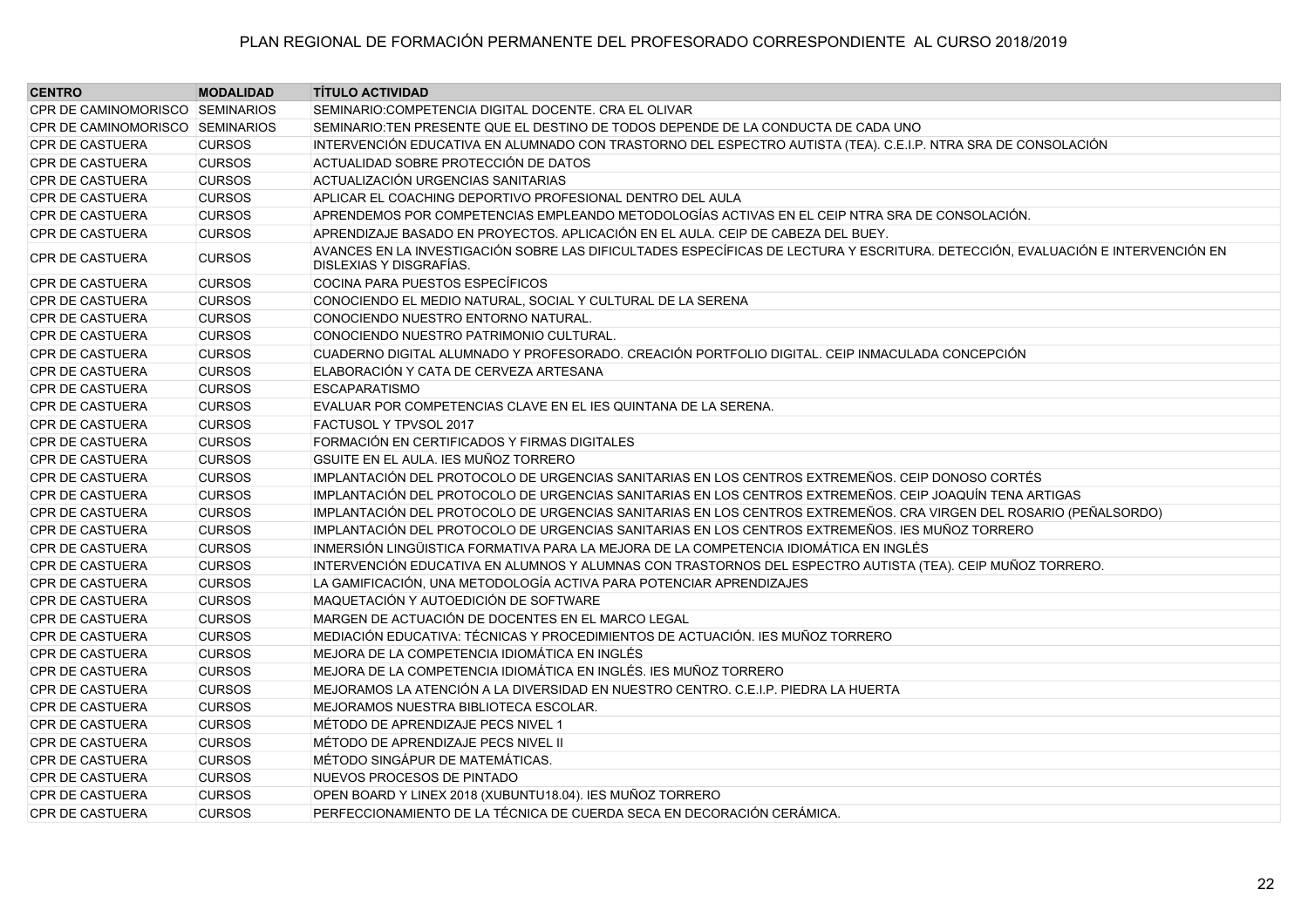# PLAN REGIONAL DE FORMACIÓN PERMANENTE DEL PROFESORADO CORRESPONDIENTE AL CURSO 2018/2019

| CENTRO | MODALIDAD | TÍTULO ACTIVIDAD |
|---|---|---|
| CPR DE CAMINOMORISCO | SEMINARIOS | SEMINARIO:COMPETENCIA DIGITAL DOCENTE. CRA EL OLIVAR |
| CPR DE CAMINOMORISCO | SEMINARIOS | SEMINARIO:TEN PRESENTE QUE EL DESTINO DE TODOS DEPENDE DE LA CONDUCTA DE CADA UNO |
| CPR DE CASTUERA | CURSOS | INTERVENCIÓN EDUCATIVA EN ALUMNADO CON TRASTORNO DEL ESPECTRO AUTISTA (TEA). C.E.I.P. NTRA SRA DE CONSOLACIÓN |
| CPR DE CASTUERA | CURSOS | ACTUALIDAD SOBRE PROTECCIÓN DE DATOS |
| CPR DE CASTUERA | CURSOS | ACTUALIZACIÓN URGENCIAS SANITARIAS |
| CPR DE CASTUERA | CURSOS | APLICAR EL COACHING DEPORTIVO PROFESIONAL DENTRO DEL AULA |
| CPR DE CASTUERA | CURSOS | APRENDEMOS POR COMPETENCIAS EMPLEANDO METODOLOGÍAS ACTIVAS EN EL CEIP NTRA SRA DE CONSOLACIÓN. |
| CPR DE CASTUERA | CURSOS | APRENDIZAJE BASADO EN PROYECTOS. APLICACIÓN EN EL AULA. CEIP DE CABEZA DEL BUEY. |
| CPR DE CASTUERA | CURSOS | AVANCES EN LA INVESTIGACIÓN SOBRE LAS DIFICULTADES ESPECÍFICAS DE LECTURA Y ESCRITURA. DETECCIÓN, EVALUACIÓN E INTERVENCIÓN EN DISLEXIAS Y DISGRAFÍAS. |
| CPR DE CASTUERA | CURSOS | COCINA PARA PUESTOS ESPECÍFICOS |
| CPR DE CASTUERA | CURSOS | CONOCIENDO EL MEDIO NATURAL, SOCIAL Y CULTURAL DE LA SERENA |
| CPR DE CASTUERA | CURSOS | CONOCIENDO NUESTRO ENTORNO NATURAL. |
| CPR DE CASTUERA | CURSOS | CONOCIENDO NUESTRO PATRIMONIO CULTURAL. |
| CPR DE CASTUERA | CURSOS | CUADERNO DIGITAL ALUMNADO Y PROFESORADO. CREACIÓN PORTFOLIO DIGITAL. CEIP INMACULADA CONCEPCIÓN |
| CPR DE CASTUERA | CURSOS | ELABORACIÓN Y CATA DE CERVEZA ARTESANA |
| CPR DE CASTUERA | CURSOS | ESCAPARATISMO |
| CPR DE CASTUERA | CURSOS | EVALUAR POR COMPETENCIAS CLAVE EN EL IES QUINTANA DE LA SERENA. |
| CPR DE CASTUERA | CURSOS | FACTUSOL Y TPVSOL 2017 |
| CPR DE CASTUERA | CURSOS | FORMACIÓN EN CERTIFICADOS Y FIRMAS DIGITALES |
| CPR DE CASTUERA | CURSOS | GSUITE EN EL AULA. IES MUÑOZ TORRERO |
| CPR DE CASTUERA | CURSOS | IMPLANTACIÓN DEL PROTOCOLO DE URGENCIAS SANITARIAS EN LOS CENTROS EXTREMEÑOS. CEIP DONOSO CORTÉS |
| CPR DE CASTUERA | CURSOS | IMPLANTACIÓN DEL PROTOCOLO DE URGENCIAS SANITARIAS EN LOS CENTROS EXTREMEÑOS. CEIP JOAQUÍN TENA ARTIGAS |
| CPR DE CASTUERA | CURSOS | IMPLANTACIÓN DEL PROTOCOLO DE URGENCIAS SANITARIAS EN LOS CENTROS EXTREMEÑOS. CRA VIRGEN DEL ROSARIO (PEÑALSORDO) |
| CPR DE CASTUERA | CURSOS | IMPLANTACIÓN DEL PROTOCOLO DE URGENCIAS SANITARIAS EN LOS CENTROS EXTREMEÑOS. IES MUÑOZ TORRERO |
| CPR DE CASTUERA | CURSOS | INMERSIÓN LINGÜISTICA FORMATIVA PARA LA MEJORA DE LA COMPETENCIA IDIOMÁTICA EN INGLÉS |
| CPR DE CASTUERA | CURSOS | INTERVENCIÓN EDUCATIVA EN ALUMNOS Y ALUMNAS CON TRASTORNOS DEL ESPECTRO AUTISTA (TEA). CEIP MUÑOZ TORRERO. |
| CPR DE CASTUERA | CURSOS | LA GAMIFICACIÓN, UNA METODOLOGÍA ACTIVA PARA POTENCIAR APRENDIZAJES |
| CPR DE CASTUERA | CURSOS | MAQUETACIÓN Y AUTOEDICIÓN DE SOFTWARE |
| CPR DE CASTUERA | CURSOS | MARGEN DE ACTUACIÓN DE DOCENTES EN EL MARCO LEGAL |
| CPR DE CASTUERA | CURSOS | MEDIACIÓN EDUCATIVA: TÉCNICAS Y PROCEDIMIENTOS DE ACTUACIÓN. IES MUÑOZ TORRERO |
| CPR DE CASTUERA | CURSOS | MEJORA DE LA COMPETENCIA IDIOMÁTICA EN INGLÉS |
| CPR DE CASTUERA | CURSOS | MEJORA DE LA COMPETENCIA IDIOMÁTICA EN INGLÉS. IES MUÑOZ TORRERO |
| CPR DE CASTUERA | CURSOS | MEJORAMOS LA ATENCIÓN A LA DIVERSIDAD EN NUESTRO CENTRO. C.E.I.P. PIEDRA LA HUERTA |
| CPR DE CASTUERA | CURSOS | MEJORAMOS NUESTRA BIBLIOTECA ESCOLAR. |
| CPR DE CASTUERA | CURSOS | MÉTODO DE APRENDIZAJE PECS NIVEL 1 |
| CPR DE CASTUERA | CURSOS | MÉTODO DE APRENDIZAJE PECS NIVEL II |
| CPR DE CASTUERA | CURSOS | MÉTODO SINGÁPUR DE MATEMÁTICAS. |
| CPR DE CASTUERA | CURSOS | NUEVOS PROCESOS DE PINTADO |
| CPR DE CASTUERA | CURSOS | OPEN BOARD Y LINEX 2018 (XUBUNTU18.04). IES MUÑOZ TORRERO |
| CPR DE CASTUERA | CURSOS | PERFECCIONAMIENTO DE LA TÉCNICA DE CUERDA SECA EN DECORACIÓN CERÁMICA. |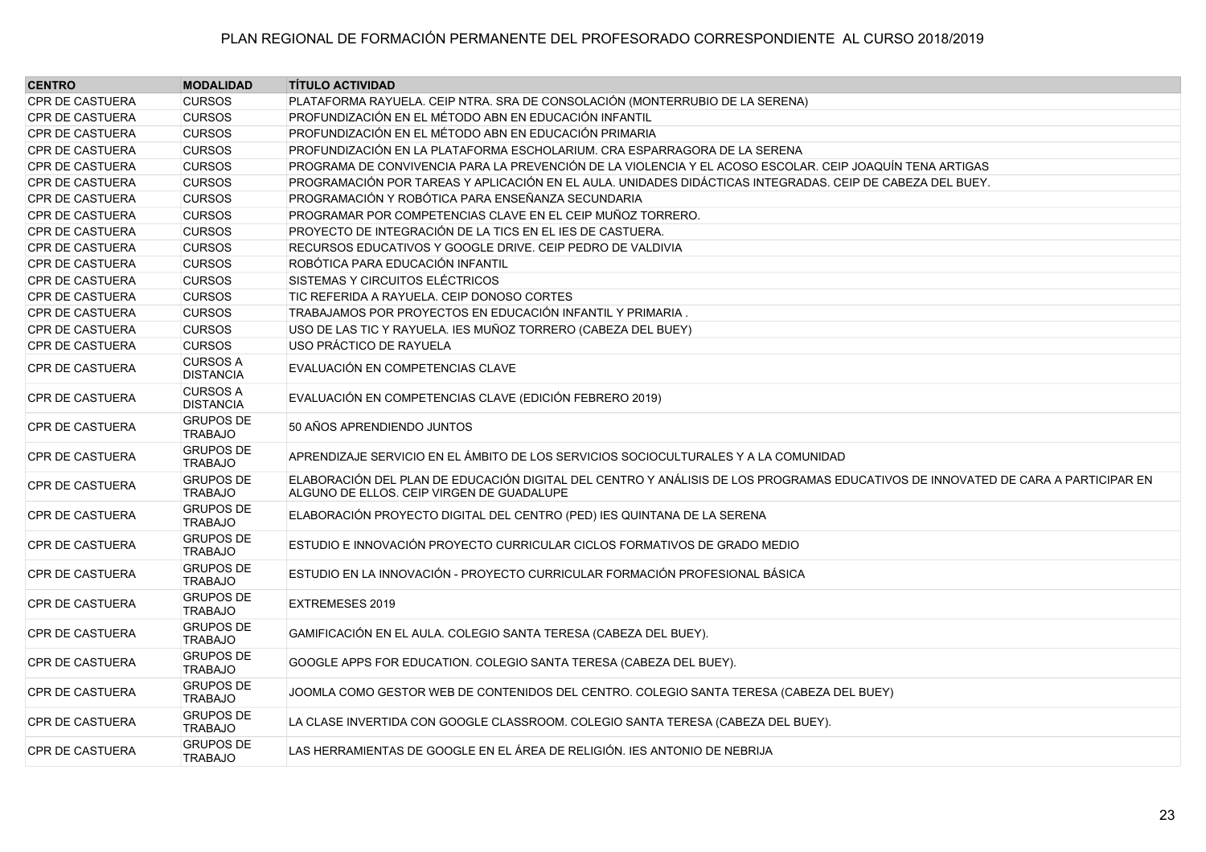| CENTRO | MODALIDAD | TÍTULO ACTIVIDAD |
|---|---|---|
| CPR DE CASTUERA | CURSOS | PLATAFORMA RAYUELA. CEIP NTRA. SRA DE CONSOLACIÓN (MONTERRUBIO DE LA SERENA) |
| CPR DE CASTUERA | CURSOS | PROFUNDIZACIÓN EN EL MÉTODO ABN EN EDUCACIÓN INFANTIL |
| CPR DE CASTUERA | CURSOS | PROFUNDIZACIÓN EN EL MÉTODO ABN EN EDUCACIÓN PRIMARIA |
| CPR DE CASTUERA | CURSOS | PROFUNDIZACIÓN EN LA PLATAFORMA ESCHOLARIUM. CRA ESPARRAGORA DE LA SERENA |
| CPR DE CASTUERA | CURSOS | PROGRAMA DE CONVIVENCIA PARA LA PREVENCIÓN DE LA VIOLENCIA Y EL ACOSO ESCOLAR. CEIP JOAQUÍN TENA ARTIGAS |
| CPR DE CASTUERA | CURSOS | PROGRAMACIÓN POR TAREAS Y APLICACIÓN EN EL AULA. UNIDADES DIDÁCTICAS INTEGRADAS. CEIP DE CABEZA DEL BUEY. |
| CPR DE CASTUERA | CURSOS | PROGRAMACIÓN Y ROBÓTICA PARA ENSEÑANZA SECUNDARIA |
| CPR DE CASTUERA | CURSOS | PROGRAMAR POR COMPETENCIAS CLAVE EN EL CEIP MUÑOZ TORRERO. |
| CPR DE CASTUERA | CURSOS | PROYECTO DE INTEGRACIÓN DE LA TICS EN EL IES DE CASTUERA. |
| CPR DE CASTUERA | CURSOS | RECURSOS EDUCATIVOS Y GOOGLE DRIVE. CEIP PEDRO DE VALDIVIA |
| CPR DE CASTUERA | CURSOS | ROBÓTICA PARA EDUCACIÓN INFANTIL |
| CPR DE CASTUERA | CURSOS | SISTEMAS Y CIRCUITOS ELÉCTRICOS |
| CPR DE CASTUERA | CURSOS | TIC REFERIDA A RAYUELA. CEIP DONOSO CORTES |
| CPR DE CASTUERA | CURSOS | TRABAJAMOS POR PROYECTOS EN EDUCACIÓN INFANTIL Y PRIMARIA . |
| CPR DE CASTUERA | CURSOS | USO DE LAS TIC Y RAYUELA. IES MUÑOZ TORRERO (CABEZA DEL BUEY) |
| CPR DE CASTUERA | CURSOS | USO PRÁCTICO DE RAYUELA |
| CPR DE CASTUERA | CURSOS A DISTANCIA | EVALUACIÓN EN COMPETENCIAS CLAVE |
| CPR DE CASTUERA | CURSOS A DISTANCIA | EVALUACIÓN EN COMPETENCIAS CLAVE (EDICIÓN FEBRERO 2019) |
| CPR DE CASTUERA | GRUPOS DE TRABAJO | 50 AÑOS APRENDIENDO JUNTOS |
| CPR DE CASTUERA | GRUPOS DE TRABAJO | APRENDIZAJE SERVICIO EN EL ÁMBITO DE LOS SERVICIOS SOCIOCULTURALES Y A LA COMUNIDAD |
| CPR DE CASTUERA | GRUPOS DE TRABAJO | ELABORACIÓN DEL PLAN DE EDUCACIÓN DIGITAL DEL CENTRO Y ANÁLISIS DE LOS PROGRAMAS EDUCATIVOS DE INNOVATED DE CARA A PARTICIPAR EN ALGUNO DE ELLOS. CEIP VIRGEN DE GUADALUPE |
| CPR DE CASTUERA | GRUPOS DE TRABAJO | ELABORACIÓN PROYECTO DIGITAL DEL CENTRO (PED) IES QUINTANA DE LA SERENA |
| CPR DE CASTUERA | GRUPOS DE TRABAJO | ESTUDIO E INNOVACIÓN PROYECTO CURRICULAR CICLOS FORMATIVOS DE GRADO MEDIO |
| CPR DE CASTUERA | GRUPOS DE TRABAJO | ESTUDIO EN LA INNOVACIÓN - PROYECTO CURRICULAR FORMACIÓN PROFESIONAL BÁSICA |
| CPR DE CASTUERA | GRUPOS DE TRABAJO | EXTREMESES 2019 |
| CPR DE CASTUERA | GRUPOS DE TRABAJO | GAMIFICACIÓN EN EL AULA. COLEGIO SANTA TERESA (CABEZA DEL BUEY). |
| CPR DE CASTUERA | GRUPOS DE TRABAJO | GOOGLE APPS FOR EDUCATION. COLEGIO SANTA TERESA (CABEZA DEL BUEY). |
| CPR DE CASTUERA | GRUPOS DE TRABAJO | JOOMLA COMO GESTOR WEB DE CONTENIDOS DEL CENTRO. COLEGIO SANTA TERESA (CABEZA DEL BUEY) |
| CPR DE CASTUERA | GRUPOS DE TRABAJO | LA CLASE INVERTIDA CON GOOGLE CLASSROOM. COLEGIO SANTA TERESA (CABEZA DEL BUEY). |
| CPR DE CASTUERA | GRUPOS DE TRABAJO | LAS HERRAMIENTAS DE GOOGLE EN EL ÁREA DE RELIGIÓN. IES ANTONIO DE NEBRIJA |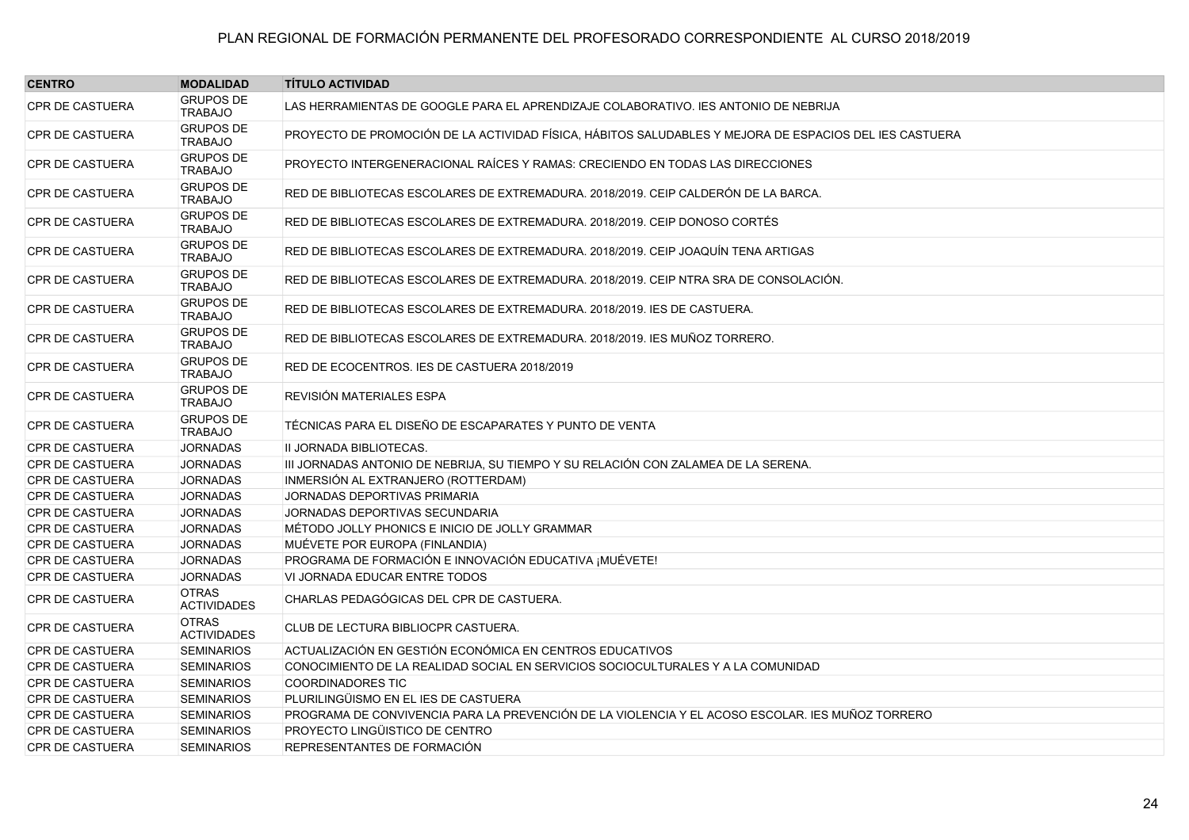PLAN REGIONAL DE FORMACIÓN PERMANENTE DEL PROFESORADO CORRESPONDIENTE AL CURSO 2018/2019

| CENTRO | MODALIDAD | TÍTULO ACTIVIDAD |
| --- | --- | --- |
| CPR DE CASTUERA | GRUPOS DE TRABAJO | LAS HERRAMIENTAS DE GOOGLE PARA EL APRENDIZAJE COLABORATIVO. IES ANTONIO DE NEBRIJA |
| CPR DE CASTUERA | GRUPOS DE TRABAJO | PROYECTO DE PROMOCIÓN DE LA ACTIVIDAD FÍSICA, HÁBITOS SALUDABLES Y MEJORA DE ESPACIOS DEL IES CASTUERA |
| CPR DE CASTUERA | GRUPOS DE TRABAJO | PROYECTO INTERGENERACIONAL RAÍCES Y RAMAS: CRECIENDO EN TODAS LAS DIRECCIONES |
| CPR DE CASTUERA | GRUPOS DE TRABAJO | RED DE BIBLIOTECAS ESCOLARES DE EXTREMADURA. 2018/2019. CEIP CALDERÓN DE LA BARCA. |
| CPR DE CASTUERA | GRUPOS DE TRABAJO | RED DE BIBLIOTECAS ESCOLARES DE EXTREMADURA. 2018/2019. CEIP DONOSO CORTÉS |
| CPR DE CASTUERA | GRUPOS DE TRABAJO | RED DE BIBLIOTECAS ESCOLARES DE EXTREMADURA. 2018/2019. CEIP JOAQUÍN TENA ARTIGAS |
| CPR DE CASTUERA | GRUPOS DE TRABAJO | RED DE BIBLIOTECAS ESCOLARES DE EXTREMADURA. 2018/2019. CEIP NTRA SRA DE CONSOLACIÓN. |
| CPR DE CASTUERA | GRUPOS DE TRABAJO | RED DE BIBLIOTECAS ESCOLARES DE EXTREMADURA. 2018/2019. IES DE CASTUERA. |
| CPR DE CASTUERA | GRUPOS DE TRABAJO | RED DE BIBLIOTECAS ESCOLARES DE EXTREMADURA. 2018/2019. IES MUÑOZ TORRERO. |
| CPR DE CASTUERA | GRUPOS DE TRABAJO | RED DE ECOCENTROS. IES DE CASTUERA 2018/2019 |
| CPR DE CASTUERA | GRUPOS DE TRABAJO | REVISIÓN MATERIALES ESPA |
| CPR DE CASTUERA | GRUPOS DE TRABAJO | TÉCNICAS PARA EL DISEÑO DE ESCAPARATES Y PUNTO DE VENTA |
| CPR DE CASTUERA | JORNADAS | II JORNADA BIBLIOTECAS. |
| CPR DE CASTUERA | JORNADAS | III JORNADAS ANTONIO DE NEBRIJA, SU TIEMPO Y SU RELACIÓN CON ZALAMEA DE LA SERENA. |
| CPR DE CASTUERA | JORNADAS | INMERSIÓN AL EXTRANJERO (ROTTERDAM) |
| CPR DE CASTUERA | JORNADAS | JORNADAS DEPORTIVAS PRIMARIA |
| CPR DE CASTUERA | JORNADAS | JORNADAS DEPORTIVAS SECUNDARIA |
| CPR DE CASTUERA | JORNADAS | MÉTODO JOLLY PHONICS E INICIO DE JOLLY GRAMMAR |
| CPR DE CASTUERA | JORNADAS | MUÉVETE POR EUROPA (FINLANDIA) |
| CPR DE CASTUERA | JORNADAS | PROGRAMA DE FORMACIÓN E INNOVACIÓN EDUCATIVA ¡MUÉVETE! |
| CPR DE CASTUERA | JORNADAS | VI JORNADA EDUCAR ENTRE TODOS |
| CPR DE CASTUERA | OTRAS ACTIVIDADES | CHARLAS PEDAGÓGICAS DEL CPR DE CASTUERA. |
| CPR DE CASTUERA | OTRAS ACTIVIDADES | CLUB DE LECTURA BIBLIOCPR CASTUERA. |
| CPR DE CASTUERA | SEMINARIOS | ACTUALIZACIÓN EN GESTIÓN ECONÓMICA EN CENTROS EDUCATIVOS |
| CPR DE CASTUERA | SEMINARIOS | CONOCIMIENTO DE LA REALIDAD SOCIAL EN SERVICIOS SOCIOCULTURALES Y A LA COMUNIDAD |
| CPR DE CASTUERA | SEMINARIOS | COORDINADORES TIC |
| CPR DE CASTUERA | SEMINARIOS | PLURILINGÜISMO EN EL IES DE CASTUERA |
| CPR DE CASTUERA | SEMINARIOS | PROGRAMA DE CONVIVENCIA PARA LA PREVENCIÓN DE LA VIOLENCIA Y EL ACOSO ESCOLAR. IES MUÑOZ TORRERO |
| CPR DE CASTUERA | SEMINARIOS | PROYECTO LINGÜISTICO DE CENTRO |
| CPR DE CASTUERA | SEMINARIOS | REPRESENTANTES DE FORMACIÓN |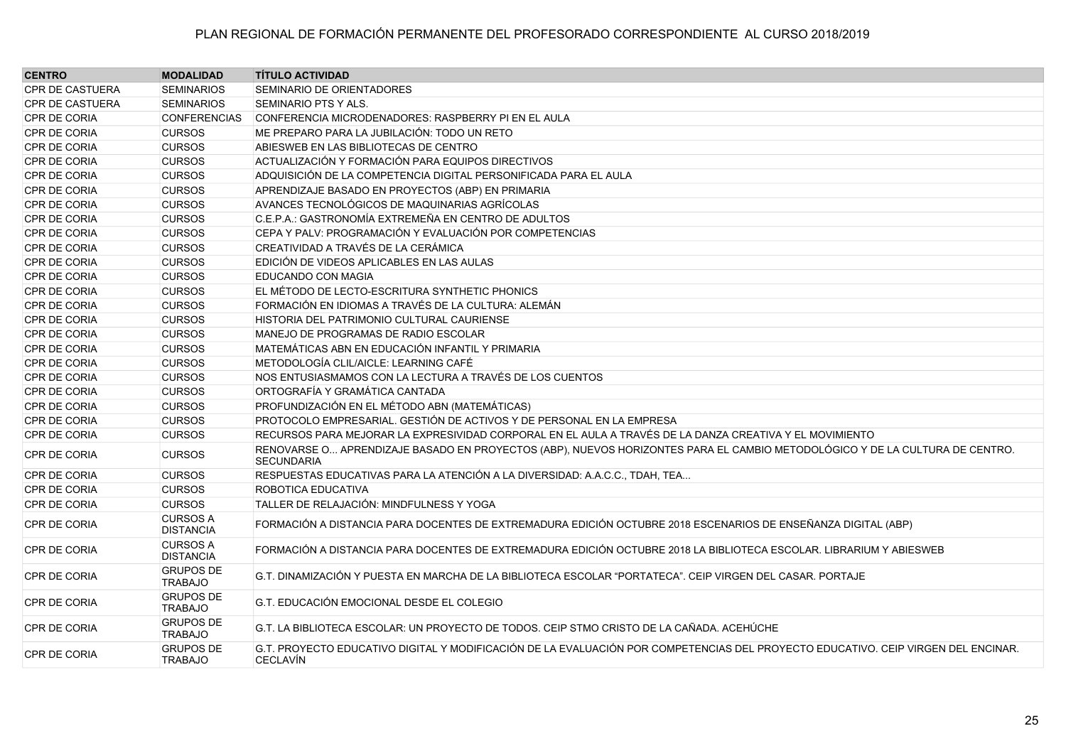| CENTRO | MODALIDAD | TÍTULO ACTIVIDAD |
|---|---|---|
| CPR DE CASTUERA | SEMINARIOS | SEMINARIO DE ORIENTADORES |
| CPR DE CASTUERA | SEMINARIOS | SEMINARIO PTS Y ALS. |
| CPR DE CORIA | CONFERENCIAS | CONFERENCIA MICRODENADORES: RASPBERRY PI EN EL AULA |
| CPR DE CORIA | CURSOS | ME PREPARO PARA LA JUBILACIÓN: TODO UN RETO |
| CPR DE CORIA | CURSOS | ABIESWEB EN LAS BIBLIOTECAS DE CENTRO |
| CPR DE CORIA | CURSOS | ACTUALIZACIÓN Y FORMACIÓN PARA EQUIPOS DIRECTIVOS |
| CPR DE CORIA | CURSOS | ADQUISICIÓN DE LA COMPETENCIA DIGITAL PERSONIFICADA PARA EL AULA |
| CPR DE CORIA | CURSOS | APRENDIZAJE BASADO EN PROYECTOS (ABP) EN PRIMARIA |
| CPR DE CORIA | CURSOS | AVANCES TECNOLÓGICOS DE MAQUINARIAS AGRÍCOLAS |
| CPR DE CORIA | CURSOS | C.E.P.A.: GASTRONOMÍA EXTREMEÑA EN CENTRO DE ADULTOS |
| CPR DE CORIA | CURSOS | CEPA Y PALV: PROGRAMACIÓN Y EVALUACIÓN POR COMPETENCIAS |
| CPR DE CORIA | CURSOS | CREATIVIDAD A TRAVÉS DE LA CERÁMICA |
| CPR DE CORIA | CURSOS | EDICIÓN DE VIDEOS APLICABLES EN LAS AULAS |
| CPR DE CORIA | CURSOS | EDUCANDO CON MAGIA |
| CPR DE CORIA | CURSOS | EL MÉTODO DE LECTO-ESCRITURA SYNTHETIC PHONICS |
| CPR DE CORIA | CURSOS | FORMACIÓN EN IDIOMAS A TRAVÉS DE LA CULTURA: ALEMÁN |
| CPR DE CORIA | CURSOS | HISTORIA DEL PATRIMONIO CULTURAL CAURIENSE |
| CPR DE CORIA | CURSOS | MANEJO DE PROGRAMAS DE RADIO ESCOLAR |
| CPR DE CORIA | CURSOS | MATEMÁTICAS ABN EN EDUCACIÓN INFANTIL Y PRIMARIA |
| CPR DE CORIA | CURSOS | METODOLOGÍA CLIL/AICLE: LEARNING CAFÉ |
| CPR DE CORIA | CURSOS | NOS ENTUSIASMAMOS CON LA LECTURA A TRAVÉS DE LOS CUENTOS |
| CPR DE CORIA | CURSOS | ORTOGRAFÍA Y GRAMÁTICA CANTADA |
| CPR DE CORIA | CURSOS | PROFUNDIZACIÓN EN EL MÉTODO ABN (MATEMÁTICAS) |
| CPR DE CORIA | CURSOS | PROTOCOLO EMPRESARIAL. GESTIÓN DE ACTIVOS Y DE PERSONAL EN LA EMPRESA |
| CPR DE CORIA | CURSOS | RECURSOS PARA MEJORAR LA EXPRESIVIDAD CORPORAL EN EL AULA A TRAVÉS DE LA DANZA CREATIVA Y EL MOVIMIENTO |
| CPR DE CORIA | CURSOS | RENOVARSE O... APRENDIZAJE BASADO EN PROYECTOS (ABP), NUEVOS HORIZONTES PARA EL CAMBIO METODOLÓGICO Y DE LA CULTURA DE CENTRO. SECUNDARIA |
| CPR DE CORIA | CURSOS | RESPUESTAS EDUCATIVAS PARA LA ATENCIÓN A LA DIVERSIDAD: A.A.C.C., TDAH, TEA... |
| CPR DE CORIA | CURSOS | ROBOTICA EDUCATIVA |
| CPR DE CORIA | CURSOS | TALLER DE RELAJACIÓN: MINDFULNESS Y YOGA |
| CPR DE CORIA | CURSOS A DISTANCIA | FORMACIÓN A DISTANCIA PARA DOCENTES DE EXTREMADURA EDICIÓN OCTUBRE 2018 ESCENARIOS DE ENSEÑANZA DIGITAL (ABP) |
| CPR DE CORIA | CURSOS A DISTANCIA | FORMACIÓN A DISTANCIA PARA DOCENTES DE EXTREMADURA EDICIÓN OCTUBRE 2018 LA BIBLIOTECA ESCOLAR. LIBRARIUM Y ABIESWEB |
| CPR DE CORIA | GRUPOS DE TRABAJO | G.T. DINAMIZACIÓN Y PUESTA EN MARCHA DE LA BIBLIOTECA ESCOLAR "PORTATECA". CEIP VIRGEN DEL CASAR. PORTAJE |
| CPR DE CORIA | GRUPOS DE TRABAJO | G.T. EDUCACIÓN EMOCIONAL DESDE EL COLEGIO |
| CPR DE CORIA | GRUPOS DE TRABAJO | G.T. LA BIBLIOTECA ESCOLAR: UN PROYECTO DE TODOS. CEIP STMO CRISTO DE LA CAÑADA. ACEHÚCHE |
| CPR DE CORIA | GRUPOS DE TRABAJO | G.T. PROYECTO EDUCATIVO DIGITAL Y MODIFICACIÓN DE LA EVALUACIÓN POR COMPETENCIAS DEL PROYECTO EDUCATIVO. CEIP VIRGEN DEL ENCINAR. CECLAVÍN |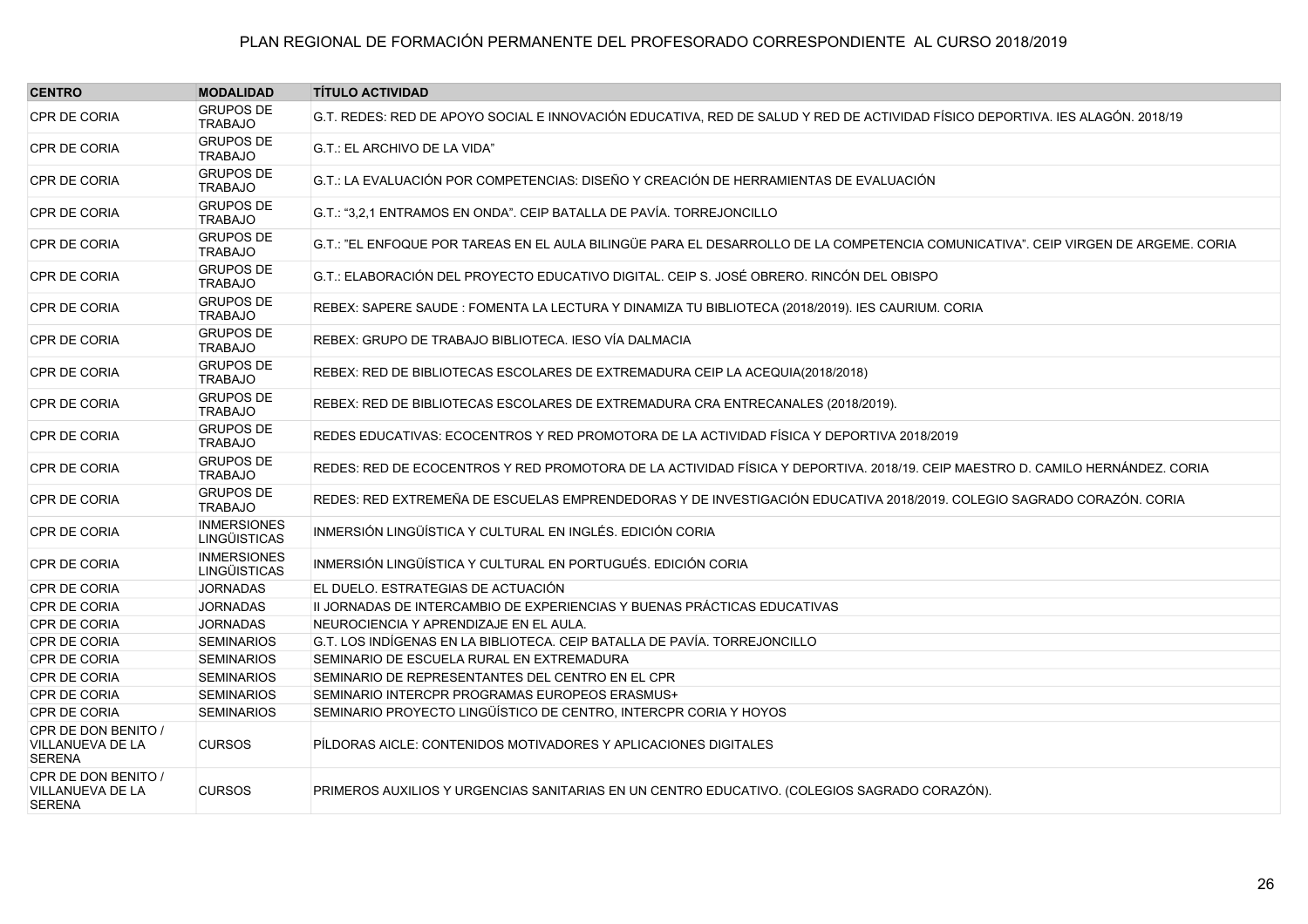PLAN REGIONAL DE FORMACIÓN PERMANENTE DEL PROFESORADO CORRESPONDIENTE AL CURSO 2018/2019

| CENTRO | MODALIDAD | TÍTULO ACTIVIDAD |
|---|---|---|
| CPR DE CORIA | GRUPOS DE TRABAJO | G.T. REDES: RED DE APOYO SOCIAL E INNOVACIÓN EDUCATIVA, RED DE SALUD Y RED DE ACTIVIDAD FÍSICO DEPORTIVA. IES ALAGÓN. 2018/19 |
| CPR DE CORIA | GRUPOS DE TRABAJO | G.T.: EL ARCHIVO DE LA VIDA" |
| CPR DE CORIA | GRUPOS DE TRABAJO | G.T.: LA EVALUACIÓN POR COMPETENCIAS: DISEÑO Y CREACIÓN DE HERRAMIENTAS DE EVALUACIÓN |
| CPR DE CORIA | GRUPOS DE TRABAJO | G.T.: "3,2,1 ENTRAMOS EN ONDA". CEIP BATALLA DE PAVÍA. TORREJONCILLO |
| CPR DE CORIA | GRUPOS DE TRABAJO | G.T.: "EL ENFOQUE POR TAREAS EN EL AULA BILINGÜE PARA EL DESARROLLO DE LA COMPETENCIA COMUNICATIVA". CEIP VIRGEN DE ARGEME. CORIA |
| CPR DE CORIA | GRUPOS DE TRABAJO | G.T.: ELABORACIÓN DEL PROYECTO EDUCATIVO DIGITAL. CEIP S. JOSÉ OBRERO. RINCÓN DEL OBISPO |
| CPR DE CORIA | GRUPOS DE TRABAJO | REBEX: SAPERE SAUDE : FOMENTA LA LECTURA Y DINAMIZA TU BIBLIOTECA (2018/2019). IES CAURIUM. CORIA |
| CPR DE CORIA | GRUPOS DE TRABAJO | REBEX: GRUPO DE TRABAJO BIBLIOTECA. IESO VÍA DALMACIA |
| CPR DE CORIA | GRUPOS DE TRABAJO | REBEX: RED DE BIBLIOTECAS ESCOLARES DE EXTREMADURA CEIP LA ACEQUIA(2018/2018) |
| CPR DE CORIA | GRUPOS DE TRABAJO | REBEX: RED DE BIBLIOTECAS ESCOLARES DE EXTREMADURA CRA ENTRECANALES (2018/2019). |
| CPR DE CORIA | GRUPOS DE TRABAJO | REDES EDUCATIVAS: ECOCENTROS Y RED PROMOTORA DE LA ACTIVIDAD FÍSICA Y DEPORTIVA 2018/2019 |
| CPR DE CORIA | GRUPOS DE TRABAJO | REDES: RED DE ECOCENTROS Y RED PROMOTORA DE LA ACTIVIDAD FÍSICA Y DEPORTIVA. 2018/19. CEIP MAESTRO D. CAMILO HERNÁNDEZ. CORIA |
| CPR DE CORIA | GRUPOS DE TRABAJO | REDES: RED EXTREMEÑA DE ESCUELAS EMPRENDEDORAS Y DE INVESTIGACIÓN EDUCATIVA 2018/2019. COLEGIO SAGRADO CORAZÓN. CORIA |
| CPR DE CORIA | INMERSIONES LINGÜÍSTICAS | INMERSIÓN LINGÜÍSTICA Y CULTURAL EN INGLÉS. EDICIÓN CORIA |
| CPR DE CORIA | INMERSIONES LINGÜÍSTICAS | INMERSIÓN LINGÜÍSTICA Y CULTURAL EN PORTUGUÉS. EDICIÓN CORIA |
| CPR DE CORIA | JORNADAS | EL DUELO. ESTRATEGIAS DE ACTUACIÓN |
| CPR DE CORIA | JORNADAS | II JORNADAS DE INTERCAMBIO DE EXPERIENCIAS Y BUENAS PRÁCTICAS EDUCATIVAS |
| CPR DE CORIA | JORNADAS | NEUROCIENCIA Y APRENDIZAJE EN EL AULA. |
| CPR DE CORIA | SEMINARIOS | G.T. LOS INDÍGENAS EN LA BIBLIOTECA. CEIP BATALLA DE PAVÍA. TORREJONCILLO |
| CPR DE CORIA | SEMINARIOS | SEMINARIO DE ESCUELA RURAL EN EXTREMADURA |
| CPR DE CORIA | SEMINARIOS | SEMINARIO DE REPRESENTANTES DEL CENTRO EN EL CPR |
| CPR DE CORIA | SEMINARIOS | SEMINARIO INTERCPR PROGRAMAS EUROPEOS ERASMUS+ |
| CPR DE CORIA | SEMINARIOS | SEMINARIO PROYECTO LINGÜÍSTICO DE CENTRO, INTERCPR CORIA Y HOYOS |
| CPR DE DON BENITO / VILLANUEVA DE LA SERENA | CURSOS | PÍLDORAS AICLE: CONTENIDOS MOTIVADORES Y APLICACIONES DIGITALES |
| CPR DE DON BENITO / VILLANUEVA DE LA SERENA | CURSOS | PRIMEROS AUXILIOS Y URGENCIAS SANITARIAS EN UN CENTRO EDUCATIVO. (COLEGIOS SAGRADO CORAZÓN). |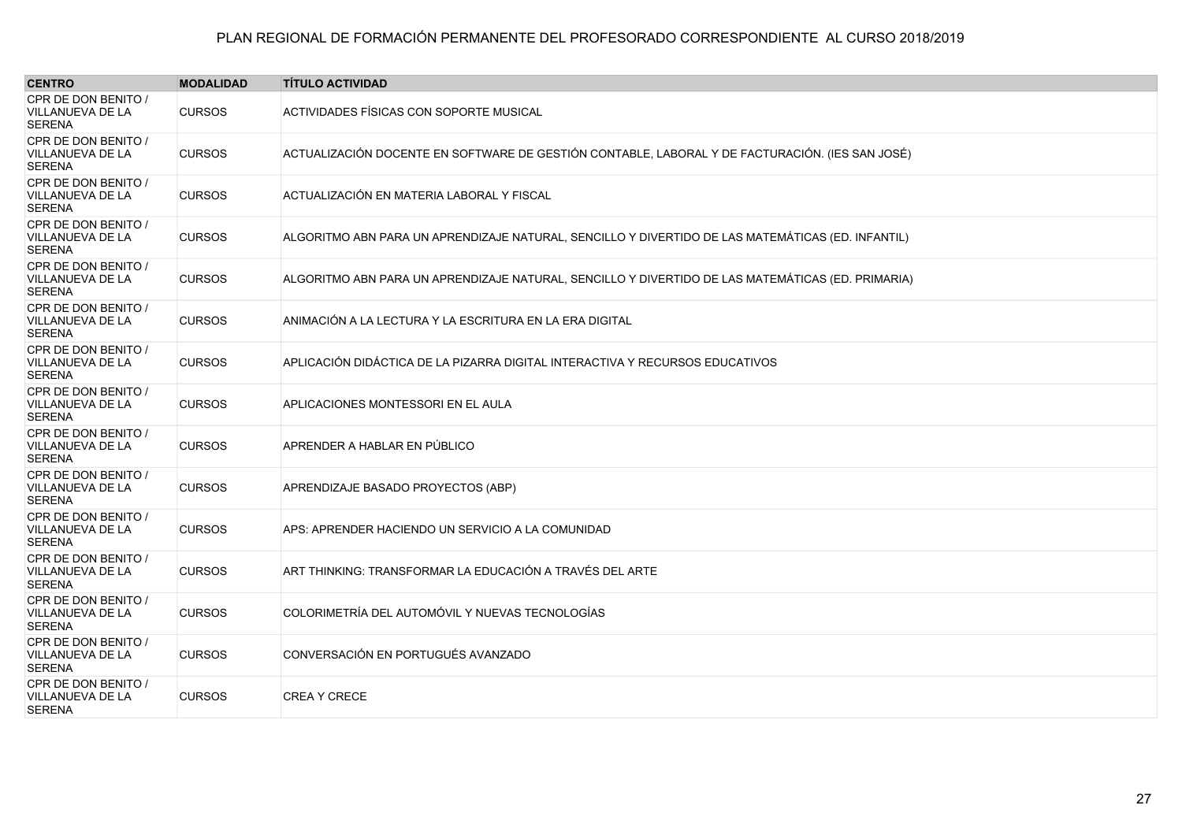PLAN REGIONAL DE FORMACIÓN PERMANENTE DEL PROFESORADO CORRESPONDIENTE AL CURSO 2018/2019

| CENTRO | MODALIDAD | TÍTULO ACTIVIDAD |
|---|---|---|
| CPR DE DON BENITO / VILLANUEVA DE LA SERENA | CURSOS | ACTIVIDADES FÍSICAS CON SOPORTE MUSICAL |
| CPR DE DON BENITO / VILLANUEVA DE LA SERENA | CURSOS | ACTUALIZACIÓN DOCENTE EN SOFTWARE DE GESTIÓN CONTABLE, LABORAL Y DE FACTURACIÓN. (IES SAN JOSÉ) |
| CPR DE DON BENITO / VILLANUEVA DE LA SERENA | CURSOS | ACTUALIZACIÓN EN MATERIA LABORAL Y FISCAL |
| CPR DE DON BENITO / VILLANUEVA DE LA SERENA | CURSOS | ALGORITMO ABN PARA UN APRENDIZAJE NATURAL, SENCILLO Y DIVERTIDO DE LAS MATEMÁTICAS (ED. INFANTIL) |
| CPR DE DON BENITO / VILLANUEVA DE LA SERENA | CURSOS | ALGORITMO ABN PARA UN APRENDIZAJE NATURAL, SENCILLO Y DIVERTIDO DE LAS MATEMÁTICAS (ED. PRIMARIA) |
| CPR DE DON BENITO / VILLANUEVA DE LA SERENA | CURSOS | ANIMACIÓN A LA LECTURA Y LA ESCRITURA EN LA ERA DIGITAL |
| CPR DE DON BENITO / VILLANUEVA DE LA SERENA | CURSOS | APLICACIÓN DIDÁCTICA DE LA PIZARRA DIGITAL INTERACTIVA Y RECURSOS EDUCATIVOS |
| CPR DE DON BENITO / VILLANUEVA DE LA SERENA | CURSOS | APLICACIONES MONTESSORI EN EL AULA |
| CPR DE DON BENITO / VILLANUEVA DE LA SERENA | CURSOS | APRENDER A HABLAR EN PÚBLICO |
| CPR DE DON BENITO / VILLANUEVA DE LA SERENA | CURSOS | APRENDIZAJE BASADO PROYECTOS (ABP) |
| CPR DE DON BENITO / VILLANUEVA DE LA SERENA | CURSOS | APS: APRENDER HACIENDO UN SERVICIO A LA COMUNIDAD |
| CPR DE DON BENITO / VILLANUEVA DE LA SERENA | CURSOS | ART THINKING: TRANSFORMAR LA EDUCACIÓN A TRAVÉS DEL ARTE |
| CPR DE DON BENITO / VILLANUEVA DE LA SERENA | CURSOS | COLORIMETRÍA DEL AUTOMÓVIL Y NUEVAS TECNOLOGÍAS |
| CPR DE DON BENITO / VILLANUEVA DE LA SERENA | CURSOS | CONVERSACIÓN EN PORTUGUÉS AVANZADO |
| CPR DE DON BENITO / VILLANUEVA DE LA SERENA | CURSOS | CREA Y CRECE |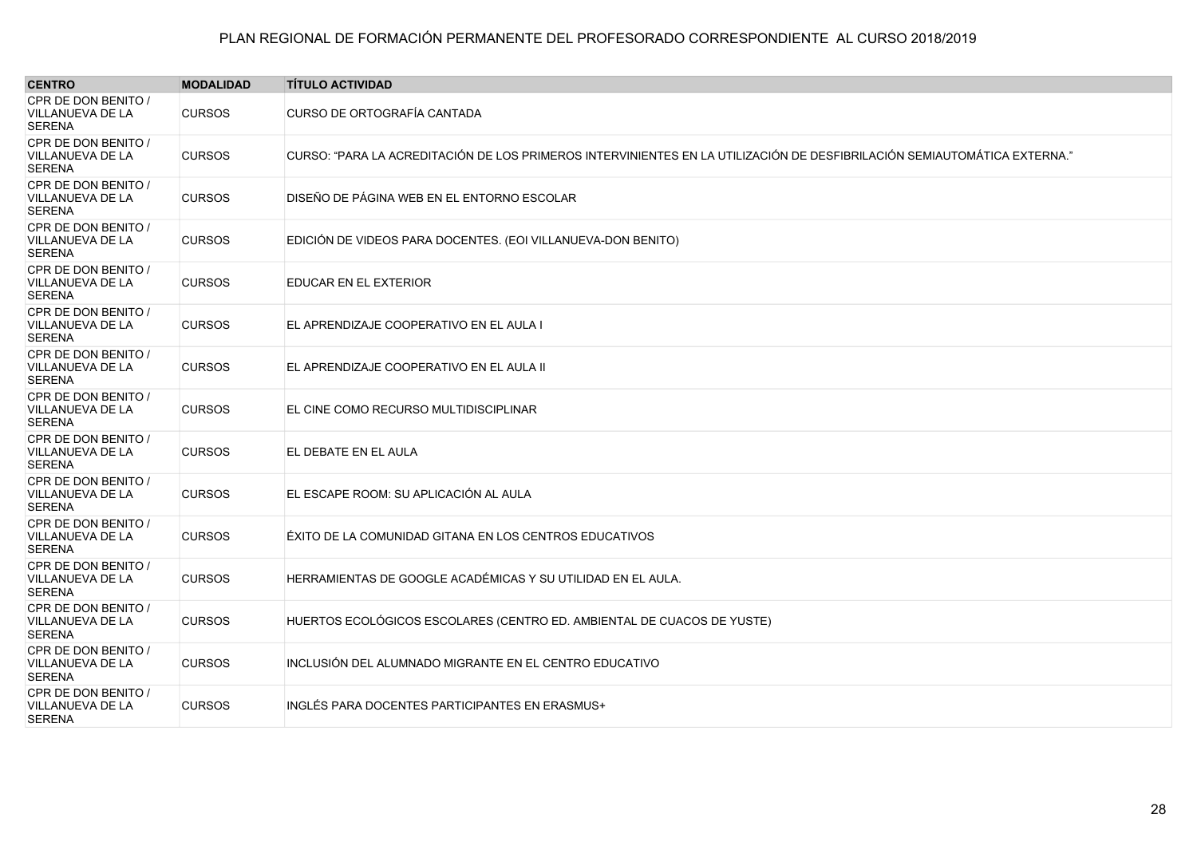PLAN REGIONAL DE FORMACIÓN PERMANENTE DEL PROFESORADO CORRESPONDIENTE AL CURSO 2018/2019

| CENTRO | MODALIDAD | TÍTULO ACTIVIDAD |
|---|---|---|
| CPR DE DON BENITO / VILLANUEVA DE LA SERENA | CURSOS | CURSO DE ORTOGRAFÍA CANTADA |
| CPR DE DON BENITO / VILLANUEVA DE LA SERENA | CURSOS | CURSO: "PARA LA ACREDITACIÓN DE LOS PRIMEROS INTERVINIENTES EN LA UTILIZACIÓN DE DESFIBRILACIÓN SEMIAUTOMÁTICA EXTERNA." |
| CPR DE DON BENITO / VILLANUEVA DE LA SERENA | CURSOS | DISEÑO DE PÁGINA WEB EN EL ENTORNO ESCOLAR |
| CPR DE DON BENITO / VILLANUEVA DE LA SERENA | CURSOS | EDICIÓN DE VIDEOS PARA DOCENTES. (EOI VILLANUEVA-DON BENITO) |
| CPR DE DON BENITO / VILLANUEVA DE LA SERENA | CURSOS | EDUCAR EN EL EXTERIOR |
| CPR DE DON BENITO / VILLANUEVA DE LA SERENA | CURSOS | EL APRENDIZAJE COOPERATIVO EN EL AULA I |
| CPR DE DON BENITO / VILLANUEVA DE LA SERENA | CURSOS | EL APRENDIZAJE COOPERATIVO EN EL AULA II |
| CPR DE DON BENITO / VILLANUEVA DE LA SERENA | CURSOS | EL CINE COMO RECURSO MULTIDISCIPLINAR |
| CPR DE DON BENITO / VILLANUEVA DE LA SERENA | CURSOS | EL DEBATE EN EL AULA |
| CPR DE DON BENITO / VILLANUEVA DE LA SERENA | CURSOS | EL ESCAPE ROOM: SU APLICACIÓN AL AULA |
| CPR DE DON BENITO / VILLANUEVA DE LA SERENA | CURSOS | ÉXITO DE LA COMUNIDAD GITANA EN LOS CENTROS EDUCATIVOS |
| CPR DE DON BENITO / VILLANUEVA DE LA SERENA | CURSOS | HERRAMIENTAS DE GOOGLE ACADÉMICAS Y SU UTILIDAD EN EL AULA. |
| CPR DE DON BENITO / VILLANUEVA DE LA SERENA | CURSOS | HUERTOS ECOLÓGICOS ESCOLARES (CENTRO ED. AMBIENTAL DE CUACOS DE YUSTE) |
| CPR DE DON BENITO / VILLANUEVA DE LA SERENA | CURSOS | INCLUSIÓN DEL ALUMNADO MIGRANTE EN EL CENTRO EDUCATIVO |
| CPR DE DON BENITO / VILLANUEVA DE LA SERENA | CURSOS | INGLÉS PARA DOCENTES PARTICIPANTES EN ERASMUS+ |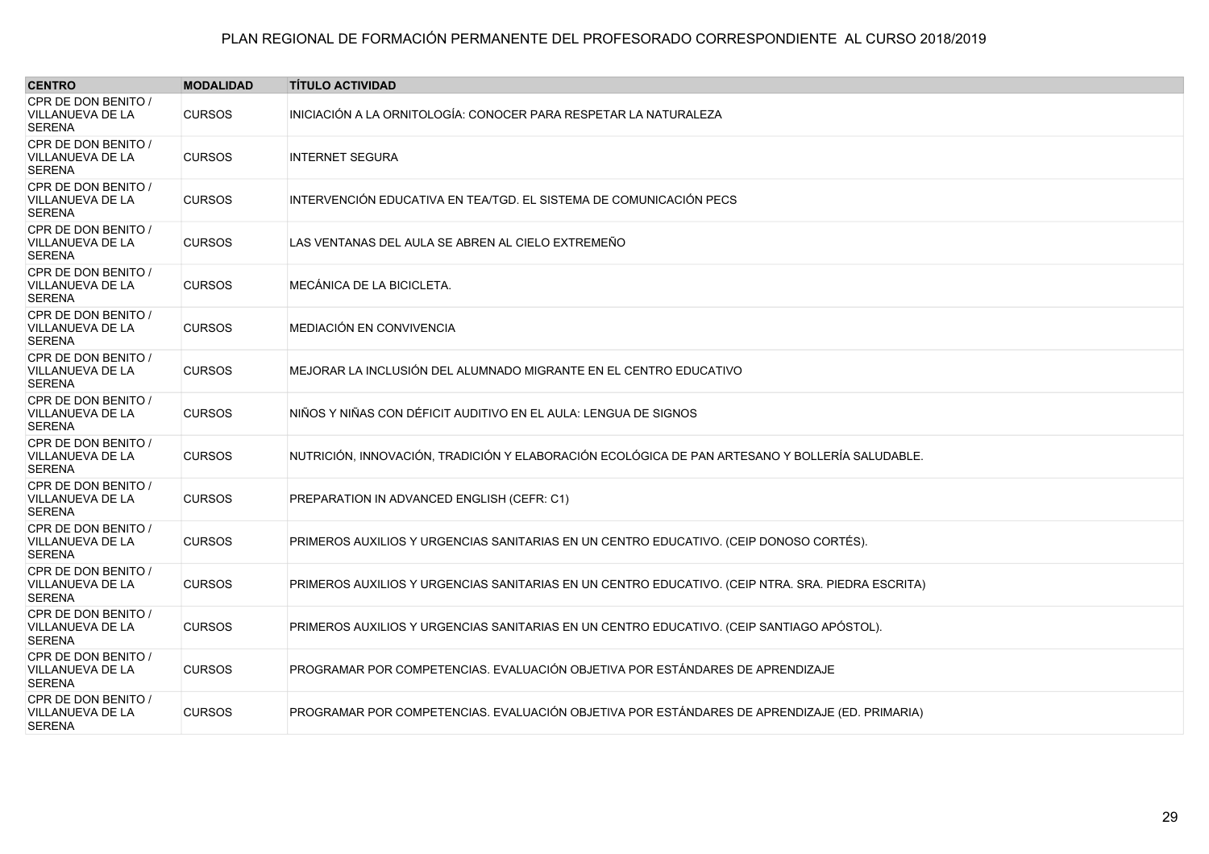PLAN REGIONAL DE FORMACIÓN PERMANENTE DEL PROFESORADO CORRESPONDIENTE AL CURSO 2018/2019

| CENTRO | MODALIDAD | TÍTULO ACTIVIDAD |
|---|---|---|
| CPR DE DON BENITO / VILLANUEVA DE LA SERENA | CURSOS | INICIACIÓN A LA ORNITOLOGÍA: CONOCER PARA RESPETAR LA NATURALEZA |
| CPR DE DON BENITO / VILLANUEVA DE LA SERENA | CURSOS | INTERNET SEGURA |
| CPR DE DON BENITO / VILLANUEVA DE LA SERENA | CURSOS | INTERVENCIÓN EDUCATIVA EN TEA/TGD. EL SISTEMA DE COMUNICACIÓN PECS |
| CPR DE DON BENITO / VILLANUEVA DE LA SERENA | CURSOS | LAS VENTANAS DEL AULA SE ABREN AL CIELO EXTREMEÑO |
| CPR DE DON BENITO / VILLANUEVA DE LA SERENA | CURSOS | MECÁNICA DE LA BICICLETA. |
| CPR DE DON BENITO / VILLANUEVA DE LA SERENA | CURSOS | MEDIACIÓN EN CONVIVENCIA |
| CPR DE DON BENITO / VILLANUEVA DE LA SERENA | CURSOS | MEJORAR LA INCLUSIÓN DEL ALUMNADO MIGRANTE EN EL CENTRO EDUCATIVO |
| CPR DE DON BENITO / VILLANUEVA DE LA SERENA | CURSOS | NIÑOS Y NIÑAS CON DÉFICIT AUDITIVO EN EL AULA: LENGUA DE SIGNOS |
| CPR DE DON BENITO / VILLANUEVA DE LA SERENA | CURSOS | NUTRICIÓN, INNOVACIÓN, TRADICIÓN Y ELABORACIÓN ECOLÓGICA DE PAN ARTESANO Y BOLLERÍA SALUDABLE. |
| CPR DE DON BENITO / VILLANUEVA DE LA SERENA | CURSOS | PREPARATION IN ADVANCED ENGLISH (CEFR: C1) |
| CPR DE DON BENITO / VILLANUEVA DE LA SERENA | CURSOS | PRIMEROS AUXILIOS Y URGENCIAS SANITARIAS EN UN CENTRO EDUCATIVO. (CEIP DONOSO CORTÉS). |
| CPR DE DON BENITO / VILLANUEVA DE LA SERENA | CURSOS | PRIMEROS AUXILIOS Y URGENCIAS SANITARIAS EN UN CENTRO EDUCATIVO. (CEIP NTRA. SRA. PIEDRA ESCRITA) |
| CPR DE DON BENITO / VILLANUEVA DE LA SERENA | CURSOS | PRIMEROS AUXILIOS Y URGENCIAS SANITARIAS EN UN CENTRO EDUCATIVO. (CEIP SANTIAGO APÓSTOL). |
| CPR DE DON BENITO / VILLANUEVA DE LA SERENA | CURSOS | PROGRAMAR POR COMPETENCIAS. EVALUACIÓN OBJETIVA POR ESTÁNDARES DE APRENDIZAJE |
| CPR DE DON BENITO / VILLANUEVA DE LA SERENA | CURSOS | PROGRAMAR POR COMPETENCIAS. EVALUACIÓN OBJETIVA POR ESTÁNDARES DE APRENDIZAJE (ED. PRIMARIA) |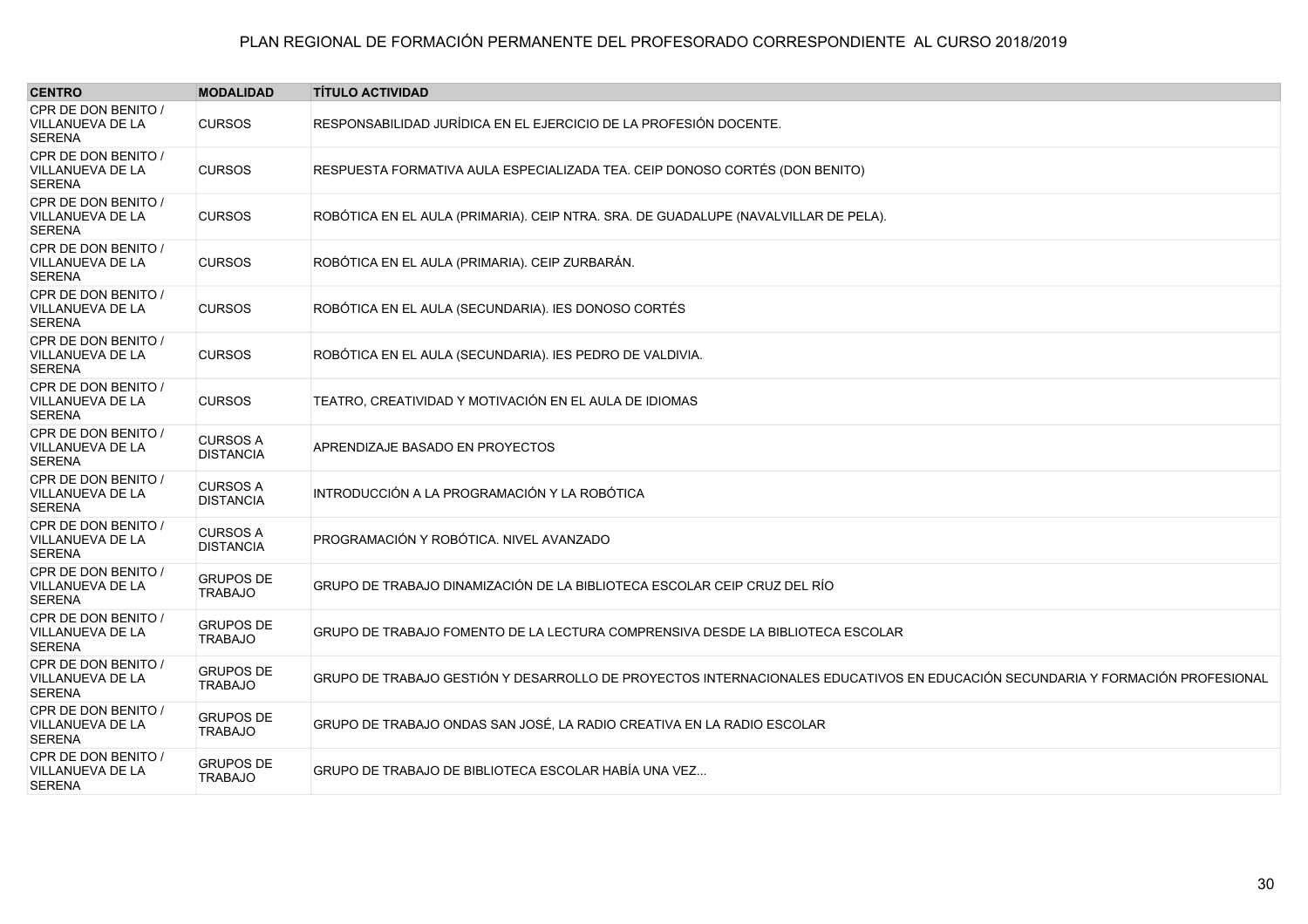# PLAN REGIONAL DE FORMACIÓN PERMANENTE DEL PROFESORADO CORRESPONDIENTE AL CURSO 2018/2019

| CENTRO | MODALIDAD | TÍTULO ACTIVIDAD |
|---|---|---|
| CPR DE DON BENITO / VILLANUEVA DE LA SERENA | CURSOS | RESPONSABILIDAD JURÍDICA EN EL EJERCICIO DE LA PROFESIÓN DOCENTE. |
| CPR DE DON BENITO / VILLANUEVA DE LA SERENA | CURSOS | RESPUESTA FORMATIVA AULA ESPECIALIZADA TEA. CEIP DONOSO CORTÉS (DON BENITO) |
| CPR DE DON BENITO / VILLANUEVA DE LA SERENA | CURSOS | ROBÓTICA EN EL AULA (PRIMARIA). CEIP NTRA. SRA. DE GUADALUPE (NAVALVILLAR DE PELA). |
| CPR DE DON BENITO / VILLANUEVA DE LA SERENA | CURSOS | ROBÓTICA EN EL AULA (PRIMARIA). CEIP ZURBARÁN. |
| CPR DE DON BENITO / VILLANUEVA DE LA SERENA | CURSOS | ROBÓTICA EN EL AULA (SECUNDARIA). IES DONOSO CORTÉS |
| CPR DE DON BENITO / VILLANUEVA DE LA SERENA | CURSOS | ROBÓTICA EN EL AULA (SECUNDARIA). IES PEDRO DE VALDIVIA. |
| CPR DE DON BENITO / VILLANUEVA DE LA SERENA | CURSOS | TEATRO, CREATIVIDAD Y MOTIVACIÓN EN EL AULA DE IDIOMAS |
| CPR DE DON BENITO / VILLANUEVA DE LA SERENA | CURSOS A DISTANCIA | APRENDIZAJE BASADO EN PROYECTOS |
| CPR DE DON BENITO / VILLANUEVA DE LA SERENA | CURSOS A DISTANCIA | INTRODUCCIÓN A LA PROGRAMACIÓN Y LA ROBÓTICA |
| CPR DE DON BENITO / VILLANUEVA DE LA SERENA | CURSOS A DISTANCIA | PROGRAMACIÓN Y ROBÓTICA. NIVEL AVANZADO |
| CPR DE DON BENITO / VILLANUEVA DE LA SERENA | GRUPOS DE TRABAJO | GRUPO DE TRABAJO DINAMIZACIÓN DE LA BIBLIOTECA ESCOLAR CEIP CRUZ DEL RÍO |
| CPR DE DON BENITO / VILLANUEVA DE LA SERENA | GRUPOS DE TRABAJO | GRUPO DE TRABAJO FOMENTO DE LA LECTURA COMPRENSIVA DESDE LA BIBLIOTECA ESCOLAR |
| CPR DE DON BENITO / VILLANUEVA DE LA SERENA | GRUPOS DE TRABAJO | GRUPO DE TRABAJO GESTIÓN Y DESARROLLO DE PROYECTOS INTERNACIONALES EDUCATIVOS EN EDUCACIÓN SECUNDARIA Y FORMACIÓN PROFESIONAL |
| CPR DE DON BENITO / VILLANUEVA DE LA SERENA | GRUPOS DE TRABAJO | GRUPO DE TRABAJO ONDAS SAN JOSÉ, LA RADIO CREATIVA EN LA RADIO ESCOLAR |
| CPR DE DON BENITO / VILLANUEVA DE LA SERENA | GRUPOS DE TRABAJO | GRUPO DE TRABAJO DE BIBLIOTECA ESCOLAR HABÍA UNA VEZ... |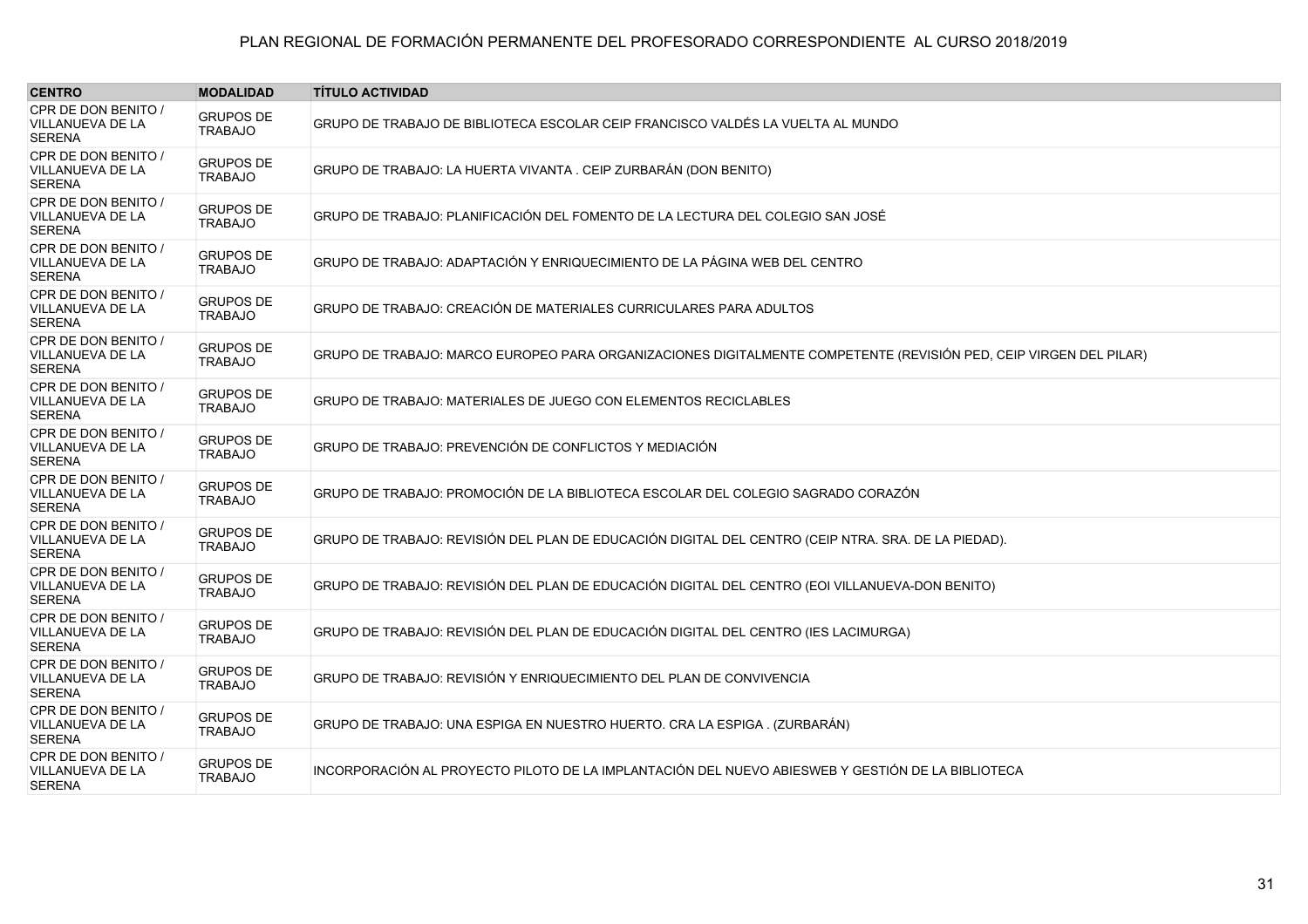| CENTRO | MODALIDAD | TÍTULO ACTIVIDAD |
|---|---|---|
| CPR DE DON BENITO / VILLANUEVA DE LA SERENA | GRUPOS DE TRABAJO | GRUPO DE TRABAJO DE BIBLIOTECA ESCOLAR CEIP FRANCISCO VALDÉS LA VUELTA AL MUNDO |
| CPR DE DON BENITO / VILLANUEVA DE LA SERENA | GRUPOS DE TRABAJO | GRUPO DE TRABAJO: LA HUERTA VIVANTA . CEIP ZURBARÁN (DON BENITO) |
| CPR DE DON BENITO / VILLANUEVA DE LA SERENA | GRUPOS DE TRABAJO | GRUPO DE TRABAJO: PLANIFICACIÓN DEL FOMENTO DE LA LECTURA DEL COLEGIO SAN JOSÉ |
| CPR DE DON BENITO / VILLANUEVA DE LA SERENA | GRUPOS DE TRABAJO | GRUPO DE TRABAJO: ADAPTACIÓN Y ENRIQUECIMIENTO DE LA PÁGINA WEB DEL CENTRO |
| CPR DE DON BENITO / VILLANUEVA DE LA SERENA | GRUPOS DE TRABAJO | GRUPO DE TRABAJO: CREACIÓN DE MATERIALES CURRICULARES PARA ADULTOS |
| CPR DE DON BENITO / VILLANUEVA DE LA SERENA | GRUPOS DE TRABAJO | GRUPO DE TRABAJO: MARCO EUROPEO PARA ORGANIZACIONES DIGITALMENTE COMPETENTE (REVISIÓN PED, CEIP VIRGEN DEL PILAR) |
| CPR DE DON BENITO / VILLANUEVA DE LA SERENA | GRUPOS DE TRABAJO | GRUPO DE TRABAJO: MATERIALES DE JUEGO CON ELEMENTOS RECICLABLES |
| CPR DE DON BENITO / VILLANUEVA DE LA SERENA | GRUPOS DE TRABAJO | GRUPO DE TRABAJO: PREVENCIÓN DE CONFLICTOS Y MEDIACIÓN |
| CPR DE DON BENITO / VILLANUEVA DE LA SERENA | GRUPOS DE TRABAJO | GRUPO DE TRABAJO: PROMOCIÓN DE LA BIBLIOTECA ESCOLAR DEL COLEGIO SAGRADO CORAZÓN |
| CPR DE DON BENITO / VILLANUEVA DE LA SERENA | GRUPOS DE TRABAJO | GRUPO DE TRABAJO: REVISIÓN DEL PLAN DE EDUCACIÓN DIGITAL DEL CENTRO (CEIP NTRA. SRA. DE LA PIEDAD). |
| CPR DE DON BENITO / VILLANUEVA DE LA SERENA | GRUPOS DE TRABAJO | GRUPO DE TRABAJO: REVISIÓN DEL PLAN DE EDUCACIÓN DIGITAL DEL CENTRO (EOI VILLANUEVA-DON BENITO) |
| CPR DE DON BENITO / VILLANUEVA DE LA SERENA | GRUPOS DE TRABAJO | GRUPO DE TRABAJO: REVISIÓN DEL PLAN DE EDUCACIÓN DIGITAL DEL CENTRO (IES LACIMURGA) |
| CPR DE DON BENITO / VILLANUEVA DE LA SERENA | GRUPOS DE TRABAJO | GRUPO DE TRABAJO: REVISIÓN Y ENRIQUECIMIENTO DEL PLAN DE CONVIVENCIA |
| CPR DE DON BENITO / VILLANUEVA DE LA SERENA | GRUPOS DE TRABAJO | GRUPO DE TRABAJO: UNA ESPIGA EN NUESTRO HUERTO. CRA LA ESPIGA . (ZURBARÁN) |
| CPR DE DON BENITO / VILLANUEVA DE LA SERENA | GRUPOS DE TRABAJO | INCORPORACIÓN AL PROYECTO PILOTO DE LA IMPLANTACIÓN DEL NUEVO ABIESWEB Y GESTIÓN DE LA BIBLIOTECA |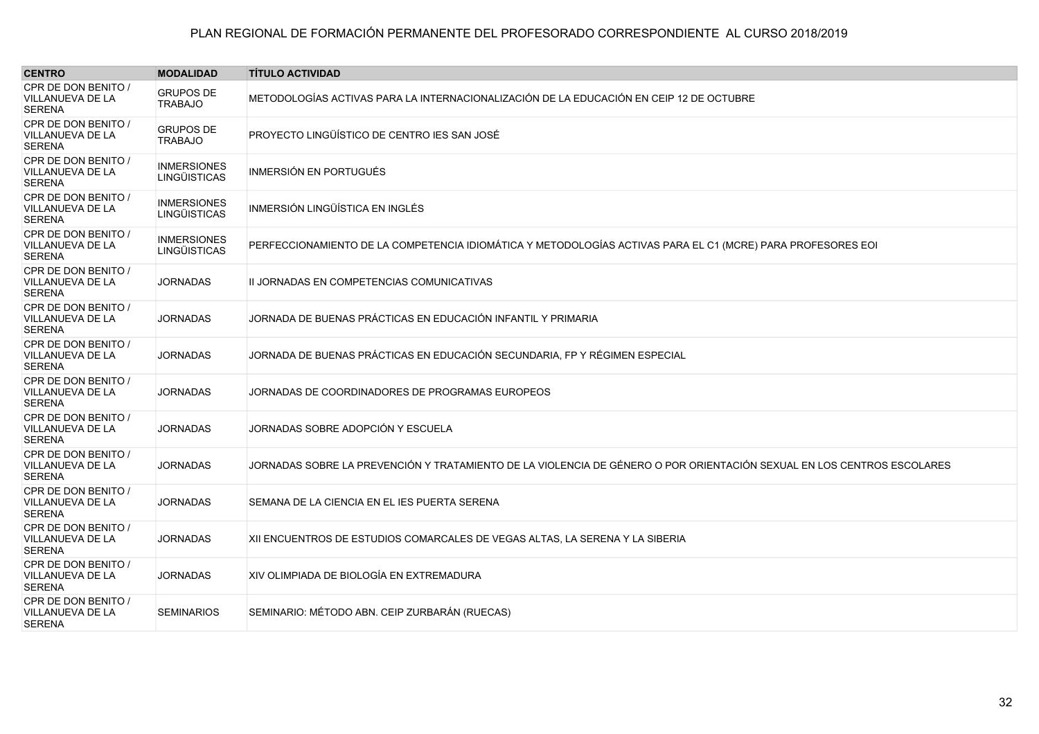PLAN REGIONAL DE FORMACIÓN PERMANENTE DEL PROFESORADO CORRESPONDIENTE AL CURSO 2018/2019

| CENTRO | MODALIDAD | TÍTULO ACTIVIDAD |
| --- | --- | --- |
| CPR DE DON BENITO / VILLANUEVA DE LA SERENA | GRUPOS DE TRABAJO | METODOLOGÍAS ACTIVAS PARA LA INTERNACIONALIZACIÓN DE LA EDUCACIÓN EN CEIP 12 DE OCTUBRE |
| CPR DE DON BENITO / VILLANUEVA DE LA SERENA | GRUPOS DE TRABAJO | PROYECTO LINGÜÍSTICO DE CENTRO IES SAN JOSÉ |
| CPR DE DON BENITO / VILLANUEVA DE LA SERENA | INMERSIONES LINGÜISTICAS | INMERSIÓN EN PORTUGUÉS |
| CPR DE DON BENITO / VILLANUEVA DE LA SERENA | INMERSIONES LINGÜISTICAS | INMERSIÓN LINGÜÍSTICA EN INGLÉS |
| CPR DE DON BENITO / VILLANUEVA DE LA SERENA | INMERSIONES LINGÜISTICAS | PERFECCIONAMIENTO DE LA COMPETENCIA IDIOMÁTICA Y METODOLOGÍAS ACTIVAS PARA EL C1 (MCRE) PARA PROFESORES EOI |
| CPR DE DON BENITO / VILLANUEVA DE LA SERENA | JORNADAS | II JORNADAS EN COMPETENCIAS COMUNICATIVAS |
| CPR DE DON BENITO / VILLANUEVA DE LA SERENA | JORNADAS | JORNADA DE BUENAS PRÁCTICAS EN EDUCACIÓN INFANTIL Y PRIMARIA |
| CPR DE DON BENITO / VILLANUEVA DE LA SERENA | JORNADAS | JORNADA DE BUENAS PRÁCTICAS EN EDUCACIÓN SECUNDARIA, FP Y RÉGIMEN ESPECIAL |
| CPR DE DON BENITO / VILLANUEVA DE LA SERENA | JORNADAS | JORNADAS DE COORDINADORES DE PROGRAMAS EUROPEOS |
| CPR DE DON BENITO / VILLANUEVA DE LA SERENA | JORNADAS | JORNADAS SOBRE ADOPCIÓN Y ESCUELA |
| CPR DE DON BENITO / VILLANUEVA DE LA SERENA | JORNADAS | JORNADAS SOBRE LA PREVENCIÓN Y TRATAMIENTO DE LA VIOLENCIA DE GÉNERO O POR ORIENTACIÓN SEXUAL EN LOS CENTROS ESCOLARES |
| CPR DE DON BENITO / VILLANUEVA DE LA SERENA | JORNADAS | SEMANA DE LA CIENCIA EN EL IES PUERTA SERENA |
| CPR DE DON BENITO / VILLANUEVA DE LA SERENA | JORNADAS | XII ENCUENTROS DE ESTUDIOS COMARCALES DE VEGAS ALTAS, LA SERENA Y LA SIBERIA |
| CPR DE DON BENITO / VILLANUEVA DE LA SERENA | JORNADAS | XIV OLIMPIADA DE BIOLOGÍA EN EXTREMADURA |
| CPR DE DON BENITO / VILLANUEVA DE LA SERENA | SEMINARIOS | SEMINARIO: MÉTODO ABN. CEIP ZURBARÁN (RUECAS) |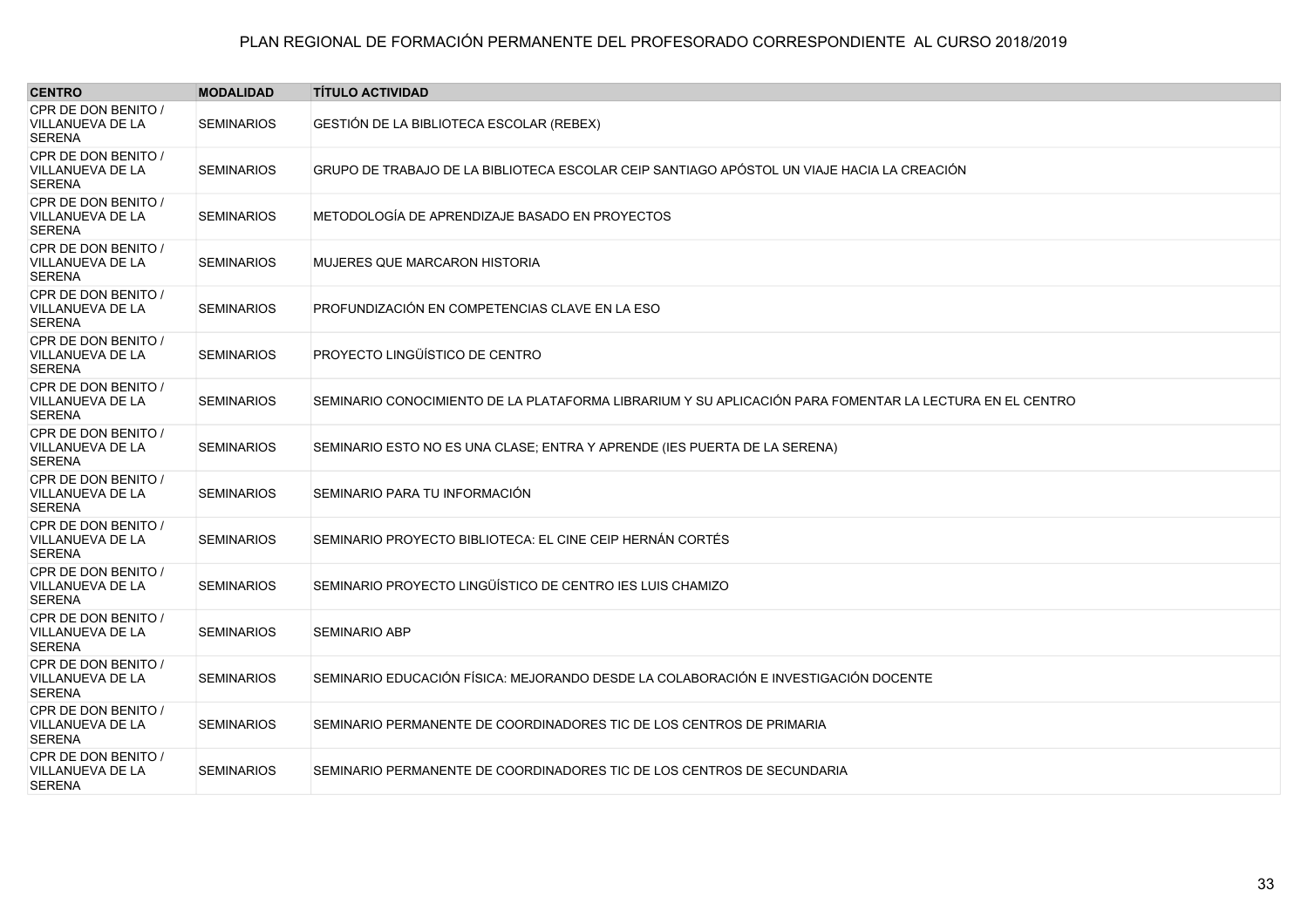PLAN REGIONAL DE FORMACIÓN PERMANENTE DEL PROFESORADO CORRESPONDIENTE AL CURSO 2018/2019

| CENTRO | MODALIDAD | TÍTULO ACTIVIDAD |
|---|---|---|
| CPR DE DON BENITO / VILLANUEVA DE LA SERENA | SEMINARIOS | GESTIÓN DE LA BIBLIOTECA ESCOLAR (REBEX) |
| CPR DE DON BENITO / VILLANUEVA DE LA SERENA | SEMINARIOS | GRUPO DE TRABAJO DE LA BIBLIOTECA ESCOLAR CEIP SANTIAGO APÓSTOL UN VIAJE HACIA LA CREACIÓN |
| CPR DE DON BENITO / VILLANUEVA DE LA SERENA | SEMINARIOS | METODOLOGÍA DE APRENDIZAJE BASADO EN PROYECTOS |
| CPR DE DON BENITO / VILLANUEVA DE LA SERENA | SEMINARIOS | MUJERES QUE MARCARON HISTORIA |
| CPR DE DON BENITO / VILLANUEVA DE LA SERENA | SEMINARIOS | PROFUNDIZACIÓN EN COMPETENCIAS CLAVE EN LA ESO |
| CPR DE DON BENITO / VILLANUEVA DE LA SERENA | SEMINARIOS | PROYECTO LINGÜÍSTICO DE CENTRO |
| CPR DE DON BENITO / VILLANUEVA DE LA SERENA | SEMINARIOS | SEMINARIO CONOCIMIENTO DE LA PLATAFORMA LIBRARIUM Y SU APLICACIÓN PARA FOMENTAR LA LECTURA EN EL CENTRO |
| CPR DE DON BENITO / VILLANUEVA DE LA SERENA | SEMINARIOS | SEMINARIO ESTO NO ES UNA CLASE; ENTRA Y APRENDE (IES PUERTA DE LA SERENA) |
| CPR DE DON BENITO / VILLANUEVA DE LA SERENA | SEMINARIOS | SEMINARIO PARA TU INFORMACIÓN |
| CPR DE DON BENITO / VILLANUEVA DE LA SERENA | SEMINARIOS | SEMINARIO PROYECTO BIBLIOTECA: EL CINE CEIP HERNÁN CORTÉS |
| CPR DE DON BENITO / VILLANUEVA DE LA SERENA | SEMINARIOS | SEMINARIO PROYECTO LINGÜÍSTICO DE CENTRO IES LUIS CHAMIZO |
| CPR DE DON BENITO / VILLANUEVA DE LA SERENA | SEMINARIOS | SEMINARIO ABP |
| CPR DE DON BENITO / VILLANUEVA DE LA SERENA | SEMINARIOS | SEMINARIO EDUCACIÓN FÍSICA: MEJORANDO DESDE LA COLABORACIÓN E INVESTIGACIÓN DOCENTE |
| CPR DE DON BENITO / VILLANUEVA DE LA SERENA | SEMINARIOS | SEMINARIO PERMANENTE DE COORDINADORES TIC DE LOS CENTROS DE PRIMARIA |
| CPR DE DON BENITO / VILLANUEVA DE LA SERENA | SEMINARIOS | SEMINARIO PERMANENTE DE COORDINADORES TIC DE LOS CENTROS DE SECUNDARIA |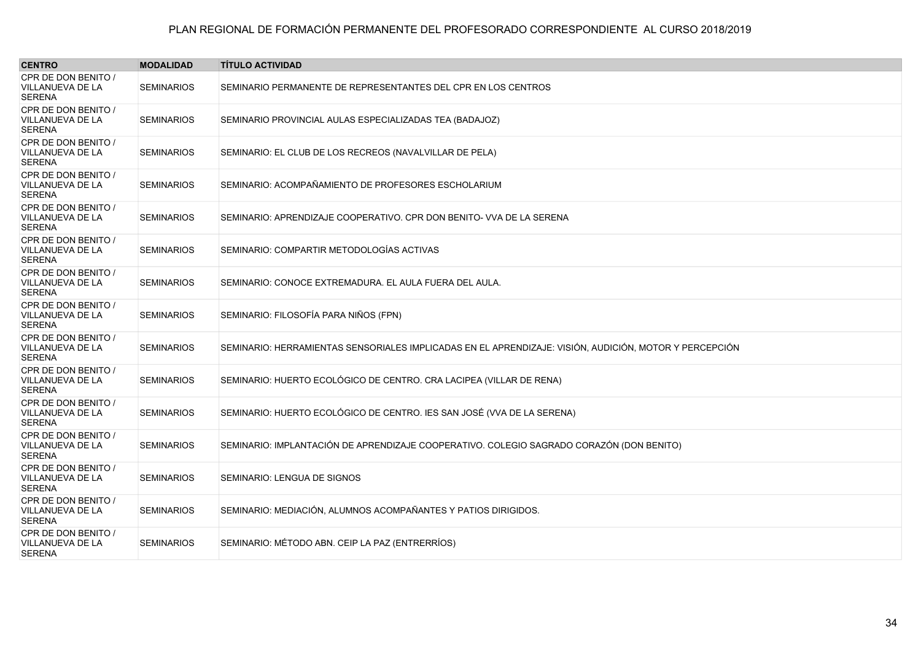PLAN REGIONAL DE FORMACIÓN PERMANENTE DEL PROFESORADO CORRESPONDIENTE AL CURSO 2018/2019

| CENTRO | MODALIDAD | TÍTULO ACTIVIDAD |
| --- | --- | --- |
| CPR DE DON BENITO / VILLANUEVA DE LA SERENA | SEMINARIOS | SEMINARIO PERMANENTE DE REPRESENTANTES DEL CPR EN LOS CENTROS |
| CPR DE DON BENITO / VILLANUEVA DE LA SERENA | SEMINARIOS | SEMINARIO PROVINCIAL AULAS ESPECIALIZADAS TEA (BADAJOZ) |
| CPR DE DON BENITO / VILLANUEVA DE LA SERENA | SEMINARIOS | SEMINARIO: EL CLUB DE LOS RECREOS (NAVALVILLAR DE PELA) |
| CPR DE DON BENITO / VILLANUEVA DE LA SERENA | SEMINARIOS | SEMINARIO: ACOMPAÑAMIENTO DE PROFESORES ESCHOLARIUM |
| CPR DE DON BENITO / VILLANUEVA DE LA SERENA | SEMINARIOS | SEMINARIO: APRENDIZAJE COOPERATIVO. CPR DON BENITO- VVA DE LA SERENA |
| CPR DE DON BENITO / VILLANUEVA DE LA SERENA | SEMINARIOS | SEMINARIO: COMPARTIR METODOLOGÍAS ACTIVAS |
| CPR DE DON BENITO / VILLANUEVA DE LA SERENA | SEMINARIOS | SEMINARIO: CONOCE EXTREMADURA. EL AULA FUERA DEL AULA. |
| CPR DE DON BENITO / VILLANUEVA DE LA SERENA | SEMINARIOS | SEMINARIO: FILOSOFÍA PARA NIÑOS (FPN) |
| CPR DE DON BENITO / VILLANUEVA DE LA SERENA | SEMINARIOS | SEMINARIO: HERRAMIENTAS SENSORIALES IMPLICADAS EN EL APRENDIZAJE: VISIÓN, AUDICIÓN, MOTOR Y PERCEPCIÓN |
| CPR DE DON BENITO / VILLANUEVA DE LA SERENA | SEMINARIOS | SEMINARIO: HUERTO ECOLÓGICO DE CENTRO. CRA LACIPEA (VILLAR DE RENA) |
| CPR DE DON BENITO / VILLANUEVA DE LA SERENA | SEMINARIOS | SEMINARIO: HUERTO ECOLÓGICO DE CENTRO. IES SAN JOSÉ (VVA DE LA SERENA) |
| CPR DE DON BENITO / VILLANUEVA DE LA SERENA | SEMINARIOS | SEMINARIO: IMPLANTACIÓN DE APRENDIZAJE COOPERATIVO. COLEGIO SAGRADO CORAZÓN (DON BENITO) |
| CPR DE DON BENITO / VILLANUEVA DE LA SERENA | SEMINARIOS | SEMINARIO: LENGUA DE SIGNOS |
| CPR DE DON BENITO / VILLANUEVA DE LA SERENA | SEMINARIOS | SEMINARIO: MEDIACIÓN, ALUMNOS ACOMPAÑANTES Y PATIOS DIRIGIDOS. |
| CPR DE DON BENITO / VILLANUEVA DE LA SERENA | SEMINARIOS | SEMINARIO: MÉTODO ABN. CEIP LA PAZ (ENTRERRÍOS) |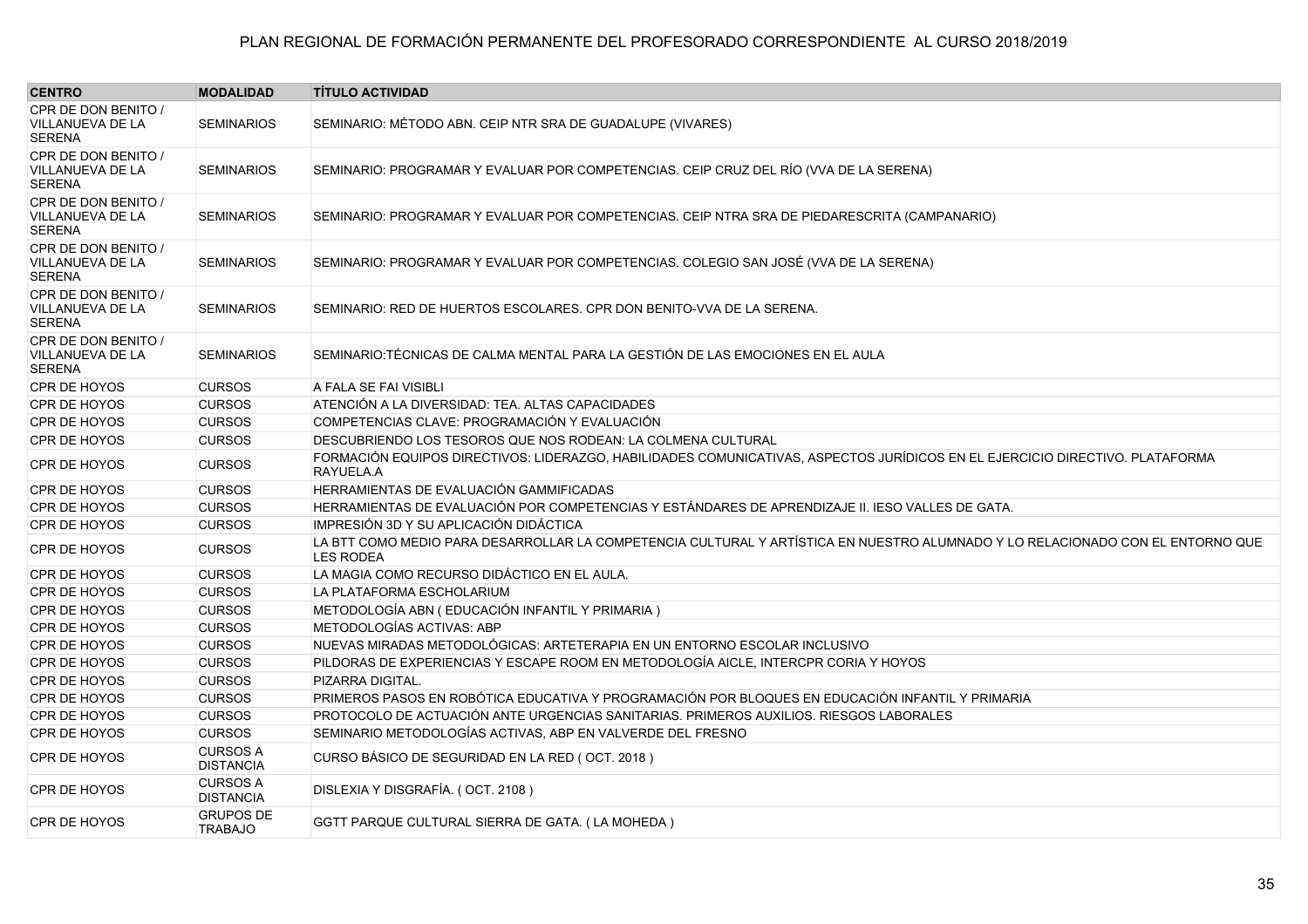| CENTRO | MODALIDAD | TÍTULO ACTIVIDAD |
|---|---|---|
| CPR DE DON BENITO / VILLANUEVA DE LA SERENA | SEMINARIOS | SEMINARIO: MÉTODO ABN. CEIP NTR SRA DE GUADALUPE (VIVARES) |
| CPR DE DON BENITO / VILLANUEVA DE LA SERENA | SEMINARIOS | SEMINARIO: PROGRAMAR Y EVALUAR POR COMPETENCIAS. CEIP CRUZ DEL RÍO (VVA DE LA SERENA) |
| CPR DE DON BENITO / VILLANUEVA DE LA SERENA | SEMINARIOS | SEMINARIO: PROGRAMAR Y EVALUAR POR COMPETENCIAS. CEIP NTRA SRA DE PIEDARESCRITA (CAMPANARIO) |
| CPR DE DON BENITO / VILLANUEVA DE LA SERENA | SEMINARIOS | SEMINARIO: PROGRAMAR Y EVALUAR POR COMPETENCIAS. COLEGIO SAN JOSÉ (VVA DE LA SERENA) |
| CPR DE DON BENITO / VILLANUEVA DE LA SERENA | SEMINARIOS | SEMINARIO: RED DE HUERTOS ESCOLARES. CPR DON BENITO-VVA DE LA SERENA. |
| CPR DE DON BENITO / VILLANUEVA DE LA SERENA | SEMINARIOS | SEMINARIO:TÉCNICAS DE CALMA MENTAL PARA LA GESTIÓN DE LAS EMOCIONES EN EL AULA |
| CPR DE HOYOS | CURSOS | A FALA SE FAI VISIBLI |
| CPR DE HOYOS | CURSOS | ATENCIÓN A LA DIVERSIDAD: TEA. ALTAS CAPACIDADES |
| CPR DE HOYOS | CURSOS | COMPETENCIAS CLAVE: PROGRAMACIÓN Y EVALUACIÓN |
| CPR DE HOYOS | CURSOS | DESCUBRIENDO LOS TESOROS QUE NOS RODEAN: LA COLMENA CULTURAL |
| CPR DE HOYOS | CURSOS | FORMACIÓN EQUIPOS DIRECTIVOS: LIDERAZGO, HABILIDADES COMUNICATIVAS, ASPECTOS JURÍDICOS EN EL EJERCICIO DIRECTIVO. PLATAFORMA RAYUELA.A |
| CPR DE HOYOS | CURSOS | HERRAMIENTAS DE EVALUACIÓN GAMMIFICADAS |
| CPR DE HOYOS | CURSOS | HERRAMIENTAS DE EVALUACIÓN POR COMPETENCIAS Y ESTÁNDARES DE APRENDIZAJE II. IESO VALLES DE GATA. |
| CPR DE HOYOS | CURSOS | IMPRESIÓN 3D Y SU APLICACIÓN DIDÁCTICA |
| CPR DE HOYOS | CURSOS | LA BTT COMO MEDIO PARA DESARROLLAR LA COMPETENCIA CULTURAL Y ARTÍSTICA EN NUESTRO ALUMNADO Y LO RELACIONADO CON EL ENTORNO QUE LES RODEA |
| CPR DE HOYOS | CURSOS | LA MAGIA COMO RECURSO DIDÁCTICO EN EL AULA. |
| CPR DE HOYOS | CURSOS | LA PLATAFORMA ESCHOLARIUM |
| CPR DE HOYOS | CURSOS | METODOLOGÍA ABN ( EDUCACIÓN INFANTIL Y PRIMARIA ) |
| CPR DE HOYOS | CURSOS | METODOLOGÍAS ACTIVAS: ABP |
| CPR DE HOYOS | CURSOS | NUEVAS MIRADAS METODOLÓGICAS: ARTETERAPIA EN UN ENTORNO ESCOLAR INCLUSIVO |
| CPR DE HOYOS | CURSOS | PILDORAS DE EXPERIENCIAS Y ESCAPE ROOM EN METODOLOGÍA AICLE, INTERCPR CORIA Y HOYOS |
| CPR DE HOYOS | CURSOS | PIZARRA DIGITAL. |
| CPR DE HOYOS | CURSOS | PRIMEROS PASOS EN ROBÓTICA EDUCATIVA Y PROGRAMACIÓN POR BLOQUES EN EDUCACIÓN INFANTIL Y PRIMARIA |
| CPR DE HOYOS | CURSOS | PROTOCOLO DE ACTUACIÓN ANTE URGENCIAS SANITARIAS. PRIMEROS AUXILIOS. RIESGOS LABORALES |
| CPR DE HOYOS | CURSOS | SEMINARIO METODOLOGÍAS ACTIVAS, ABP EN VALVERDE DEL FRESNO |
| CPR DE HOYOS | CURSOS A DISTANCIA | CURSO BÁSICO DE SEGURIDAD EN LA RED ( OCT. 2018 ) |
| CPR DE HOYOS | CURSOS A DISTANCIA | DISLEXIA Y DISGRAFÍA. ( OCT. 2108 ) |
| CPR DE HOYOS | GRUPOS DE TRABAJO | GGTT PARQUE CULTURAL SIERRA DE GATA. ( LA MOHEDA ) |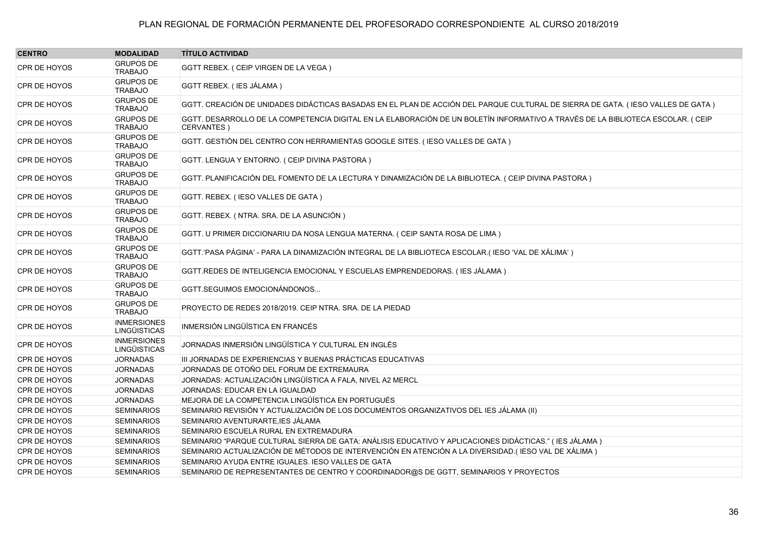PLAN REGIONAL DE FORMACIÓN PERMANENTE DEL PROFESORADO CORRESPONDIENTE AL CURSO 2018/2019

| CENTRO | MODALIDAD | TÍTULO ACTIVIDAD |
|---|---|---|
| CPR DE HOYOS | GRUPOS DE TRABAJO | GGTT REBEX. ( CEIP VIRGEN DE LA VEGA ) |
| CPR DE HOYOS | GRUPOS DE TRABAJO | GGTT REBEX. ( IES JÁLAMA ) |
| CPR DE HOYOS | GRUPOS DE TRABAJO | GGTT. CREACIÓN DE UNIDADES DIDÁCTICAS BASADAS EN EL PLAN DE ACCIÓN DEL PARQUE CULTURAL DE SIERRA DE GATA. ( IESO VALLES DE GATA ) |
| CPR DE HOYOS | GRUPOS DE TRABAJO | GGTT. DESARROLLO DE LA COMPETENCIA DIGITAL EN LA ELABORACIÓN DE UN BOLETÍN INFORMATIVO A TRAVÉS DE LA BIBLIOTECA ESCOLAR. ( CEIP CERVANTES ) |
| CPR DE HOYOS | GRUPOS DE TRABAJO | GGTT. GESTIÓN DEL CENTRO CON HERRAMIENTAS GOOGLE SITES. ( IESO VALLES DE GATA ) |
| CPR DE HOYOS | GRUPOS DE TRABAJO | GGTT. LENGUA Y ENTORNO. ( CEIP DIVINA PASTORA ) |
| CPR DE HOYOS | GRUPOS DE TRABAJO | GGTT. PLANIFICACIÓN DEL FOMENTO DE LA LECTURA Y DINAMIZACIÓN DE LA BIBLIOTECA. ( CEIP DIVINA PASTORA ) |
| CPR DE HOYOS | GRUPOS DE TRABAJO | GGTT. REBEX. ( IESO VALLES DE GATA ) |
| CPR DE HOYOS | GRUPOS DE TRABAJO | GGTT. REBEX. ( NTRA. SRA. DE LA ASUNCIÓN ) |
| CPR DE HOYOS | GRUPOS DE TRABAJO | GGTT. U PRIMER DICCIONARIU DA NOSA LENGUA MATERNA. ( CEIP SANTA ROSA DE LIMA ) |
| CPR DE HOYOS | GRUPOS DE TRABAJO | GGTT.'PASA PÁGINA' - PARA LA DINAMIZACIÓN INTEGRAL DE LA BIBLIOTECA ESCOLAR.( IESO 'VAL DE XÁLIMA' ) |
| CPR DE HOYOS | GRUPOS DE TRABAJO | GGTT.REDES DE INTELIGENCIA EMOCIONAL Y ESCUELAS EMPRENDEDORAS. ( IES JÁLAMA ) |
| CPR DE HOYOS | GRUPOS DE TRABAJO | GGTT.SEGUIMOS EMOCIONÁNDONOS... |
| CPR DE HOYOS | GRUPOS DE TRABAJO | PROYECTO DE REDES 2018/2019. CEIP NTRA. SRA. DE LA PIEDAD |
| CPR DE HOYOS | INMERSIONES LINGÜISTICAS | INMERSIÓN LINGÜÍSTICA EN FRANCÉS |
| CPR DE HOYOS | INMERSIONES LINGÜISTICAS | JORNADAS INMERSIÓN LINGÜÍSTICA Y CULTURAL EN INGLÉS |
| CPR DE HOYOS | JORNADAS | III JORNADAS DE EXPERIENCIAS Y BUENAS PRÁCTICAS EDUCATIVAS |
| CPR DE HOYOS | JORNADAS | JORNADAS DE OTOÑO DEL FORUM DE EXTREMAURA |
| CPR DE HOYOS | JORNADAS | JORNADAS: ACTUALIZACIÓN LINGÜÍSTICA A FALA, NIVEL A2 MERCL |
| CPR DE HOYOS | JORNADAS | JORNADAS: EDUCAR EN LA IGUALDAD |
| CPR DE HOYOS | JORNADAS | MEJORA DE LA COMPETENCIA LINGÜÍSTICA EN PORTUGUÉS |
| CPR DE HOYOS | SEMINARIOS | SEMINARIO REVISIÓN Y ACTUALIZACIÓN DE LOS DOCUMENTOS ORGANIZATIVOS DEL IES JÁLAMA (II) |
| CPR DE HOYOS | SEMINARIOS | SEMINARIO AVENTURARTE,IES JÁLAMA |
| CPR DE HOYOS | SEMINARIOS | SEMINARIO ESCUELA RURAL EN EXTREMADURA |
| CPR DE HOYOS | SEMINARIOS | SEMINARIO "PARQUE CULTURAL SIERRA DE GATA: ANÁLISIS EDUCATIVO Y APLICACIONES DIDÁCTICAS." ( IES JÁLAMA ) |
| CPR DE HOYOS | SEMINARIOS | SEMINARIO ACTUALIZACIÓN DE MÉTODOS DE INTERVENCIÓN EN ATENCIÓN A LA DIVERSIDAD.( IESO VAL DE XÁLIMA ) |
| CPR DE HOYOS | SEMINARIOS | SEMINARIO AYUDA ENTRE IGUALES. IESO VALLES DE GATA |
| CPR DE HOYOS | SEMINARIOS | SEMINARIO DE REPRESENTANTES DE CENTRO Y COORDINADOR@S DE GGTT, SEMINARIOS Y PROYECTOS |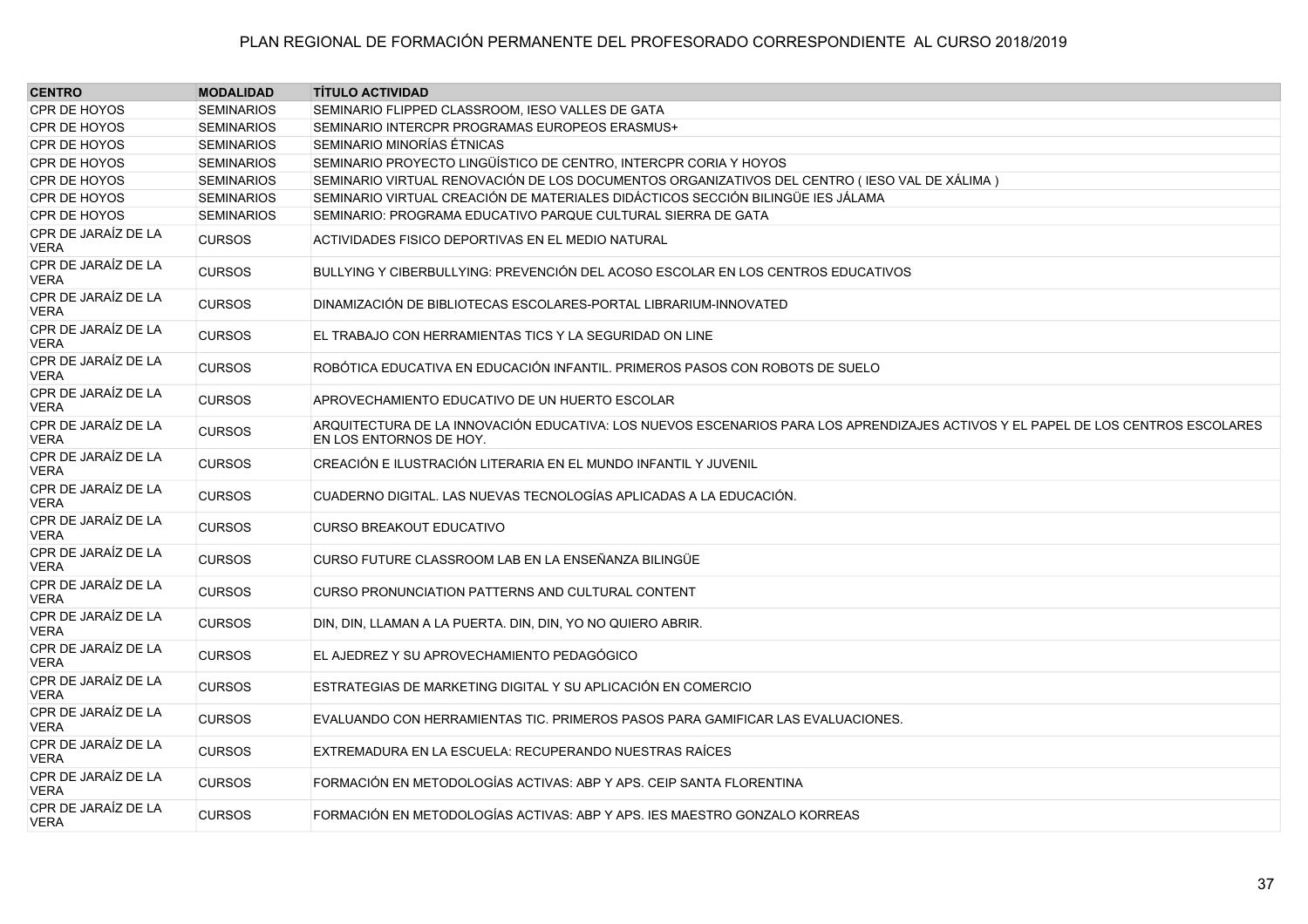PLAN REGIONAL DE FORMACIÓN PERMANENTE DEL PROFESORADO CORRESPONDIENTE AL CURSO 2018/2019

| CENTRO | MODALIDAD | TÍTULO ACTIVIDAD |
| --- | --- | --- |
| CPR DE HOYOS | SEMINARIOS | SEMINARIO FLIPPED CLASSROOM, IESO VALLES DE GATA |
| CPR DE HOYOS | SEMINARIOS | SEMINARIO INTERCPR PROGRAMAS EUROPEOS ERASMUS+ |
| CPR DE HOYOS | SEMINARIOS | SEMINARIO MINORÍAS ÉTNICAS |
| CPR DE HOYOS | SEMINARIOS | SEMINARIO PROYECTO LINGÜÍSTICO DE CENTRO, INTERCPR CORIA Y HOYOS |
| CPR DE HOYOS | SEMINARIOS | SEMINARIO VIRTUAL RENOVACIÓN DE LOS DOCUMENTOS ORGANIZATIVOS DEL CENTRO ( IESO VAL DE XÁLIMA ) |
| CPR DE HOYOS | SEMINARIOS | SEMINARIO VIRTUAL CREACIÓN DE MATERIALES DIDÁCTICOS SECCIÓN BILINGÜE IES JÁLAMA |
| CPR DE HOYOS | SEMINARIOS | SEMINARIO: PROGRAMA EDUCATIVO PARQUE CULTURAL SIERRA DE GATA |
| CPR DE JARAÍZ DE LA VERA | CURSOS | ACTIVIDADES FISICO DEPORTIVAS EN EL MEDIO NATURAL |
| CPR DE JARAÍZ DE LA VERA | CURSOS | BULLYING Y CIBERBULLYING: PREVENCIÓN DEL ACOSO ESCOLAR EN LOS CENTROS EDUCATIVOS |
| CPR DE JARAÍZ DE LA VERA | CURSOS | DINAMIZACIÓN DE BIBLIOTECAS ESCOLARES-PORTAL LIBRARIUM-INNOVATED |
| CPR DE JARAÍZ DE LA VERA | CURSOS | EL TRABAJO CON HERRAMIENTAS TICS Y LA SEGURIDAD ON LINE |
| CPR DE JARAÍZ DE LA VERA | CURSOS | ROBÓTICA EDUCATIVA EN EDUCACIÓN INFANTIL. PRIMEROS PASOS CON ROBOTS DE SUELO |
| CPR DE JARAÍZ DE LA VERA | CURSOS | APROVECHAMIENTO EDUCATIVO DE UN HUERTO ESCOLAR |
| CPR DE JARAÍZ DE LA VERA | CURSOS | ARQUITECTURA DE LA INNOVACIÓN EDUCATIVA: LOS NUEVOS ESCENARIOS PARA LOS APRENDIZAJES ACTIVOS Y EL PAPEL DE LOS CENTROS ESCOLARES EN LOS ENTORNOS DE HOY. |
| CPR DE JARAÍZ DE LA VERA | CURSOS | CREACIÓN E ILUSTRACIÓN LITERARIA EN EL MUNDO INFANTIL Y JUVENIL |
| CPR DE JARAÍZ DE LA VERA | CURSOS | CUADERNO DIGITAL. LAS NUEVAS TECNOLOGÍAS APLICADAS A LA EDUCACIÓN. |
| CPR DE JARAÍZ DE LA VERA | CURSOS | CURSO BREAKOUT EDUCATIVO |
| CPR DE JARAÍZ DE LA VERA | CURSOS | CURSO FUTURE CLASSROOM LAB EN LA ENSEÑANZA BILINGÜE |
| CPR DE JARAÍZ DE LA VERA | CURSOS | CURSO PRONUNCIATION PATTERNS AND CULTURAL CONTENT |
| CPR DE JARAÍZ DE LA VERA | CURSOS | DIN, DIN, LLAMAN A LA PUERTA. DIN, DIN, YO NO QUIERO ABRIR. |
| CPR DE JARAÍZ DE LA VERA | CURSOS | EL AJEDREZ Y SU APROVECHAMIENTO PEDAGÓGICO |
| CPR DE JARAÍZ DE LA VERA | CURSOS | ESTRATEGIAS DE MARKETING DIGITAL Y SU APLICACIÓN EN COMERCIO |
| CPR DE JARAÍZ DE LA VERA | CURSOS | EVALUANDO CON HERRAMIENTAS TIC. PRIMEROS PASOS PARA GAMIFICAR LAS EVALUACIONES. |
| CPR DE JARAÍZ DE LA VERA | CURSOS | EXTREMADURA EN LA ESCUELA: RECUPERANDO NUESTRAS RAÍCES |
| CPR DE JARAÍZ DE LA VERA | CURSOS | FORMACIÓN EN METODOLOGÍAS ACTIVAS: ABP Y APS. CEIP SANTA FLORENTINA |
| CPR DE JARAÍZ DE LA VERA | CURSOS | FORMACIÓN EN METODOLOGÍAS ACTIVAS: ABP Y APS. IES MAESTRO GONZALO KORREAS |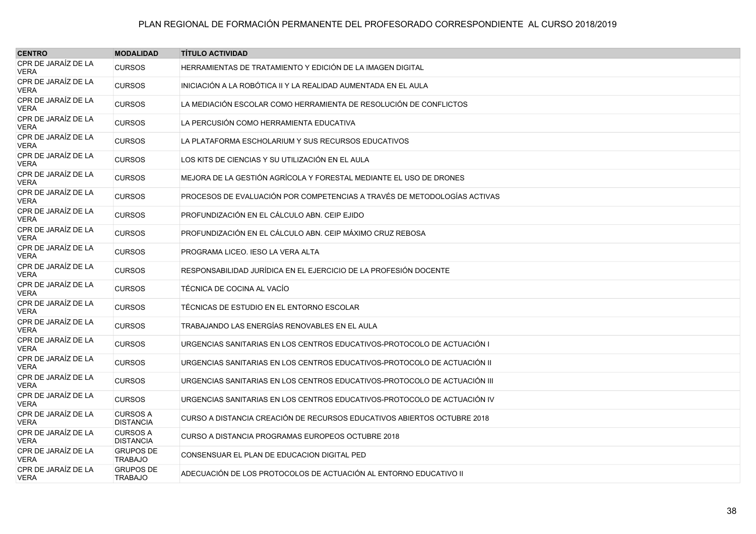| CENTRO | MODALIDAD | TÍTULO ACTIVIDAD |
|---|---|---|
| CPR DE JARAÍZ DE LA VERA | CURSOS | HERRAMIENTAS DE TRATAMIENTO Y EDICIÓN DE LA IMAGEN DIGITAL |
| CPR DE JARAÍZ DE LA VERA | CURSOS | INICIACIÓN A LA ROBÓTICA II Y LA REALIDAD AUMENTADA EN EL AULA |
| CPR DE JARAÍZ DE LA VERA | CURSOS | LA MEDIACIÓN ESCOLAR COMO HERRAMIENTA DE RESOLUCIÓN DE CONFLICTOS |
| CPR DE JARAÍZ DE LA VERA | CURSOS | LA PERCUSIÓN COMO HERRAMIENTA EDUCATIVA |
| CPR DE JARAÍZ DE LA VERA | CURSOS | LA PLATAFORMA ESCHOLARIUM Y SUS RECURSOS EDUCATIVOS |
| CPR DE JARAÍZ DE LA VERA | CURSOS | LOS KITS DE CIENCIAS Y SU UTILIZACIÓN EN EL AULA |
| CPR DE JARAÍZ DE LA VERA | CURSOS | MEJORA DE LA GESTIÓN AGRÍCOLA Y FORESTAL MEDIANTE EL USO DE DRONES |
| CPR DE JARAÍZ DE LA VERA | CURSOS | PROCESOS DE EVALUACIÓN POR COMPETENCIAS A TRAVÉS DE METODOLOGÍAS ACTIVAS |
| CPR DE JARAÍZ DE LA VERA | CURSOS | PROFUNDIZACIÓN EN EL CÁLCULO ABN. CEIP EJIDO |
| CPR DE JARAÍZ DE LA VERA | CURSOS | PROFUNDIZACIÓN EN EL CÁLCULO ABN. CEIP MÁXIMO CRUZ REBOSA |
| CPR DE JARAÍZ DE LA VERA | CURSOS | PROGRAMA LICEO. IESO LA VERA ALTA |
| CPR DE JARAÍZ DE LA VERA | CURSOS | RESPONSABILIDAD JURÍDICA EN EL EJERCICIO DE LA PROFESIÓN DOCENTE |
| CPR DE JARAÍZ DE LA VERA | CURSOS | TÉCNICA DE COCINA AL VACÍO |
| CPR DE JARAÍZ DE LA VERA | CURSOS | TÉCNICAS DE ESTUDIO EN EL ENTORNO ESCOLAR |
| CPR DE JARAÍZ DE LA VERA | CURSOS | TRABAJANDO LAS ENERGÍAS RENOVABLES EN EL AULA |
| CPR DE JARAÍZ DE LA VERA | CURSOS | URGENCIAS SANITARIAS EN LOS CENTROS EDUCATIVOS-PROTOCOLO DE ACTUACIÓN I |
| CPR DE JARAÍZ DE LA VERA | CURSOS | URGENCIAS SANITARIAS EN LOS CENTROS EDUCATIVOS-PROTOCOLO DE ACTUACIÓN II |
| CPR DE JARAÍZ DE LA VERA | CURSOS | URGENCIAS SANITARIAS EN LOS CENTROS EDUCATIVOS-PROTOCOLO DE ACTUACIÓN III |
| CPR DE JARAÍZ DE LA VERA | CURSOS | URGENCIAS SANITARIAS EN LOS CENTROS EDUCATIVOS-PROTOCOLO DE ACTUACIÓN IV |
| CPR DE JARAÍZ DE LA VERA | CURSOS A DISTANCIA | CURSO A DISTANCIA CREACIÓN DE RECURSOS EDUCATIVOS ABIERTOS OCTUBRE 2018 |
| CPR DE JARAÍZ DE LA VERA | CURSOS A DISTANCIA | CURSO A DISTANCIA PROGRAMAS EUROPEOS OCTUBRE 2018 |
| CPR DE JARAÍZ DE LA VERA | GRUPOS DE TRABAJO | CONSENSUAR EL PLAN DE EDUCACION DIGITAL PED |
| CPR DE JARAÍZ DE LA VERA | GRUPOS DE TRABAJO | ADECUACIÓN DE LOS PROTOCOLOS DE ACTUACIÓN AL ENTORNO EDUCATIVO II |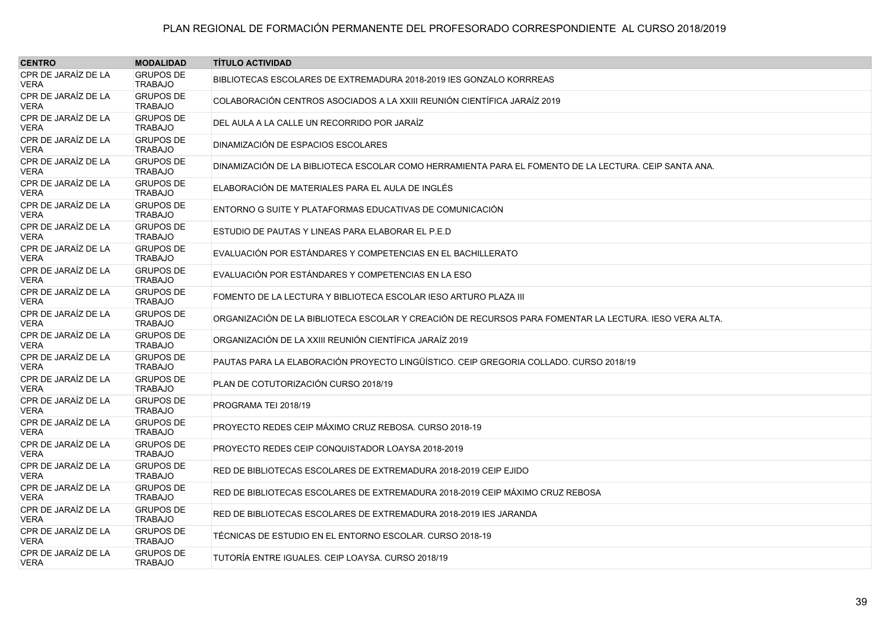# PLAN REGIONAL DE FORMACIÓN PERMANENTE DEL PROFESORADO CORRESPONDIENTE AL CURSO 2018/2019

| CENTRO | MODALIDAD | TÍTULO ACTIVIDAD |
|---|---|---|
| CPR DE JARAÍZ DE LA VERA | GRUPOS DE TRABAJO | BIBLIOTECAS ESCOLARES DE EXTREMADURA 2018-2019 IES GONZALO KORRREAS |
| CPR DE JARAÍZ DE LA VERA | GRUPOS DE TRABAJO | COLABORACIÓN CENTROS ASOCIADOS A LA XXIII REUNIÓN CIENTÍFICA JARAÍZ 2019 |
| CPR DE JARAÍZ DE LA VERA | GRUPOS DE TRABAJO | DEL AULA A LA CALLE UN RECORRIDO POR JARAÍZ |
| CPR DE JARAÍZ DE LA VERA | GRUPOS DE TRABAJO | DINAMIZACIÓN DE ESPACIOS ESCOLARES |
| CPR DE JARAÍZ DE LA VERA | GRUPOS DE TRABAJO | DINAMIZACIÓN DE LA BIBLIOTECA ESCOLAR COMO HERRAMIENTA PARA EL FOMENTO DE LA LECTURA. CEIP SANTA ANA. |
| CPR DE JARAÍZ DE LA VERA | GRUPOS DE TRABAJO | ELABORACIÓN DE MATERIALES PARA EL AULA DE INGLÉS |
| CPR DE JARAÍZ DE LA VERA | GRUPOS DE TRABAJO | ENTORNO G SUITE Y PLATAFORMAS EDUCATIVAS DE COMUNICACIÓN |
| CPR DE JARAÍZ DE LA VERA | GRUPOS DE TRABAJO | ESTUDIO DE PAUTAS Y LINEAS PARA ELABORAR EL P.E.D |
| CPR DE JARAÍZ DE LA VERA | GRUPOS DE TRABAJO | EVALUACIÓN POR ESTÁNDARES Y COMPETENCIAS EN EL BACHILLERATO |
| CPR DE JARAÍZ DE LA VERA | GRUPOS DE TRABAJO | EVALUACIÓN POR ESTÁNDARES Y COMPETENCIAS EN LA ESO |
| CPR DE JARAÍZ DE LA VERA | GRUPOS DE TRABAJO | FOMENTO DE LA LECTURA Y BIBLIOTECA ESCOLAR IESO ARTURO PLAZA III |
| CPR DE JARAÍZ DE LA VERA | GRUPOS DE TRABAJO | ORGANIZACIÓN DE LA BIBLIOTECA ESCOLAR Y CREACIÓN DE RECURSOS PARA FOMENTAR LA LECTURA. IESO VERA ALTA. |
| CPR DE JARAÍZ DE LA VERA | GRUPOS DE TRABAJO | ORGANIZACIÓN DE LA XXIII REUNIÓN CIENTÍFICA JARAÍZ 2019 |
| CPR DE JARAÍZ DE LA VERA | GRUPOS DE TRABAJO | PAUTAS PARA LA ELABORACIÓN PROYECTO LINGÜÍSTICO. CEIP GREGORIA COLLADO. CURSO 2018/19 |
| CPR DE JARAÍZ DE LA VERA | GRUPOS DE TRABAJO | PLAN DE COTUTORIZACIÓN CURSO 2018/19 |
| CPR DE JARAÍZ DE LA VERA | GRUPOS DE TRABAJO | PROGRAMA TEI 2018/19 |
| CPR DE JARAÍZ DE LA VERA | GRUPOS DE TRABAJO | PROYECTO REDES CEIP MÁXIMO CRUZ REBOSA. CURSO 2018-19 |
| CPR DE JARAÍZ DE LA VERA | GRUPOS DE TRABAJO | PROYECTO REDES CEIP CONQUISTADOR LOAYSA 2018-2019 |
| CPR DE JARAÍZ DE LA VERA | GRUPOS DE TRABAJO | RED DE BIBLIOTECAS ESCOLARES DE EXTREMADURA 2018-2019 CEIP EJIDO |
| CPR DE JARAÍZ DE LA VERA | GRUPOS DE TRABAJO | RED DE BIBLIOTECAS ESCOLARES DE EXTREMADURA 2018-2019 CEIP MÁXIMO CRUZ REBOSA |
| CPR DE JARAÍZ DE LA VERA | GRUPOS DE TRABAJO | RED DE BIBLIOTECAS ESCOLARES DE EXTREMADURA 2018-2019 IES JARANDA |
| CPR DE JARAÍZ DE LA VERA | GRUPOS DE TRABAJO | TÉCNICAS DE ESTUDIO EN EL ENTORNO ESCOLAR. CURSO 2018-19 |
| CPR DE JARAÍZ DE LA VERA | GRUPOS DE TRABAJO | TUTORÍA ENTRE IGUALES. CEIP LOAYSA. CURSO 2018/19 |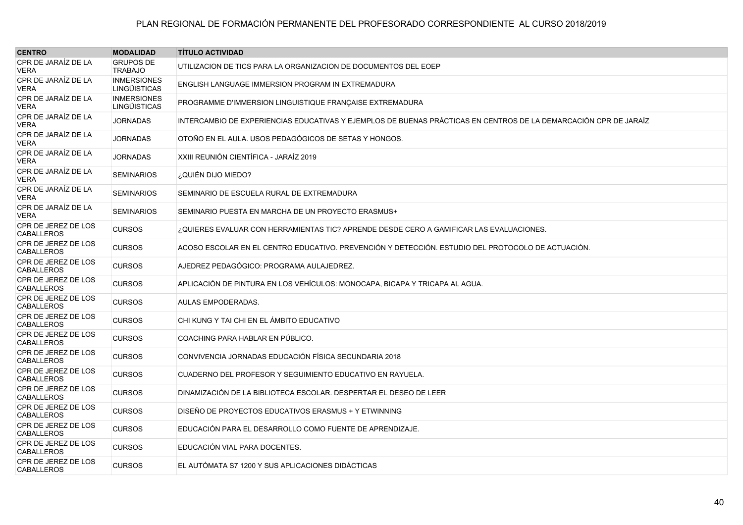# PLAN REGIONAL DE FORMACIÓN PERMANENTE DEL PROFESORADO CORRESPONDIENTE AL CURSO 2018/2019

| CENTRO | MODALIDAD | TÍTULO ACTIVIDAD |
|---|---|---|
| CPR DE JARAÍZ DE LA VERA | GRUPOS DE TRABAJO | UTILIZACION DE TICS PARA LA ORGANIZACION DE DOCUMENTOS DEL EOEP |
| CPR DE JARAÍZ DE LA VERA | INMERSIONES LINGÜISTICAS | ENGLISH LANGUAGE IMMERSION PROGRAM IN EXTREMADURA |
| CPR DE JARAÍZ DE LA VERA | INMERSIONES LINGÜISTICAS | PROGRAMME D'IMMERSION LINGUISTIQUE FRANÇAISE EXTREMADURA |
| CPR DE JARAÍZ DE LA VERA | JORNADAS | INTERCAMBIO DE EXPERIENCIAS EDUCATIVAS Y EJEMPLOS DE BUENAS PRÁCTICAS EN CENTROS DE LA DEMARCACIÓN CPR DE JARAÍZ |
| CPR DE JARAÍZ DE LA VERA | JORNADAS | OTOÑO EN EL AULA. USOS PEDAGÓGICOS DE SETAS Y HONGOS. |
| CPR DE JARAÍZ DE LA VERA | JORNADAS | XXIII REUNIÓN CIENTÍFICA - JARAÍZ 2019 |
| CPR DE JARAÍZ DE LA VERA | SEMINARIOS | ¿QUIÉN DIJO MIEDO? |
| CPR DE JARAÍZ DE LA VERA | SEMINARIOS | SEMINARIO DE ESCUELA RURAL DE EXTREMADURA |
| CPR DE JARAÍZ DE LA VERA | SEMINARIOS | SEMINARIO PUESTA EN MARCHA DE UN PROYECTO ERASMUS+ |
| CPR DE JEREZ DE LOS CABALLEROS | CURSOS | ¿QUIERES EVALUAR CON HERRAMIENTAS TIC? APRENDE DESDE CERO A GAMIFICAR LAS EVALUACIONES. |
| CPR DE JEREZ DE LOS CABALLEROS | CURSOS | ACOSO ESCOLAR EN EL CENTRO EDUCATIVO. PREVENCIÓN Y DETECCIÓN. ESTUDIO DEL PROTOCOLO DE ACTUACIÓN. |
| CPR DE JEREZ DE LOS CABALLEROS | CURSOS | AJEDREZ PEDAGÓGICO: PROGRAMA AULAJEDREZ. |
| CPR DE JEREZ DE LOS CABALLEROS | CURSOS | APLICACIÓN DE PINTURA EN LOS VEHÍCULOS: MONOCAPA, BICAPA Y TRICAPA AL AGUA. |
| CPR DE JEREZ DE LOS CABALLEROS | CURSOS | AULAS EMPODERADAS. |
| CPR DE JEREZ DE LOS CABALLEROS | CURSOS | CHI KUNG Y TAI CHI EN EL ÁMBITO EDUCATIVO |
| CPR DE JEREZ DE LOS CABALLEROS | CURSOS | COACHING PARA HABLAR EN PÚBLICO. |
| CPR DE JEREZ DE LOS CABALLEROS | CURSOS | CONVIVENCIA JORNADAS EDUCACIÓN FÍSICA SECUNDARIA 2018 |
| CPR DE JEREZ DE LOS CABALLEROS | CURSOS | CUADERNO DEL PROFESOR Y SEGUIMIENTO EDUCATIVO EN RAYUELA. |
| CPR DE JEREZ DE LOS CABALLEROS | CURSOS | DINAMIZACIÓN DE LA BIBLIOTECA ESCOLAR. DESPERTAR EL DESEO DE LEER |
| CPR DE JEREZ DE LOS CABALLEROS | CURSOS | DISEÑO DE PROYECTOS EDUCATIVOS ERASMUS + Y ETWINNING |
| CPR DE JEREZ DE LOS CABALLEROS | CURSOS | EDUCACIÓN PARA EL DESARROLLO COMO FUENTE DE APRENDIZAJE. |
| CPR DE JEREZ DE LOS CABALLEROS | CURSOS | EDUCACIÓN VIAL PARA DOCENTES. |
| CPR DE JEREZ DE LOS CABALLEROS | CURSOS | EL AUTÓMATA S7 1200 Y SUS APLICACIONES DIDÁCTICAS |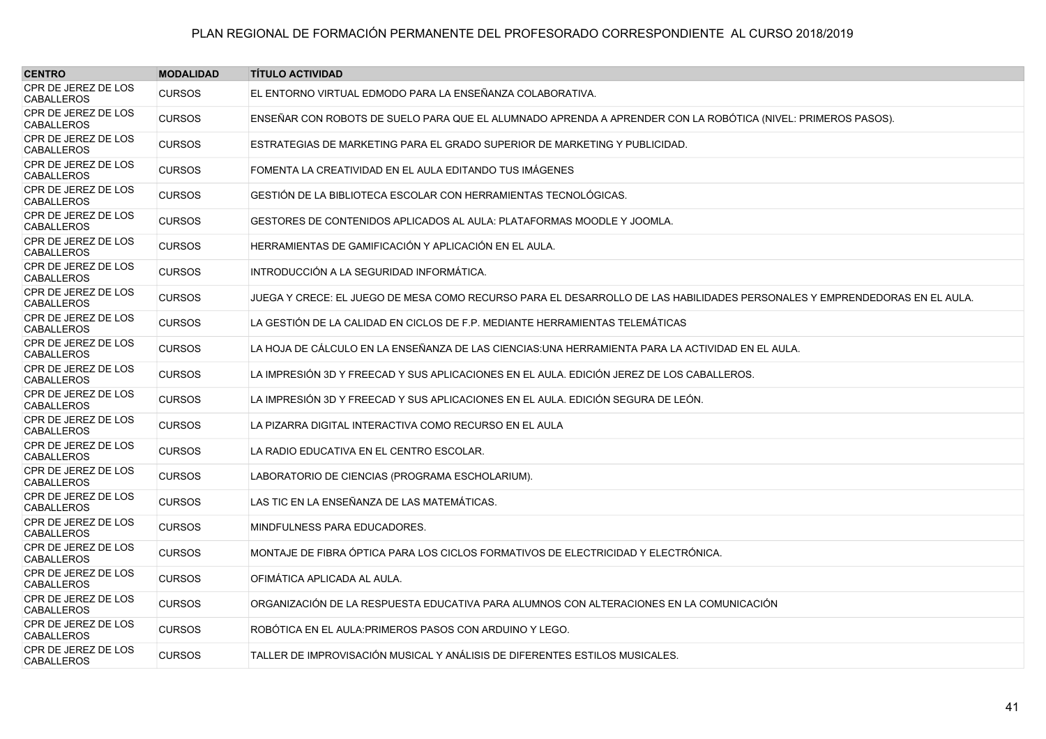| CENTRO | MODALIDAD | TÍTULO ACTIVIDAD |
|---|---|---|
| CPR DE JEREZ DE LOS CABALLEROS | CURSOS | EL ENTORNO VIRTUAL EDMODO PARA LA ENSEÑANZA COLABORATIVA. |
| CPR DE JEREZ DE LOS CABALLEROS | CURSOS | ENSEÑAR CON ROBOTS DE SUELO PARA QUE EL ALUMNADO APRENDA A APRENDER CON LA ROBÓTICA (NIVEL: PRIMEROS PASOS). |
| CPR DE JEREZ DE LOS CABALLEROS | CURSOS | ESTRATEGIAS DE MARKETING PARA EL GRADO SUPERIOR DE MARKETING Y PUBLICIDAD. |
| CPR DE JEREZ DE LOS CABALLEROS | CURSOS | FOMENTA LA CREATIVIDAD EN EL AULA EDITANDO TUS IMÁGENES |
| CPR DE JEREZ DE LOS CABALLEROS | CURSOS | GESTIÓN DE LA BIBLIOTECA ESCOLAR CON HERRAMIENTAS TECNOLÓGICAS. |
| CPR DE JEREZ DE LOS CABALLEROS | CURSOS | GESTORES DE CONTENIDOS APLICADOS AL AULA: PLATAFORMAS MOODLE Y JOOMLA. |
| CPR DE JEREZ DE LOS CABALLEROS | CURSOS | HERRAMIENTAS DE GAMIFICACIÓN Y APLICACIÓN EN EL AULA. |
| CPR DE JEREZ DE LOS CABALLEROS | CURSOS | INTRODUCCIÓN A LA SEGURIDAD INFORMÁTICA. |
| CPR DE JEREZ DE LOS CABALLEROS | CURSOS | JUEGA Y CRECE: EL JUEGO DE MESA COMO RECURSO PARA EL DESARROLLO DE LAS HABILIDADES PERSONALES Y EMPRENDEDORAS EN EL AULA. |
| CPR DE JEREZ DE LOS CABALLEROS | CURSOS | LA GESTIÓN DE LA CALIDAD EN CICLOS DE F.P. MEDIANTE HERRAMIENTAS TELEMÁTICAS |
| CPR DE JEREZ DE LOS CABALLEROS | CURSOS | LA HOJA DE CÁLCULO EN LA ENSEÑANZA DE LAS CIENCIAS:UNA HERRAMIENTA PARA LA ACTIVIDAD EN EL AULA. |
| CPR DE JEREZ DE LOS CABALLEROS | CURSOS | LA IMPRESIÓN 3D Y FREECAD Y SUS APLICACIONES EN EL AULA. EDICIÓN JEREZ DE LOS CABALLEROS. |
| CPR DE JEREZ DE LOS CABALLEROS | CURSOS | LA IMPRESIÓN 3D Y FREECAD Y SUS APLICACIONES EN EL AULA. EDICIÓN SEGURA DE LEÓN. |
| CPR DE JEREZ DE LOS CABALLEROS | CURSOS | LA PIZARRA DIGITAL INTERACTIVA COMO RECURSO EN EL AULA |
| CPR DE JEREZ DE LOS CABALLEROS | CURSOS | LA RADIO EDUCATIVA EN EL CENTRO ESCOLAR. |
| CPR DE JEREZ DE LOS CABALLEROS | CURSOS | LABORATORIO DE CIENCIAS (PROGRAMA ESCHOLARIUM). |
| CPR DE JEREZ DE LOS CABALLEROS | CURSOS | LAS TIC EN LA ENSEÑANZA DE LAS MATEMÁTICAS. |
| CPR DE JEREZ DE LOS CABALLEROS | CURSOS | MINDFULNESS PARA EDUCADORES. |
| CPR DE JEREZ DE LOS CABALLEROS | CURSOS | MONTAJE DE FIBRA ÓPTICA PARA LOS CICLOS FORMATIVOS DE ELECTRICIDAD Y ELECTRÓNICA. |
| CPR DE JEREZ DE LOS CABALLEROS | CURSOS | OFIMÁTICA APLICADA AL AULA. |
| CPR DE JEREZ DE LOS CABALLEROS | CURSOS | ORGANIZACIÓN DE LA RESPUESTA EDUCATIVA PARA ALUMNOS CON ALTERACIONES EN LA COMUNICACIÓN |
| CPR DE JEREZ DE LOS CABALLEROS | CURSOS | ROBÓTICA EN EL AULA:PRIMEROS PASOS CON ARDUINO Y LEGO. |
| CPR DE JEREZ DE LOS CABALLEROS | CURSOS | TALLER DE IMPROVISACIÓN MUSICAL Y ANÁLISIS DE DIFERENTES ESTILOS MUSICALES. |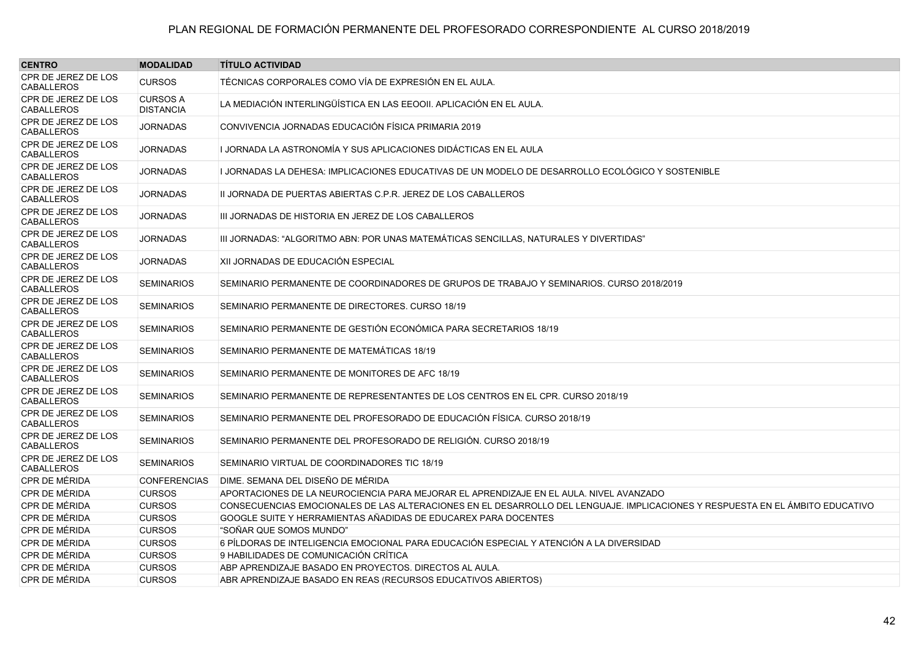PLAN REGIONAL DE FORMACIÓN PERMANENTE DEL PROFESORADO CORRESPONDIENTE AL CURSO 2018/2019

| CENTRO | MODALIDAD | TÍTULO ACTIVIDAD |
|---|---|---|
| CPR DE JEREZ DE LOS CABALLEROS | CURSOS | TÉCNICAS CORPORALES COMO VÍA DE EXPRESIÓN EN EL AULA. |
| CPR DE JEREZ DE LOS CABALLEROS | CURSOS A DISTANCIA | LA MEDIACIÓN INTERLINGÜÍSTICA EN LAS EEOOII. APLICACIÓN EN EL AULA. |
| CPR DE JEREZ DE LOS CABALLEROS | JORNADAS | CONVIVENCIA JORNADAS EDUCACIÓN FÍSICA PRIMARIA 2019 |
| CPR DE JEREZ DE LOS CABALLEROS | JORNADAS | I JORNADA LA ASTRONOMÍA Y SUS APLICACIONES DIDÁCTICAS EN EL AULA |
| CPR DE JEREZ DE LOS CABALLEROS | JORNADAS | I JORNADAS LA DEHESA: IMPLICACIONES EDUCATIVAS DE UN MODELO DE DESARROLLO ECOLÓGICO Y SOSTENIBLE |
| CPR DE JEREZ DE LOS CABALLEROS | JORNADAS | II JORNADA DE PUERTAS ABIERTAS C.P.R. JEREZ DE LOS CABALLEROS |
| CPR DE JEREZ DE LOS CABALLEROS | JORNADAS | III JORNADAS DE HISTORIA EN JEREZ DE LOS CABALLEROS |
| CPR DE JEREZ DE LOS CABALLEROS | JORNADAS | III JORNADAS: "ALGORITMO ABN: POR UNAS MATEMÁTICAS SENCILLAS, NATURALES Y DIVERTIDAS" |
| CPR DE JEREZ DE LOS CABALLEROS | JORNADAS | XII JORNADAS DE EDUCACIÓN ESPECIAL |
| CPR DE JEREZ DE LOS CABALLEROS | SEMINARIOS | SEMINARIO PERMANENTE DE COORDINADORES DE GRUPOS DE TRABAJO Y SEMINARIOS. CURSO 2018/2019 |
| CPR DE JEREZ DE LOS CABALLEROS | SEMINARIOS | SEMINARIO PERMANENTE DE DIRECTORES. CURSO 18/19 |
| CPR DE JEREZ DE LOS CABALLEROS | SEMINARIOS | SEMINARIO PERMANENTE DE GESTIÓN ECONÓMICA PARA SECRETARIOS 18/19 |
| CPR DE JEREZ DE LOS CABALLEROS | SEMINARIOS | SEMINARIO PERMANENTE DE MATEMÁTICAS 18/19 |
| CPR DE JEREZ DE LOS CABALLEROS | SEMINARIOS | SEMINARIO PERMANENTE DE MONITORES DE AFC 18/19 |
| CPR DE JEREZ DE LOS CABALLEROS | SEMINARIOS | SEMINARIO PERMANENTE DE REPRESENTANTES DE LOS CENTROS EN EL CPR. CURSO 2018/19 |
| CPR DE JEREZ DE LOS CABALLEROS | SEMINARIOS | SEMINARIO PERMANENTE DEL PROFESORADO DE EDUCACIÓN FÍSICA. CURSO 2018/19 |
| CPR DE JEREZ DE LOS CABALLEROS | SEMINARIOS | SEMINARIO PERMANENTE DEL PROFESORADO DE RELIGIÓN. CURSO 2018/19 |
| CPR DE JEREZ DE LOS CABALLEROS | SEMINARIOS | SEMINARIO VIRTUAL DE COORDINADORES TIC 18/19 |
| CPR DE MÉRIDA | CONFERENCIAS | DIME. SEMANA DEL DISEÑO DE MÉRIDA |
| CPR DE MÉRIDA | CURSOS | APORTACIONES DE LA NEUROCIENCIA PARA MEJORAR EL APRENDIZAJE EN EL AULA. NIVEL AVANZADO |
| CPR DE MÉRIDA | CURSOS | CONSECUENCIAS EMOCIONALES DE LAS ALTERACIONES EN EL DESARROLLO DEL LENGUAJE. IMPLICACIONES Y RESPUESTA EN EL ÁMBITO EDUCATIVO |
| CPR DE MÉRIDA | CURSOS | GOOGLE SUITE Y HERRAMIENTAS AÑADIDAS DE EDUCAREX PARA DOCENTES |
| CPR DE MÉRIDA | CURSOS | "SOÑAR QUE SOMOS MUNDO" |
| CPR DE MÉRIDA | CURSOS | 6 PÍLDORAS DE INTELIGENCIA EMOCIONAL PARA EDUCACIÓN ESPECIAL Y ATENCIÓN A LA DIVERSIDAD |
| CPR DE MÉRIDA | CURSOS | 9 HABILIDADES DE COMUNICACIÓN CRÍTICA |
| CPR DE MÉRIDA | CURSOS | ABP APRENDIZAJE BASADO EN PROYECTOS. DIRECTOS AL AULA. |
| CPR DE MÉRIDA | CURSOS | ABR APRENDIZAJE BASADO EN REAS (RECURSOS EDUCATIVOS ABIERTOS) |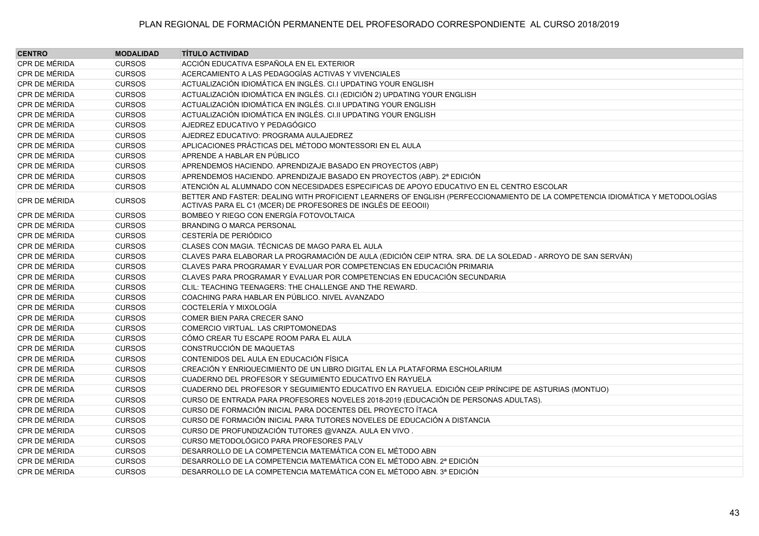PLAN REGIONAL DE FORMACIÓN PERMANENTE DEL PROFESORADO CORRESPONDIENTE AL CURSO 2018/2019

| CENTRO | MODALIDAD | TÍTULO ACTIVIDAD |
|---|---|---|
| CPR DE MÉRIDA | CURSOS | ACCIÓN EDUCATIVA ESPAÑOLA EN EL EXTERIOR |
| CPR DE MÉRIDA | CURSOS | ACERCAMIENTO A LAS PEDAGOGÍAS ACTIVAS Y VIVENCIALES |
| CPR DE MÉRIDA | CURSOS | ACTUALIZACIÓN IDIOMÁTICA EN INGLÉS. CI.I UPDATING YOUR ENGLISH |
| CPR DE MÉRIDA | CURSOS | ACTUALIZACIÓN IDIOMÁTICA EN INGLÉS. CI.I (EDICIÓN 2) UPDATING YOUR ENGLISH |
| CPR DE MÉRIDA | CURSOS | ACTUALIZACIÓN IDIOMÁTICA EN INGLÉS. CI.II UPDATING YOUR ENGLISH |
| CPR DE MÉRIDA | CURSOS | ACTUALIZACIÓN IDIOMÁTICA EN INGLÉS. CI.II UPDATING YOUR ENGLISH |
| CPR DE MÉRIDA | CURSOS | AJEDREZ EDUCATIVO Y PEDAGÓGICO |
| CPR DE MÉRIDA | CURSOS | AJEDREZ EDUCATIVO: PROGRAMA AULAJEDREZ |
| CPR DE MÉRIDA | CURSOS | APLICACIONES PRÁCTICAS DEL MÉTODO MONTESSORI EN EL AULA |
| CPR DE MÉRIDA | CURSOS | APRENDE A HABLAR EN PÚBLICO |
| CPR DE MÉRIDA | CURSOS | APRENDEMOS HACIENDO. APRENDIZAJE BASADO EN PROYECTOS (ABP) |
| CPR DE MÉRIDA | CURSOS | APRENDEMOS HACIENDO. APRENDIZAJE BASADO EN PROYECTOS (ABP). 2ª EDICIÓN |
| CPR DE MÉRIDA | CURSOS | ATENCIÓN AL ALUMNADO CON NECESIDADES ESPECIFICAS DE APOYO EDUCATIVO EN EL CENTRO ESCOLAR |
| CPR DE MÉRIDA | CURSOS | BETTER AND FASTER: DEALING WITH PROFICIENT LEARNERS OF ENGLISH (PERFECCIONAMIENTO DE LA COMPETENCIA IDIOMÁTICA Y METODOLOGÍAS ACTIVAS PARA EL C1 (MCER) DE PROFESORES DE INGLÉS DE EEOOII) |
| CPR DE MÉRIDA | CURSOS | BOMBEO Y RIEGO CON ENERGÍA FOTOVOLTAICA |
| CPR DE MÉRIDA | CURSOS | BRANDING O MARCA PERSONAL |
| CPR DE MÉRIDA | CURSOS | CESTERÍA DE PERIÓDICO |
| CPR DE MÉRIDA | CURSOS | CLASES CON MAGIA. TÉCNICAS DE MAGO PARA EL AULA |
| CPR DE MÉRIDA | CURSOS | CLAVES PARA ELABORAR LA PROGRAMACIÓN DE AULA (EDICIÓN CEIP NTRA. SRA. DE LA SOLEDAD - ARROYO DE SAN SERVÁN) |
| CPR DE MÉRIDA | CURSOS | CLAVES PARA PROGRAMAR Y EVALUAR POR COMPETENCIAS EN EDUCACIÓN PRIMARIA |
| CPR DE MÉRIDA | CURSOS | CLAVES PARA PROGRAMAR Y EVALUAR POR COMPETENCIAS EN EDUCACIÓN SECUNDARIA |
| CPR DE MÉRIDA | CURSOS | CLIL: TEACHING TEENAGERS: THE CHALLENGE AND THE REWARD. |
| CPR DE MÉRIDA | CURSOS | COACHING PARA HABLAR EN PÚBLICO. NIVEL AVANZADO |
| CPR DE MÉRIDA | CURSOS | COCTELERÍA Y MIXOLOGÍA |
| CPR DE MÉRIDA | CURSOS | COMER BIEN PARA CRECER SANO |
| CPR DE MÉRIDA | CURSOS | COMERCIO VIRTUAL. LAS CRIPTOMONEDAS |
| CPR DE MÉRIDA | CURSOS | CÓMO CREAR TU ESCAPE ROOM PARA EL AULA |
| CPR DE MÉRIDA | CURSOS | CONSTRUCCIÓN DE MAQUETAS |
| CPR DE MÉRIDA | CURSOS | CONTENIDOS DEL AULA EN EDUCACIÓN FÍSICA |
| CPR DE MÉRIDA | CURSOS | CREACIÓN Y ENRIQUECIMIENTO DE UN LIBRO DIGITAL EN LA PLATAFORMA ESCHOLARIUM |
| CPR DE MÉRIDA | CURSOS | CUADERNO DEL PROFESOR Y SEGUIMIENTO EDUCATIVO EN RAYUELA |
| CPR DE MÉRIDA | CURSOS | CUADERNO DEL PROFESOR Y SEGUIMIENTO EDUCATIVO EN RAYUELA. EDICIÓN CEIP PRÍNCIPE DE ASTURIAS (MONTIJO) |
| CPR DE MÉRIDA | CURSOS | CURSO DE ENTRADA PARA PROFESORES NOVELES 2018-2019 (EDUCACIÓN DE PERSONAS ADULTAS). |
| CPR DE MÉRIDA | CURSOS | CURSO DE FORMACIÓN INICIAL PARA DOCENTES DEL PROYECTO ÍTACA |
| CPR DE MÉRIDA | CURSOS | CURSO DE FORMACIÓN INICIAL PARA TUTORES NOVELES DE EDUCACIÓN A DISTANCIA |
| CPR DE MÉRIDA | CURSOS | CURSO DE PROFUNDIZACIÓN TUTORES @VANZA. AULA EN VIVO . |
| CPR DE MÉRIDA | CURSOS | CURSO METODOLÓGICO PARA PROFESORES PALV |
| CPR DE MÉRIDA | CURSOS | DESARROLLO DE LA COMPETENCIA MATEMÁTICA CON EL MÉTODO ABN |
| CPR DE MÉRIDA | CURSOS | DESARROLLO DE LA COMPETENCIA MATEMÁTICA CON EL MÉTODO ABN. 2ª EDICIÓN |
| CPR DE MÉRIDA | CURSOS | DESARROLLO DE LA COMPETENCIA MATEMÁTICA CON EL MÉTODO ABN. 3ª EDICIÓN |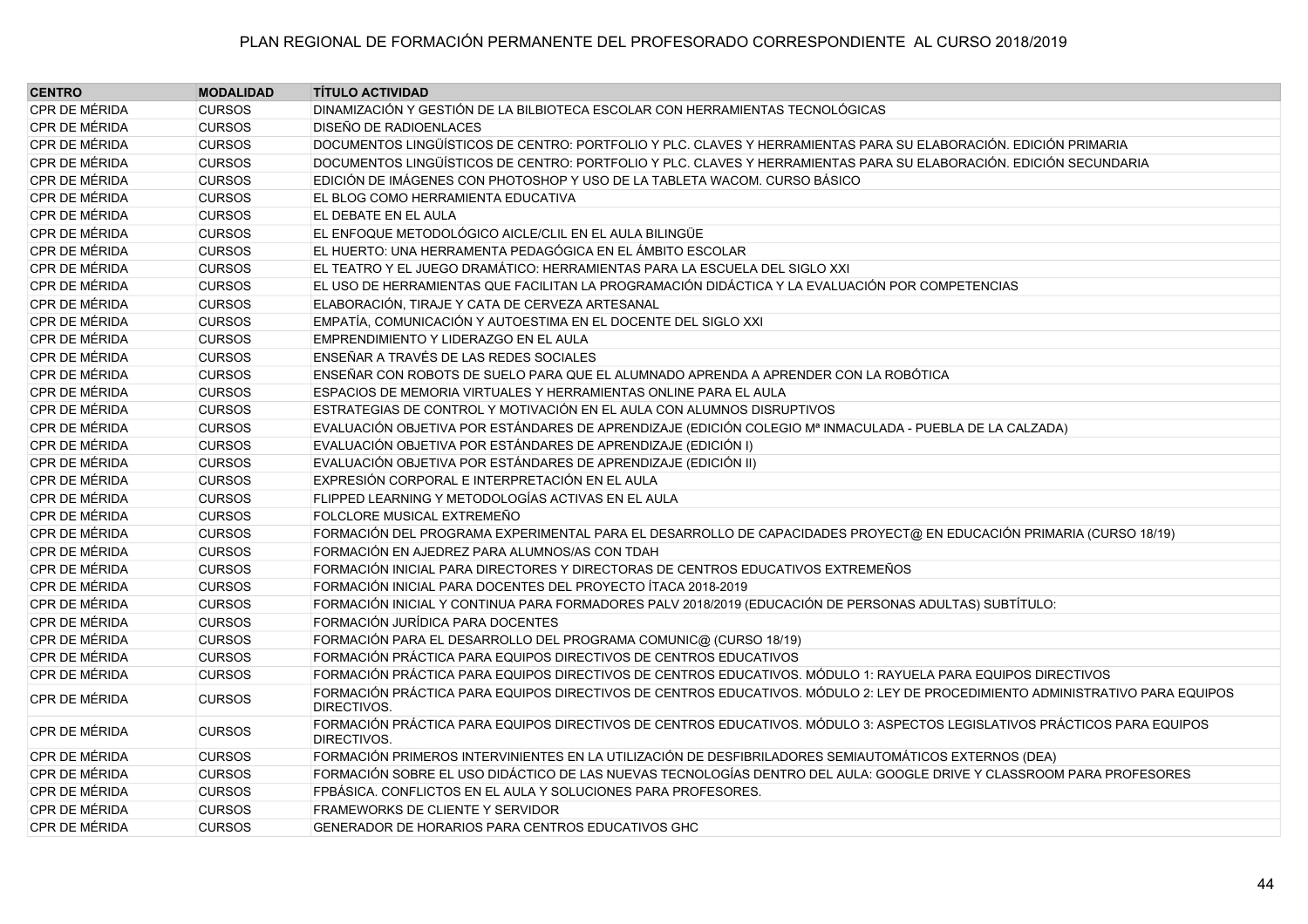| CENTRO | MODALIDAD | TÍTULO ACTIVIDAD |
|---|---|---|
| CPR DE MÉRIDA | CURSOS | DINAMIZACIÓN Y GESTIÓN DE LA BILBIOTECA ESCOLAR CON HERRAMIENTAS TECNOLÓGICAS |
| CPR DE MÉRIDA | CURSOS | DISEÑO DE RADIOENLACES |
| CPR DE MÉRIDA | CURSOS | DOCUMENTOS LINGÜÍSTICOS DE CENTRO: PORTFOLIO Y PLC. CLAVES Y HERRAMIENTAS PARA SU ELABORACIÓN. EDICIÓN PRIMARIA |
| CPR DE MÉRIDA | CURSOS | DOCUMENTOS LINGÜÍSTICOS DE CENTRO: PORTFOLIO Y PLC. CLAVES Y HERRAMIENTAS PARA SU ELABORACIÓN. EDICIÓN SECUNDARIA |
| CPR DE MÉRIDA | CURSOS | EDICIÓN DE IMÁGENES CON PHOTOSHOP Y USO DE LA TABLETA WACOM. CURSO BÁSICO |
| CPR DE MÉRIDA | CURSOS | EL BLOG COMO HERRAMIENTA EDUCATIVA |
| CPR DE MÉRIDA | CURSOS | EL DEBATE EN EL AULA |
| CPR DE MÉRIDA | CURSOS | EL ENFOQUE METODOLÓGICO AICLE/CLIL EN EL AULA BILINGÜE |
| CPR DE MÉRIDA | CURSOS | EL HUERTO: UNA HERRAMIENTA PEDAGÓGICA EN EL ÁMBITO ESCOLAR |
| CPR DE MÉRIDA | CURSOS | EL TEATRO Y EL JUEGO DRAMÁTICO: HERRAMIENTAS PARA LA ESCUELA DEL SIGLO XXI |
| CPR DE MÉRIDA | CURSOS | EL USO DE HERRAMIENTAS QUE FACILITAN LA PROGRAMACIÓN DIDÁCTICA Y LA EVALUACIÓN POR COMPETENCIAS |
| CPR DE MÉRIDA | CURSOS | ELABORACIÓN, TIRAJE Y CATA DE CERVEZA ARTESANAL |
| CPR DE MÉRIDA | CURSOS | EMPATÍA, COMUNICACIÓN Y AUTOESTIMA EN EL DOCENTE DEL SIGLO XXI |
| CPR DE MÉRIDA | CURSOS | EMPRENDIMIENTO Y LIDERAZGO EN EL AULA |
| CPR DE MÉRIDA | CURSOS | ENSEÑAR A TRAVÉS DE LAS REDES SOCIALES |
| CPR DE MÉRIDA | CURSOS | ENSEÑAR CON ROBOTS DE SUELO PARA QUE EL ALUMNADO APRENDA A APRENDER CON LA ROBÓTICA |
| CPR DE MÉRIDA | CURSOS | ESPACIOS DE MEMORIA VIRTUALES Y HERRAMIENTAS ONLINE PARA EL AULA |
| CPR DE MÉRIDA | CURSOS | ESTRATEGIAS DE CONTROL Y MOTIVACIÓN EN EL AULA CON ALUMNOS DISRUPTIVOS |
| CPR DE MÉRIDA | CURSOS | EVALUACIÓN OBJETIVA POR ESTÁNDARES DE APRENDIZAJE (EDICIÓN COLEGIO Mª INMACULADA - PUEBLA DE LA CALZADA) |
| CPR DE MÉRIDA | CURSOS | EVALUACIÓN OBJETIVA POR ESTÁNDARES DE APRENDIZAJE (EDICIÓN I) |
| CPR DE MÉRIDA | CURSOS | EVALUACIÓN OBJETIVA POR ESTÁNDARES DE APRENDIZAJE (EDICIÓN II) |
| CPR DE MÉRIDA | CURSOS | EXPRESIÓN CORPORAL E INTERPRETACIÓN EN EL AULA |
| CPR DE MÉRIDA | CURSOS | FLIPPED LEARNING Y METODOLOGÍAS ACTIVAS EN EL AULA |
| CPR DE MÉRIDA | CURSOS | FOLCLORE MUSICAL EXTREMEÑO |
| CPR DE MÉRIDA | CURSOS | FORMACIÓN DEL PROGRAMA EXPERIMENTAL PARA EL DESARROLLO DE CAPACIDADES PROYECT@ EN EDUCACIÓN PRIMARIA (CURSO 18/19) |
| CPR DE MÉRIDA | CURSOS | FORMACIÓN EN AJEDREZ PARA ALUMNOS/AS CON TDAH |
| CPR DE MÉRIDA | CURSOS | FORMACIÓN INICIAL PARA DIRECTORES Y DIRECTORAS DE CENTROS EDUCATIVOS EXTREMEÑOS |
| CPR DE MÉRIDA | CURSOS | FORMACIÓN INICIAL PARA DOCENTES DEL PROYECTO ÍTACA 2018-2019 |
| CPR DE MÉRIDA | CURSOS | FORMACIÓN INICIAL Y CONTINUA PARA FORMADORES PALV 2018/2019 (EDUCACIÓN DE PERSONAS ADULTAS) SUBTÍTULO: |
| CPR DE MÉRIDA | CURSOS | FORMACIÓN JURÍDICA PARA DOCENTES |
| CPR DE MÉRIDA | CURSOS | FORMACIÓN PARA EL DESARROLLO DEL PROGRAMA COMUNIC@ (CURSO 18/19) |
| CPR DE MÉRIDA | CURSOS | FORMACIÓN PRÁCTICA PARA EQUIPOS DIRECTIVOS DE CENTROS EDUCATIVOS |
| CPR DE MÉRIDA | CURSOS | FORMACIÓN PRÁCTICA PARA EQUIPOS DIRECTIVOS DE CENTROS EDUCATIVOS. MÓDULO 1: RAYUELA PARA EQUIPOS DIRECTIVOS |
| CPR DE MÉRIDA | CURSOS | FORMACIÓN PRÁCTICA PARA EQUIPOS DIRECTIVOS DE CENTROS EDUCATIVOS. MÓDULO 2: LEY DE PROCEDIMIENTO ADMINISTRATIVO PARA EQUIPOS DIRECTIVOS. |
| CPR DE MÉRIDA | CURSOS | FORMACIÓN PRÁCTICA PARA EQUIPOS DIRECTIVOS DE CENTROS EDUCATIVOS. MÓDULO 3: ASPECTOS LEGISLATIVOS PRÁCTICOS PARA EQUIPOS DIRECTIVOS. |
| CPR DE MÉRIDA | CURSOS | FORMACIÓN PRIMEROS INTERVINIENTES EN LA UTILIZACIÓN DE DESFIBRILADORES SEMIAUTOMÁTICOS EXTERNOS (DEA) |
| CPR DE MÉRIDA | CURSOS | FORMACIÓN SOBRE EL USO DIDÁCTICO DE LAS NUEVAS TECNOLOGÍAS DENTRO DEL AULA: GOOGLE DRIVE Y CLASSROOM PARA PROFESORES |
| CPR DE MÉRIDA | CURSOS | FPBÁSICA. CONFLICTOS EN EL AULA Y SOLUCIONES PARA PROFESORES. |
| CPR DE MÉRIDA | CURSOS | FRAMEWORKS DE CLIENTE Y SERVIDOR |
| CPR DE MÉRIDA | CURSOS | GENERADOR DE HORARIOS PARA CENTROS EDUCATIVOS GHC |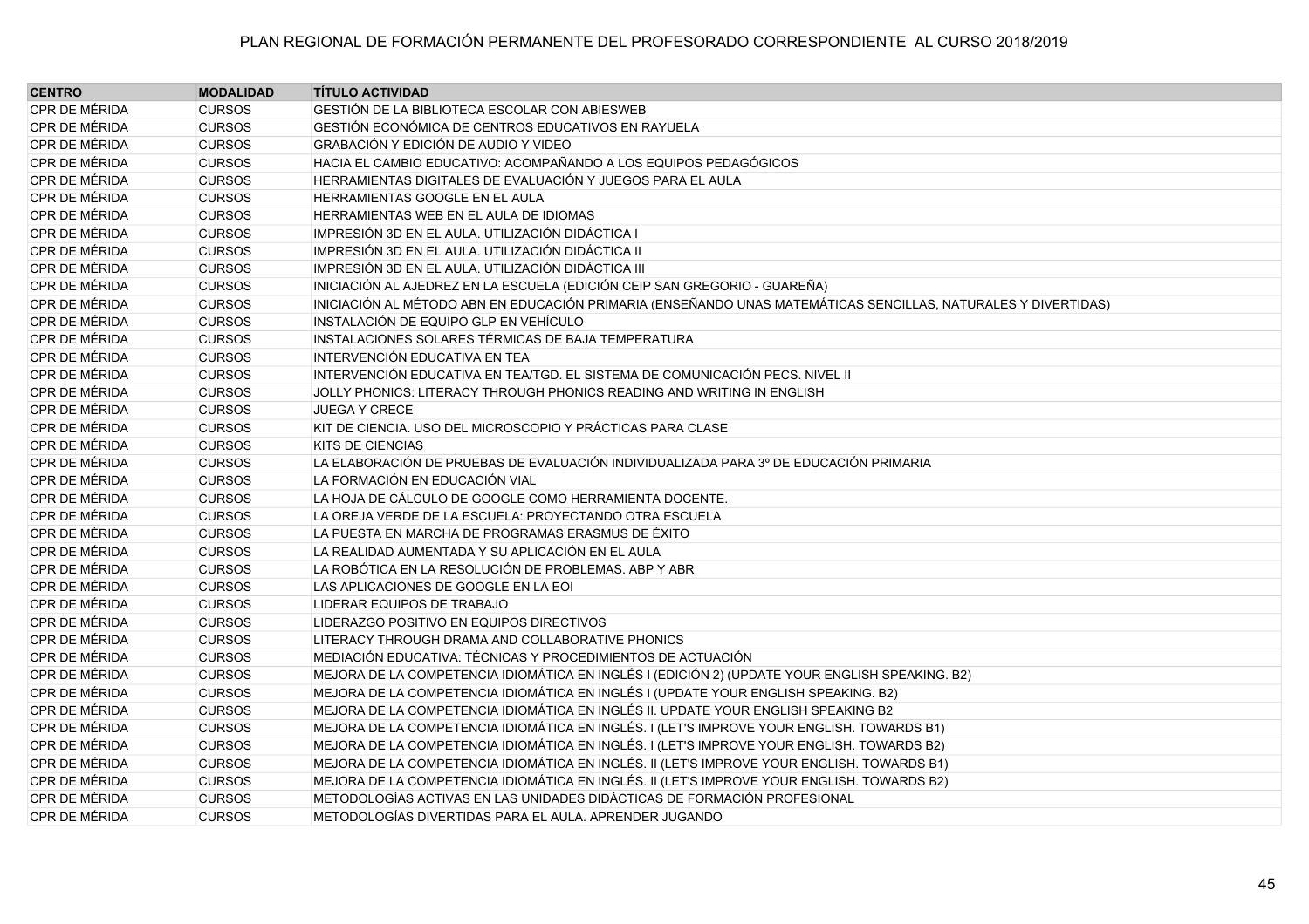| CENTRO | MODALIDAD | TÍTULO ACTIVIDAD |
| --- | --- | --- |
| CPR DE MÉRIDA | CURSOS | GESTIÓN DE LA BIBLIOTECA ESCOLAR CON ABIESWEB |
| CPR DE MÉRIDA | CURSOS | GESTIÓN ECONÓMICA DE CENTROS EDUCATIVOS EN RAYUELA |
| CPR DE MÉRIDA | CURSOS | GRABACIÓN Y EDICIÓN DE AUDIO Y VIDEO |
| CPR DE MÉRIDA | CURSOS | HACIA EL CAMBIO EDUCATIVO: ACOMPAÑANDO A LOS EQUIPOS PEDAGÓGICOS |
| CPR DE MÉRIDA | CURSOS | HERRAMIENTAS DIGITALES DE EVALUACIÓN Y JUEGOS PARA EL AULA |
| CPR DE MÉRIDA | CURSOS | HERRAMIENTAS GOOGLE EN EL AULA |
| CPR DE MÉRIDA | CURSOS | HERRAMIENTAS WEB EN EL AULA DE IDIOMAS |
| CPR DE MÉRIDA | CURSOS | IMPRESIÓN 3D EN EL AULA. UTILIZACIÓN DIDÁCTICA I |
| CPR DE MÉRIDA | CURSOS | IMPRESIÓN 3D EN EL AULA. UTILIZACIÓN DIDÁCTICA II |
| CPR DE MÉRIDA | CURSOS | IMPRESIÓN 3D EN EL AULA. UTILIZACIÓN DIDÁCTICA III |
| CPR DE MÉRIDA | CURSOS | INICIACIÓN AL AJEDREZ EN LA ESCUELA (EDICIÓN CEIP SAN GREGORIO - GUAREÑA) |
| CPR DE MÉRIDA | CURSOS | INICIACIÓN AL MÉTODO ABN EN EDUCACIÓN PRIMARIA (ENSEÑANDO UNAS MATEMÁTICAS SENCILLAS, NATURALES Y DIVERTIDAS) |
| CPR DE MÉRIDA | CURSOS | INSTALACIÓN DE EQUIPO GLP EN VEHÍCULO |
| CPR DE MÉRIDA | CURSOS | INSTALACIONES SOLARES TÉRMICAS DE BAJA TEMPERATURA |
| CPR DE MÉRIDA | CURSOS | INTERVENCIÓN EDUCATIVA EN TEA |
| CPR DE MÉRIDA | CURSOS | INTERVENCIÓN EDUCATIVA EN TEA/TGD. EL SISTEMA DE COMUNICACIÓN PECS. NIVEL II |
| CPR DE MÉRIDA | CURSOS | JOLLY PHONICS: LITERACY THROUGH PHONICS READING AND WRITING IN ENGLISH |
| CPR DE MÉRIDA | CURSOS | JUEGA Y CRECE |
| CPR DE MÉRIDA | CURSOS | KIT DE CIENCIA. USO DEL MICROSCOPIO Y PRÁCTICAS PARA CLASE |
| CPR DE MÉRIDA | CURSOS | KITS DE CIENCIAS |
| CPR DE MÉRIDA | CURSOS | LA ELABORACIÓN DE PRUEBAS DE EVALUACIÓN INDIVIDUALIZADA PARA 3º DE EDUCACIÓN PRIMARIA |
| CPR DE MÉRIDA | CURSOS | LA FORMACIÓN EN EDUCACIÓN VIAL |
| CPR DE MÉRIDA | CURSOS | LA HOJA DE CÁLCULO DE GOOGLE COMO HERRAMIENTA DOCENTE. |
| CPR DE MÉRIDA | CURSOS | LA OREJA VERDE DE LA ESCUELA: PROYECTANDO OTRA ESCUELA |
| CPR DE MÉRIDA | CURSOS | LA PUESTA EN MARCHA DE PROGRAMAS ERASMUS DE ÉXITO |
| CPR DE MÉRIDA | CURSOS | LA REALIDAD AUMENTADA Y SU APLICACIÓN EN EL AULA |
| CPR DE MÉRIDA | CURSOS | LA ROBÓTICA EN LA RESOLUCIÓN DE PROBLEMAS. ABP Y ABR |
| CPR DE MÉRIDA | CURSOS | LAS APLICACIONES DE GOOGLE EN LA EOI |
| CPR DE MÉRIDA | CURSOS | LIDERAR EQUIPOS DE TRABAJO |
| CPR DE MÉRIDA | CURSOS | LIDERAZGO POSITIVO EN EQUIPOS DIRECTIVOS |
| CPR DE MÉRIDA | CURSOS | LITERACY THROUGH DRAMA AND COLLABORATIVE PHONICS |
| CPR DE MÉRIDA | CURSOS | MEDIACIÓN EDUCATIVA: TÉCNICAS Y PROCEDIMIENTOS DE ACTUACIÓN |
| CPR DE MÉRIDA | CURSOS | MEJORA DE LA COMPETENCIA IDIOMÁTICA EN INGLÉS I (EDICIÓN 2) (UPDATE YOUR ENGLISH SPEAKING. B2) |
| CPR DE MÉRIDA | CURSOS | MEJORA DE LA COMPETENCIA IDIOMÁTICA EN INGLÉS I (UPDATE YOUR ENGLISH SPEAKING. B2) |
| CPR DE MÉRIDA | CURSOS | MEJORA DE LA COMPETENCIA IDIOMÁTICA EN INGLÉS II. UPDATE YOUR ENGLISH SPEAKING B2 |
| CPR DE MÉRIDA | CURSOS | MEJORA DE LA COMPETENCIA IDIOMÁTICA EN INGLÉS. I (LET'S IMPROVE YOUR ENGLISH. TOWARDS B1) |
| CPR DE MÉRIDA | CURSOS | MEJORA DE LA COMPETENCIA IDIOMÁTICA EN INGLÉS. I (LET'S IMPROVE YOUR ENGLISH. TOWARDS B2) |
| CPR DE MÉRIDA | CURSOS | MEJORA DE LA COMPETENCIA IDIOMÁTICA EN INGLÉS. II (LET'S IMPROVE YOUR ENGLISH. TOWARDS B1) |
| CPR DE MÉRIDA | CURSOS | MEJORA DE LA COMPETENCIA IDIOMÁTICA EN INGLÉS. II (LET'S IMPROVE YOUR ENGLISH. TOWARDS B2) |
| CPR DE MÉRIDA | CURSOS | METODOLOGÍAS ACTIVAS EN LAS UNIDADES DIDÁCTICAS DE FORMACIÓN PROFESIONAL |
| CPR DE MÉRIDA | CURSOS | METODOLOGÍAS DIVERTIDAS PARA EL AULA. APRENDER JUGANDO |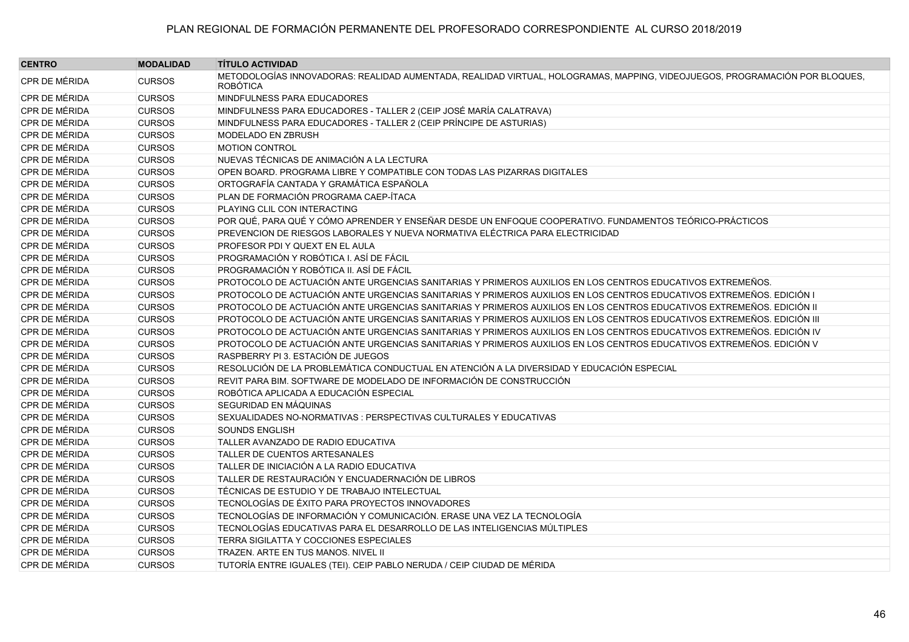# PLAN REGIONAL DE FORMACIÓN PERMANENTE DEL PROFESORADO CORRESPONDIENTE AL CURSO 2018/2019

| CENTRO | MODALIDAD | TÍTULO ACTIVIDAD |
|---|---|---|
| CPR DE MÉRIDA | CURSOS | METODOLOGÍAS INNOVADORAS: REALIDAD AUMENTADA, REALIDAD VIRTUAL, HOLOGRAMAS, MAPPING, VIDEOJUEGOS, PROGRAMACIÓN POR BLOQUES, ROBÓTICA |
| CPR DE MÉRIDA | CURSOS | MINDFULNESS PARA EDUCADORES |
| CPR DE MÉRIDA | CURSOS | MINDFULNESS PARA EDUCADORES - TALLER 2 (CEIP JOSÉ MARÍA CALATRAVA) |
| CPR DE MÉRIDA | CURSOS | MINDFULNESS PARA EDUCADORES - TALLER 2 (CEIP PRÍNCIPE DE ASTURIAS) |
| CPR DE MÉRIDA | CURSOS | MODELADO EN ZBRUSH |
| CPR DE MÉRIDA | CURSOS | MOTION CONTROL |
| CPR DE MÉRIDA | CURSOS | NUEVAS TÉCNICAS DE ANIMACIÓN A LA LECTURA |
| CPR DE MÉRIDA | CURSOS | OPEN BOARD. PROGRAMA LIBRE Y COMPATIBLE CON TODAS LAS PIZARRAS DIGITALES |
| CPR DE MÉRIDA | CURSOS | ORTOGRAFÍA CANTADA Y GRAMÁTICA ESPAÑOLA |
| CPR DE MÉRIDA | CURSOS | PLAN DE FORMACIÓN PROGRAMA CAEP-ÍTACA |
| CPR DE MÉRIDA | CURSOS | PLAYING CLIL CON INTERACTING |
| CPR DE MÉRIDA | CURSOS | POR QUÉ, PARA QUÉ Y CÓMO APRENDER Y ENSEÑAR DESDE UN ENFOQUE COOPERATIVO. FUNDAMENTOS TEÓRICO-PRÁCTICOS |
| CPR DE MÉRIDA | CURSOS | PREVENCION DE RIESGOS LABORALES Y NUEVA NORMATIVA ELÉCTRICA PARA ELECTRICIDAD |
| CPR DE MÉRIDA | CURSOS | PROFESOR PDI Y QUEXT EN EL AULA |
| CPR DE MÉRIDA | CURSOS | PROGRAMACIÓN Y ROBÓTICA I. ASÍ DE FÁCIL |
| CPR DE MÉRIDA | CURSOS | PROGRAMACIÓN Y ROBÓTICA II. ASÍ DE FÁCIL |
| CPR DE MÉRIDA | CURSOS | PROTOCOLO DE ACTUACIÓN ANTE URGENCIAS SANITARIAS Y PRIMEROS AUXILIOS EN LOS CENTROS EDUCATIVOS EXTREMEÑOS. |
| CPR DE MÉRIDA | CURSOS | PROTOCOLO DE ACTUACIÓN ANTE URGENCIAS SANITARIAS Y PRIMEROS AUXILIOS EN LOS CENTROS EDUCATIVOS EXTREMEÑOS. EDICIÓN I |
| CPR DE MÉRIDA | CURSOS | PROTOCOLO DE ACTUACIÓN ANTE URGENCIAS SANITARIAS Y PRIMEROS AUXILIOS EN LOS CENTROS EDUCATIVOS EXTREMEÑOS. EDICIÓN II |
| CPR DE MÉRIDA | CURSOS | PROTOCOLO DE ACTUACIÓN ANTE URGENCIAS SANITARIAS Y PRIMEROS AUXILIOS EN LOS CENTROS EDUCATIVOS EXTREMEÑOS. EDICIÓN III |
| CPR DE MÉRIDA | CURSOS | PROTOCOLO DE ACTUACIÓN ANTE URGENCIAS SANITARIAS Y PRIMEROS AUXILIOS EN LOS CENTROS EDUCATIVOS EXTREMEÑOS. EDICIÓN IV |
| CPR DE MÉRIDA | CURSOS | PROTOCOLO DE ACTUACIÓN ANTE URGENCIAS SANITARIAS Y PRIMEROS AUXILIOS EN LOS CENTROS EDUCATIVOS EXTREMEÑOS. EDICIÓN V |
| CPR DE MÉRIDA | CURSOS | RASPBERRY PI 3. ESTACIÓN DE JUEGOS |
| CPR DE MÉRIDA | CURSOS | RESOLUCIÓN DE LA PROBLEMÁTICA CONDUCTUAL EN ATENCIÓN A LA DIVERSIDAD Y EDUCACIÓN ESPECIAL |
| CPR DE MÉRIDA | CURSOS | REVIT PARA BIM. SOFTWARE DE MODELADO DE INFORMACIÓN DE CONSTRUCCIÓN |
| CPR DE MÉRIDA | CURSOS | ROBÓTICA APLICADA A EDUCACIÓN ESPECIAL |
| CPR DE MÉRIDA | CURSOS | SEGURIDAD EN MÁQUINAS |
| CPR DE MÉRIDA | CURSOS | SEXUALIDADES NO-NORMATIVAS : PERSPECTIVAS CULTURALES Y EDUCATIVAS |
| CPR DE MÉRIDA | CURSOS | SOUNDS ENGLISH |
| CPR DE MÉRIDA | CURSOS | TALLER AVANZADO DE RADIO EDUCATIVA |
| CPR DE MÉRIDA | CURSOS | TALLER DE CUENTOS ARTESANALES |
| CPR DE MÉRIDA | CURSOS | TALLER DE INICIACIÓN A LA RADIO EDUCATIVA |
| CPR DE MÉRIDA | CURSOS | TALLER DE RESTAURACIÓN Y ENCUADERNACIÓN DE LIBROS |
| CPR DE MÉRIDA | CURSOS | TÉCNICAS DE ESTUDIO Y DE TRABAJO INTELECTUAL |
| CPR DE MÉRIDA | CURSOS | TECNOLOGÍAS DE ÉXITO PARA PROYECTOS INNOVADORES |
| CPR DE MÉRIDA | CURSOS | TECNOLOGÍAS DE INFORMACIÓN Y COMUNICACIÓN. ERASE UNA VEZ LA TECNOLOGÍA |
| CPR DE MÉRIDA | CURSOS | TECNOLOGÍAS EDUCATIVAS PARA EL DESARROLLO DE LAS INTELIGENCIAS MÚLTIPLES |
| CPR DE MÉRIDA | CURSOS | TERRA SIGILATTA Y COCCIONES ESPECIALES |
| CPR DE MÉRIDA | CURSOS | TRAZEN. ARTE EN TUS MANOS. NIVEL II |
| CPR DE MÉRIDA | CURSOS | TUTORÍA ENTRE IGUALES (TEI). CEIP PABLO NERUDA / CEIP CIUDAD DE MÉRIDA |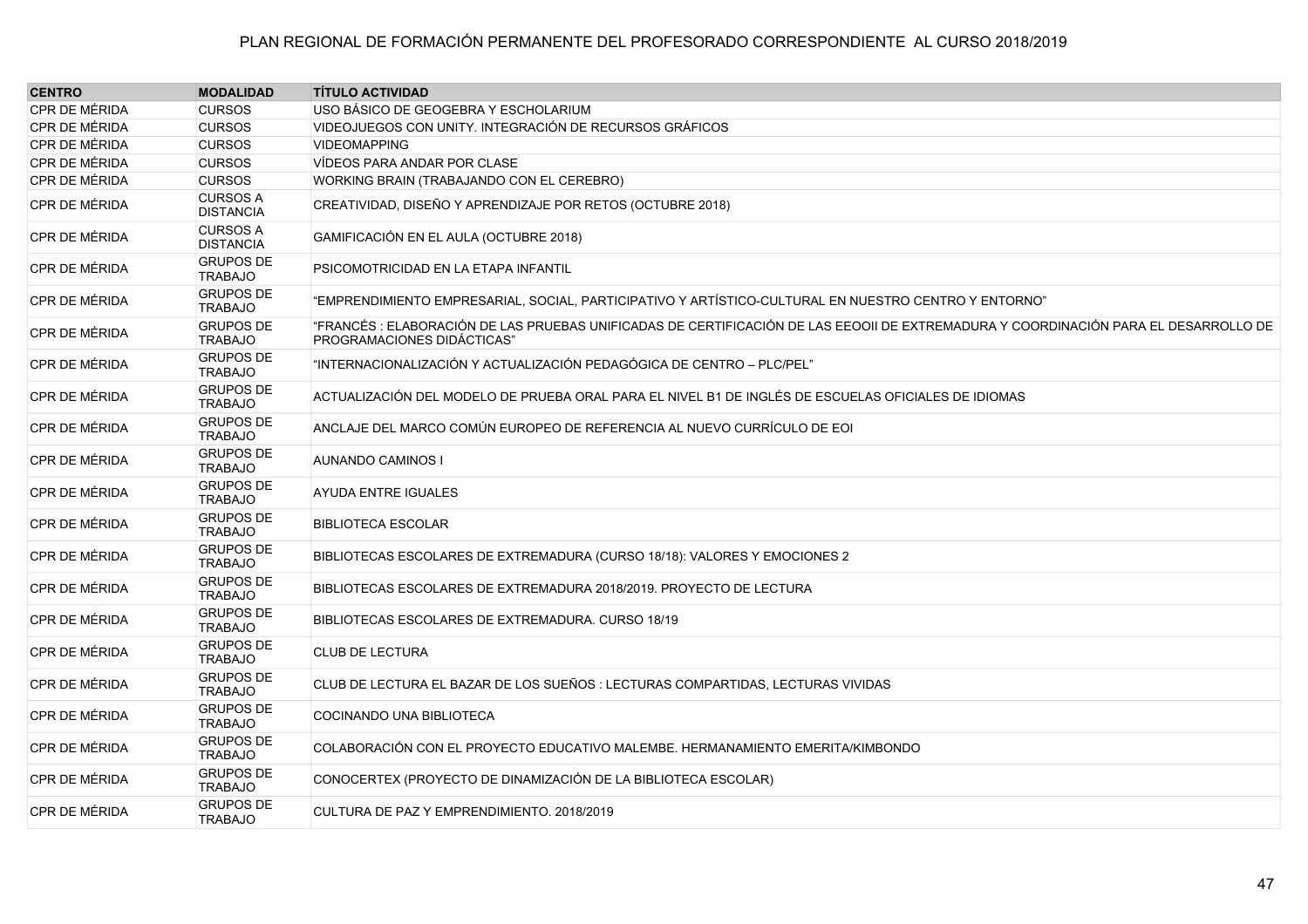PLAN REGIONAL DE FORMACIÓN PERMANENTE DEL PROFESORADO CORRESPONDIENTE AL CURSO 2018/2019

| CENTRO | MODALIDAD | TÍTULO ACTIVIDAD |
|---|---|---|
| CPR DE MÉRIDA | CURSOS | USO BÁSICO DE GEOGEBRA Y ESCHOLARIUM |
| CPR DE MÉRIDA | CURSOS | VIDEOJUEGOS CON UNITY. INTEGRACIÓN DE RECURSOS GRÁFICOS |
| CPR DE MÉRIDA | CURSOS | VIDEOMAPPING |
| CPR DE MÉRIDA | CURSOS | VÍDEOS PARA ANDAR POR CLASE |
| CPR DE MÉRIDA | CURSOS | WORKING BRAIN (TRABAJANDO CON EL CEREBRO) |
| CPR DE MÉRIDA | CURSOS A DISTANCIA | CREATIVIDAD, DISEÑO Y APRENDIZAJE POR RETOS (OCTUBRE 2018) |
| CPR DE MÉRIDA | CURSOS A DISTANCIA | GAMIFICACIÓN EN EL AULA (OCTUBRE 2018) |
| CPR DE MÉRIDA | GRUPOS DE TRABAJO | PSICOMOTRICIDAD EN LA ETAPA INFANTIL |
| CPR DE MÉRIDA | GRUPOS DE TRABAJO | "EMPRENDIMIENTO EMPRESARIAL, SOCIAL, PARTICIPATIVO Y ARTÍSTICO-CULTURAL EN NUESTRO CENTRO Y ENTORNO" |
| CPR DE MÉRIDA | GRUPOS DE TRABAJO | "FRANCÉS : ELABORACIÓN DE LAS PRUEBAS UNIFICADAS DE CERTIFICACIÓN DE LAS EEOOII DE EXTREMADURA Y COORDINACIÓN PARA EL DESARROLLO DE PROGRAMACIONES DIDÁCTICAS" |
| CPR DE MÉRIDA | GRUPOS DE TRABAJO | "INTERNACIONALIZACIÓN Y ACTUALIZACIÓN PEDAGÓGICA DE CENTRO – PLC/PEL" |
| CPR DE MÉRIDA | GRUPOS DE TRABAJO | ACTUALIZACIÓN DEL MODELO DE PRUEBA ORAL PARA EL NIVEL B1 DE INGLÉS DE ESCUELAS OFICIALES DE IDIOMAS |
| CPR DE MÉRIDA | GRUPOS DE TRABAJO | ANCLAJE DEL MARCO COMÚN EUROPEO DE REFERENCIA AL NUEVO CURRÍCULO DE EOI |
| CPR DE MÉRIDA | GRUPOS DE TRABAJO | AUNANDO CAMINOS I |
| CPR DE MÉRIDA | GRUPOS DE TRABAJO | AYUDA ENTRE IGUALES |
| CPR DE MÉRIDA | GRUPOS DE TRABAJO | BIBLIOTECA ESCOLAR |
| CPR DE MÉRIDA | GRUPOS DE TRABAJO | BIBLIOTECAS ESCOLARES DE EXTREMADURA (CURSO 18/18): VALORES Y EMOCIONES 2 |
| CPR DE MÉRIDA | GRUPOS DE TRABAJO | BIBLIOTECAS ESCOLARES DE EXTREMADURA 2018/2019. PROYECTO DE LECTURA |
| CPR DE MÉRIDA | GRUPOS DE TRABAJO | BIBLIOTECAS ESCOLARES DE EXTREMADURA. CURSO 18/19 |
| CPR DE MÉRIDA | GRUPOS DE TRABAJO | CLUB DE LECTURA |
| CPR DE MÉRIDA | GRUPOS DE TRABAJO | CLUB DE LECTURA EL BAZAR DE LOS SUEÑOS : LECTURAS COMPARTIDAS, LECTURAS VIVIDAS |
| CPR DE MÉRIDA | GRUPOS DE TRABAJO | COCINANDO UNA BIBLIOTECA |
| CPR DE MÉRIDA | GRUPOS DE TRABAJO | COLABORACIÓN CON EL PROYECTO EDUCATIVO MALEMBE. HERMANAMIENTO EMERITA/KIMBONDO |
| CPR DE MÉRIDA | GRUPOS DE TRABAJO | CONOCERTEX (PROYECTO DE DINAMIZACIÓN DE LA BIBLIOTECA ESCOLAR) |
| CPR DE MÉRIDA | GRUPOS DE TRABAJO | CULTURA DE PAZ Y EMPRENDIMIENTO. 2018/2019 |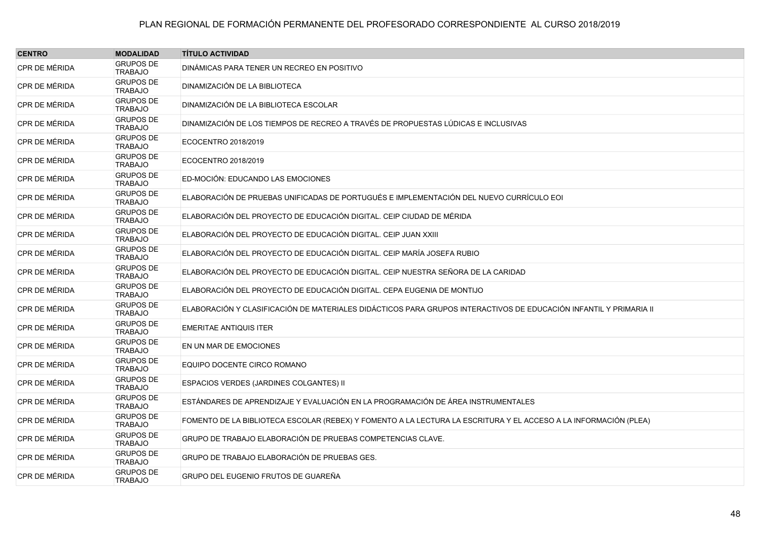| CENTRO | MODALIDAD | TÍTULO ACTIVIDAD |
|---|---|---|
| CPR DE MÉRIDA | GRUPOS DE TRABAJO | DINÁMICAS PARA TENER UN RECREO EN POSITIVO |
| CPR DE MÉRIDA | GRUPOS DE TRABAJO | DINAMIZACIÓN DE LA BIBLIOTECA |
| CPR DE MÉRIDA | GRUPOS DE TRABAJO | DINAMIZACIÓN DE LA BIBLIOTECA ESCOLAR |
| CPR DE MÉRIDA | GRUPOS DE TRABAJO | DINAMIZACIÓN DE LOS TIEMPOS DE RECREO A TRAVÉS DE PROPUESTAS LÚDICAS E INCLUSIVAS |
| CPR DE MÉRIDA | GRUPOS DE TRABAJO | ECOCENTRO 2018/2019 |
| CPR DE MÉRIDA | GRUPOS DE TRABAJO | ECOCENTRO 2018/2019 |
| CPR DE MÉRIDA | GRUPOS DE TRABAJO | ED-MOCIÓN: EDUCANDO LAS EMOCIONES |
| CPR DE MÉRIDA | GRUPOS DE TRABAJO | ELABORACIÓN DE PRUEBAS UNIFICADAS DE PORTUGUÉS E IMPLEMENTACIÓN DEL NUEVO CURRÍCULO EOI |
| CPR DE MÉRIDA | GRUPOS DE TRABAJO | ELABORACIÓN DEL PROYECTO DE EDUCACIÓN DIGITAL. CEIP CIUDAD DE MÉRIDA |
| CPR DE MÉRIDA | GRUPOS DE TRABAJO | ELABORACIÓN DEL PROYECTO DE EDUCACIÓN DIGITAL. CEIP JUAN XXIII |
| CPR DE MÉRIDA | GRUPOS DE TRABAJO | ELABORACIÓN DEL PROYECTO DE EDUCACIÓN DIGITAL. CEIP MARÍA JOSEFA RUBIO |
| CPR DE MÉRIDA | GRUPOS DE TRABAJO | ELABORACIÓN DEL PROYECTO DE EDUCACIÓN DIGITAL. CEIP NUESTRA SEÑORA DE LA CARIDAD |
| CPR DE MÉRIDA | GRUPOS DE TRABAJO | ELABORACIÓN DEL PROYECTO DE EDUCACIÓN DIGITAL. CEPA EUGENIA DE MONTIJO |
| CPR DE MÉRIDA | GRUPOS DE TRABAJO | ELABORACIÓN Y CLASIFICACIÓN DE MATERIALES DIDÁCTICOS PARA GRUPOS INTERACTIVOS DE EDUCACIÓN INFANTIL Y PRIMARIA II |
| CPR DE MÉRIDA | GRUPOS DE TRABAJO | EMERITAE ANTIQUIS ITER |
| CPR DE MÉRIDA | GRUPOS DE TRABAJO | EN UN MAR DE EMOCIONES |
| CPR DE MÉRIDA | GRUPOS DE TRABAJO | EQUIPO DOCENTE CIRCO ROMANO |
| CPR DE MÉRIDA | GRUPOS DE TRABAJO | ESPACIOS VERDES (JARDINES COLGANTES) II |
| CPR DE MÉRIDA | GRUPOS DE TRABAJO | ESTÁNDARES DE APRENDIZAJE Y EVALUACIÓN EN LA PROGRAMACIÓN DE ÁREA INSTRUMENTALES |
| CPR DE MÉRIDA | GRUPOS DE TRABAJO | FOMENTO DE LA BIBLIOTECA ESCOLAR (REBEX) Y FOMENTO A LA LECTURA LA ESCRITURA Y EL ACCESO A LA INFORMACIÓN (PLEA) |
| CPR DE MÉRIDA | GRUPOS DE TRABAJO | GRUPO DE TRABAJO ELABORACIÓN DE PRUEBAS COMPETENCIAS CLAVE. |
| CPR DE MÉRIDA | GRUPOS DE TRABAJO | GRUPO DE TRABAJO ELABORACIÓN DE PRUEBAS GES. |
| CPR DE MÉRIDA | GRUPOS DE TRABAJO | GRUPO DEL EUGENIO FRUTOS DE GUAREÑA |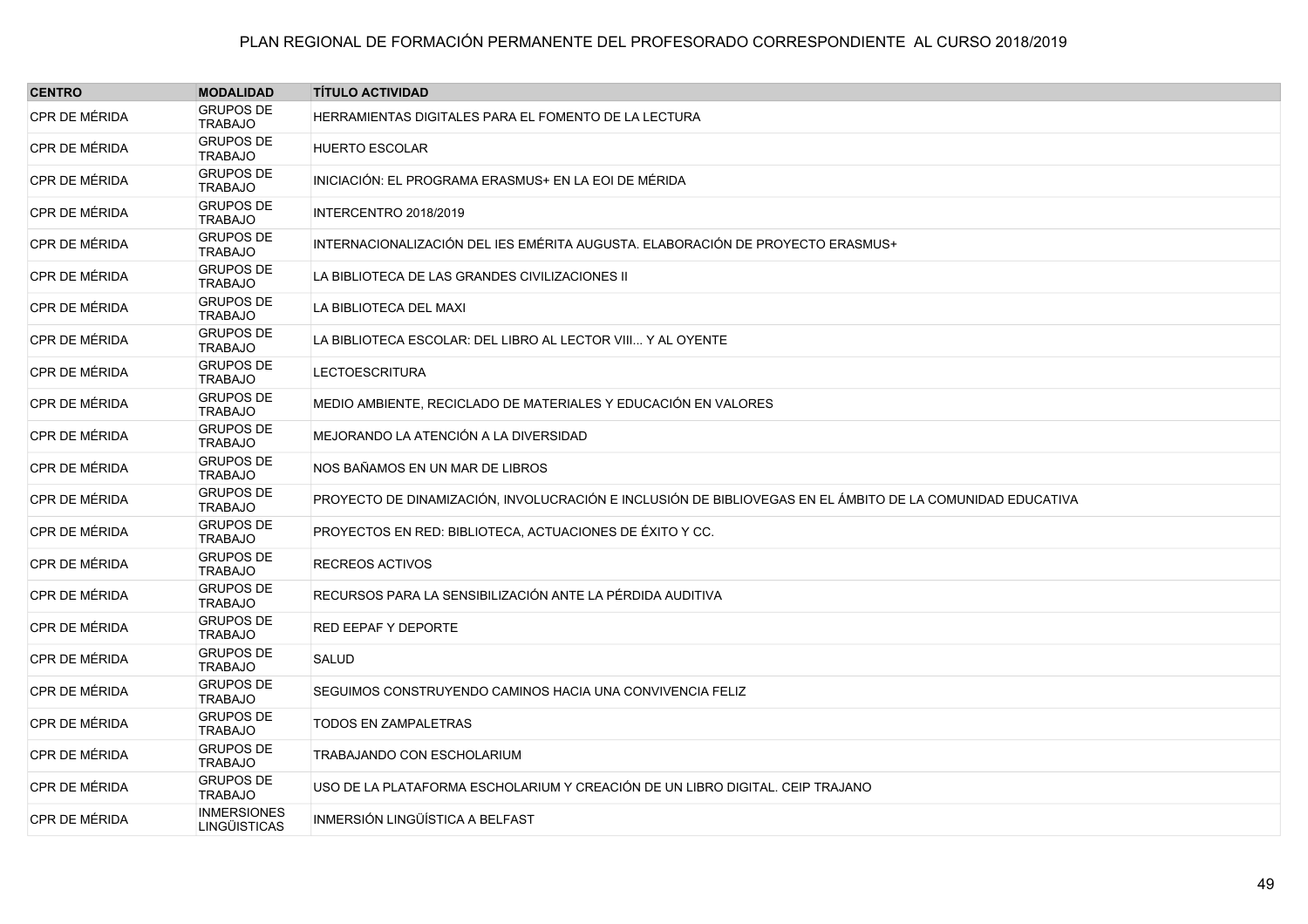PLAN REGIONAL DE FORMACIÓN PERMANENTE DEL PROFESORADO CORRESPONDIENTE AL CURSO 2018/2019

| CENTRO | MODALIDAD | TÍTULO ACTIVIDAD |
|---|---|---|
| CPR DE MÉRIDA | GRUPOS DE TRABAJO | HERRAMIENTAS DIGITALES PARA EL FOMENTO DE LA LECTURA |
| CPR DE MÉRIDA | GRUPOS DE TRABAJO | HUERTO ESCOLAR |
| CPR DE MÉRIDA | GRUPOS DE TRABAJO | INICIACIÓN: EL PROGRAMA ERASMUS+ EN LA EOI DE MÉRIDA |
| CPR DE MÉRIDA | GRUPOS DE TRABAJO | INTERCENTRO 2018/2019 |
| CPR DE MÉRIDA | GRUPOS DE TRABAJO | INTERNACIONALIZACIÓN DEL IES EMÉRITA AUGUSTA. ELABORACIÓN DE PROYECTO ERASMUS+ |
| CPR DE MÉRIDA | GRUPOS DE TRABAJO | LA BIBLIOTECA DE LAS GRANDES CIVILIZACIONES II |
| CPR DE MÉRIDA | GRUPOS DE TRABAJO | LA BIBLIOTECA DEL MAXI |
| CPR DE MÉRIDA | GRUPOS DE TRABAJO | LA BIBLIOTECA ESCOLAR: DEL LIBRO AL LECTOR VIII... Y AL OYENTE |
| CPR DE MÉRIDA | GRUPOS DE TRABAJO | LECTOESCRITURA |
| CPR DE MÉRIDA | GRUPOS DE TRABAJO | MEDIO AMBIENTE, RECICLADO DE MATERIALES Y EDUCACIÓN EN VALORES |
| CPR DE MÉRIDA | GRUPOS DE TRABAJO | MEJORANDO LA ATENCIÓN A LA DIVERSIDAD |
| CPR DE MÉRIDA | GRUPOS DE TRABAJO | NOS BAÑAMOS EN UN MAR DE LIBROS |
| CPR DE MÉRIDA | GRUPOS DE TRABAJO | PROYECTO DE DINAMIZACIÓN, INVOLUCRACIÓN E INCLUSIÓN DE BIBLIOVEGAS EN EL ÁMBITO DE LA COMUNIDAD EDUCATIVA |
| CPR DE MÉRIDA | GRUPOS DE TRABAJO | PROYECTOS EN RED: BIBLIOTECA, ACTUACIONES DE ÉXITO Y CC. |
| CPR DE MÉRIDA | GRUPOS DE TRABAJO | RECREOS ACTIVOS |
| CPR DE MÉRIDA | GRUPOS DE TRABAJO | RECURSOS PARA LA SENSIBILIZACIÓN ANTE LA PÉRDIDA AUDITIVA |
| CPR DE MÉRIDA | GRUPOS DE TRABAJO | RED EEPAF Y DEPORTE |
| CPR DE MÉRIDA | GRUPOS DE TRABAJO | SALUD |
| CPR DE MÉRIDA | GRUPOS DE TRABAJO | SEGUIMOS CONSTRUYENDO CAMINOS HACIA UNA CONVIVENCIA FELIZ |
| CPR DE MÉRIDA | GRUPOS DE TRABAJO | TODOS EN ZAMPALETRAS |
| CPR DE MÉRIDA | GRUPOS DE TRABAJO | TRABAJANDO CON ESCHOLARIUM |
| CPR DE MÉRIDA | GRUPOS DE TRABAJO | USO DE LA PLATAFORMA ESCHOLARIUM Y CREACIÓN DE UN LIBRO DIGITAL. CEIP TRAJANO |
| CPR DE MÉRIDA | INMERSIONES LINGÜISTICAS | INMERSIÓN LINGÜÍSTICA A BELFAST |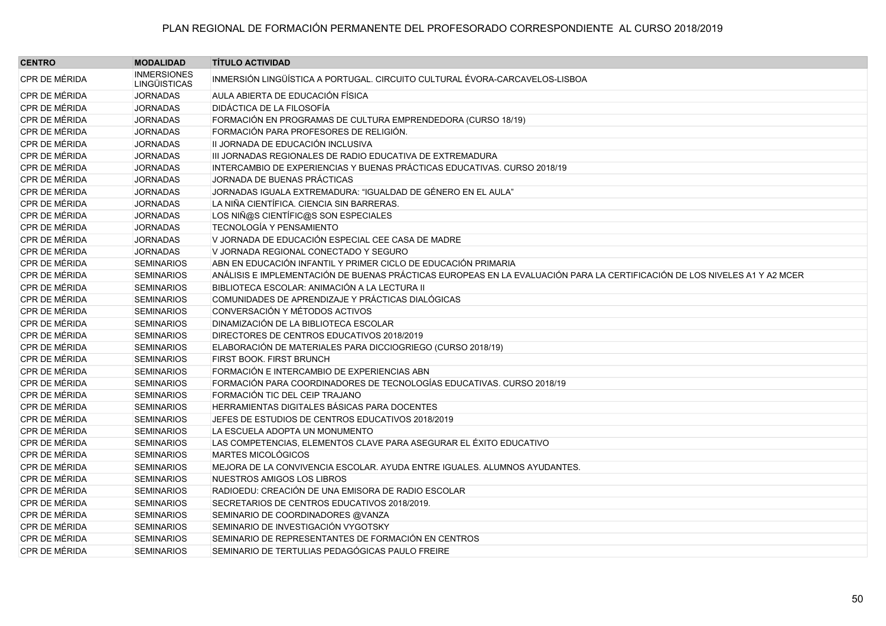# PLAN REGIONAL DE FORMACIÓN PERMANENTE DEL PROFESORADO CORRESPONDIENTE AL CURSO 2018/2019

| CENTRO | MODALIDAD | TÍTULO ACTIVIDAD |
|---|---|---|
| CPR DE MÉRIDA | INMERSIONES LINGÜÍSTICAS | INMERSIÓN LINGÜÍSTICA A PORTUGAL. CIRCUITO CULTURAL ÉVORA-CARCAVELOS-LISBOA |
| CPR DE MÉRIDA | JORNADAS | AULA ABIERTA DE EDUCACIÓN FÍSICA |
| CPR DE MÉRIDA | JORNADAS | DIDÁCTICA DE LA FILOSOFÍA |
| CPR DE MÉRIDA | JORNADAS | FORMACIÓN EN PROGRAMAS DE CULTURA EMPRENDEDORA (CURSO 18/19) |
| CPR DE MÉRIDA | JORNADAS | FORMACIÓN PARA PROFESORES DE RELIGIÓN. |
| CPR DE MÉRIDA | JORNADAS | II JORNADA DE EDUCACIÓN INCLUSIVA |
| CPR DE MÉRIDA | JORNADAS | III JORNADAS REGIONALES DE RADIO EDUCATIVA DE EXTREMADURA |
| CPR DE MÉRIDA | JORNADAS | INTERCAMBIO DE EXPERIENCIAS Y BUENAS PRÁCTICAS EDUCATIVAS. CURSO 2018/19 |
| CPR DE MÉRIDA | JORNADAS | JORNADA DE BUENAS PRÁCTICAS |
| CPR DE MÉRIDA | JORNADAS | JORNADAS IGUALA EXTREMADURA: "IGUALDAD DE GÉNERO EN EL AULA" |
| CPR DE MÉRIDA | JORNADAS | LA NIÑA CIENTÍFICA. CIENCIA SIN BARRERAS. |
| CPR DE MÉRIDA | JORNADAS | LOS NIÑ@S CIENTÍFIC@S SON ESPECIALES |
| CPR DE MÉRIDA | JORNADAS | TECNOLOGÍA Y PENSAMIENTO |
| CPR DE MÉRIDA | JORNADAS | V JORNADA DE EDUCACIÓN ESPECIAL CEE CASA DE MADRE |
| CPR DE MÉRIDA | JORNADAS | V JORNADA REGIONAL CONECTADO Y SEGURO |
| CPR DE MÉRIDA | SEMINARIOS | ABN EN EDUCACIÓN INFANTIL Y PRIMER CICLO DE EDUCACIÓN PRIMARIA |
| CPR DE MÉRIDA | SEMINARIOS | ANÁLISIS E IMPLEMENTACIÓN DE BUENAS PRÁCTICAS EUROPEAS EN LA EVALUACIÓN PARA LA CERTIFICACIÓN DE LOS NIVELES A1 Y A2 MCER |
| CPR DE MÉRIDA | SEMINARIOS | BIBLIOTECA ESCOLAR: ANIMACIÓN A LA LECTURA II |
| CPR DE MÉRIDA | SEMINARIOS | COMUNIDADES DE APRENDIZAJE Y PRÁCTICAS DIALÓGICAS |
| CPR DE MÉRIDA | SEMINARIOS | CONVERSACIÓN Y MÉTODOS ACTIVOS |
| CPR DE MÉRIDA | SEMINARIOS | DINAMIZACIÓN DE LA BIBLIOTECA ESCOLAR |
| CPR DE MÉRIDA | SEMINARIOS | DIRECTORES DE CENTROS EDUCATIVOS 2018/2019 |
| CPR DE MÉRIDA | SEMINARIOS | ELABORACIÓN DE MATERIALES PARA DICCIOGRIEGO (CURSO 2018/19) |
| CPR DE MÉRIDA | SEMINARIOS | FIRST BOOK. FIRST BRUNCH |
| CPR DE MÉRIDA | SEMINARIOS | FORMACIÓN E INTERCAMBIO DE EXPERIENCIAS ABN |
| CPR DE MÉRIDA | SEMINARIOS | FORMACIÓN PARA COORDINADORES DE TECNOLOGÍAS EDUCATIVAS. CURSO 2018/19 |
| CPR DE MÉRIDA | SEMINARIOS | FORMACIÓN TIC DEL CEIP TRAJANO |
| CPR DE MÉRIDA | SEMINARIOS | HERRAMIENTAS DIGITALES BÁSICAS PARA DOCENTES |
| CPR DE MÉRIDA | SEMINARIOS | JEFES DE ESTUDIOS DE CENTROS EDUCATIVOS 2018/2019 |
| CPR DE MÉRIDA | SEMINARIOS | LA ESCUELA ADOPTA UN MONUMENTO |
| CPR DE MÉRIDA | SEMINARIOS | LAS COMPETENCIAS, ELEMENTOS CLAVE PARA ASEGURAR EL ÉXITO EDUCATIVO |
| CPR DE MÉRIDA | SEMINARIOS | MARTES MICOLÓGICOS |
| CPR DE MÉRIDA | SEMINARIOS | MEJORA DE LA CONVIVENCIA ESCOLAR. AYUDA ENTRE IGUALES. ALUMNOS AYUDANTES. |
| CPR DE MÉRIDA | SEMINARIOS | NUESTROS AMIGOS LOS LIBROS |
| CPR DE MÉRIDA | SEMINARIOS | RADIOEDU: CREACIÓN DE UNA EMISORA DE RADIO ESCOLAR |
| CPR DE MÉRIDA | SEMINARIOS | SECRETARIOS DE CENTROS EDUCATIVOS 2018/2019. |
| CPR DE MÉRIDA | SEMINARIOS | SEMINARIO DE COORDINADORES @VANZA |
| CPR DE MÉRIDA | SEMINARIOS | SEMINARIO DE INVESTIGACIÓN VYGOTSKY |
| CPR DE MÉRIDA | SEMINARIOS | SEMINARIO DE REPRESENTANTES DE FORMACIÓN EN CENTROS |
| CPR DE MÉRIDA | SEMINARIOS | SEMINARIO DE TERTULIAS PEDAGÓGICAS PAULO FREIRE |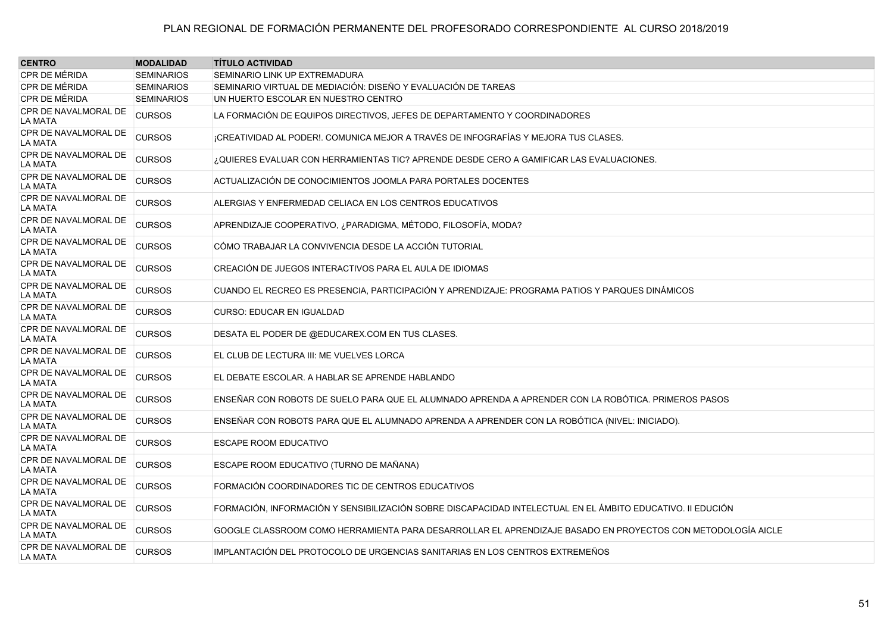PLAN REGIONAL DE FORMACIÓN PERMANENTE DEL PROFESORADO CORRESPONDIENTE AL CURSO 2018/2019

| CENTRO | MODALIDAD | TÍTULO ACTIVIDAD |
|---|---|---|
| CPR DE MÉRIDA | SEMINARIOS | SEMINARIO LINK UP EXTREMADURA |
| CPR DE MÉRIDA | SEMINARIOS | SEMINARIO VIRTUAL DE MEDIACIÓN: DISEÑO Y EVALUACIÓN DE TAREAS |
| CPR DE MÉRIDA | SEMINARIOS | UN HUERTO ESCOLAR EN NUESTRO CENTRO |
| CPR DE NAVALMORAL DE LA MATA | CURSOS | LA FORMACIÓN DE EQUIPOS DIRECTIVOS, JEFES DE DEPARTAMENTO Y COORDINADORES |
| CPR DE NAVALMORAL DE LA MATA | CURSOS | ¡CREATIVIDAD AL PODER!. COMUNICA MEJOR A TRAVÉS DE INFOGRAFÍAS Y MEJORA TUS CLASES. |
| CPR DE NAVALMORAL DE LA MATA | CURSOS | ¿QUIERES EVALUAR CON HERRAMIENTAS TIC? APRENDE DESDE CERO A GAMIFICAR LAS EVALUACIONES. |
| CPR DE NAVALMORAL DE LA MATA | CURSOS | ACTUALIZACIÓN DE CONOCIMIENTOS JOOMLA PARA PORTALES DOCENTES |
| CPR DE NAVALMORAL DE LA MATA | CURSOS | ALERGIAS Y ENFERMEDAD CELIACA EN LOS CENTROS EDUCATIVOS |
| CPR DE NAVALMORAL DE LA MATA | CURSOS | APRENDIZAJE COOPERATIVO, ¿PARADIGMA, MÉTODO, FILOSOFÍA, MODA? |
| CPR DE NAVALMORAL DE LA MATA | CURSOS | CÓMO TRABAJAR LA CONVIVENCIA DESDE LA ACCIÓN TUTORIAL |
| CPR DE NAVALMORAL DE LA MATA | CURSOS | CREACIÓN DE JUEGOS INTERACTIVOS PARA EL AULA DE IDIOMAS |
| CPR DE NAVALMORAL DE LA MATA | CURSOS | CUANDO EL RECREO ES PRESENCIA, PARTICIPACIÓN Y APRENDIZAJE: PROGRAMA PATIOS Y PARQUES DINÁMICOS |
| CPR DE NAVALMORAL DE LA MATA | CURSOS | CURSO: EDUCAR EN IGUALDAD |
| CPR DE NAVALMORAL DE LA MATA | CURSOS | DESATA EL PODER DE @EDUCAREX.COM EN TUS CLASES. |
| CPR DE NAVALMORAL DE LA MATA | CURSOS | EL CLUB DE LECTURA III: ME VUELVES LORCA |
| CPR DE NAVALMORAL DE LA MATA | CURSOS | EL DEBATE ESCOLAR. A HABLAR SE APRENDE HABLANDO |
| CPR DE NAVALMORAL DE LA MATA | CURSOS | ENSEÑAR CON ROBOTS DE SUELO PARA QUE EL ALUMNADO APRENDA A APRENDER CON LA ROBÓTICA. PRIMEROS PASOS |
| CPR DE NAVALMORAL DE LA MATA | CURSOS | ENSEÑAR CON ROBOTS PARA QUE EL ALUMNADO APRENDA A APRENDER CON LA ROBÓTICA (NIVEL: INICIADO). |
| CPR DE NAVALMORAL DE LA MATA | CURSOS | ESCAPE ROOM EDUCATIVO |
| CPR DE NAVALMORAL DE LA MATA | CURSOS | ESCAPE ROOM EDUCATIVO (TURNO DE MAÑANA) |
| CPR DE NAVALMORAL DE LA MATA | CURSOS | FORMACIÓN COORDINADORES TIC DE CENTROS EDUCATIVOS |
| CPR DE NAVALMORAL DE LA MATA | CURSOS | FORMACIÓN, INFORMACIÓN Y SENSIBILIZACIÓN SOBRE DISCAPACIDAD INTELECTUAL EN EL ÁMBITO EDUCATIVO. II EDUCIÓN |
| CPR DE NAVALMORAL DE LA MATA | CURSOS | GOOGLE CLASSROOM COMO HERRAMIENTA PARA DESARROLLAR EL APRENDIZAJE BASADO EN PROYECTOS CON METODOLOGÍA AICLE |
| CPR DE NAVALMORAL DE LA MATA | CURSOS | IMPLANTACIÓN DEL PROTOCOLO DE URGENCIAS SANITARIAS EN LOS CENTROS EXTREMEÑOS |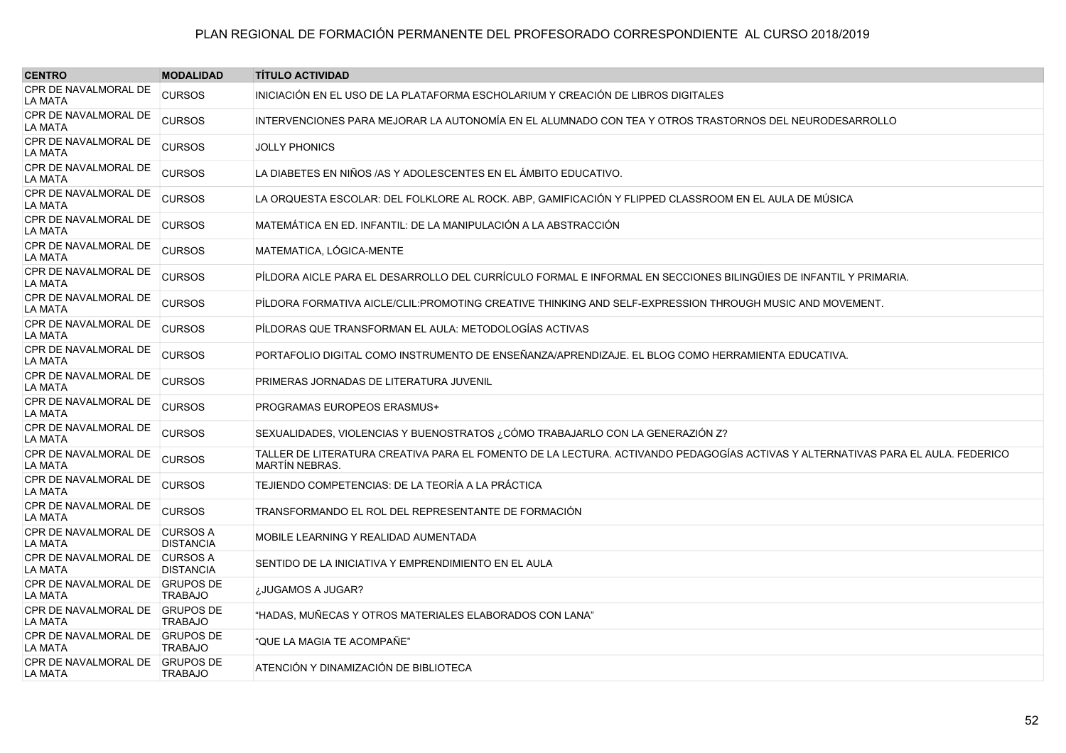# PLAN REGIONAL DE FORMACIÓN PERMANENTE DEL PROFESORADO CORRESPONDIENTE AL CURSO 2018/2019

| CENTRO | MODALIDAD | TÍTULO ACTIVIDAD |
|---|---|---|
| CPR DE NAVALMORAL DE LA MATA | CURSOS | INICIACIÓN EN EL USO DE LA PLATAFORMA ESCHOLARIUM Y CREACIÓN DE LIBROS DIGITALES |
| CPR DE NAVALMORAL DE LA MATA | CURSOS | INTERVENCIONES PARA MEJORAR LA AUTONOMÍA EN EL ALUMNADO CON TEA Y OTROS TRASTORNOS DEL NEURODESARROLLO |
| CPR DE NAVALMORAL DE LA MATA | CURSOS | JOLLY PHONICS |
| CPR DE NAVALMORAL DE LA MATA | CURSOS | LA DIABETES EN NIÑOS /AS Y ADOLESCENTES EN EL ÁMBITO EDUCATIVO. |
| CPR DE NAVALMORAL DE LA MATA | CURSOS | LA ORQUESTA ESCOLAR: DEL FOLKLORE AL ROCK. ABP, GAMIFICACIÓN Y FLIPPED CLASSROOM EN EL AULA DE MÚSICA |
| CPR DE NAVALMORAL DE LA MATA | CURSOS | MATEMÁTICA EN ED. INFANTIL: DE LA MANIPULACIÓN A LA ABSTRACCIÓN |
| CPR DE NAVALMORAL DE LA MATA | CURSOS | MATEMATICA, LÓGICA-MENTE |
| CPR DE NAVALMORAL DE LA MATA | CURSOS | PÍLDORA AICLE PARA EL DESARROLLO DEL CURRÍCULO FORMAL E INFORMAL EN SECCIONES BILINGÜIES DE INFANTIL Y PRIMARIA. |
| CPR DE NAVALMORAL DE LA MATA | CURSOS | PÍLDORA FORMATIVA AICLE/CLIL:PROMOTING CREATIVE THINKING AND SELF-EXPRESSION THROUGH MUSIC AND MOVEMENT. |
| CPR DE NAVALMORAL DE LA MATA | CURSOS | PÍLDORAS QUE TRANSFORMAN EL AULA: METODOLOGÍAS ACTIVAS |
| CPR DE NAVALMORAL DE LA MATA | CURSOS | PORTAFOLIO DIGITAL COMO INSTRUMENTO DE ENSEÑANZA/APRENDIZAJE. EL BLOG COMO HERRAMIENTA EDUCATIVA. |
| CPR DE NAVALMORAL DE LA MATA | CURSOS | PRIMERAS JORNADAS DE LITERATURA JUVENIL |
| CPR DE NAVALMORAL DE LA MATA | CURSOS | PROGRAMAS EUROPEOS ERASMUS+ |
| CPR DE NAVALMORAL DE LA MATA | CURSOS | SEXUALIDADES, VIOLENCIAS Y BUENOSTRATOS ¿CÓMO TRABAJARLO CON LA GENERAZIÓN Z? |
| CPR DE NAVALMORAL DE LA MATA | CURSOS | TALLER DE LITERATURA CREATIVA PARA EL FOMENTO DE LA LECTURA. ACTIVANDO PEDAGOGÍAS ACTIVAS Y ALTERNATIVAS PARA EL AULA. FEDERICO MARTÍN NEBRAS. |
| CPR DE NAVALMORAL DE LA MATA | CURSOS | TEJIENDO COMPETENCIAS: DE LA TEORÍA A LA PRÁCTICA |
| CPR DE NAVALMORAL DE LA MATA | CURSOS | TRANSFORMANDO EL ROL DEL REPRESENTANTE DE FORMACIÓN |
| CPR DE NAVALMORAL DE LA MATA | CURSOS A DISTANCIA | MOBILE LEARNING Y REALIDAD AUMENTADA |
| CPR DE NAVALMORAL DE LA MATA | CURSOS A DISTANCIA | SENTIDO DE LA INICIATIVA Y EMPRENDIMIENTO EN EL AULA |
| CPR DE NAVALMORAL DE LA MATA | GRUPOS DE TRABAJO | ¿JUGAMOS A JUGAR? |
| CPR DE NAVALMORAL DE LA MATA | GRUPOS DE TRABAJO | "HADAS, MUÑECAS Y OTROS MATERIALES ELABORADOS CON LANA" |
| CPR DE NAVALMORAL DE LA MATA | GRUPOS DE TRABAJO | "QUE LA MAGIA TE ACOMPAÑE" |
| CPR DE NAVALMORAL DE LA MATA | GRUPOS DE TRABAJO | ATENCIÓN Y DINAMIZACIÓN DE BIBLIOTECA |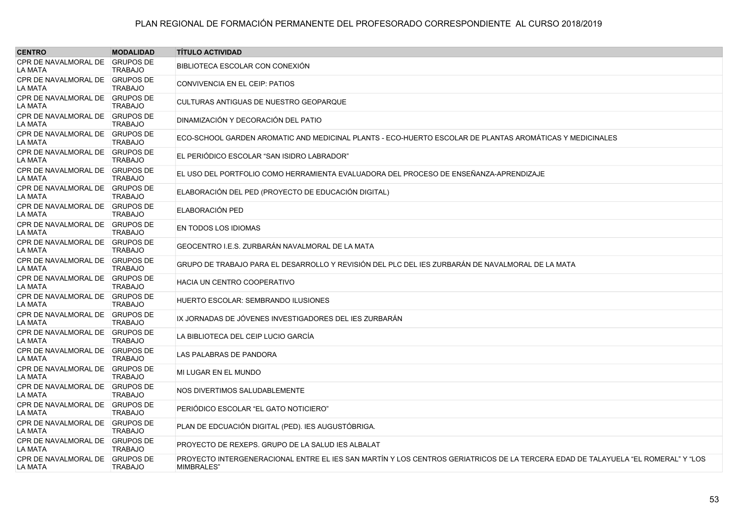| CENTRO | MODALIDAD | TÍTULO ACTIVIDAD |
| --- | --- | --- |
| CPR DE NAVALMORAL DE LA MATA | GRUPOS DE TRABAJO | BIBLIOTECA ESCOLAR CON CONEXIÓN |
| CPR DE NAVALMORAL DE LA MATA | GRUPOS DE TRABAJO | CONVIVENCIA EN EL CEIP: PATIOS |
| CPR DE NAVALMORAL DE LA MATA | GRUPOS DE TRABAJO | CULTURAS ANTIGUAS DE NUESTRO GEOPARQUE |
| CPR DE NAVALMORAL DE LA MATA | GRUPOS DE TRABAJO | DINAMIZACIÓN Y DECORACIÓN DEL PATIO |
| CPR DE NAVALMORAL DE LA MATA | GRUPOS DE TRABAJO | ECO-SCHOOL GARDEN AROMATIC AND MEDICINAL PLANTS - ECO-HUERTO ESCOLAR DE PLANTAS AROMÁTICAS Y MEDICINALES |
| CPR DE NAVALMORAL DE LA MATA | GRUPOS DE TRABAJO | EL PERIÓDICO ESCOLAR "SAN ISIDRO LABRADOR" |
| CPR DE NAVALMORAL DE LA MATA | GRUPOS DE TRABAJO | EL USO DEL PORTFOLIO COMO HERRAMIENTA EVALUADORA DEL PROCESO DE ENSEÑANZA-APRENDIZAJE |
| CPR DE NAVALMORAL DE LA MATA | GRUPOS DE TRABAJO | ELABORACIÓN DEL PED (PROYECTO DE EDUCACIÓN DIGITAL) |
| CPR DE NAVALMORAL DE LA MATA | GRUPOS DE TRABAJO | ELABORACIÓN PED |
| CPR DE NAVALMORAL DE LA MATA | GRUPOS DE TRABAJO | EN TODOS LOS IDIOMAS |
| CPR DE NAVALMORAL DE LA MATA | GRUPOS DE TRABAJO | GEOCENTRO I.E.S. ZURBARÁN NAVALMORAL DE LA MATA |
| CPR DE NAVALMORAL DE LA MATA | GRUPOS DE TRABAJO | GRUPO DE TRABAJO PARA EL DESARROLLO Y REVISIÓN DEL PLC DEL IES ZURBARÁN DE NAVALMORAL DE LA MATA |
| CPR DE NAVALMORAL DE LA MATA | GRUPOS DE TRABAJO | HACIA UN CENTRO COOPERATIVO |
| CPR DE NAVALMORAL DE LA MATA | GRUPOS DE TRABAJO | HUERTO ESCOLAR: SEMBRANDO ILUSIONES |
| CPR DE NAVALMORAL DE LA MATA | GRUPOS DE TRABAJO | IX JORNADAS DE JÓVENES INVESTIGADORES DEL IES ZURBARÁN |
| CPR DE NAVALMORAL DE LA MATA | GRUPOS DE TRABAJO | LA BIBLIOTECA DEL CEIP LUCIO GARCÍA |
| CPR DE NAVALMORAL DE LA MATA | GRUPOS DE TRABAJO | LAS PALABRAS DE PANDORA |
| CPR DE NAVALMORAL DE LA MATA | GRUPOS DE TRABAJO | MI LUGAR EN EL MUNDO |
| CPR DE NAVALMORAL DE LA MATA | GRUPOS DE TRABAJO | NOS DIVERTIMOS SALUDABLEMENTE |
| CPR DE NAVALMORAL DE LA MATA | GRUPOS DE TRABAJO | PERIÓDICO ESCOLAR "EL GATO NOTICIERO" |
| CPR DE NAVALMORAL DE LA MATA | GRUPOS DE TRABAJO | PLAN DE EDCUACIÓN DIGITAL (PED). IES AUGUSTÓBRIGA. |
| CPR DE NAVALMORAL DE LA MATA | GRUPOS DE TRABAJO | PROYECTO DE REXEPS. GRUPO DE LA SALUD IES ALBALAT |
| CPR DE NAVALMORAL DE LA MATA | GRUPOS DE TRABAJO | PROYECTO INTERGENERACIONAL ENTRE EL IES SAN MARTÍN Y LOS CENTROS GERIATRICOS DE LA TERCERA EDAD DE TALAYUELA "EL ROMERAL" Y "LOS MIMBRALES" |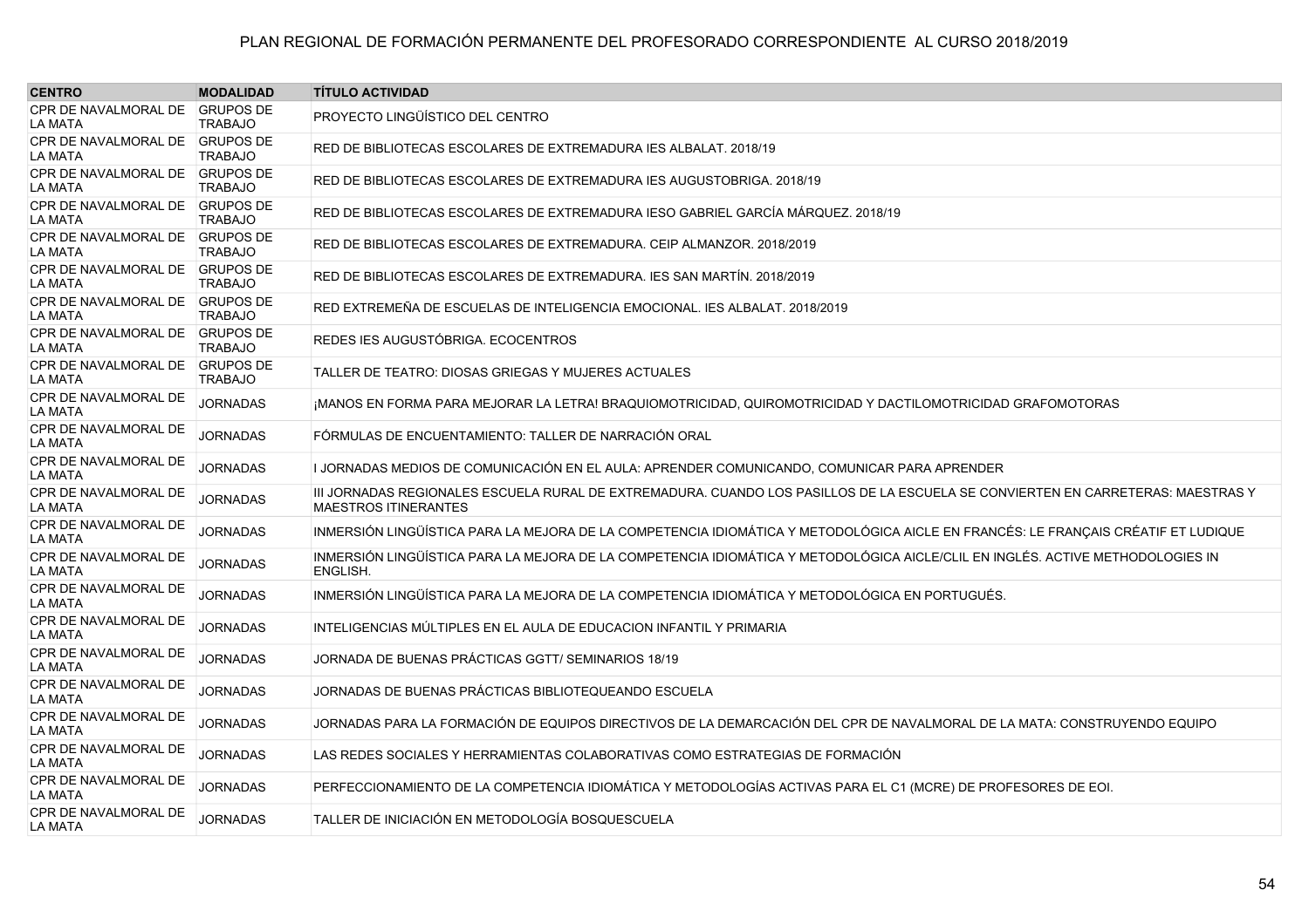PLAN REGIONAL DE FORMACIÓN PERMANENTE DEL PROFESORADO CORRESPONDIENTE AL CURSO 2018/2019

| CENTRO | MODALIDAD | TÍTULO ACTIVIDAD |
|---|---|---|
| CPR DE NAVALMORAL DE LA MATA | GRUPOS DE TRABAJO | PROYECTO LINGÜÍSTICO DEL CENTRO |
| CPR DE NAVALMORAL DE LA MATA | GRUPOS DE TRABAJO | RED DE BIBLIOTECAS ESCOLARES DE EXTREMADURA IES ALBALAT. 2018/19 |
| CPR DE NAVALMORAL DE LA MATA | GRUPOS DE TRABAJO | RED DE BIBLIOTECAS ESCOLARES DE EXTREMADURA IES AUGUSTOBRIGA. 2018/19 |
| CPR DE NAVALMORAL DE LA MATA | GRUPOS DE TRABAJO | RED DE BIBLIOTECAS ESCOLARES DE EXTREMADURA IESO GABRIEL GARCÍA MÁRQUEZ. 2018/19 |
| CPR DE NAVALMORAL DE LA MATA | GRUPOS DE TRABAJO | RED DE BIBLIOTECAS ESCOLARES DE EXTREMADURA. CEIP ALMANZOR. 2018/2019 |
| CPR DE NAVALMORAL DE LA MATA | GRUPOS DE TRABAJO | RED DE BIBLIOTECAS ESCOLARES DE EXTREMADURA. IES SAN MARTÍN. 2018/2019 |
| CPR DE NAVALMORAL DE LA MATA | GRUPOS DE TRABAJO | RED EXTREMEÑA DE ESCUELAS DE INTELIGENCIA EMOCIONAL. IES ALBALAT. 2018/2019 |
| CPR DE NAVALMORAL DE LA MATA | GRUPOS DE TRABAJO | REDES IES AUGUSTÓBRIGA. ECOCENTROS |
| CPR DE NAVALMORAL DE LA MATA | GRUPOS DE TRABAJO | TALLER DE TEATRO: DIOSAS GRIEGAS Y MUJERES ACTUALES |
| CPR DE NAVALMORAL DE LA MATA | JORNADAS | ¡MANOS EN FORMA PARA MEJORAR LA LETRA! BRAQUIOMOTRICIDAD, QUIROMOTRICIDAD Y DACTILOMOTRICIDAD GRAFOMOTORAS |
| CPR DE NAVALMORAL DE LA MATA | JORNADAS | FÓRMULAS DE ENCUENTAMIENTO: TALLER DE NARRACIÓN ORAL |
| CPR DE NAVALMORAL DE LA MATA | JORNADAS | I JORNADAS MEDIOS DE COMUNICACIÓN EN EL AULA: APRENDER COMUNICANDO, COMUNICAR PARA APRENDER |
| CPR DE NAVALMORAL DE LA MATA | JORNADAS | III JORNADAS REGIONALES ESCUELA RURAL DE EXTREMADURA. CUANDO LOS PASILLOS DE LA ESCUELA SE CONVIERTEN EN CARRETERAS: MAESTRAS Y MAESTROS ITINERANTES |
| CPR DE NAVALMORAL DE LA MATA | JORNADAS | INMERSIÓN LINGÜÍSTICA PARA LA MEJORA DE LA COMPETENCIA IDIOMÁTICA Y METODOLÓGICA AICLE EN FRANCÉS: LE FRANÇAIS CRÉATIF ET LUDIQUE |
| CPR DE NAVALMORAL DE LA MATA | JORNADAS | INMERSIÓN LINGÜÍSTICA PARA LA MEJORA DE LA COMPETENCIA IDIOMÁTICA Y METODOLÓGICA AICLE/CLIL EN INGLÉS. ACTIVE METHODOLOGIES IN ENGLISH. |
| CPR DE NAVALMORAL DE LA MATA | JORNADAS | INMERSIÓN LINGÜÍSTICA PARA LA MEJORA DE LA COMPETENCIA IDIOMÁTICA Y METODOLÓGICA EN PORTUGUÉS. |
| CPR DE NAVALMORAL DE LA MATA | JORNADAS | INTELIGENCIAS MÚLTIPLES EN EL AULA DE EDUCACION INFANTIL Y PRIMARIA |
| CPR DE NAVALMORAL DE LA MATA | JORNADAS | JORNADA DE BUENAS PRÁCTICAS GGTT/ SEMINARIOS 18/19 |
| CPR DE NAVALMORAL DE LA MATA | JORNADAS | JORNADAS DE BUENAS PRÁCTICAS BIBLIOTEQUEANDO ESCUELA |
| CPR DE NAVALMORAL DE LA MATA | JORNADAS | JORNADAS PARA LA FORMACIÓN DE EQUIPOS DIRECTIVOS DE LA DEMARCACIÓN DEL CPR DE NAVALMORAL DE LA MATA: CONSTRUYENDO EQUIPO |
| CPR DE NAVALMORAL DE LA MATA | JORNADAS | LAS REDES SOCIALES Y HERRAMIENTAS COLABORATIVAS COMO ESTRATEGIAS DE FORMACIÓN |
| CPR DE NAVALMORAL DE LA MATA | JORNADAS | PERFECCIONAMIENTO DE LA COMPETENCIA IDIOMÁTICA Y METODOLOGÍAS ACTIVAS PARA EL C1 (MCRE) DE PROFESORES DE EOI. |
| CPR DE NAVALMORAL DE LA MATA | JORNADAS | TALLER DE INICIACIÓN EN METODOLOGÍA BOSQUESCUELA |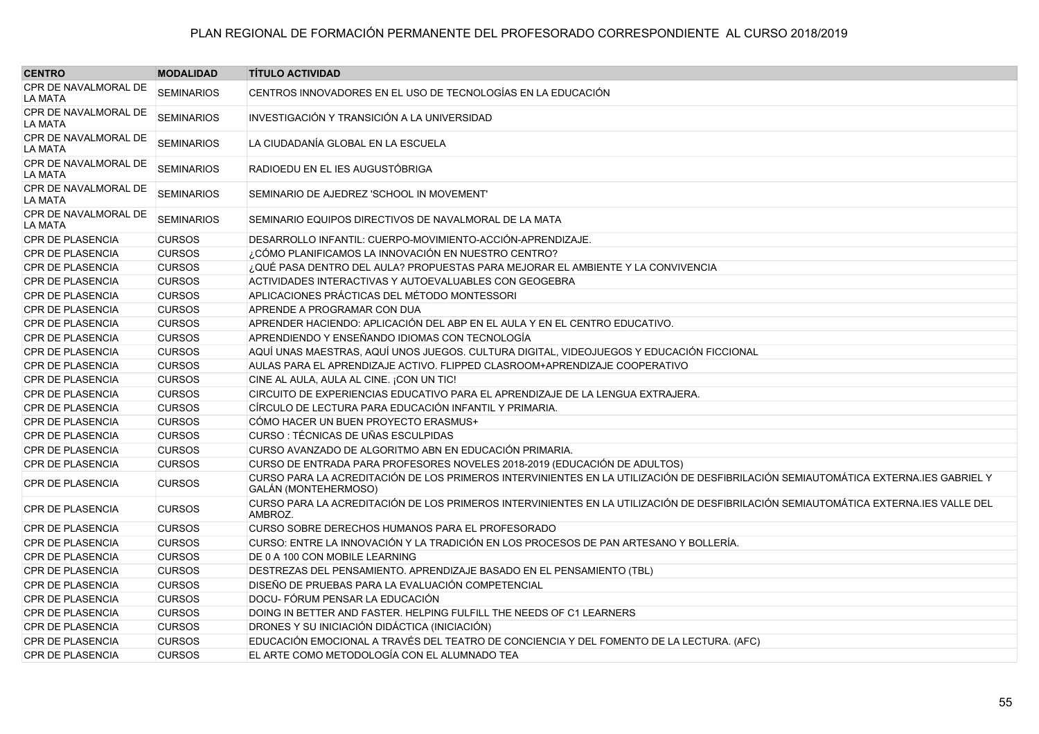PLAN REGIONAL DE FORMACIÓN PERMANENTE DEL PROFESORADO CORRESPONDIENTE AL CURSO 2018/2019

| CENTRO | MODALIDAD | TÍTULO ACTIVIDAD |
|---|---|---|
| CPR DE NAVALMORAL DE LA MATA | SEMINARIOS | CENTROS INNOVADORES EN EL USO DE TECNOLOGÍAS EN LA EDUCACIÓN |
| CPR DE NAVALMORAL DE LA MATA | SEMINARIOS | INVESTIGACIÓN Y TRANSICIÓN A LA UNIVERSIDAD |
| CPR DE NAVALMORAL DE LA MATA | SEMINARIOS | LA CIUDADANÍA GLOBAL EN LA ESCUELA |
| CPR DE NAVALMORAL DE LA MATA | SEMINARIOS | RADIOEDU EN EL IES AUGUSTÓBRIGA |
| CPR DE NAVALMORAL DE LA MATA | SEMINARIOS | SEMINARIO DE AJEDREZ 'SCHOOL IN MOVEMENT' |
| CPR DE NAVALMORAL DE LA MATA | SEMINARIOS | SEMINARIO EQUIPOS DIRECTIVOS DE NAVALMORAL DE LA MATA |
| CPR DE PLASENCIA | CURSOS | DESARROLLO INFANTIL: CUERPO-MOVIMIENTO-ACCIÓN-APRENDIZAJE. |
| CPR DE PLASENCIA | CURSOS | ¿CÓMO PLANIFICAMOS LA INNOVACIÓN EN NUESTRO CENTRO? |
| CPR DE PLASENCIA | CURSOS | ¿QUÉ PASA DENTRO DEL AULA? PROPUESTAS PARA MEJORAR EL AMBIENTE Y LA CONVIVENCIA |
| CPR DE PLASENCIA | CURSOS | ACTIVIDADES INTERACTIVAS Y AUTOEVALUABLES CON GEOGEBRA |
| CPR DE PLASENCIA | CURSOS | APLICACIONES PRÁCTICAS DEL MÉTODO MONTESSORI |
| CPR DE PLASENCIA | CURSOS | APRENDE A PROGRAMAR CON DUA |
| CPR DE PLASENCIA | CURSOS | APRENDER HACIENDO: APLICACIÓN DEL ABP EN EL AULA Y EN EL CENTRO EDUCATIVO. |
| CPR DE PLASENCIA | CURSOS | APRENDIENDO Y ENSEÑANDO IDIOMAS CON TECNOLOGÍA |
| CPR DE PLASENCIA | CURSOS | AQUÍ UNAS MAESTRAS, AQUÍ UNOS JUEGOS. CULTURA DIGITAL, VIDEOJUEGOS Y EDUCACIÓN FICCIONAL |
| CPR DE PLASENCIA | CURSOS | AULAS PARA EL APRENDIZAJE ACTIVO. FLIPPED CLASROOM+APRENDIZAJE COOPERATIVO |
| CPR DE PLASENCIA | CURSOS | CINE AL AULA, AULA AL CINE. ¡CON UN TIC! |
| CPR DE PLASENCIA | CURSOS | CIRCUITO DE EXPERIENCIAS EDUCATIVO PARA EL APRENDIZAJE DE LA LENGUA EXTRAJERA. |
| CPR DE PLASENCIA | CURSOS | CÍRCULO DE LECTURA PARA EDUCACIÓN INFANTIL Y PRIMARIA. |
| CPR DE PLASENCIA | CURSOS | CÓMO HACER UN BUEN PROYECTO ERASMUS+ |
| CPR DE PLASENCIA | CURSOS | CURSO : TÉCNICAS DE UÑAS ESCULPIDAS |
| CPR DE PLASENCIA | CURSOS | CURSO AVANZADO DE ALGORITMO ABN EN EDUCACIÓN PRIMARIA. |
| CPR DE PLASENCIA | CURSOS | CURSO DE ENTRADA PARA PROFESORES NOVELES 2018-2019 (EDUCACIÓN DE ADULTOS) |
| CPR DE PLASENCIA | CURSOS | CURSO PARA LA ACREDITACIÓN DE LOS PRIMEROS INTERVINIENTES EN LA UTILIZACIÓN DE DESFIBRILACIÓN SEMIAUTOMÁTICA EXTERNA.IES GABRIEL Y GALÁN (MONTEHERMOSO) |
| CPR DE PLASENCIA | CURSOS | CURSO PARA LA ACREDITACIÓN DE LOS PRIMEROS INTERVINIENTES EN LA UTILIZACIÓN DE DESFIBRILACIÓN SEMIAUTOMÁTICA EXTERNA.IES VALLE DEL AMBROZ. |
| CPR DE PLASENCIA | CURSOS | CURSO SOBRE DERECHOS HUMANOS PARA EL PROFESORADO |
| CPR DE PLASENCIA | CURSOS | CURSO: ENTRE LA INNOVACIÓN Y LA TRADICIÓN EN LOS PROCESOS DE PAN ARTESANO Y BOLLERÍA. |
| CPR DE PLASENCIA | CURSOS | DE 0 A 100 CON MOBILE LEARNING |
| CPR DE PLASENCIA | CURSOS | DESTREZAS DEL PENSAMIENTO. APRENDIZAJE BASADO EN EL PENSAMIENTO (TBL) |
| CPR DE PLASENCIA | CURSOS | DISEÑO DE PRUEBAS PARA LA EVALUACIÓN COMPETENCIAL |
| CPR DE PLASENCIA | CURSOS | DOCU- FÓRUM PENSAR LA EDUCACIÓN |
| CPR DE PLASENCIA | CURSOS | DOING IN BETTER AND FASTER. HELPING FULFILL THE NEEDS OF C1 LEARNERS |
| CPR DE PLASENCIA | CURSOS | DRONES Y SU INICIACIÓN DIDÁCTICA (INICIACIÓN) |
| CPR DE PLASENCIA | CURSOS | EDUCACIÓN EMOCIONAL A TRAVÉS DEL TEATRO DE CONCIENCIA Y DEL FOMENTO DE LA LECTURA. (AFC) |
| CPR DE PLASENCIA | CURSOS | EL ARTE COMO METODOLOGÍA CON EL ALUMNADO TEA |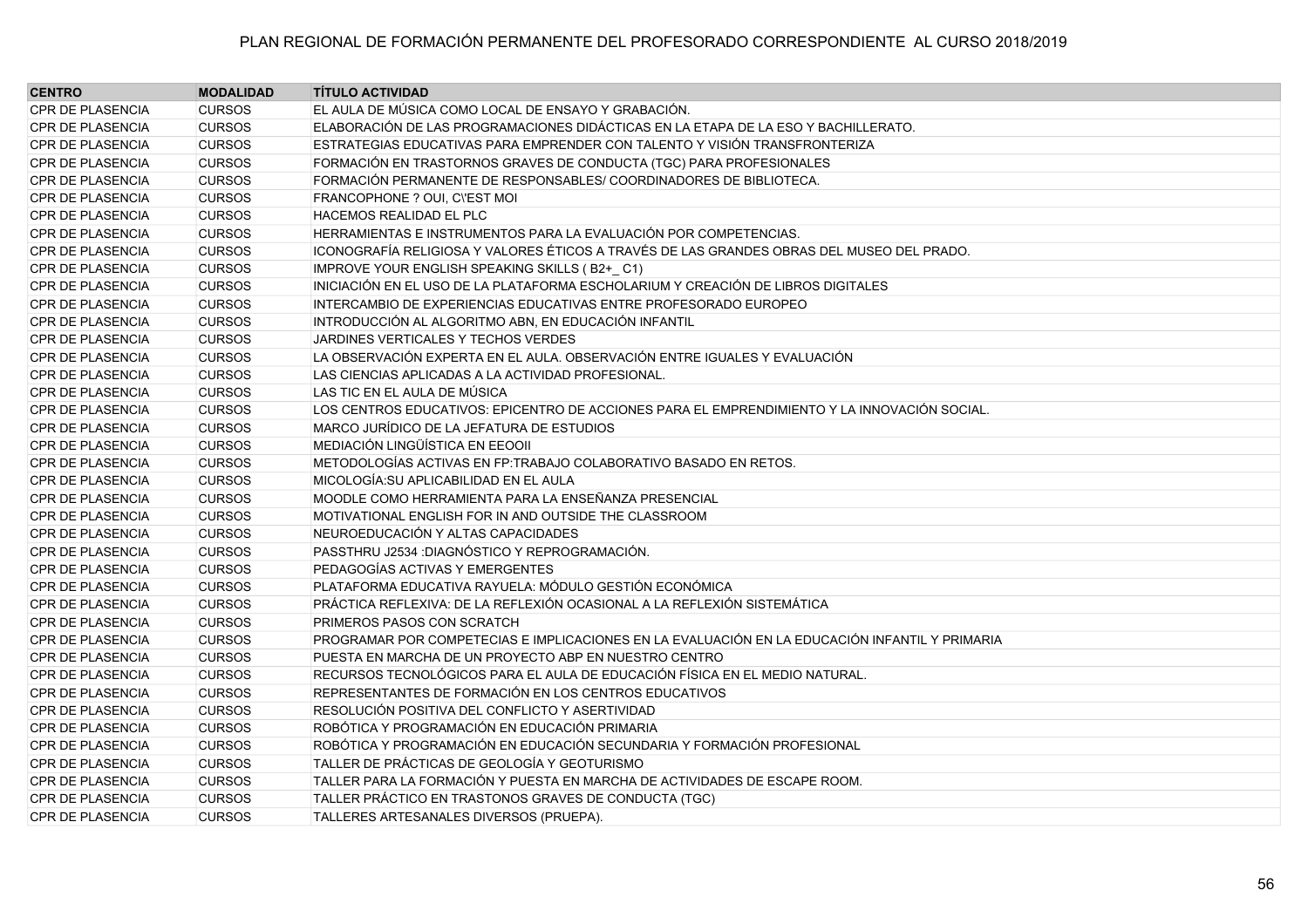| CENTRO | MODALIDAD | TÍTULO ACTIVIDAD |
|---|---|---|
| CPR DE PLASENCIA | CURSOS | EL AULA DE MÚSICA COMO LOCAL DE ENSAYO Y GRABACIÓN. |
| CPR DE PLASENCIA | CURSOS | ELABORACIÓN DE LAS PROGRAMACIONES DIDÁCTICAS EN LA ETAPA DE LA ESO Y BACHILLERATO. |
| CPR DE PLASENCIA | CURSOS | ESTRATEGIAS EDUCATIVAS PARA EMPRENDER CON TALENTO Y VISIÓN TRANSFRONTERIZA |
| CPR DE PLASENCIA | CURSOS | FORMACIÓN EN TRASTORNOS GRAVES DE CONDUCTA (TGC) PARA PROFESIONALES |
| CPR DE PLASENCIA | CURSOS | FORMACIÓN PERMANENTE DE RESPONSABLES/ COORDINADORES DE BIBLIOTECA. |
| CPR DE PLASENCIA | CURSOS | FRANCOPHONE ? OUI, C\'EST MOI |
| CPR DE PLASENCIA | CURSOS | HACEMOS REALIDAD EL PLC |
| CPR DE PLASENCIA | CURSOS | HERRAMIENTAS E INSTRUMENTOS PARA LA EVALUACIÓN POR COMPETENCIAS. |
| CPR DE PLASENCIA | CURSOS | ICONOGRAFÍA RELIGIOSA Y VALORES ÉTICOS A TRAVÉS DE LAS GRANDES OBRAS DEL MUSEO DEL PRADO. |
| CPR DE PLASENCIA | CURSOS | IMPROVE YOUR ENGLISH SPEAKING SKILLS ( B2+_ C1) |
| CPR DE PLASENCIA | CURSOS | INICIACIÓN EN EL USO DE LA PLATAFORMA ESCHOLARIUM Y CREACIÓN DE LIBROS DIGITALES |
| CPR DE PLASENCIA | CURSOS | INTERCAMBIO DE EXPERIENCIAS EDUCATIVAS ENTRE PROFESORADO EUROPEO |
| CPR DE PLASENCIA | CURSOS | INTRODUCCIÓN AL ALGORITMO ABN, EN EDUCACIÓN INFANTIL |
| CPR DE PLASENCIA | CURSOS | JARDINES VERTICALES Y TECHOS VERDES |
| CPR DE PLASENCIA | CURSOS | LA OBSERVACIÓN EXPERTA EN EL AULA. OBSERVACIÓN ENTRE IGUALES Y EVALUACIÓN |
| CPR DE PLASENCIA | CURSOS | LAS CIENCIAS APLICADAS A LA ACTIVIDAD PROFESIONAL. |
| CPR DE PLASENCIA | CURSOS | LAS TIC EN EL AULA DE MÚSICA |
| CPR DE PLASENCIA | CURSOS | LOS CENTROS EDUCATIVOS: EPICENTRO DE ACCIONES PARA EL EMPRENDIMIENTO Y LA INNOVACIÓN SOCIAL. |
| CPR DE PLASENCIA | CURSOS | MARCO JURÍDICO DE LA JEFATURA DE ESTUDIOS |
| CPR DE PLASENCIA | CURSOS | MEDIACIÓN LINGÜÍSTICA EN EEOOII |
| CPR DE PLASENCIA | CURSOS | METODOLOGÍAS ACTIVAS EN FP:TRABAJO COLABORATIVO BASADO EN RETOS. |
| CPR DE PLASENCIA | CURSOS | MICOLOGÍA:SU APLICABILIDAD EN EL AULA |
| CPR DE PLASENCIA | CURSOS | MOODLE COMO HERRAMIENTA PARA LA ENSEÑANZA PRESENCIAL |
| CPR DE PLASENCIA | CURSOS | MOTIVATIONAL ENGLISH FOR IN AND OUTSIDE THE CLASSROOM |
| CPR DE PLASENCIA | CURSOS | NEUROEDUCACIÓN Y ALTAS CAPACIDADES |
| CPR DE PLASENCIA | CURSOS | PASSTHRU J2534 :DIAGNÓSTICO Y REPROGRAMACIÓN. |
| CPR DE PLASENCIA | CURSOS | PEDAGOGÍAS ACTIVAS Y EMERGENTES |
| CPR DE PLASENCIA | CURSOS | PLATAFORMA EDUCATIVA RAYUELA: MÓDULO GESTIÓN ECONÓMICA |
| CPR DE PLASENCIA | CURSOS | PRÁCTICA REFLEXIVA: DE LA REFLEXIÓN OCASIONAL A LA REFLEXIÓN SISTEMÁTICA |
| CPR DE PLASENCIA | CURSOS | PRIMEROS PASOS CON SCRATCH |
| CPR DE PLASENCIA | CURSOS | PROGRAMAR POR COMPETECIAS E IMPLICACIONES EN LA EVALUACIÓN EN LA EDUCACIÓN INFANTIL Y PRIMARIA |
| CPR DE PLASENCIA | CURSOS | PUESTA EN MARCHA DE UN PROYECTO ABP EN NUESTRO CENTRO |
| CPR DE PLASENCIA | CURSOS | RECURSOS TECNOLÓGICOS PARA EL AULA DE EDUCACIÓN FÍSICA EN EL MEDIO NATURAL. |
| CPR DE PLASENCIA | CURSOS | REPRESENTANTES DE FORMACIÓN EN LOS CENTROS EDUCATIVOS |
| CPR DE PLASENCIA | CURSOS | RESOLUCIÓN POSITIVA DEL CONFLICTO Y ASERTIVIDAD |
| CPR DE PLASENCIA | CURSOS | ROBÓTICA Y PROGRAMACIÓN EN EDUCACIÓN PRIMARIA |
| CPR DE PLASENCIA | CURSOS | ROBÓTICA Y PROGRAMACIÓN EN EDUCACIÓN SECUNDARIA Y FORMACIÓN PROFESIONAL |
| CPR DE PLASENCIA | CURSOS | TALLER DE PRÁCTICAS DE GEOLOGÍA Y GEOTURISMO |
| CPR DE PLASENCIA | CURSOS | TALLER PARA LA FORMACIÓN Y PUESTA EN MARCHA DE ACTIVIDADES DE ESCAPE ROOM. |
| CPR DE PLASENCIA | CURSOS | TALLER PRÁCTICO EN TRASTONOS GRAVES DE CONDUCTA (TGC) |
| CPR DE PLASENCIA | CURSOS | TALLERES ARTESANALES DIVERSOS (PRUEPA). |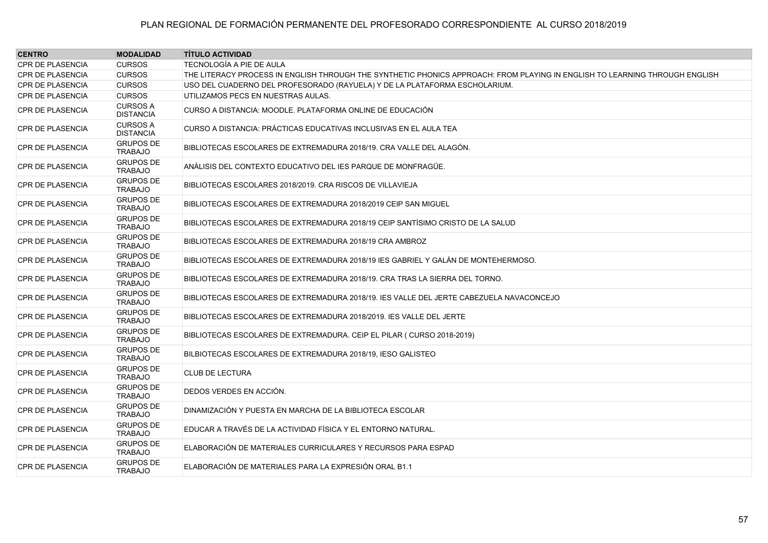PLAN REGIONAL DE FORMACIÓN PERMANENTE DEL PROFESORADO CORRESPONDIENTE AL CURSO 2018/2019

| CENTRO | MODALIDAD | TÍTULO ACTIVIDAD |
|---|---|---|
| CPR DE PLASENCIA | CURSOS | TECNOLOGÍA A PIE DE AULA |
| CPR DE PLASENCIA | CURSOS | THE LITERACY PROCESS IN ENGLISH THROUGH THE SYNTHETIC PHONICS APPROACH: FROM PLAYING IN ENGLISH TO LEARNING THROUGH ENGLISH |
| CPR DE PLASENCIA | CURSOS | USO DEL CUADERNO DEL PROFESORADO (RAYUELA) Y DE LA PLATAFORMA ESCHOLARIUM. |
| CPR DE PLASENCIA | CURSOS | UTILIZAMOS PECS EN NUESTRAS AULAS. |
| CPR DE PLASENCIA | CURSOS A DISTANCIA | CURSO A DISTANCIA: MOODLE. PLATAFORMA ONLINE DE EDUCACIÓN |
| CPR DE PLASENCIA | CURSOS A DISTANCIA | CURSO A DISTANCIA: PRÁCTICAS EDUCATIVAS INCLUSIVAS EN EL AULA TEA |
| CPR DE PLASENCIA | GRUPOS DE TRABAJO | BIBLIOTECAS ESCOLARES DE EXTREMADURA 2018/19. CRA VALLE DEL ALAGÓN. |
| CPR DE PLASENCIA | GRUPOS DE TRABAJO | ANÁLISIS DEL CONTEXTO EDUCATIVO DEL IES PARQUE DE MONFRAGÜE. |
| CPR DE PLASENCIA | GRUPOS DE TRABAJO | BIBLIOTECAS ESCOLARES 2018/2019. CRA RISCOS DE VILLAVIEJA |
| CPR DE PLASENCIA | GRUPOS DE TRABAJO | BIBLIOTECAS ESCOLARES DE EXTREMADURA 2018/2019 CEIP SAN MIGUEL |
| CPR DE PLASENCIA | GRUPOS DE TRABAJO | BIBLIOTECAS ESCOLARES DE EXTREMADURA 2018/19 CEIP SANTÍSIMO CRISTO DE LA SALUD |
| CPR DE PLASENCIA | GRUPOS DE TRABAJO | BIBLIOTECAS ESCOLARES DE EXTREMADURA 2018/19 CRA AMBROZ |
| CPR DE PLASENCIA | GRUPOS DE TRABAJO | BIBLIOTECAS ESCOLARES DE EXTREMADURA 2018/19 IES GABRIEL Y GALÁN DE MONTEHERMOSO. |
| CPR DE PLASENCIA | GRUPOS DE TRABAJO | BIBLIOTECAS ESCOLARES DE EXTREMADURA 2018/19. CRA TRAS LA SIERRA DEL TORNO. |
| CPR DE PLASENCIA | GRUPOS DE TRABAJO | BIBLIOTECAS ESCOLARES DE EXTREMADURA 2018/19. IES VALLE DEL JERTE CABEZUELA NAVACONCEJO |
| CPR DE PLASENCIA | GRUPOS DE TRABAJO | BIBLIOTECAS ESCOLARES DE EXTREMADURA 2018/2019. IES VALLE DEL JERTE |
| CPR DE PLASENCIA | GRUPOS DE TRABAJO | BIBLIOTECAS ESCOLARES DE EXTREMADURA. CEIP EL PILAR ( CURSO 2018-2019) |
| CPR DE PLASENCIA | GRUPOS DE TRABAJO | BILBIOTECAS ESCOLARES DE EXTREMADURA 2018/19, IESO GALISTEO |
| CPR DE PLASENCIA | GRUPOS DE TRABAJO | CLUB DE LECTURA |
| CPR DE PLASENCIA | GRUPOS DE TRABAJO | DEDOS VERDES EN ACCIÓN. |
| CPR DE PLASENCIA | GRUPOS DE TRABAJO | DINAMIZACIÓN Y PUESTA EN MARCHA DE LA BIBLIOTECA ESCOLAR |
| CPR DE PLASENCIA | GRUPOS DE TRABAJO | EDUCAR A TRAVÉS DE LA ACTIVIDAD FÍSICA Y EL ENTORNO NATURAL. |
| CPR DE PLASENCIA | GRUPOS DE TRABAJO | ELABORACIÓN DE MATERIALES CURRICULARES Y RECURSOS PARA ESPAD |
| CPR DE PLASENCIA | GRUPOS DE TRABAJO | ELABORACIÓN DE MATERIALES PARA LA EXPRESIÓN ORAL B1.1 |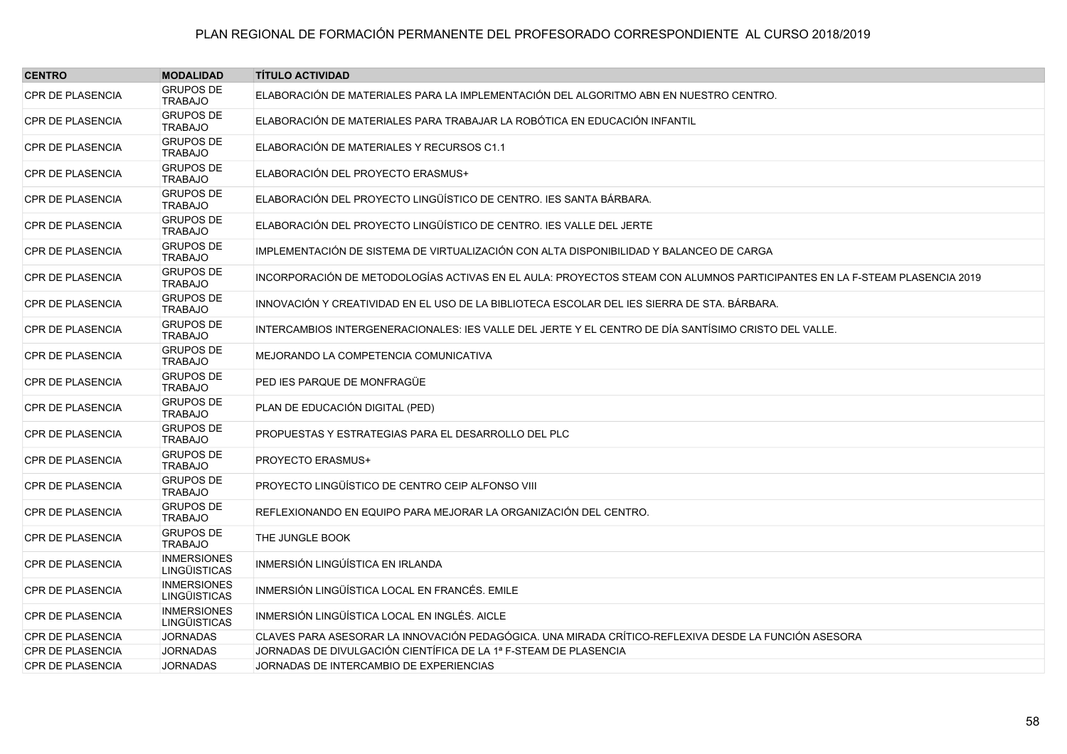PLAN REGIONAL DE FORMACIÓN PERMANENTE DEL PROFESORADO CORRESPONDIENTE AL CURSO 2018/2019

| CENTRO | MODALIDAD | TÍTULO ACTIVIDAD |
|---|---|---|
| CPR DE PLASENCIA | GRUPOS DE TRABAJO | ELABORACIÓN DE MATERIALES PARA LA IMPLEMENTACIÓN DEL ALGORITMO ABN EN NUESTRO CENTRO. |
| CPR DE PLASENCIA | GRUPOS DE TRABAJO | ELABORACIÓN DE MATERIALES PARA TRABAJAR LA ROBÓTICA EN EDUCACIÓN INFANTIL |
| CPR DE PLASENCIA | GRUPOS DE TRABAJO | ELABORACIÓN DE MATERIALES Y RECURSOS C1.1 |
| CPR DE PLASENCIA | GRUPOS DE TRABAJO | ELABORACIÓN DEL PROYECTO ERASMUS+ |
| CPR DE PLASENCIA | GRUPOS DE TRABAJO | ELABORACIÓN DEL PROYECTO LINGÜÍSTICO DE CENTRO. IES SANTA BÁRBARA. |
| CPR DE PLASENCIA | GRUPOS DE TRABAJO | ELABORACIÓN DEL PROYECTO LINGÜÍSTICO DE CENTRO. IES VALLE DEL JERTE |
| CPR DE PLASENCIA | GRUPOS DE TRABAJO | IMPLEMENTACIÓN DE SISTEMA DE VIRTUALIZACIÓN CON ALTA DISPONIBILIDAD Y BALANCEO DE CARGA |
| CPR DE PLASENCIA | GRUPOS DE TRABAJO | INCORPORACIÓN DE METODOLOGÍAS ACTIVAS EN EL AULA: PROYECTOS STEAM CON ALUMNOS PARTICIPANTES EN LA F-STEAM PLASENCIA 2019 |
| CPR DE PLASENCIA | GRUPOS DE TRABAJO | INNOVACIÓN Y CREATIVIDAD EN EL USO DE LA BIBLIOTECA ESCOLAR DEL IES SIERRA DE STA. BÁRBARA. |
| CPR DE PLASENCIA | GRUPOS DE TRABAJO | INTERCAMBIOS INTERGENERACIONALES: IES VALLE DEL JERTE Y EL CENTRO DE DÍA SANTÍSIMO CRISTO DEL VALLE. |
| CPR DE PLASENCIA | GRUPOS DE TRABAJO | MEJORANDO LA COMPETENCIA COMUNICATIVA |
| CPR DE PLASENCIA | GRUPOS DE TRABAJO | PED IES PARQUE DE MONFRAGÜE |
| CPR DE PLASENCIA | GRUPOS DE TRABAJO | PLAN DE EDUCACIÓN DIGITAL (PED) |
| CPR DE PLASENCIA | GRUPOS DE TRABAJO | PROPUESTAS Y ESTRATEGIAS PARA EL DESARROLLO DEL PLC |
| CPR DE PLASENCIA | GRUPOS DE TRABAJO | PROYECTO ERASMUS+ |
| CPR DE PLASENCIA | GRUPOS DE TRABAJO | PROYECTO LINGÜÍSTICO DE CENTRO CEIP ALFONSO VIII |
| CPR DE PLASENCIA | GRUPOS DE TRABAJO | REFLEXIONANDO EN EQUIPO PARA MEJORAR LA ORGANIZACIÓN DEL CENTRO. |
| CPR DE PLASENCIA | GRUPOS DE TRABAJO | THE JUNGLE BOOK |
| CPR DE PLASENCIA | INMERSIONES LINGÜISTICAS | INMERSIÓN LINGÚÍSTICA EN IRLANDA |
| CPR DE PLASENCIA | INMERSIONES LINGÜISTICAS | INMERSIÓN LINGÜÍSTICA LOCAL EN FRANCÉS. EMILE |
| CPR DE PLASENCIA | INMERSIONES LINGÜISTICAS | INMERSIÓN LINGÜÍSTICA LOCAL EN INGLÉS. AICLE |
| CPR DE PLASENCIA | JORNADAS | CLAVES PARA ASESORAR LA INNOVACIÓN PEDAGÓGICA. UNA MIRADA CRÍTICO-REFLEXIVA DESDE LA FUNCIÓN ASESORA |
| CPR DE PLASENCIA | JORNADAS | JORNADAS DE DIVULGACIÓN CIENTÍFICA DE LA 1ª F-STEAM DE PLASENCIA |
| CPR DE PLASENCIA | JORNADAS | JORNADAS DE INTERCAMBIO DE EXPERIENCIAS |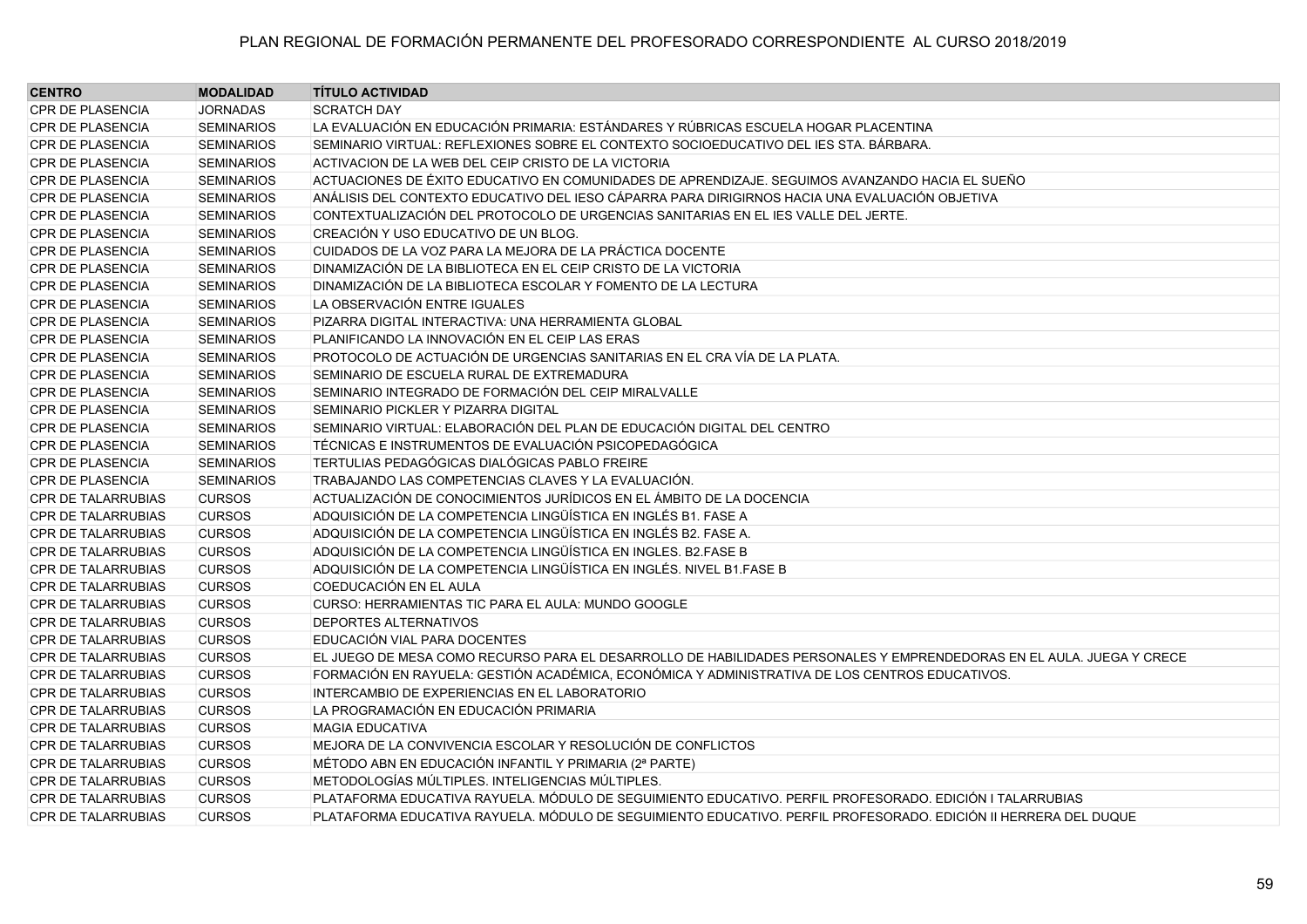# PLAN REGIONAL DE FORMACIÓN PERMANENTE DEL PROFESORADO CORRESPONDIENTE AL CURSO 2018/2019

| CENTRO | MODALIDAD | TÍTULO ACTIVIDAD |
|---|---|---|
| CPR DE PLASENCIA | JORNADAS | SCRATCH DAY |
| CPR DE PLASENCIA | SEMINARIOS | LA EVALUACIÓN EN EDUCACIÓN PRIMARIA: ESTÁNDARES Y RÚBRICAS ESCUELA HOGAR PLACENTINA |
| CPR DE PLASENCIA | SEMINARIOS | SEMINARIO VIRTUAL: REFLEXIONES SOBRE EL CONTEXTO SOCIOEDUCATIVO DEL IES STA. BÁRBARA. |
| CPR DE PLASENCIA | SEMINARIOS | ACTIVACION DE LA WEB DEL CEIP CRISTO DE LA VICTORIA |
| CPR DE PLASENCIA | SEMINARIOS | ACTUACIONES DE ÉXITO EDUCATIVO EN COMUNIDADES DE APRENDIZAJE. SEGUIMOS AVANZANDO HACIA EL SUEÑO |
| CPR DE PLASENCIA | SEMINARIOS | ANÁLISIS DEL CONTEXTO EDUCATIVO DEL IESO CÁPARRA PARA DIRIGIRNOS HACIA UNA EVALUACIÓN OBJETIVA |
| CPR DE PLASENCIA | SEMINARIOS | CONTEXTUALIZACIÓN DEL PROTOCOLO DE URGENCIAS SANITARIAS EN EL IES VALLE DEL JERTE. |
| CPR DE PLASENCIA | SEMINARIOS | CREACIÓN Y USO EDUCATIVO DE UN BLOG. |
| CPR DE PLASENCIA | SEMINARIOS | CUIDADOS DE LA VOZ PARA LA MEJORA DE LA PRÁCTICA DOCENTE |
| CPR DE PLASENCIA | SEMINARIOS | DINAMIZACIÓN DE LA BIBLIOTECA EN EL CEIP CRISTO DE LA VICTORIA |
| CPR DE PLASENCIA | SEMINARIOS | DINAMIZACIÓN DE LA BIBLIOTECA ESCOLAR Y FOMENTO DE LA LECTURA |
| CPR DE PLASENCIA | SEMINARIOS | LA OBSERVACIÓN ENTRE IGUALES |
| CPR DE PLASENCIA | SEMINARIOS | PIZARRA DIGITAL INTERACTIVA: UNA HERRAMIENTA GLOBAL |
| CPR DE PLASENCIA | SEMINARIOS | PLANIFICANDO LA INNOVACIÓN EN EL CEIP LAS ERAS |
| CPR DE PLASENCIA | SEMINARIOS | PROTOCOLO DE ACTUACIÓN DE URGENCIAS SANITARIAS EN EL CRA VÍA DE LA PLATA. |
| CPR DE PLASENCIA | SEMINARIOS | SEMINARIO DE ESCUELA RURAL DE EXTREMADURA |
| CPR DE PLASENCIA | SEMINARIOS | SEMINARIO INTEGRADO DE FORMACIÓN DEL CEIP MIRALVALLE |
| CPR DE PLASENCIA | SEMINARIOS | SEMINARIO PICKLER Y PIZARRA DIGITAL |
| CPR DE PLASENCIA | SEMINARIOS | SEMINARIO VIRTUAL: ELABORACIÓN DEL PLAN DE EDUCACIÓN DIGITAL DEL CENTRO |
| CPR DE PLASENCIA | SEMINARIOS | TÉCNICAS E INSTRUMENTOS DE EVALUACIÓN PSICOPEDAGÓGICA |
| CPR DE PLASENCIA | SEMINARIOS | TERTULIAS PEDAGÓGICAS DIALÓGICAS PABLO FREIRE |
| CPR DE PLASENCIA | SEMINARIOS | TRABAJANDO LAS COMPETENCIAS CLAVES Y LA EVALUACIÓN. |
| CPR DE TALARRUBIAS | CURSOS | ACTUALIZACIÓN DE CONOCIMIENTOS JURÍDICOS EN EL ÁMBITO DE LA DOCENCIA |
| CPR DE TALARRUBIAS | CURSOS | ADQUISICIÓN DE LA COMPETENCIA LINGÜÍSTICA EN INGLÉS B1. FASE A |
| CPR DE TALARRUBIAS | CURSOS | ADQUISICIÓN DE LA COMPETENCIA LINGÜÍSTICA EN INGLÉS B2. FASE A. |
| CPR DE TALARRUBIAS | CURSOS | ADQUISICIÓN DE LA COMPETENCIA LINGÜÍSTICA EN INGLES. B2.FASE B |
| CPR DE TALARRUBIAS | CURSOS | ADQUISICIÓN DE LA COMPETENCIA LINGÜÍSTICA EN INGLÉS. NIVEL B1.FASE B |
| CPR DE TALARRUBIAS | CURSOS | COEDUCACIÓN EN EL AULA |
| CPR DE TALARRUBIAS | CURSOS | CURSO: HERRAMIENTAS TIC PARA EL AULA: MUNDO GOOGLE |
| CPR DE TALARRUBIAS | CURSOS | DEPORTES ALTERNATIVOS |
| CPR DE TALARRUBIAS | CURSOS | EDUCACIÓN VIAL PARA DOCENTES |
| CPR DE TALARRUBIAS | CURSOS | EL JUEGO DE MESA COMO RECURSO PARA EL DESARROLLO DE HABILIDADES PERSONALES Y EMPRENDEDORAS EN EL AULA. JUEGA Y CRECE |
| CPR DE TALARRUBIAS | CURSOS | FORMACIÓN EN RAYUELA: GESTIÓN ACADÉMICA, ECONÓMICA Y ADMINISTRATIVA DE LOS CENTROS EDUCATIVOS. |
| CPR DE TALARRUBIAS | CURSOS | INTERCAMBIO DE EXPERIENCIAS EN EL LABORATORIO |
| CPR DE TALARRUBIAS | CURSOS | LA PROGRAMACIÓN EN EDUCACIÓN PRIMARIA |
| CPR DE TALARRUBIAS | CURSOS | MAGIA EDUCATIVA |
| CPR DE TALARRUBIAS | CURSOS | MEJORA DE LA CONVIVENCIA ESCOLAR Y RESOLUCIÓN DE CONFLICTOS |
| CPR DE TALARRUBIAS | CURSOS | MÉTODO ABN EN EDUCACIÓN INFANTIL Y PRIMARIA (2ª PARTE) |
| CPR DE TALARRUBIAS | CURSOS | METODOLOGÍAS MÚLTIPLES. INTELIGENCIAS MÚLTIPLES. |
| CPR DE TALARRUBIAS | CURSOS | PLATAFORMA EDUCATIVA RAYUELA. MÓDULO DE SEGUIMIENTO EDUCATIVO. PERFIL PROFESORADO. EDICIÓN I TALARRUBIAS |
| CPR DE TALARRUBIAS | CURSOS | PLATAFORMA EDUCATIVA RAYUELA. MÓDULO DE SEGUIMIENTO EDUCATIVO. PERFIL PROFESORADO. EDICIÓN II HERRERA DEL DUQUE |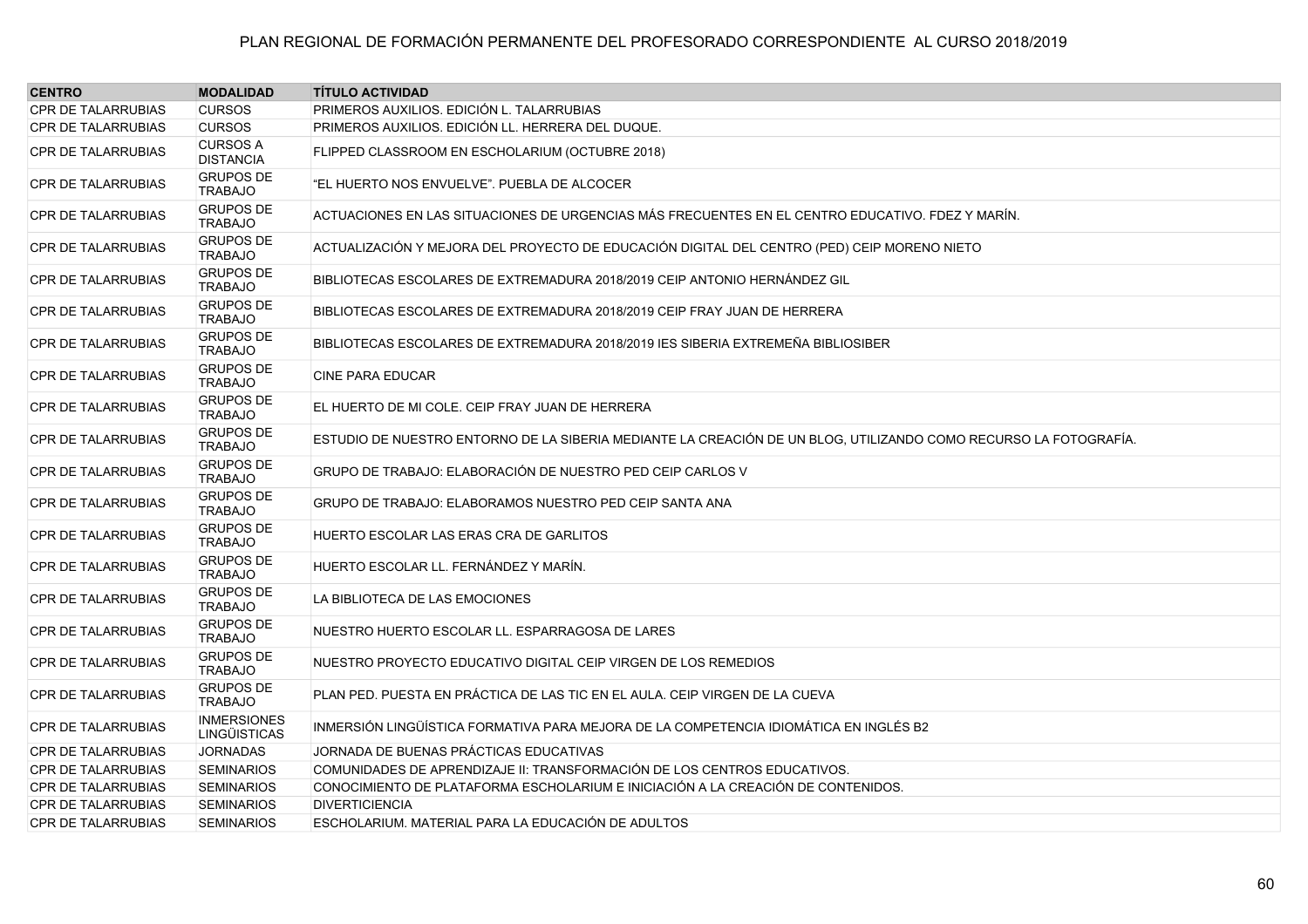# PLAN REGIONAL DE FORMACIÓN PERMANENTE DEL PROFESORADO CORRESPONDIENTE AL CURSO 2018/2019

| CENTRO | MODALIDAD | TÍTULO ACTIVIDAD |
|---|---|---|
| CPR DE TALARRUBIAS | CURSOS | PRIMEROS AUXILIOS. EDICIÓN L. TALARRUBIAS |
| CPR DE TALARRUBIAS | CURSOS | PRIMEROS AUXILIOS. EDICIÓN LL. HERRERA DEL DUQUE. |
| CPR DE TALARRUBIAS | CURSOS A DISTANCIA | FLIPPED CLASSROOM EN ESCHOLARIUM (OCTUBRE 2018) |
| CPR DE TALARRUBIAS | GRUPOS DE TRABAJO | "EL HUERTO NOS ENVUELVE". PUEBLA DE ALCOCER |
| CPR DE TALARRUBIAS | GRUPOS DE TRABAJO | ACTUACIONES EN LAS SITUACIONES DE URGENCIAS MÁS FRECUENTES EN EL CENTRO EDUCATIVO. FDEZ Y MARÍN. |
| CPR DE TALARRUBIAS | GRUPOS DE TRABAJO | ACTUALIZACIÓN Y MEJORA DEL PROYECTO DE EDUCACIÓN DIGITAL DEL CENTRO (PED) CEIP MORENO NIETO |
| CPR DE TALARRUBIAS | GRUPOS DE TRABAJO | BIBLIOTECAS ESCOLARES DE EXTREMADURA 2018/2019 CEIP ANTONIO HERNÁNDEZ GIL |
| CPR DE TALARRUBIAS | GRUPOS DE TRABAJO | BIBLIOTECAS ESCOLARES DE EXTREMADURA 2018/2019 CEIP FRAY JUAN DE HERRERA |
| CPR DE TALARRUBIAS | GRUPOS DE TRABAJO | BIBLIOTECAS ESCOLARES DE EXTREMADURA 2018/2019 IES SIBERIA EXTREMEÑA BIBLIOSIBER |
| CPR DE TALARRUBIAS | GRUPOS DE TRABAJO | CINE PARA EDUCAR |
| CPR DE TALARRUBIAS | GRUPOS DE TRABAJO | EL HUERTO DE MI COLE. CEIP FRAY JUAN DE HERRERA |
| CPR DE TALARRUBIAS | GRUPOS DE TRABAJO | ESTUDIO DE NUESTRO ENTORNO DE LA SIBERIA MEDIANTE LA CREACIÓN DE UN BLOG, UTILIZANDO COMO RECURSO LA FOTOGRAFÍA. |
| CPR DE TALARRUBIAS | GRUPOS DE TRABAJO | GRUPO DE TRABAJO: ELABORACIÓN DE NUESTRO PED CEIP CARLOS V |
| CPR DE TALARRUBIAS | GRUPOS DE TRABAJO | GRUPO DE TRABAJO: ELABORAMOS NUESTRO PED CEIP SANTA ANA |
| CPR DE TALARRUBIAS | GRUPOS DE TRABAJO | HUERTO ESCOLAR LAS ERAS CRA DE GARLITOS |
| CPR DE TALARRUBIAS | GRUPOS DE TRABAJO | HUERTO ESCOLAR LL. FERNÁNDEZ Y MARÍN. |
| CPR DE TALARRUBIAS | GRUPOS DE TRABAJO | LA BIBLIOTECA DE LAS EMOCIONES |
| CPR DE TALARRUBIAS | GRUPOS DE TRABAJO | NUESTRO HUERTO ESCOLAR LL. ESPARRAGOSA DE LARES |
| CPR DE TALARRUBIAS | GRUPOS DE TRABAJO | NUESTRO PROYECTO EDUCATIVO DIGITAL CEIP VIRGEN DE LOS REMEDIOS |
| CPR DE TALARRUBIAS | GRUPOS DE TRABAJO | PLAN PED. PUESTA EN PRÁCTICA DE LAS TIC EN EL AULA. CEIP VIRGEN DE LA CUEVA |
| CPR DE TALARRUBIAS | INMERSIONES LINGÜISTICAS | INMERSIÓN LINGÜÍSTICA FORMATIVA PARA MEJORA DE LA COMPETENCIA IDIOMÁTICA EN INGLÉS B2 |
| CPR DE TALARRUBIAS | JORNADAS | JORNADA DE BUENAS PRÁCTICAS EDUCATIVAS |
| CPR DE TALARRUBIAS | SEMINARIOS | COMUNIDADES DE APRENDIZAJE II: TRANSFORMACIÓN DE LOS CENTROS EDUCATIVOS. |
| CPR DE TALARRUBIAS | SEMINARIOS | CONOCIMIENTO DE PLATAFORMA ESCHOLARIUM E INICIACIÓN A LA CREACIÓN DE CONTENIDOS. |
| CPR DE TALARRUBIAS | SEMINARIOS | DIVERTICIENCIA |
| CPR DE TALARRUBIAS | SEMINARIOS | ESCHOLARIUM. MATERIAL PARA LA EDUCACIÓN DE ADULTOS |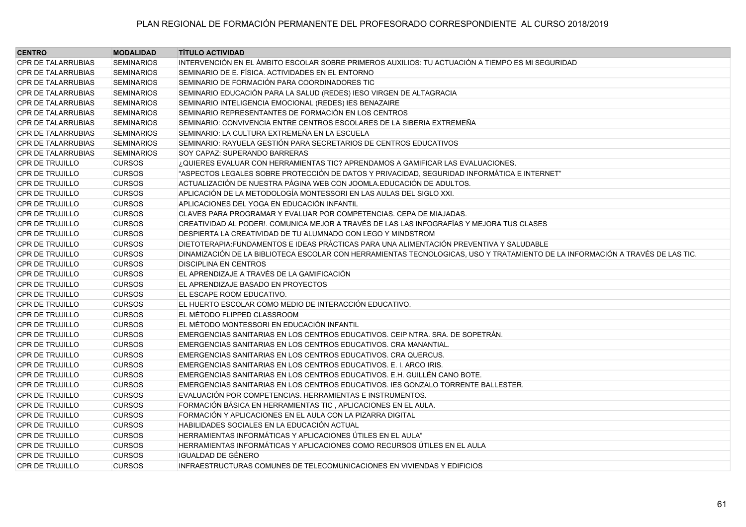| CENTRO | MODALIDAD | TÍTULO ACTIVIDAD |
|---|---|---|
| CPR DE TALARRUBIAS | SEMINARIOS | INTERVENCIÓN EN EL ÁMBITO ESCOLAR SOBRE PRIMEROS AUXILIOS: TU ACTUACIÓN A TIEMPO ES MI SEGURIDAD |
| CPR DE TALARRUBIAS | SEMINARIOS | SEMINARIO DE E. FÍSICA. ACTIVIDADES EN EL ENTORNO |
| CPR DE TALARRUBIAS | SEMINARIOS | SEMINARIO DE FORMACIÓN PARA COORDINADORES TIC |
| CPR DE TALARRUBIAS | SEMINARIOS | SEMINARIO EDUCACIÓN PARA LA SALUD (REDES) IESO VIRGEN DE ALTAGRACIA |
| CPR DE TALARRUBIAS | SEMINARIOS | SEMINARIO INTELIGENCIA EMOCIONAL (REDES) IES BENAZAIRE |
| CPR DE TALARRUBIAS | SEMINARIOS | SEMINARIO REPRESENTANTES DE FORMACIÓN EN LOS CENTROS |
| CPR DE TALARRUBIAS | SEMINARIOS | SEMINARIO: CONVIVENCIA ENTRE CENTROS ESCOLARES DE LA SIBERIA EXTREMEÑA |
| CPR DE TALARRUBIAS | SEMINARIOS | SEMINARIO: LA CULTURA EXTREMEÑA EN LA ESCUELA |
| CPR DE TALARRUBIAS | SEMINARIOS | SEMINARIO: RAYUELA GESTIÓN PARA SECRETARIOS DE CENTROS EDUCATIVOS |
| CPR DE TALARRUBIAS | SEMINARIOS | SOY CAPAZ: SUPERANDO BARRERAS |
| CPR DE TRUJILLO | CURSOS | ¿QUIERES EVALUAR CON HERRAMIENTAS TIC? APRENDAMOS A GAMIFICAR LAS EVALUACIONES. |
| CPR DE TRUJILLO | CURSOS | "ASPECTOS LEGALES SOBRE PROTECCIÓN DE DATOS Y PRIVACIDAD, SEGURIDAD INFORMÁTICA E INTERNET" |
| CPR DE TRUJILLO | CURSOS | ACTUALIZACIÓN DE NUESTRA PÁGINA WEB CON JOOMLA.EDUCACIÓN DE ADULTOS. |
| CPR DE TRUJILLO | CURSOS | APLICACIÓN DE LA METODOLOGÍA MONTESSORI EN LAS AULAS DEL SIGLO XXI. |
| CPR DE TRUJILLO | CURSOS | APLICACIONES DEL YOGA EN EDUCACIÓN INFANTIL |
| CPR DE TRUJILLO | CURSOS | CLAVES PARA PROGRAMAR Y EVALUAR POR COMPETENCIAS. CEPA DE MIAJADAS. |
| CPR DE TRUJILLO | CURSOS | CREATIVIDAD AL PODER!. COMUNICA MEJOR A TRAVÉS DE LAS LAS INFOGRAFÍAS Y MEJORA TUS CLASES |
| CPR DE TRUJILLO | CURSOS | DESPIERTA LA CREATIVIDAD DE TU ALUMNADO CON LEGO Y MINDSTROM |
| CPR DE TRUJILLO | CURSOS | DIETOTERAPIA:FUNDAMENTOS E IDEAS PRÁCTICAS PARA UNA ALIMENTACIÓN PREVENTIVA Y SALUDABLE |
| CPR DE TRUJILLO | CURSOS | DINAMIZACIÓN DE LA BIBLIOTECA ESCOLAR CON HERRAMIENTAS TECNOLOGICAS, USO Y TRATAMIENTO DE LA INFORMACIÓN A TRAVÉS DE LAS TIC. |
| CPR DE TRUJILLO | CURSOS | DISCIPLINA EN CENTROS |
| CPR DE TRUJILLO | CURSOS | EL APRENDIZAJE A TRAVÉS DE LA GAMIFICACIÓN |
| CPR DE TRUJILLO | CURSOS | EL APRENDIZAJE BASADO EN PROYECTOS |
| CPR DE TRUJILLO | CURSOS | EL ESCAPE ROOM EDUCATIVO. |
| CPR DE TRUJILLO | CURSOS | EL HUERTO ESCOLAR COMO MEDIO DE INTERACCIÓN EDUCATIVO. |
| CPR DE TRUJILLO | CURSOS | EL MÉTODO FLIPPED CLASSROOM |
| CPR DE TRUJILLO | CURSOS | EL MÉTODO MONTESSORI EN EDUCACIÓN INFANTIL |
| CPR DE TRUJILLO | CURSOS | EMERGENCIAS SANITARIAS EN LOS CENTROS EDUCATIVOS. CEIP NTRA. SRA. DE SOPETRÁN. |
| CPR DE TRUJILLO | CURSOS | EMERGENCIAS SANITARIAS EN LOS CENTROS EDUCATIVOS. CRA MANANTIAL. |
| CPR DE TRUJILLO | CURSOS | EMERGENCIAS SANITARIAS EN LOS CENTROS EDUCATIVOS. CRA QUERCUS. |
| CPR DE TRUJILLO | CURSOS | EMERGENCIAS SANITARIAS EN LOS CENTROS EDUCATIVOS. E. I. ARCO IRIS. |
| CPR DE TRUJILLO | CURSOS | EMERGENCIAS SANITARIAS EN LOS CENTROS EDUCATIVOS. E.H. GUILLÉN CANO BOTE. |
| CPR DE TRUJILLO | CURSOS | EMERGENCIAS SANITARIAS EN LOS CENTROS EDUCATIVOS. IES GONZALO TORRENTE BALLESTER. |
| CPR DE TRUJILLO | CURSOS | EVALUACIÓN POR COMPETENCIAS. HERRAMIENTAS E INSTRUMENTOS. |
| CPR DE TRUJILLO | CURSOS | FORMACIÓN BÁSICA EN HERRAMIENTAS TIC , APLICACIONES EN EL AULA. |
| CPR DE TRUJILLO | CURSOS | FORMACIÓN Y APLICACIONES EN EL AULA CON LA PIZARRA DIGITAL |
| CPR DE TRUJILLO | CURSOS | HABILIDADES SOCIALES EN LA EDUCACIÓN ACTUAL |
| CPR DE TRUJILLO | CURSOS | HERRAMIENTAS INFORMÁTICAS Y APLICACIONES ÚTILES EN EL AULA" |
| CPR DE TRUJILLO | CURSOS | HERRAMIENTAS INFORMÁTICAS Y APLICACIONES COMO RECURSOS ÚTILES EN EL AULA |
| CPR DE TRUJILLO | CURSOS | IGUALDAD DE GÉNERO |
| CPR DE TRUJILLO | CURSOS | INFRAESTRUCTURAS COMUNES DE TELECOMUNICACIONES EN VIVIENDAS Y EDIFICIOS |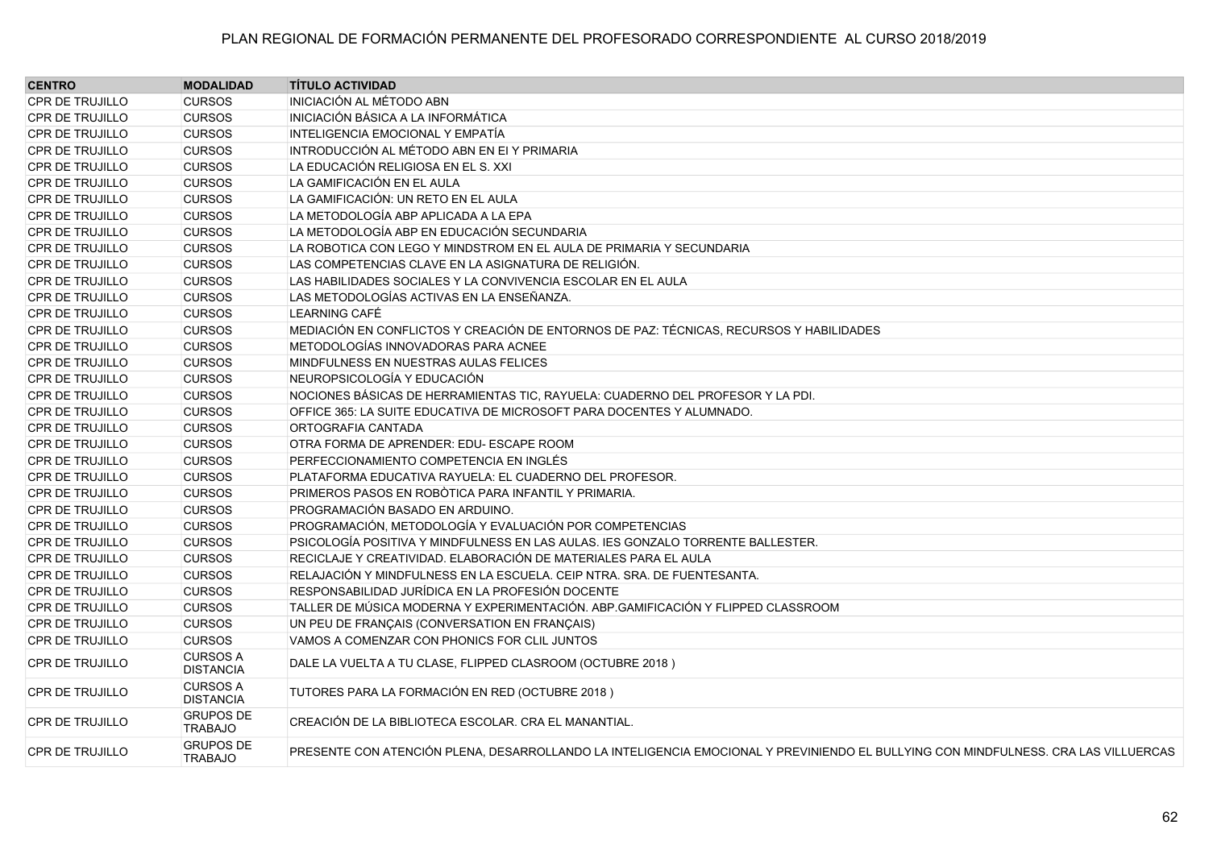PLAN REGIONAL DE FORMACIÓN PERMANENTE DEL PROFESORADO CORRESPONDIENTE AL CURSO 2018/2019

| CENTRO | MODALIDAD | TÍTULO ACTIVIDAD |
|---|---|---|
| CPR DE TRUJILLO | CURSOS | INICIACIÓN AL MÉTODO ABN |
| CPR DE TRUJILLO | CURSOS | INICIACIÓN BÁSICA A LA INFORMÁTICA |
| CPR DE TRUJILLO | CURSOS | INTELIGENCIA EMOCIONAL Y EMPATÍA |
| CPR DE TRUJILLO | CURSOS | INTRODUCCIÓN AL MÉTODO ABN EN EI Y PRIMARIA |
| CPR DE TRUJILLO | CURSOS | LA EDUCACIÓN RELIGIOSA EN EL S. XXI |
| CPR DE TRUJILLO | CURSOS | LA GAMIFICACIÓN EN EL AULA |
| CPR DE TRUJILLO | CURSOS | LA GAMIFICACIÓN: UN RETO EN EL AULA |
| CPR DE TRUJILLO | CURSOS | LA METODOLOGÍA ABP APLICADA A LA EPA |
| CPR DE TRUJILLO | CURSOS | LA METODOLOGÍA ABP EN EDUCACIÓN SECUNDARIA |
| CPR DE TRUJILLO | CURSOS | LA ROBOTICA CON LEGO Y MINDSTROM EN EL AULA DE PRIMARIA Y SECUNDARIA |
| CPR DE TRUJILLO | CURSOS | LAS COMPETENCIAS CLAVE EN LA ASIGNATURA DE RELIGIÓN. |
| CPR DE TRUJILLO | CURSOS | LAS HABILIDADES SOCIALES Y LA CONVIVENCIA ESCOLAR EN EL AULA |
| CPR DE TRUJILLO | CURSOS | LAS METODOLOGÍAS ACTIVAS EN LA ENSEÑANZA. |
| CPR DE TRUJILLO | CURSOS | LEARNING CAFÉ |
| CPR DE TRUJILLO | CURSOS | MEDIACIÓN EN CONFLICTOS Y CREACIÓN DE ENTORNOS DE PAZ: TÉCNICAS, RECURSOS Y HABILIDADES |
| CPR DE TRUJILLO | CURSOS | METODOLOGÍAS INNOVADORAS PARA ACNEE |
| CPR DE TRUJILLO | CURSOS | MINDFULNESS EN NUESTRAS AULAS FELICES |
| CPR DE TRUJILLO | CURSOS | NEUROPSICOLOGÍA Y EDUCACIÓN |
| CPR DE TRUJILLO | CURSOS | NOCIONES BÁSICAS DE HERRAMIENTAS TIC, RAYUELA: CUADERNO DEL PROFESOR Y LA PDI. |
| CPR DE TRUJILLO | CURSOS | OFFICE 365: LA SUITE EDUCATIVA DE MICROSOFT PARA DOCENTES Y ALUMNADO. |
| CPR DE TRUJILLO | CURSOS | ORTOGRAFIA CANTADA |
| CPR DE TRUJILLO | CURSOS | OTRA FORMA DE APRENDER: EDU- ESCAPE ROOM |
| CPR DE TRUJILLO | CURSOS | PERFECCIONAMIENTO COMPETENCIA EN INGLÉS |
| CPR DE TRUJILLO | CURSOS | PLATAFORMA EDUCATIVA RAYUELA: EL CUADERNO DEL PROFESOR. |
| CPR DE TRUJILLO | CURSOS | PRIMEROS PASOS EN ROBÒTICA PARA INFANTIL Y PRIMARIA. |
| CPR DE TRUJILLO | CURSOS | PROGRAMACIÓN BASADO EN ARDUINO. |
| CPR DE TRUJILLO | CURSOS | PROGRAMACIÓN, METODOLOGÍA Y EVALUACIÓN POR COMPETENCIAS |
| CPR DE TRUJILLO | CURSOS | PSICOLOGÍA POSITIVA Y MINDFULNESS EN LAS AULAS. IES GONZALO TORRENTE BALLESTER. |
| CPR DE TRUJILLO | CURSOS | RECICLAJE Y CREATIVIDAD. ELABORACIÓN DE MATERIALES PARA EL AULA |
| CPR DE TRUJILLO | CURSOS | RELAJACIÓN Y MINDFULNESS EN LA ESCUELA. CEIP NTRA. SRA. DE FUENTESANTA. |
| CPR DE TRUJILLO | CURSOS | RESPONSABILIDAD JURÍDICA EN LA PROFESIÓN DOCENTE |
| CPR DE TRUJILLO | CURSOS | TALLER DE MÚSICA MODERNA Y EXPERIMENTACIÓN. ABP.GAMIFICACIÓN Y FLIPPED CLASSROOM |
| CPR DE TRUJILLO | CURSOS | UN PEU DE FRANÇAIS (CONVERSATION EN FRANÇAIS) |
| CPR DE TRUJILLO | CURSOS | VAMOS A COMENZAR CON PHONICS FOR CLIL JUNTOS |
| CPR DE TRUJILLO | CURSOS A DISTANCIA | DALE LA VUELTA A TU CLASE, FLIPPED CLASROOM (OCTUBRE 2018 ) |
| CPR DE TRUJILLO | CURSOS A DISTANCIA | TUTORES PARA LA FORMACIÓN EN RED (OCTUBRE 2018 ) |
| CPR DE TRUJILLO | GRUPOS DE TRABAJO | CREACIÓN DE LA BIBLIOTECA ESCOLAR. CRA EL MANANTIAL. |
| CPR DE TRUJILLO | GRUPOS DE TRABAJO | PRESENTE CON ATENCIÓN PLENA, DESARROLLANDO LA INTELIGENCIA EMOCIONAL Y PREVINIENDO EL BULLYING CON MINDFULNESS. CRA LAS VILLUERCAS |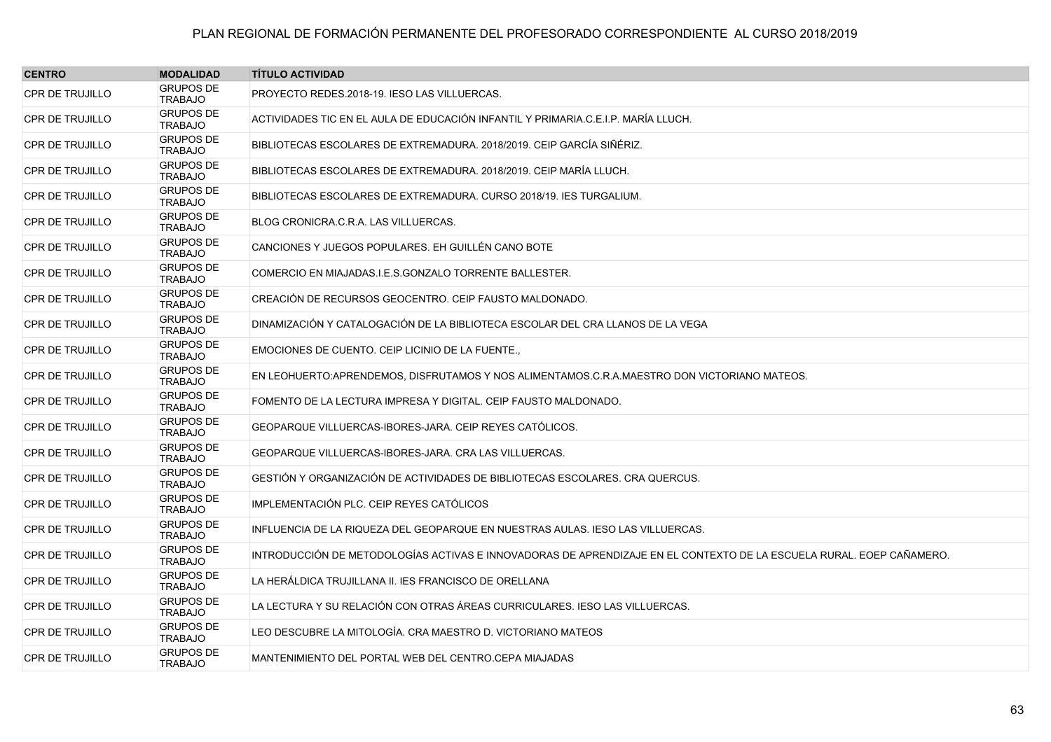PLAN REGIONAL DE FORMACIÓN PERMANENTE DEL PROFESORADO CORRESPONDIENTE AL CURSO 2018/2019

| CENTRO | MODALIDAD | TÍTULO ACTIVIDAD |
|---|---|---|
| CPR DE TRUJILLO | GRUPOS DE TRABAJO | PROYECTO REDES.2018-19. IESO LAS VILLUERCAS. |
| CPR DE TRUJILLO | GRUPOS DE TRABAJO | ACTIVIDADES TIC EN EL AULA DE EDUCACIÓN INFANTIL Y PRIMARIA.C.E.I.P. MARÍA LLUCH. |
| CPR DE TRUJILLO | GRUPOS DE TRABAJO | BIBLIOTECAS ESCOLARES DE EXTREMADURA. 2018/2019. CEIP GARCÍA SIÑÉRIZ. |
| CPR DE TRUJILLO | GRUPOS DE TRABAJO | BIBLIOTECAS ESCOLARES DE EXTREMADURA. 2018/2019. CEIP MARÍA LLUCH. |
| CPR DE TRUJILLO | GRUPOS DE TRABAJO | BIBLIOTECAS ESCOLARES DE EXTREMADURA. CURSO 2018/19. IES TURGALIUM. |
| CPR DE TRUJILLO | GRUPOS DE TRABAJO | BLOG CRONICRA.C.R.A. LAS VILLUERCAS. |
| CPR DE TRUJILLO | GRUPOS DE TRABAJO | CANCIONES Y JUEGOS POPULARES. EH GUILLÉN CANO BOTE |
| CPR DE TRUJILLO | GRUPOS DE TRABAJO | COMERCIO EN MIAJADAS.I.E.S.GONZALO TORRENTE BALLESTER. |
| CPR DE TRUJILLO | GRUPOS DE TRABAJO | CREACIÓN DE RECURSOS GEOCENTRO. CEIP FAUSTO MALDONADO. |
| CPR DE TRUJILLO | GRUPOS DE TRABAJO | DINAMIZACIÓN Y CATALOGACIÓN DE LA BIBLIOTECA ESCOLAR DEL CRA LLANOS DE LA VEGA |
| CPR DE TRUJILLO | GRUPOS DE TRABAJO | EMOCIONES DE CUENTO. CEIP LICINIO DE LA FUENTE., |
| CPR DE TRUJILLO | GRUPOS DE TRABAJO | EN LEOHUERTO:APRENDEMOS, DISFRUTAMOS Y NOS ALIMENTAMOS.C.R.A.MAESTRO DON VICTORIANO MATEOS. |
| CPR DE TRUJILLO | GRUPOS DE TRABAJO | FOMENTO DE LA LECTURA IMPRESA Y DIGITAL. CEIP FAUSTO MALDONADO. |
| CPR DE TRUJILLO | GRUPOS DE TRABAJO | GEOPARQUE VILLUERCAS-IBORES-JARA. CEIP REYES CATÓLICOS. |
| CPR DE TRUJILLO | GRUPOS DE TRABAJO | GEOPARQUE VILLUERCAS-IBORES-JARA. CRA LAS VILLUERCAS. |
| CPR DE TRUJILLO | GRUPOS DE TRABAJO | GESTIÓN Y ORGANIZACIÓN DE ACTIVIDADES DE BIBLIOTECAS ESCOLARES. CRA QUERCUS. |
| CPR DE TRUJILLO | GRUPOS DE TRABAJO | IMPLEMENTACIÓN PLC. CEIP REYES CATÓLICOS |
| CPR DE TRUJILLO | GRUPOS DE TRABAJO | INFLUENCIA DE LA RIQUEZA DEL GEOPARQUE EN NUESTRAS AULAS. IESO LAS VILLUERCAS. |
| CPR DE TRUJILLO | GRUPOS DE TRABAJO | INTRODUCCIÓN DE METODOLOGÍAS ACTIVAS E INNOVADORAS DE APRENDIZAJE EN EL CONTEXTO DE LA ESCUELA RURAL. EOEP CAÑAMERO. |
| CPR DE TRUJILLO | GRUPOS DE TRABAJO | LA HERÁLDICA TRUJILLANA II. IES FRANCISCO DE ORELLANA |
| CPR DE TRUJILLO | GRUPOS DE TRABAJO | LA LECTURA Y SU RELACIÓN CON OTRAS ÁREAS CURRICULARES. IESO LAS VILLUERCAS. |
| CPR DE TRUJILLO | GRUPOS DE TRABAJO | LEO DESCUBRE LA MITOLOGÍA. CRA MAESTRO D. VICTORIANO MATEOS |
| CPR DE TRUJILLO | GRUPOS DE TRABAJO | MANTENIMIENTO DEL PORTAL WEB DEL CENTRO.CEPA MIAJADAS |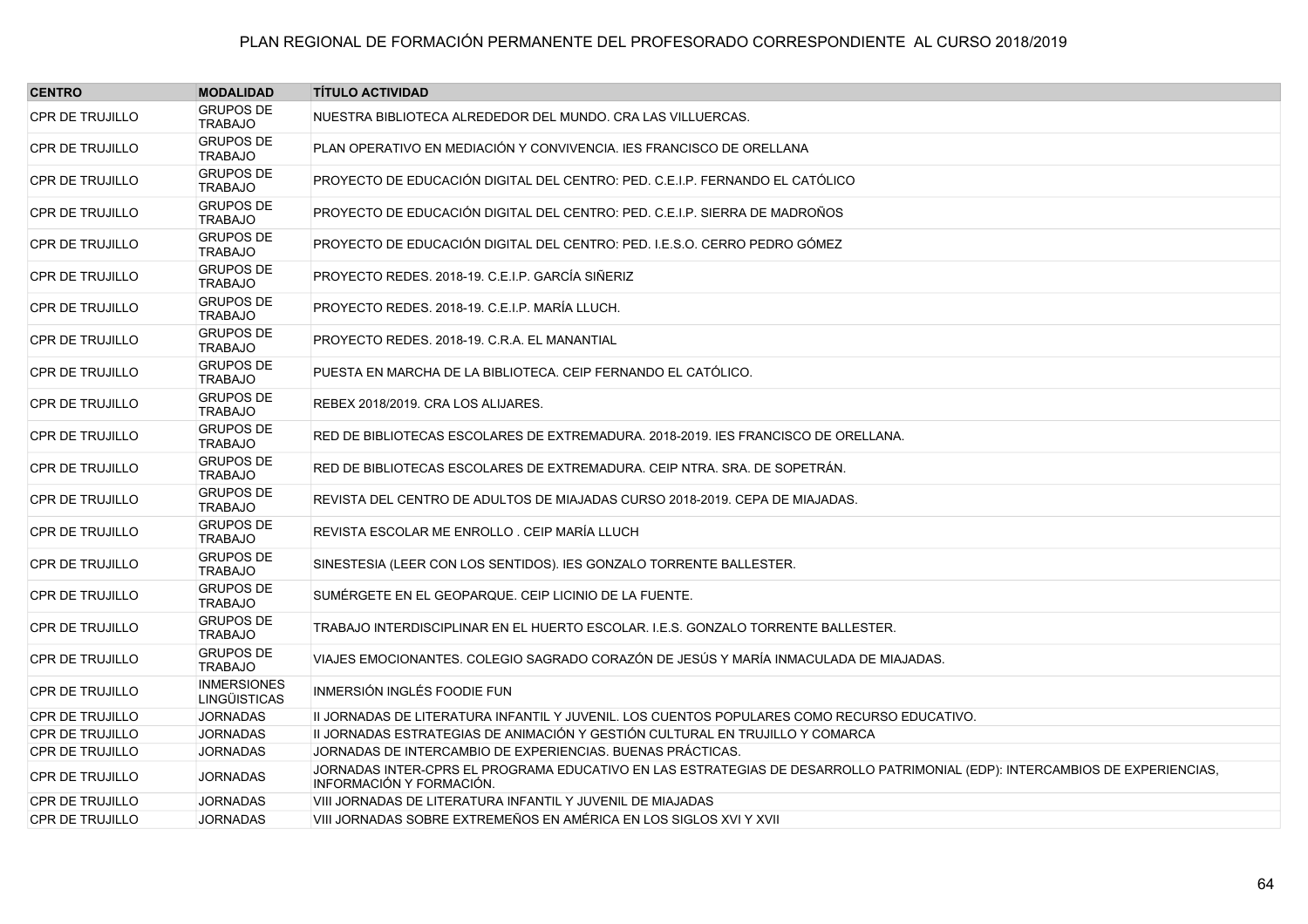# PLAN REGIONAL DE FORMACIÓN PERMANENTE DEL PROFESORADO CORRESPONDIENTE AL CURSO 2018/2019

| CENTRO | MODALIDAD | TÍTULO ACTIVIDAD |
|---|---|---|
| CPR DE TRUJILLO | GRUPOS DE TRABAJO | NUESTRA BIBLIOTECA ALREDEDOR DEL MUNDO. CRA LAS VILLUERCAS. |
| CPR DE TRUJILLO | GRUPOS DE TRABAJO | PLAN OPERATIVO EN MEDIACIÓN Y CONVIVENCIA. IES FRANCISCO DE ORELLANA |
| CPR DE TRUJILLO | GRUPOS DE TRABAJO | PROYECTO DE EDUCACIÓN DIGITAL DEL CENTRO: PED. C.E.I.P. FERNANDO EL CATÓLICO |
| CPR DE TRUJILLO | GRUPOS DE TRABAJO | PROYECTO DE EDUCACIÓN DIGITAL DEL CENTRO: PED. C.E.I.P. SIERRA DE MADROÑOS |
| CPR DE TRUJILLO | GRUPOS DE TRABAJO | PROYECTO DE EDUCACIÓN DIGITAL DEL CENTRO: PED. I.E.S.O. CERRO PEDRO GÓMEZ |
| CPR DE TRUJILLO | GRUPOS DE TRABAJO | PROYECTO REDES. 2018-19. C.E.I.P. GARCÍA SIÑERIZ |
| CPR DE TRUJILLO | GRUPOS DE TRABAJO | PROYECTO REDES. 2018-19. C.E.I.P. MARÍA LLUCH. |
| CPR DE TRUJILLO | GRUPOS DE TRABAJO | PROYECTO REDES. 2018-19. C.R.A. EL MANANTIAL |
| CPR DE TRUJILLO | GRUPOS DE TRABAJO | PUESTA EN MARCHA DE LA BIBLIOTECA. CEIP FERNANDO EL CATÓLICO. |
| CPR DE TRUJILLO | GRUPOS DE TRABAJO | REBEX 2018/2019. CRA LOS ALIJARES. |
| CPR DE TRUJILLO | GRUPOS DE TRABAJO | RED DE BIBLIOTECAS ESCOLARES DE EXTREMADURA. 2018-2019. IES FRANCISCO DE ORELLANA. |
| CPR DE TRUJILLO | GRUPOS DE TRABAJO | RED DE BIBLIOTECAS ESCOLARES DE EXTREMADURA. CEIP NTRA. SRA. DE SOPETRÁN. |
| CPR DE TRUJILLO | GRUPOS DE TRABAJO | REVISTA DEL CENTRO DE ADULTOS DE MIAJADAS CURSO 2018-2019. CEPA DE MIAJADAS. |
| CPR DE TRUJILLO | GRUPOS DE TRABAJO | REVISTA ESCOLAR ME ENROLLO . CEIP MARÍA LLUCH |
| CPR DE TRUJILLO | GRUPOS DE TRABAJO | SINESTESIA (LEER CON LOS SENTIDOS). IES GONZALO TORRENTE BALLESTER. |
| CPR DE TRUJILLO | GRUPOS DE TRABAJO | SUMÉRGETE EN EL GEOPARQUE. CEIP LICINIO DE LA FUENTE. |
| CPR DE TRUJILLO | GRUPOS DE TRABAJO | TRABAJO INTERDISCIPLINAR EN EL HUERTO ESCOLAR. I.E.S. GONZALO TORRENTE BALLESTER. |
| CPR DE TRUJILLO | GRUPOS DE TRABAJO | VIAJES EMOCIONANTES. COLEGIO SAGRADO CORAZÓN DE JESÚS Y MARÍA INMACULADA DE MIAJADAS. |
| CPR DE TRUJILLO | INMERSIONES LINGÜÍSTICAS | INMERSIÓN INGLÉS FOODIE FUN |
| CPR DE TRUJILLO | JORNADAS | II JORNADAS DE LITERATURA INFANTIL Y JUVENIL. LOS CUENTOS POPULARES COMO RECURSO EDUCATIVO. |
| CPR DE TRUJILLO | JORNADAS | II JORNADAS ESTRATEGIAS DE ANIMACIÓN Y GESTIÓN CULTURAL EN TRUJILLO Y COMARCA |
| CPR DE TRUJILLO | JORNADAS | JORNADAS DE INTERCAMBIO DE EXPERIENCIAS. BUENAS PRÁCTICAS. |
| CPR DE TRUJILLO | JORNADAS | JORNADAS INTER-CPRS EL PROGRAMA EDUCATIVO EN LAS ESTRATEGIAS DE DESARROLLO PATRIMONIAL (EDP): INTERCAMBIOS DE EXPERIENCIAS, INFORMACIÓN Y FORMACIÓN. |
| CPR DE TRUJILLO | JORNADAS | VIII JORNADAS DE LITERATURA INFANTIL Y JUVENIL DE MIAJADAS |
| CPR DE TRUJILLO | JORNADAS | VIII JORNADAS SOBRE EXTREMEÑOS EN AMÉRICA EN LOS SIGLOS XVI Y XVII |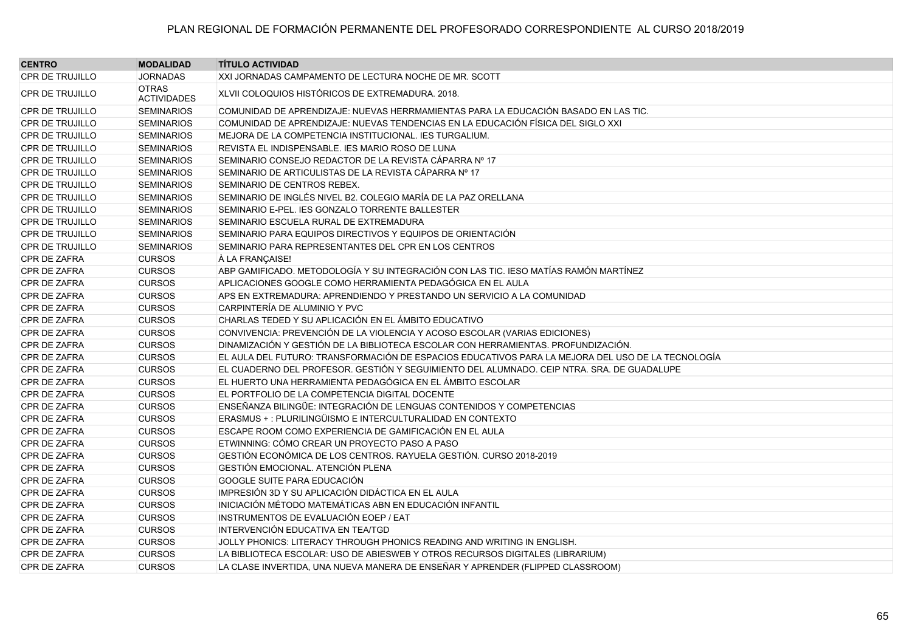# PLAN REGIONAL DE FORMACIÓN PERMANENTE DEL PROFESORADO CORRESPONDIENTE AL CURSO 2018/2019

| CENTRO | MODALIDAD | TÍTULO ACTIVIDAD |
|---|---|---|
| CPR DE TRUJILLO | JORNADAS | XXI JORNADAS CAMPAMENTO DE LECTURA NOCHE DE MR. SCOTT |
| CPR DE TRUJILLO | OTRAS ACTIVIDADES | XLVII COLOQUIOS HISTÓRICOS DE EXTREMADURA. 2018. |
| CPR DE TRUJILLO | SEMINARIOS | COMUNIDAD DE APRENDIZAJE: NUEVAS HERRMAMIENTAS PARA LA EDUCACIÓN BASADO EN LAS TIC. |
| CPR DE TRUJILLO | SEMINARIOS | COMUNIDAD DE APRENDIZAJE: NUEVAS TENDENCIAS EN LA EDUCACIÓN FÍSICA DEL SIGLO XXI |
| CPR DE TRUJILLO | SEMINARIOS | MEJORA DE LA COMPETENCIA INSTITUCIONAL. IES TURGALIUM. |
| CPR DE TRUJILLO | SEMINARIOS | REVISTA EL INDISPENSABLE. IES MARIO ROSO DE LUNA |
| CPR DE TRUJILLO | SEMINARIOS | SEMINARIO CONSEJO REDACTOR DE LA REVISTA CÁPARRA Nº 17 |
| CPR DE TRUJILLO | SEMINARIOS | SEMINARIO DE ARTICULISTAS DE LA REVISTA CÁPARRA Nº 17 |
| CPR DE TRUJILLO | SEMINARIOS | SEMINARIO DE CENTROS REBEX. |
| CPR DE TRUJILLO | SEMINARIOS | SEMINARIO DE INGLÉS NIVEL B2. COLEGIO MARÍA DE LA PAZ ORELLANA |
| CPR DE TRUJILLO | SEMINARIOS | SEMINARIO E-PEL. IES GONZALO TORRENTE BALLESTER |
| CPR DE TRUJILLO | SEMINARIOS | SEMINARIO ESCUELA RURAL DE EXTREMADURA |
| CPR DE TRUJILLO | SEMINARIOS | SEMINARIO PARA EQUIPOS DIRECTIVOS Y EQUIPOS DE ORIENTACIÓN |
| CPR DE TRUJILLO | SEMINARIOS | SEMINARIO PARA REPRESENTANTES DEL CPR EN LOS CENTROS |
| CPR DE ZAFRA | CURSOS | À LA FRANÇAISE! |
| CPR DE ZAFRA | CURSOS | ABP GAMIFICADO. METODOLOGÍA Y SU INTEGRACIÓN CON LAS TIC. IESO MATÍAS RAMÓN MARTÍNEZ |
| CPR DE ZAFRA | CURSOS | APLICACIONES GOOGLE COMO HERRAMIENTA PEDAGÓGICA EN EL AULA |
| CPR DE ZAFRA | CURSOS | APS EN EXTREMADURA: APRENDIENDO Y PRESTANDO UN SERVICIO A LA COMUNIDAD |
| CPR DE ZAFRA | CURSOS | CARPINTERÍA DE ALUMINIO Y PVC |
| CPR DE ZAFRA | CURSOS | CHARLAS TEDED Y SU APLICACIÓN EN EL ÁMBITO EDUCATIVO |
| CPR DE ZAFRA | CURSOS | CONVIVENCIA: PREVENCIÓN DE LA VIOLENCIA Y ACOSO ESCOLAR (VARIAS EDICIONES) |
| CPR DE ZAFRA | CURSOS | DINAMIZACIÓN Y GESTIÓN DE LA BIBLIOTECA ESCOLAR CON HERRAMIENTAS. PROFUNDIZACIÓN. |
| CPR DE ZAFRA | CURSOS | EL AULA DEL FUTURO: TRANSFORMACIÓN DE ESPACIOS EDUCATIVOS PARA LA MEJORA DEL USO DE LA TECNOLOGÍA |
| CPR DE ZAFRA | CURSOS | EL CUADERNO DEL PROFESOR. GESTIÓN Y SEGUIMIENTO DEL ALUMNADO. CEIP NTRA. SRA. DE GUADALUPE |
| CPR DE ZAFRA | CURSOS | EL HUERTO UNA HERRAMIENTA PEDAGÓGICA EN EL ÁMBITO ESCOLAR |
| CPR DE ZAFRA | CURSOS | EL PORTFOLIO DE LA COMPETENCIA DIGITAL DOCENTE |
| CPR DE ZAFRA | CURSOS | ENSEÑANZA BILINGÜE: INTEGRACIÓN DE LENGUAS CONTENIDOS Y COMPETENCIAS |
| CPR DE ZAFRA | CURSOS | ERASMUS + : PLURILINGÜISMO E INTERCULTURALIDAD EN CONTEXTO |
| CPR DE ZAFRA | CURSOS | ESCAPE ROOM COMO EXPERIENCIA DE GAMIFICACIÓN EN EL AULA |
| CPR DE ZAFRA | CURSOS | ETWINNING: CÓMO CREAR UN PROYECTO PASO A PASO |
| CPR DE ZAFRA | CURSOS | GESTIÓN ECONÓMICA DE LOS CENTROS. RAYUELA GESTIÓN. CURSO 2018-2019 |
| CPR DE ZAFRA | CURSOS | GESTIÓN EMOCIONAL. ATENCIÓN PLENA |
| CPR DE ZAFRA | CURSOS | GOOGLE SUITE PARA EDUCACIÓN |
| CPR DE ZAFRA | CURSOS | IMPRESIÓN 3D Y SU APLICACIÓN DIDÁCTICA EN EL AULA |
| CPR DE ZAFRA | CURSOS | INICIACIÓN MÉTODO MATEMÁTICAS ABN EN EDUCACIÓN INFANTIL |
| CPR DE ZAFRA | CURSOS | INSTRUMENTOS DE EVALUACIÓN EOEP / EAT |
| CPR DE ZAFRA | CURSOS | INTERVENCIÓN EDUCATIVA EN TEA/TGD |
| CPR DE ZAFRA | CURSOS | JOLLY PHONICS: LITERACY THROUGH PHONICS READING AND WRITING IN ENGLISH. |
| CPR DE ZAFRA | CURSOS | LA BIBLIOTECA ESCOLAR: USO DE ABIESWEB Y OTROS RECURSOS DIGITALES (LIBRARIUM) |
| CPR DE ZAFRA | CURSOS | LA CLASE INVERTIDA, UNA NUEVA MANERA DE ENSEÑAR Y APRENDER (FLIPPED CLASSROOM) |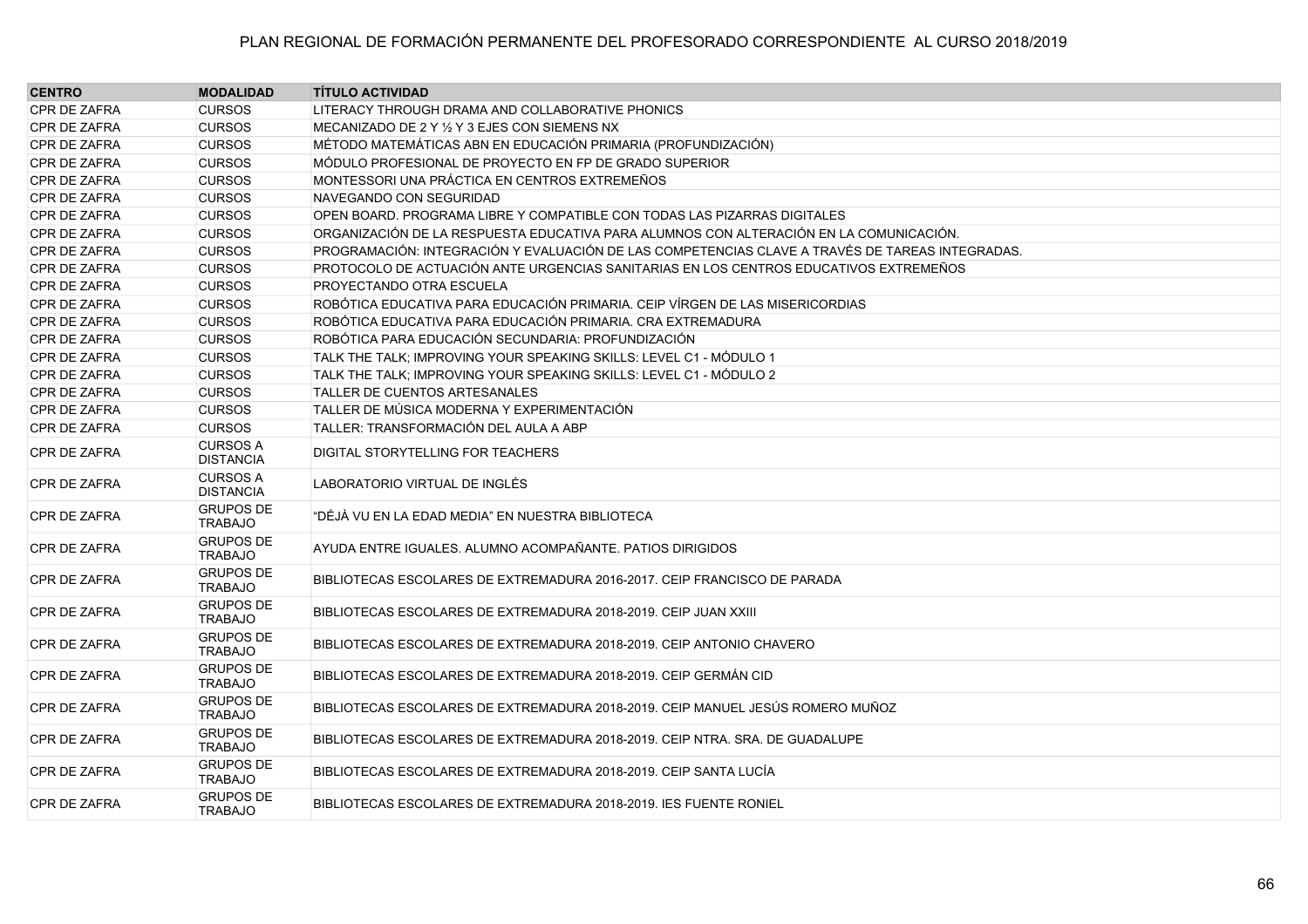| CENTRO | MODALIDAD | TÍTULO ACTIVIDAD |
|---|---|---|
| CPR DE ZAFRA | CURSOS | LITERACY THROUGH DRAMA AND COLLABORATIVE PHONICS |
| CPR DE ZAFRA | CURSOS | MECANIZADO DE 2 Y ½ Y 3 EJES CON SIEMENS NX |
| CPR DE ZAFRA | CURSOS | MÉTODO MATEMÁTICAS ABN EN EDUCACIÓN PRIMARIA (PROFUNDIZACIÓN) |
| CPR DE ZAFRA | CURSOS | MÓDULO PROFESIONAL DE PROYECTO EN FP DE GRADO SUPERIOR |
| CPR DE ZAFRA | CURSOS | MONTESSORI UNA PRÁCTICA EN CENTROS EXTREMEÑOS |
| CPR DE ZAFRA | CURSOS | NAVEGANDO CON SEGURIDAD |
| CPR DE ZAFRA | CURSOS | OPEN BOARD. PROGRAMA LIBRE Y COMPATIBLE CON TODAS LAS PIZARRAS DIGITALES |
| CPR DE ZAFRA | CURSOS | ORGANIZACIÓN DE LA RESPUESTA EDUCATIVA PARA ALUMNOS CON ALTERACIÓN EN LA COMUNICACIÓN. |
| CPR DE ZAFRA | CURSOS | PROGRAMACIÓN: INTEGRACIÓN Y EVALUACIÓN DE LAS COMPETENCIAS CLAVE A TRAVÉS DE TAREAS INTEGRADAS. |
| CPR DE ZAFRA | CURSOS | PROTOCOLO DE ACTUACIÓN ANTE URGENCIAS SANITARIAS EN LOS CENTROS EDUCATIVOS EXTREMEÑOS |
| CPR DE ZAFRA | CURSOS | PROYECTANDO OTRA ESCUELA |
| CPR DE ZAFRA | CURSOS | ROBÓTICA EDUCATIVA PARA EDUCACIÓN PRIMARIA. CEIP VÍRGEN DE LAS MISERICORDIAS |
| CPR DE ZAFRA | CURSOS | ROBÓTICA EDUCATIVA PARA EDUCACIÓN PRIMARIA. CRA EXTREMADURA |
| CPR DE ZAFRA | CURSOS | ROBÓTICA PARA EDUCACIÓN SECUNDARIA: PROFUNDIZACIÓN |
| CPR DE ZAFRA | CURSOS | TALK THE TALK; IMPROVING YOUR SPEAKING SKILLS: LEVEL C1 - MÓDULO 1 |
| CPR DE ZAFRA | CURSOS | TALK THE TALK; IMPROVING YOUR SPEAKING SKILLS: LEVEL C1 - MÓDULO 2 |
| CPR DE ZAFRA | CURSOS | TALLER DE CUENTOS ARTESANALES |
| CPR DE ZAFRA | CURSOS | TALLER DE MÚSICA MODERNA Y EXPERIMENTACIÓN |
| CPR DE ZAFRA | CURSOS | TALLER: TRANSFORMACIÓN DEL AULA A ABP |
| CPR DE ZAFRA | CURSOS A DISTANCIA | DIGITAL STORYTELLING FOR TEACHERS |
| CPR DE ZAFRA | CURSOS A DISTANCIA | LABORATORIO VIRTUAL DE INGLÉS |
| CPR DE ZAFRA | GRUPOS DE TRABAJO | "DÉJÀ VU EN LA EDAD MEDIA" EN NUESTRA BIBLIOTECA |
| CPR DE ZAFRA | GRUPOS DE TRABAJO | AYUDA ENTRE IGUALES. ALUMNO ACOMPAÑANTE. PATIOS DIRIGIDOS |
| CPR DE ZAFRA | GRUPOS DE TRABAJO | BIBLIOTECAS ESCOLARES DE EXTREMADURA 2016-2017. CEIP FRANCISCO DE PARADA |
| CPR DE ZAFRA | GRUPOS DE TRABAJO | BIBLIOTECAS ESCOLARES DE EXTREMADURA 2018-2019. CEIP JUAN XXIII |
| CPR DE ZAFRA | GRUPOS DE TRABAJO | BIBLIOTECAS ESCOLARES DE EXTREMADURA 2018-2019. CEIP ANTONIO CHAVERO |
| CPR DE ZAFRA | GRUPOS DE TRABAJO | BIBLIOTECAS ESCOLARES DE EXTREMADURA 2018-2019. CEIP GERMÁN CID |
| CPR DE ZAFRA | GRUPOS DE TRABAJO | BIBLIOTECAS ESCOLARES DE EXTREMADURA 2018-2019. CEIP MANUEL JESÚS ROMERO MUÑOZ |
| CPR DE ZAFRA | GRUPOS DE TRABAJO | BIBLIOTECAS ESCOLARES DE EXTREMADURA 2018-2019. CEIP NTRA. SRA. DE GUADALUPE |
| CPR DE ZAFRA | GRUPOS DE TRABAJO | BIBLIOTECAS ESCOLARES DE EXTREMADURA 2018-2019. CEIP SANTA LUCÍA |
| CPR DE ZAFRA | GRUPOS DE TRABAJO | BIBLIOTECAS ESCOLARES DE EXTREMADURA 2018-2019. IES FUENTE RONIEL |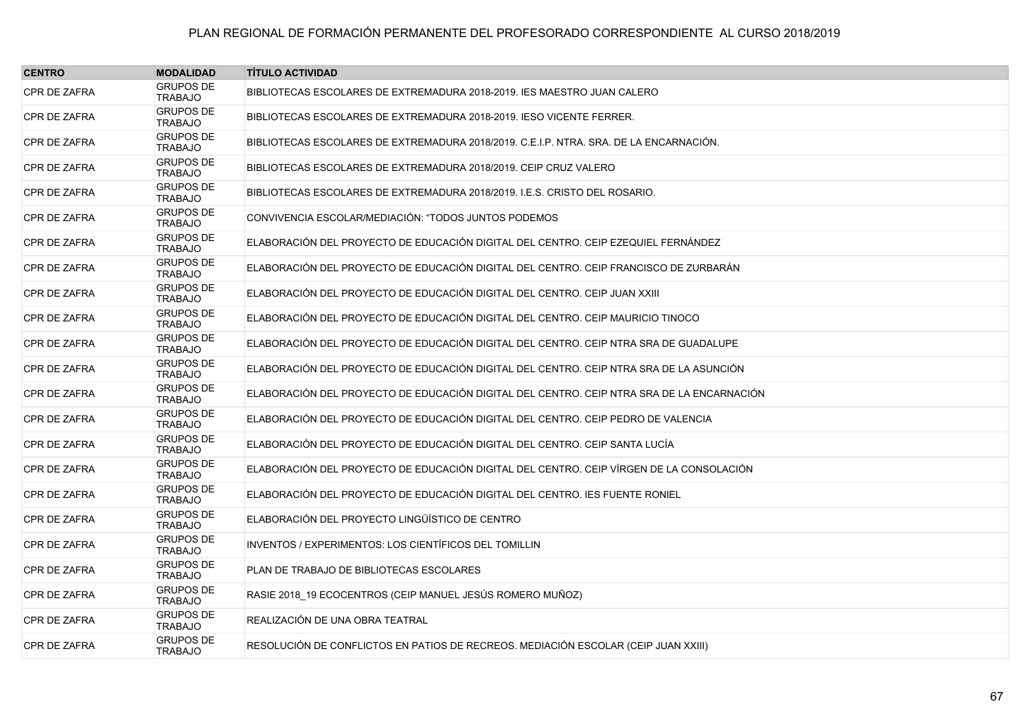PLAN REGIONAL DE FORMACIÓN PERMANENTE DEL PROFESORADO CORRESPONDIENTE AL CURSO 2018/2019

| CENTRO | MODALIDAD | TÍTULO ACTIVIDAD |
|---|---|---|
| CPR DE ZAFRA | GRUPOS DE TRABAJO | BIBLIOTECAS ESCOLARES DE EXTREMADURA 2018-2019. IES MAESTRO JUAN CALERO |
| CPR DE ZAFRA | GRUPOS DE TRABAJO | BIBLIOTECAS ESCOLARES DE EXTREMADURA 2018-2019. IESO VICENTE FERRER. |
| CPR DE ZAFRA | GRUPOS DE TRABAJO | BIBLIOTECAS ESCOLARES DE EXTREMADURA 2018/2019. C.E.I.P. NTRA. SRA. DE LA ENCARNACIÓN. |
| CPR DE ZAFRA | GRUPOS DE TRABAJO | BIBLIOTECAS ESCOLARES DE EXTREMADURA 2018/2019. CEIP CRUZ VALERO |
| CPR DE ZAFRA | GRUPOS DE TRABAJO | BIBLIOTECAS ESCOLARES DE EXTREMADURA 2018/2019. I.E.S. CRISTO DEL ROSARIO. |
| CPR DE ZAFRA | GRUPOS DE TRABAJO | CONVIVENCIA ESCOLAR/MEDIACIÓN: “TODOS JUNTOS PODEMOS |
| CPR DE ZAFRA | GRUPOS DE TRABAJO | ELABORACIÓN DEL PROYECTO DE EDUCACIÓN DIGITAL DEL CENTRO. CEIP EZEQUIEL FERNÁNDEZ |
| CPR DE ZAFRA | GRUPOS DE TRABAJO | ELABORACIÓN DEL PROYECTO DE EDUCACIÓN DIGITAL DEL CENTRO. CEIP FRANCISCO DE ZURBARÁN |
| CPR DE ZAFRA | GRUPOS DE TRABAJO | ELABORACIÓN DEL PROYECTO DE EDUCACIÓN DIGITAL DEL CENTRO. CEIP JUAN XXIII |
| CPR DE ZAFRA | GRUPOS DE TRABAJO | ELABORACIÓN DEL PROYECTO DE EDUCACIÓN DIGITAL DEL CENTRO. CEIP MAURICIO TINOCO |
| CPR DE ZAFRA | GRUPOS DE TRABAJO | ELABORACIÓN DEL PROYECTO DE EDUCACIÓN DIGITAL DEL CENTRO. CEIP NTRA SRA DE GUADALUPE |
| CPR DE ZAFRA | GRUPOS DE TRABAJO | ELABORACIÓN DEL PROYECTO DE EDUCACIÓN DIGITAL DEL CENTRO. CEIP NTRA SRA DE LA ASUNCIÓN |
| CPR DE ZAFRA | GRUPOS DE TRABAJO | ELABORACIÓN DEL PROYECTO DE EDUCACIÓN DIGITAL DEL CENTRO. CEIP NTRA SRA DE LA ENCARNACIÓN |
| CPR DE ZAFRA | GRUPOS DE TRABAJO | ELABORACIÓN DEL PROYECTO DE EDUCACIÓN DIGITAL DEL CENTRO. CEIP PEDRO DE VALENCIA |
| CPR DE ZAFRA | GRUPOS DE TRABAJO | ELABORACIÓN DEL PROYECTO DE EDUCACIÓN DIGITAL DEL CENTRO. CEIP SANTA LUCÍA |
| CPR DE ZAFRA | GRUPOS DE TRABAJO | ELABORACIÓN DEL PROYECTO DE EDUCACIÓN DIGITAL DEL CENTRO. CEIP VÍRGEN DE LA CONSOLACIÓN |
| CPR DE ZAFRA | GRUPOS DE TRABAJO | ELABORACIÓN DEL PROYECTO DE EDUCACIÓN DIGITAL DEL CENTRO. IES FUENTE RONIEL |
| CPR DE ZAFRA | GRUPOS DE TRABAJO | ELABORACIÓN DEL PROYECTO LINGÜÍSTICO DE CENTRO |
| CPR DE ZAFRA | GRUPOS DE TRABAJO | INVENTOS / EXPERIMENTOS: LOS CIENTÍFICOS DEL TOMILLIN |
| CPR DE ZAFRA | GRUPOS DE TRABAJO | PLAN DE TRABAJO DE BIBLIOTECAS ESCOLARES |
| CPR DE ZAFRA | GRUPOS DE TRABAJO | RASIE 2018_19 ECOCENTROS (CEIP MANUEL JESÚS ROMERO MUÑOZ) |
| CPR DE ZAFRA | GRUPOS DE TRABAJO | REALIZACIÓN DE UNA OBRA TEATRAL |
| CPR DE ZAFRA | GRUPOS DE TRABAJO | RESOLUCIÓN DE CONFLICTOS EN PATIOS DE RECREOS. MEDIACIÓN ESCOLAR (CEIP JUAN XXIII) |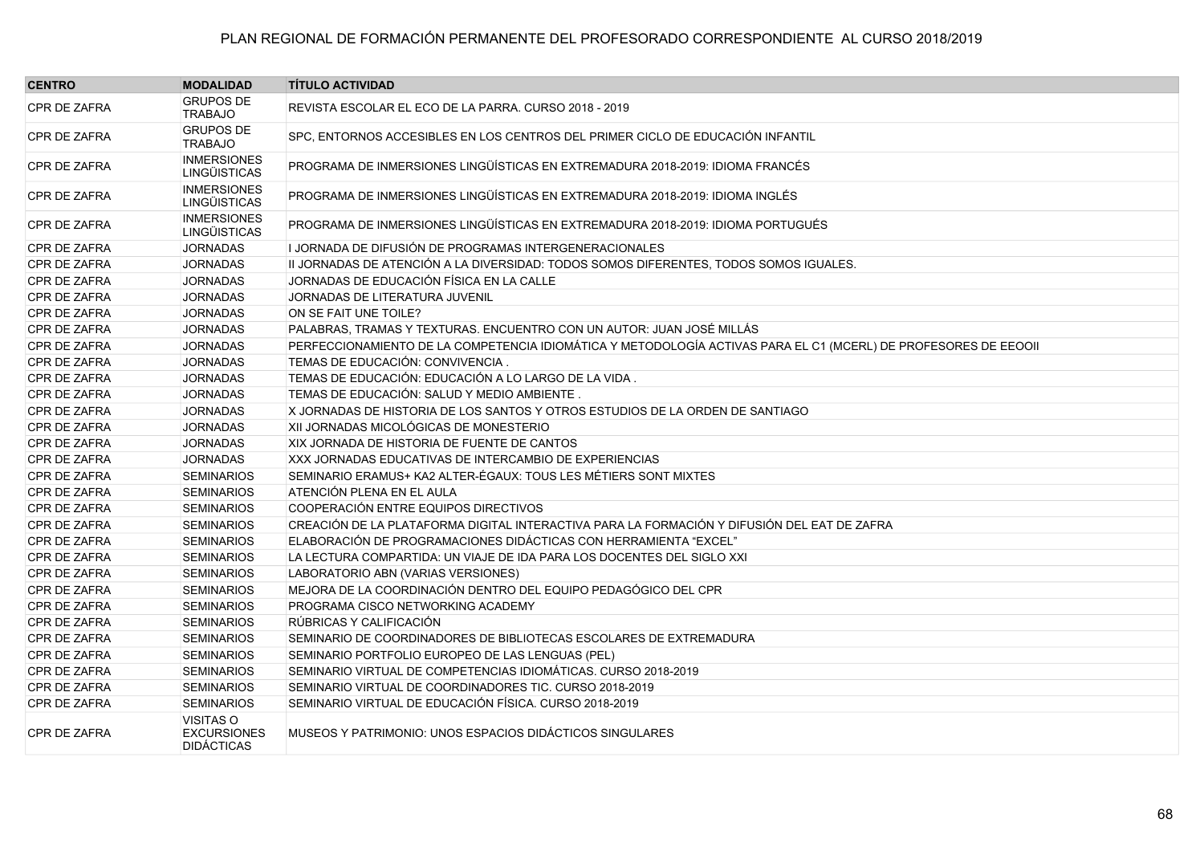# PLAN REGIONAL DE FORMACIÓN PERMANENTE DEL PROFESORADO CORRESPONDIENTE AL CURSO 2018/2019

| CENTRO | MODALIDAD | TÍTULO ACTIVIDAD |
|---|---|---|
| CPR DE ZAFRA | GRUPOS DE TRABAJO | REVISTA ESCOLAR EL ECO DE LA PARRA. CURSO 2018 - 2019 |
| CPR DE ZAFRA | GRUPOS DE TRABAJO | SPC, ENTORNOS ACCESIBLES EN LOS CENTROS DEL PRIMER CICLO DE EDUCACIÓN INFANTIL |
| CPR DE ZAFRA | INMERSIONES LINGÜISTICAS | PROGRAMA DE INMERSIONES LINGÜÍSTICAS EN EXTREMADURA 2018-2019: IDIOMA FRANCÉS |
| CPR DE ZAFRA | INMERSIONES LINGÜISTICAS | PROGRAMA DE INMERSIONES LINGÜÍSTICAS EN EXTREMADURA 2018-2019: IDIOMA INGLÉS |
| CPR DE ZAFRA | INMERSIONES LINGÜISTICAS | PROGRAMA DE INMERSIONES LINGÜÍSTICAS EN EXTREMADURA 2018-2019: IDIOMA PORTUGUÉS |
| CPR DE ZAFRA | JORNADAS | I JORNADA DE DIFUSIÓN DE PROGRAMAS INTERGENERACIONALES |
| CPR DE ZAFRA | JORNADAS | II JORNADAS DE ATENCIÓN A LA DIVERSIDAD: TODOS SOMOS DIFERENTES, TODOS SOMOS IGUALES. |
| CPR DE ZAFRA | JORNADAS | JORNADAS DE EDUCACIÓN FÍSICA EN LA CALLE |
| CPR DE ZAFRA | JORNADAS | JORNADAS DE LITERATURA JUVENIL |
| CPR DE ZAFRA | JORNADAS | ON SE FAIT UNE TOILE? |
| CPR DE ZAFRA | JORNADAS | PALABRAS, TRAMAS Y TEXTURAS. ENCUENTRO CON UN AUTOR: JUAN JOSÉ MILLÁS |
| CPR DE ZAFRA | JORNADAS | PERFECCIONAMIENTO DE LA COMPETENCIA IDIOMÁTICA Y METODOLOGÍA ACTIVAS PARA EL C1 (MCERL) DE PROFESORES DE EEOOII |
| CPR DE ZAFRA | JORNADAS | TEMAS DE EDUCACIÓN: CONVIVENCIA . |
| CPR DE ZAFRA | JORNADAS | TEMAS DE EDUCACIÓN: EDUCACIÓN A LO LARGO DE LA VIDA . |
| CPR DE ZAFRA | JORNADAS | TEMAS DE EDUCACIÓN: SALUD Y MEDIO AMBIENTE . |
| CPR DE ZAFRA | JORNADAS | X JORNADAS DE HISTORIA DE LOS SANTOS Y OTROS ESTUDIOS DE LA ORDEN DE SANTIAGO |
| CPR DE ZAFRA | JORNADAS | XII JORNADAS MICOLÓGICAS DE MONESTERIO |
| CPR DE ZAFRA | JORNADAS | XIX JORNADA DE HISTORIA DE FUENTE DE CANTOS |
| CPR DE ZAFRA | JORNADAS | XXX JORNADAS EDUCATIVAS DE INTERCAMBIO DE EXPERIENCIAS |
| CPR DE ZAFRA | SEMINARIOS | SEMINARIO ERAMUS+ KA2 ALTER-ÉGAUX: TOUS LES MÉTIERS SONT MIXTES |
| CPR DE ZAFRA | SEMINARIOS | ATENCIÓN PLENA EN EL AULA |
| CPR DE ZAFRA | SEMINARIOS | COOPERACIÓN ENTRE EQUIPOS DIRECTIVOS |
| CPR DE ZAFRA | SEMINARIOS | CREACIÓN DE LA PLATAFORMA DIGITAL INTERACTIVA PARA LA FORMACIÓN Y DIFUSIÓN DEL EAT DE ZAFRA |
| CPR DE ZAFRA | SEMINARIOS | ELABORACIÓN DE PROGRAMACIONES DIDÁCTICAS CON HERRAMIENTA "EXCEL" |
| CPR DE ZAFRA | SEMINARIOS | LA LECTURA COMPARTIDA: UN VIAJE DE IDA PARA LOS DOCENTES DEL SIGLO XXI |
| CPR DE ZAFRA | SEMINARIOS | LABORATORIO ABN (VARIAS VERSIONES) |
| CPR DE ZAFRA | SEMINARIOS | MEJORA DE LA COORDINACIÓN DENTRO DEL EQUIPO PEDAGÓGICO DEL CPR |
| CPR DE ZAFRA | SEMINARIOS | PROGRAMA CISCO NETWORKING ACADEMY |
| CPR DE ZAFRA | SEMINARIOS | RÚBRICAS Y CALIFICACIÓN |
| CPR DE ZAFRA | SEMINARIOS | SEMINARIO DE COORDINADORES DE BIBLIOTECAS ESCOLARES DE EXTREMADURA |
| CPR DE ZAFRA | SEMINARIOS | SEMINARIO PORTFOLIO EUROPEO DE LAS LENGUAS (PEL) |
| CPR DE ZAFRA | SEMINARIOS | SEMINARIO VIRTUAL DE COMPETENCIAS IDIOMÁTICAS. CURSO 2018-2019 |
| CPR DE ZAFRA | SEMINARIOS | SEMINARIO VIRTUAL DE COORDINADORES TIC. CURSO 2018-2019 |
| CPR DE ZAFRA | SEMINARIOS | SEMINARIO VIRTUAL DE EDUCACIÓN FÍSICA. CURSO 2018-2019 |
| CPR DE ZAFRA | VISITAS O EXCURSIONES DIDÁCTICAS | MUSEOS Y PATRIMONIO: UNOS ESPACIOS DIDÁCTICOS SINGULARES |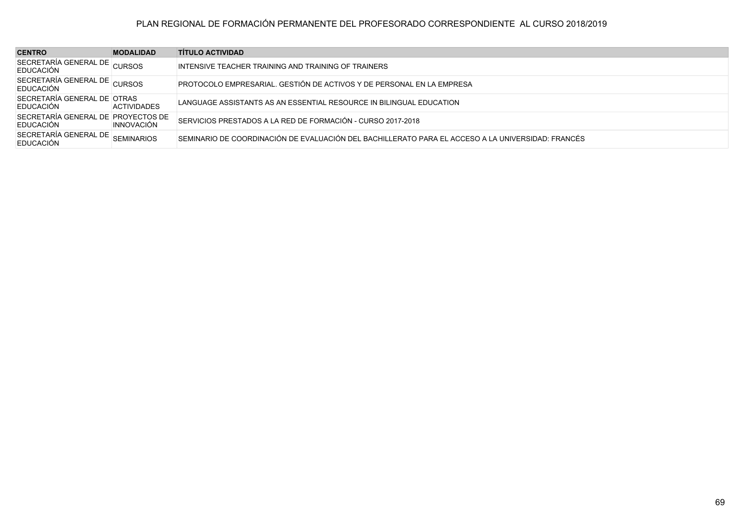| CENTRO | MODALIDAD | TÍTULO ACTIVIDAD |
|---|---|---|
| SECRETARÍA GENERAL DE EDUCACIÓN | CURSOS | INTENSIVE TEACHER TRAINING AND TRAINING OF TRAINERS |
| SECRETARÍA GENERAL DE EDUCACIÓN | CURSOS | PROTOCOLO EMPRESARIAL. GESTIÓN DE ACTIVOS Y DE PERSONAL EN LA EMPRESA |
| SECRETARÍA GENERAL DE EDUCACIÓN | OTRAS ACTIVIDADES | LANGUAGE ASSISTANTS AS AN ESSENTIAL RESOURCE IN BILINGUAL EDUCATION |
| SECRETARÍA GENERAL DE EDUCACIÓN | PROYECTOS DE INNOVACIÓN | SERVICIOS PRESTADOS A LA RED DE FORMACIÓN - CURSO 2017-2018 |
| SECRETARÍA GENERAL DE EDUCACIÓN | SEMINARIOS | SEMINARIO DE COORDINACIÓN DE EVALUACIÓN DEL BACHILLERATO PARA EL ACCESO A LA UNIVERSIDAD: FRANCÉS |